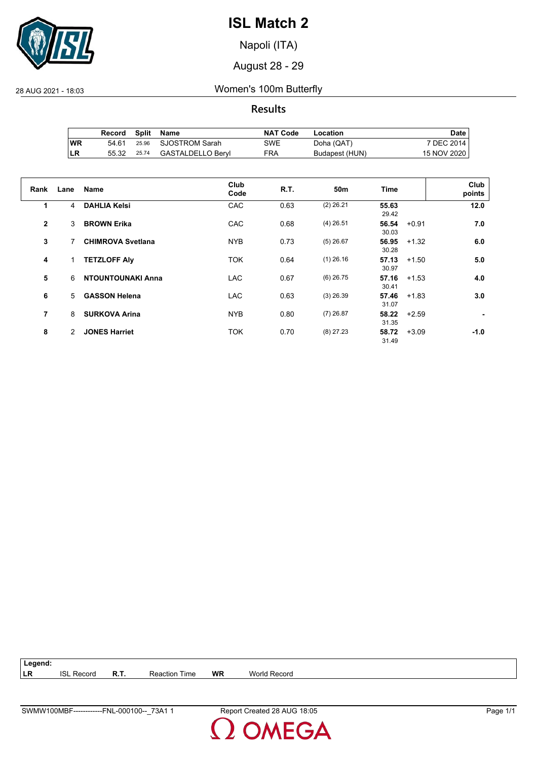# ISL Match 2

Napoli (ITA)

August 28 - 29

28 AUG 2021 - 18:03

## Women's 100m Butterfly

### Results

| | Record | Split | Name | NAT Code | Location | Date |
|---|---|---|---|---|---|---|
| WR | 54.61 | 25.96 | SJOSTROM Sarah | SWE | Doha (QAT) | 7 DEC 2014 |
| LR | 55.32 | 25.74 | GASTALDELLO Beryl | FRA | Budapest (HUN) | 15 NOV 2020 |

| Rank | Lane | Name | Club Code | R.T. | 50m | Time | | Club points |
|---|---|---|---|---|---|---|---|---|
| 1 | 4 | **DAHLIA Kelsi** | CAC | 0.63 | (2) 26.21 | **55.63** 29.42 | | **12.0** |
| 2 | 3 | **BROWN Erika** | CAC | 0.68 | (4) 26.51 | **56.54** 30.03 | +0.91 | **7.0** |
| 3 | 7 | **CHIMROVA Svetlana** | NYB | 0.73 | (5) 26.67 | **56.95** 30.28 | +1.32 | **6.0** |
| 4 | 1 | **TETZLOFF Aly** | TOK | 0.64 | (1) 26.16 | **57.13** 30.97 | +1.50 | **5.0** |
| 5 | 6 | **NTOUNTOUNAKI Anna** | LAC | 0.67 | (6) 26.75 | **57.16** 30.41 | +1.53 | **4.0** |
| 6 | 5 | **GASSON Helena** | LAC | 0.63 | (3) 26.39 | **57.46** 31.07 | +1.83 | **3.0** |
| 7 | 8 | **SURKOVA Arina** | NYB | 0.80 | (7) 26.87 | **58.22** 31.35 | +2.59 | **-** |
| 8 | 2 | **JONES Harriet** | TOK | 0.70 | (8) 27.23 | **58.72** 31.49 | +3.09 | **-1.0** |

**Legend:**
**LR** ISL Record **R.T.** Reaction Time **WR** World Record

SWMW100MBF------------FNL-000100--_73A1 1 Report Created 28 AUG 18:05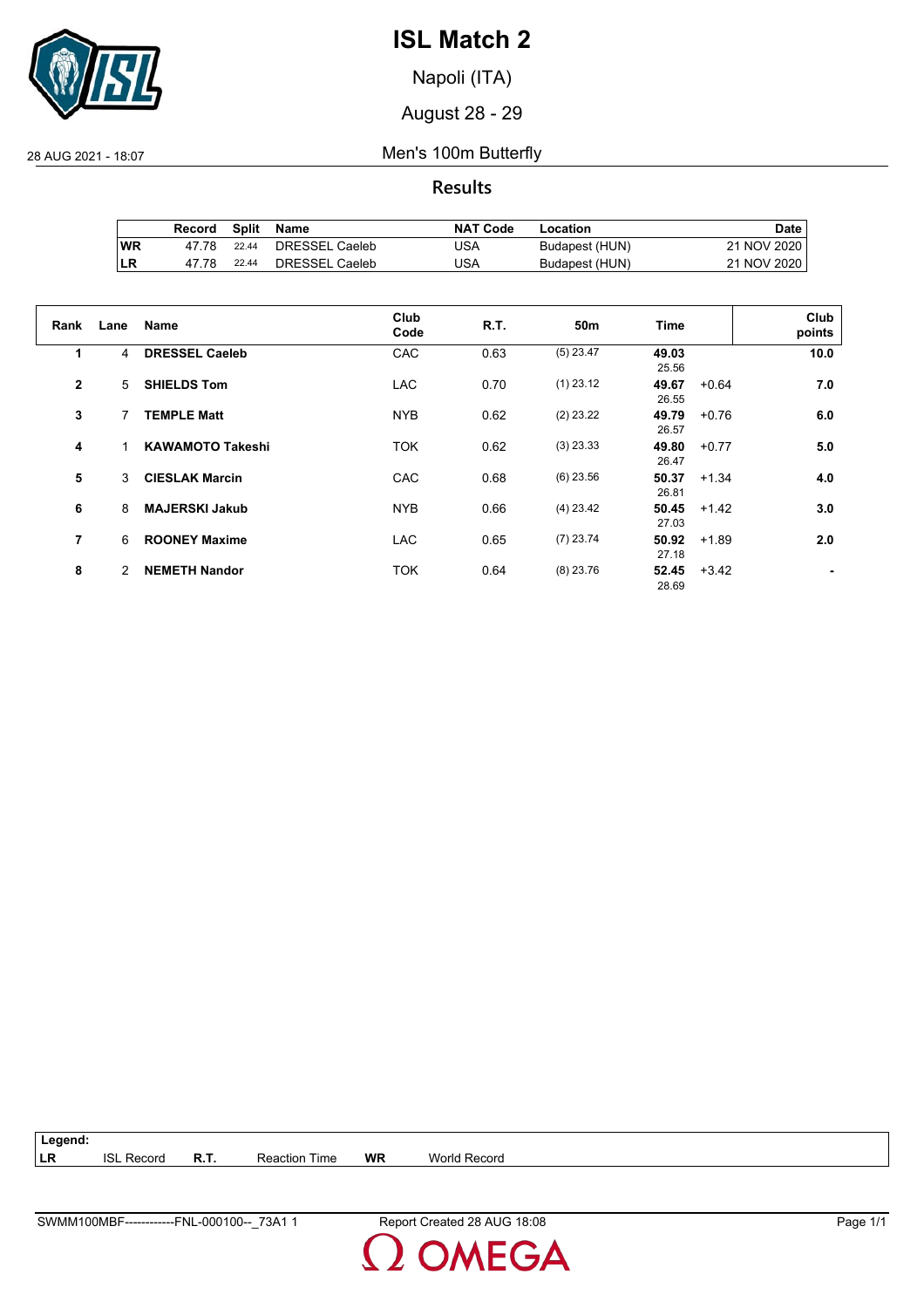# ISL Match 2

Napoli (ITA)

August 28 - 29

28 AUG 2021 - 18:07

Men's 100m Butterfly

## Results

| | Record | Split | Name | NAT Code | Location | Date |
|---|---|---|---|---|---|---|
| WR | 47.78 | 22.44 | DRESSEL Caeleb | USA | Budapest (HUN) | 21 NOV 2020 |
| LR | 47.78 | 22.44 | DRESSEL Caeleb | USA | Budapest (HUN) | 21 NOV 2020 |

| Rank | Lane | Name | Club Code | R.T. | 50m | Time | | Club points |
|---|---|---|---|---|---|---|---|---|
| 1 | 4 | **DRESSEL Caeleb** | CAC | 0.63 | (5) 23.47 | **49.03** 25.56 | | **10.0** |
| 2 | 5 | **SHIELDS Tom** | LAC | 0.70 | (1) 23.12 | **49.67** 26.55 | +0.64 | **7.0** |
| 3 | 7 | **TEMPLE Matt** | NYB | 0.62 | (2) 23.22 | **49.79** 26.57 | +0.76 | **6.0** |
| 4 | 1 | **KAWAMOTO Takeshi** | TOK | 0.62 | (3) 23.33 | **49.80** 26.47 | +0.77 | **5.0** |
| 5 | 3 | **CIESLAK Marcin** | CAC | 0.68 | (6) 23.56 | **50.37** 26.81 | +1.34 | **4.0** |
| 6 | 8 | **MAJERSKI Jakub** | NYB | 0.66 | (4) 23.42 | **50.45** 27.03 | +1.42 | **3.0** |
| 7 | 6 | **ROONEY Maxime** | LAC | 0.65 | (7) 23.74 | **50.92** 27.18 | +1.89 | **2.0** |
| 8 | 2 | **NEMETH Nandor** | TOK | 0.64 | (8) 23.76 | **52.45** 28.69 | +3.42 | **-** |

**Legend:**

| | | | | | |
|---|---|---|---|---|---|
| **LR** | ISL Record | **R.T.** | Reaction Time | **WR** | World Record |

SWMM100MBF------------FNL-000100--_73A1 1 Report Created 28 AUG 18:08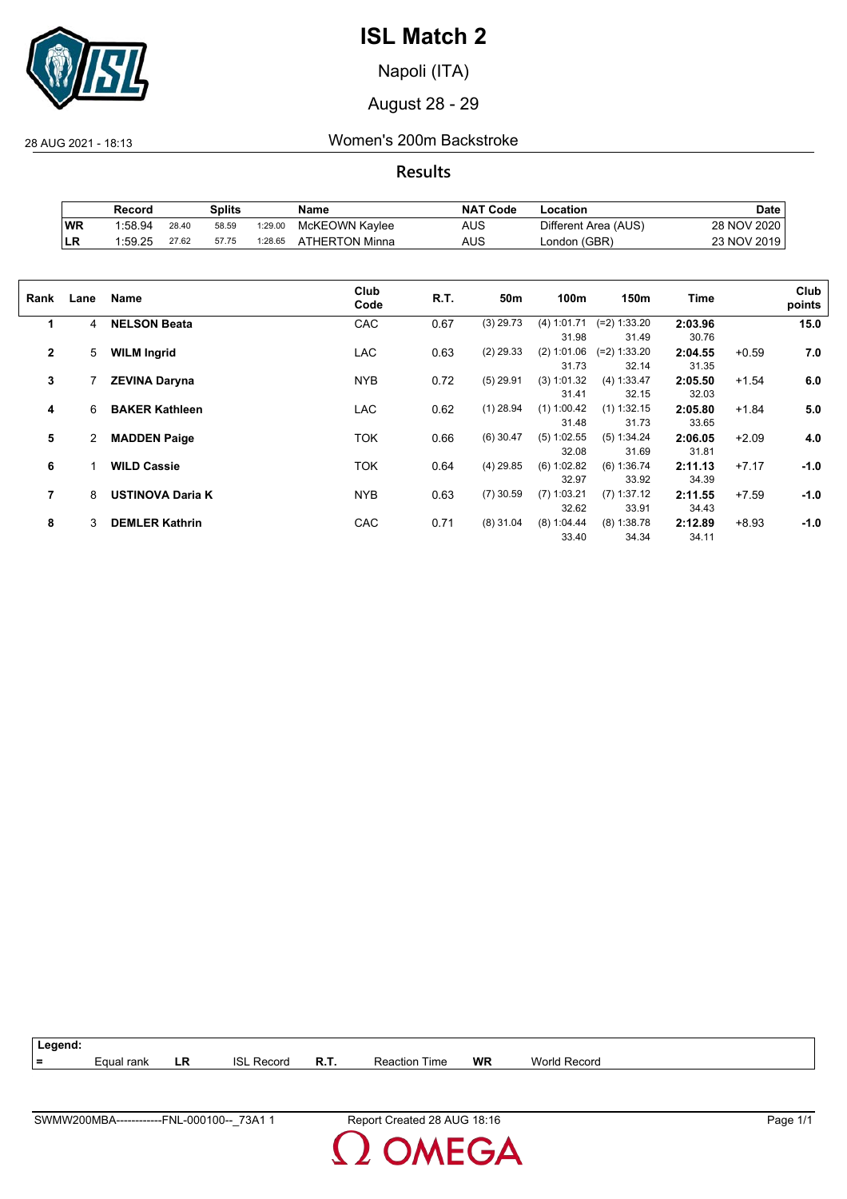# ISL Match 2

Napoli (ITA)

August 28 - 29

28 AUG 2021 - 18:13

## Women's 200m Backstroke

### Results

| | Record | Splits | | | Name | NAT Code | Location | Date |
|---|---|---|---|---|---|---|---|---|
| WR | 1:58.94 | 28.40 | 58.59 | 1:29.00 | McKEOWN Kaylee | AUS | Different Area (AUS) | 28 NOV 2020 |
| LR | 1:59.25 | 27.62 | 57.75 | 1:28.65 | ATHERTON Minna | AUS | London (GBR) | 23 NOV 2019 |

| Rank | Lane | Name | Club Code | R.T. | 50m | 100m | 150m | Time | | Club points |
|---|---|---|---|---|---|---|---|---|---|---|
| 1 | 4 | **NELSON Beata** | CAC | 0.67 | (3) 29.73 | (4) 1:01.71 | (=2) 1:33.20 | **2:03.96** | | **15.0** |
| | | | | | | 31.98 | 31.49 | 30.76 | | |
| 2 | 5 | **WILM Ingrid** | LAC | 0.63 | (2) 29.33 | (2) 1:01.06 | (=2) 1:33.20 | **2:04.55** | +0.59 | **7.0** |
| | | | | | | 31.73 | 32.14 | 31.35 | | |
| 3 | 7 | **ZEVINA Daryna** | NYB | 0.72 | (5) 29.91 | (3) 1:01.32 | (4) 1:33.47 | **2:05.50** | +1.54 | **6.0** |
| | | | | | | 31.41 | 32.15 | 32.03 | | |
| 4 | 6 | **BAKER Kathleen** | LAC | 0.62 | (1) 28.94 | (1) 1:00.42 | (1) 1:32.15 | **2:05.80** | +1.84 | **5.0** |
| | | | | | | 31.48 | 31.73 | 33.65 | | |
| 5 | 2 | **MADDEN Paige** | TOK | 0.66 | (6) 30.47 | (5) 1:02.55 | (5) 1:34.24 | **2:06.05** | +2.09 | **4.0** |
| | | | | | | 32.08 | 31.69 | 31.81 | | |
| 6 | 1 | **WILD Cassie** | TOK | 0.64 | (4) 29.85 | (6) 1:02.82 | (6) 1:36.74 | **2:11.13** | +7.17 | **-1.0** |
| | | | | | | 32.97 | 33.92 | 34.39 | | |
| 7 | 8 | **USTINOVA Daria K** | NYB | 0.63 | (7) 30.59 | (7) 1:03.21 | (7) 1:37.12 | **2:11.55** | +7.59 | **-1.0** |
| | | | | | | 32.62 | 33.91 | 34.43 | | |
| 8 | 3 | **DEMLER Kathrin** | CAC | 0.71 | (8) 31.04 | (8) 1:04.44 | (8) 1:38.78 | **2:12.89** | +8.93 | **-1.0** |
| | | | | | | 33.40 | 34.34 | 34.11 | | |

**Legend:**

| = | Equal rank | LR | ISL Record | R.T. | Reaction Time | WR | World Record |
|---|---|---|---|---|---|---|---|

SWMW200MBA------------FNL-000100--_73A1 1 Report Created 28 AUG 18:16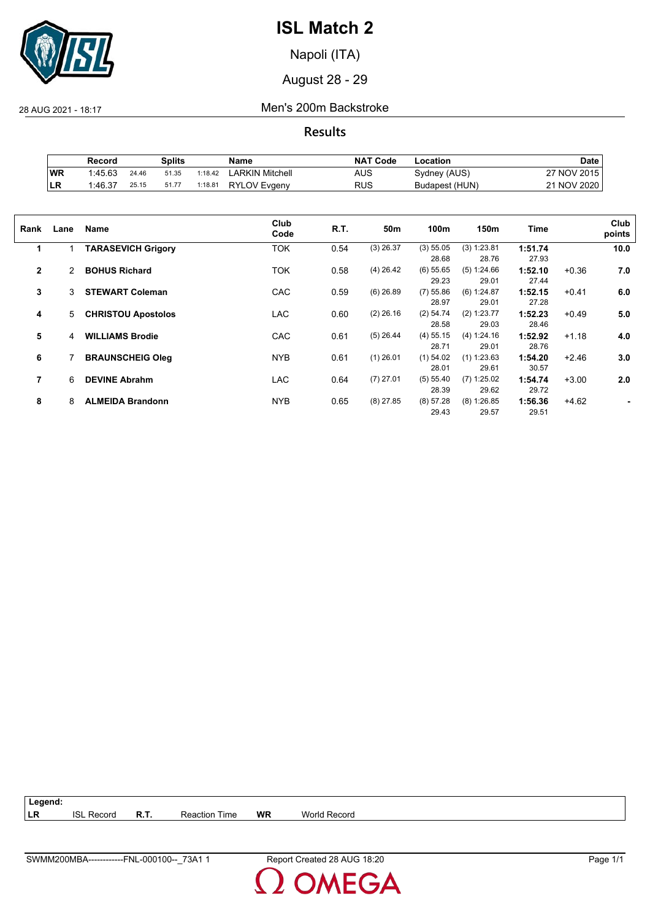# ISL Match 2

Napoli (ITA)

August 28 - 29

28 AUG 2021 - 18:17

Men's 200m Backstroke

## Results

| | Record | Splits | | | Name | NAT Code | Location | Date |
|---|---|---|---|---|---|---|---|---|
| WR | 1:45.63 | 24.46 | 51.35 | 1:18.42 | LARKIN Mitchell | AUS | Sydney (AUS) | 27 NOV 2015 |
| LR | 1:46.37 | 25.15 | 51.77 | 1:18.81 | RYLOV Evgeny | RUS | Budapest (HUN) | 21 NOV 2020 |

| Rank | Lane | Name | Club Code | R.T. | 50m | 100m | 150m | Time | | Club points |
|---|---|---|---|---|---|---|---|---|---|---|
| 1 | 1 | **TARASEVICH Grigory** | TOK | 0.54 | (3) 26.37 | (3) 55.05<br>28.68 | (3) 1:23.81<br>28.76 | **1:51.74**<br>27.93 | | **10.0** |
| 2 | 2 | **BOHUS Richard** | TOK | 0.58 | (4) 26.42 | (6) 55.65<br>29.23 | (5) 1:24.66<br>29.01 | **1:52.10**<br>27.44 | +0.36 | **7.0** |
| 3 | 3 | **STEWART Coleman** | CAC | 0.59 | (6) 26.89 | (7) 55.86<br>28.97 | (6) 1:24.87<br>29.01 | **1:52.15**<br>27.28 | +0.41 | **6.0** |
| 4 | 5 | **CHRISTOU Apostolos** | LAC | 0.60 | (2) 26.16 | (2) 54.74<br>28.58 | (2) 1:23.77<br>29.03 | **1:52.23**<br>28.46 | +0.49 | **5.0** |
| 5 | 4 | **WILLIAMS Brodie** | CAC | 0.61 | (5) 26.44 | (4) 55.15<br>28.71 | (4) 1:24.16<br>29.01 | **1:52.92**<br>28.76 | +1.18 | **4.0** |
| 6 | 7 | **BRAUNSCHEIG Oleg** | NYB | 0.61 | (1) 26.01 | (1) 54.02<br>28.01 | (1) 1:23.63<br>29.61 | **1:54.20**<br>30.57 | +2.46 | **3.0** |
| 7 | 6 | **DEVINE Abrahm** | LAC | 0.64 | (7) 27.01 | (5) 55.40<br>28.39 | (7) 1:25.02<br>29.62 | **1:54.74**<br>29.72 | +3.00 | **2.0** |
| 8 | 8 | **ALMEIDA Brandonn** | NYB | 0.65 | (8) 27.85 | (8) 57.28<br>29.43 | (8) 1:26.85<br>29.57 | **1:56.36**<br>29.51 | +4.62 | **-** |

**Legend:**

| | | | | | |
|---|---|---|---|---|---|
| **LR** | ISL Record | **R.T.** | Reaction Time | **WR** | World Record |

SWMM200MBA------------FNL-000100--_73A1 1 Report Created 28 AUG 18:20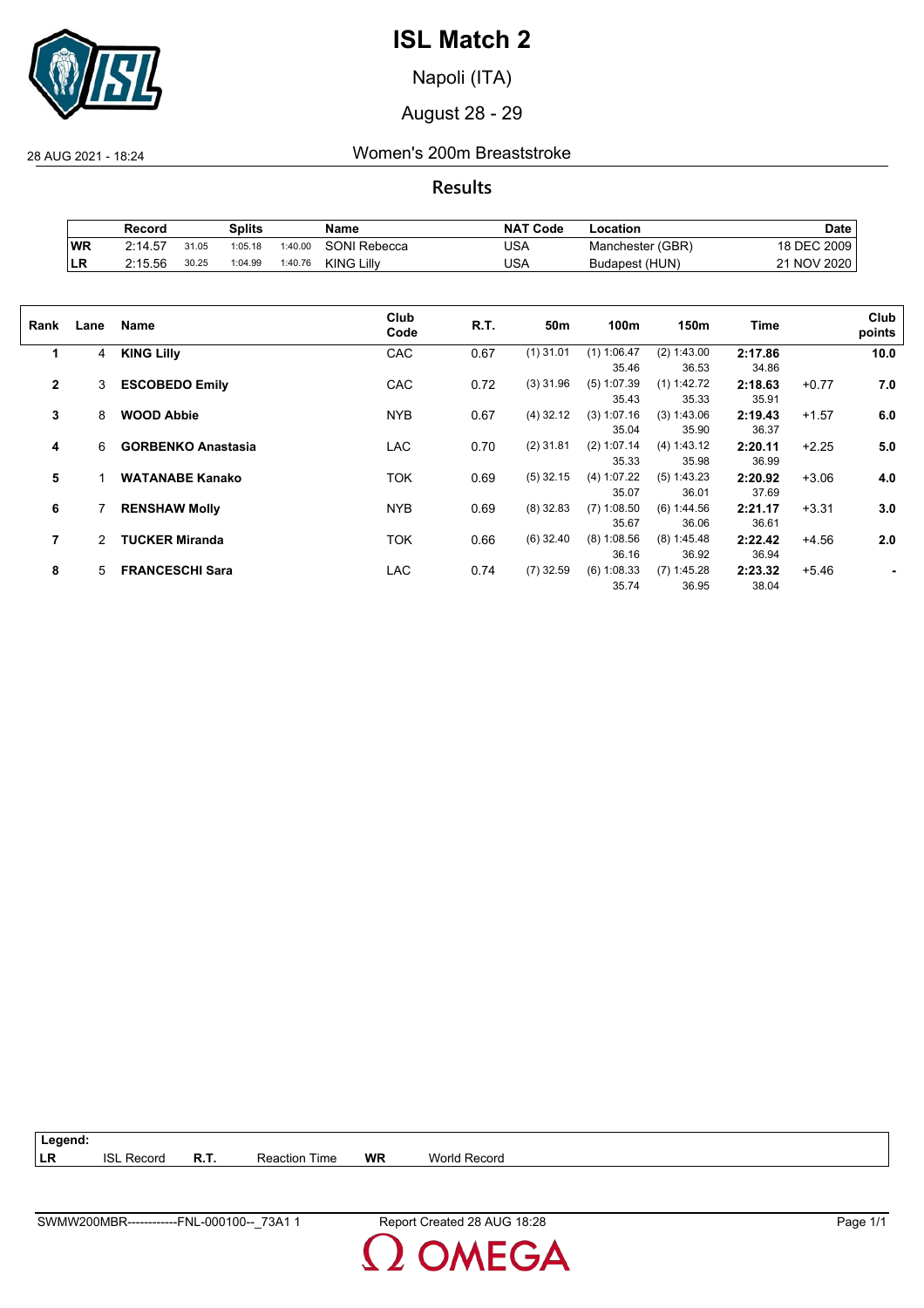# ISL Match 2

Napoli (ITA)

August 28 - 29

28 AUG 2021 - 18:24 Women's 200m Breaststroke

## Results

| | Record | Splits | | | Name | NAT Code | Location | Date |
|---|---|---|---|---|---|---|---|---|
| WR | 2:14.57 | 31.05 | 1:05.18 | 1:40.00 | SONI Rebecca | USA | Manchester (GBR) | 18 DEC 2009 |
| LR | 2:15.56 | 30.25 | 1:04.99 | 1:40.76 | KING Lilly | USA | Budapest (HUN) | 21 NOV 2020 |

| Rank | Lane | Name | Club Code | R.T. | 50m | 100m | 150m | Time | | Club points |
|---|---|---|---|---|---|---|---|---|---|---|
| 1 | 4 | **KING Lilly** | CAC | 0.67 | (1) 31.01 | (1) 1:06.47<br>35.46 | (2) 1:43.00<br>36.53 | **2:17.86**<br>34.86 | | **10.0** |
| 2 | 3 | **ESCOBEDO Emily** | CAC | 0.72 | (3) 31.96 | (5) 1:07.39<br>35.43 | (1) 1:42.72<br>35.33 | **2:18.63**<br>35.91 | +0.77 | **7.0** |
| 3 | 8 | **WOOD Abbie** | NYB | 0.67 | (4) 32.12 | (3) 1:07.16<br>35.04 | (3) 1:43.06<br>35.90 | **2:19.43**<br>36.37 | +1.57 | **6.0** |
| 4 | 6 | **GORBENKO Anastasia** | LAC | 0.70 | (2) 31.81 | (2) 1:07.14<br>35.33 | (4) 1:43.12<br>35.98 | **2:20.11**<br>36.99 | +2.25 | **5.0** |
| 5 | 1 | **WATANABE Kanako** | TOK | 0.69 | (5) 32.15 | (4) 1:07.22<br>35.07 | (5) 1:43.23<br>36.01 | **2:20.92**<br>37.69 | +3.06 | **4.0** |
| 6 | 7 | **RENSHAW Molly** | NYB | 0.69 | (8) 32.83 | (7) 1:08.50<br>35.67 | (6) 1:44.56<br>36.06 | **2:21.17**<br>36.61 | +3.31 | **3.0** |
| 7 | 2 | **TUCKER Miranda** | TOK | 0.66 | (6) 32.40 | (8) 1:08.56<br>36.16 | (8) 1:45.48<br>36.92 | **2:22.42**<br>36.94 | +4.56 | **2.0** |
| 8 | 5 | **FRANCESCHI Sara** | LAC | 0.74 | (7) 32.59 | (6) 1:08.33<br>35.74 | (7) 1:45.28<br>36.95 | **2:23.32**<br>38.04 | +5.46 | **-** |

**Legend:**

| | | | | | |
|---|---|---|---|---|---|
| **LR** | ISL Record | **R.T.** | Reaction Time | **WR** | World Record |

SWMW200MBR------------FNL-000100--_73A1 1 Report Created 28 AUG 18:28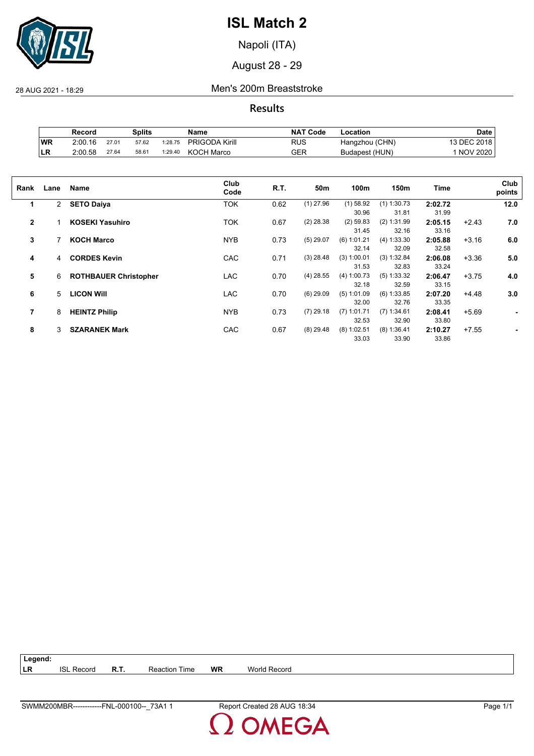# ISL Match 2

Napoli (ITA)

August 28 - 29

28 AUG 2021 - 18:29

## Men's 200m Breaststroke

### Results

| | Record | Splits | | | Name | NAT Code | Location | Date |
|---|---|---|---|---|---|---|---|---|
| WR | 2:00.16 | 27.01 | 57.62 | 1:28.75 | PRIGODA Kirill | RUS | Hangzhou (CHN) | 13 DEC 2018 |
| LR | 2:00.58 | 27.64 | 58.61 | 1:29.40 | KOCH Marco | GER | Budapest (HUN) | 1 NOV 2020 |

| Rank | Lane | Name | Club Code | R.T. | 50m | 100m | 150m | Time | | Club points |
|---|---|---|---|---|---|---|---|---|---|---|
| **1** | 2 | **SETO Daiya** | TOK | 0.62 | (1) 27.96 | (1) 58.92<br>30.96 | (1) 1:30.73<br>31.81 | **2:02.72**<br>31.99 | | **12.0** |
| **2** | 1 | **KOSEKI Yasuhiro** | TOK | 0.67 | (2) 28.38 | (2) 59.83<br>31.45 | (2) 1:31.99<br>32.16 | **2:05.15**<br>33.16 | +2.43 | **7.0** |
| **3** | 7 | **KOCH Marco** | NYB | 0.73 | (5) 29.07 | (6) 1:01.21<br>32.14 | (4) 1:33.30<br>32.09 | **2:05.88**<br>32.58 | +3.16 | **6.0** |
| **4** | 4 | **CORDES Kevin** | CAC | 0.71 | (3) 28.48 | (3) 1:00.01<br>31.53 | (3) 1:32.84<br>32.83 | **2:06.08**<br>33.24 | +3.36 | **5.0** |
| **5** | 6 | **ROTHBAUER Christopher** | LAC | 0.70 | (4) 28.55 | (4) 1:00.73<br>32.18 | (5) 1:33.32<br>32.59 | **2:06.47**<br>33.15 | +3.75 | **4.0** |
| **6** | 5 | **LICON Will** | LAC | 0.70 | (6) 29.09 | (5) 1:01.09<br>32.00 | (6) 1:33.85<br>32.76 | **2:07.20**<br>33.35 | +4.48 | **3.0** |
| **7** | 8 | **HEINTZ Philip** | NYB | 0.73 | (7) 29.18 | (7) 1:01.71<br>32.53 | (7) 1:34.61<br>32.90 | **2:08.41**<br>33.80 | +5.69 | **-** |
| **8** | 3 | **SZARANEK Mark** | CAC | 0.67 | (8) 29.48 | (8) 1:02.51<br>33.03 | (8) 1:36.41<br>33.90 | **2:10.27**<br>33.86 | +7.55 | **-** |

**Legend:**

| | | | | | |
|---|---|---|---|---|---|
| **LR** | ISL Record | **R.T.** | Reaction Time | **WR** | World Record |

SWMM200MBR------------FNL-000100--_73A1 1 Report Created 28 AUG 18:34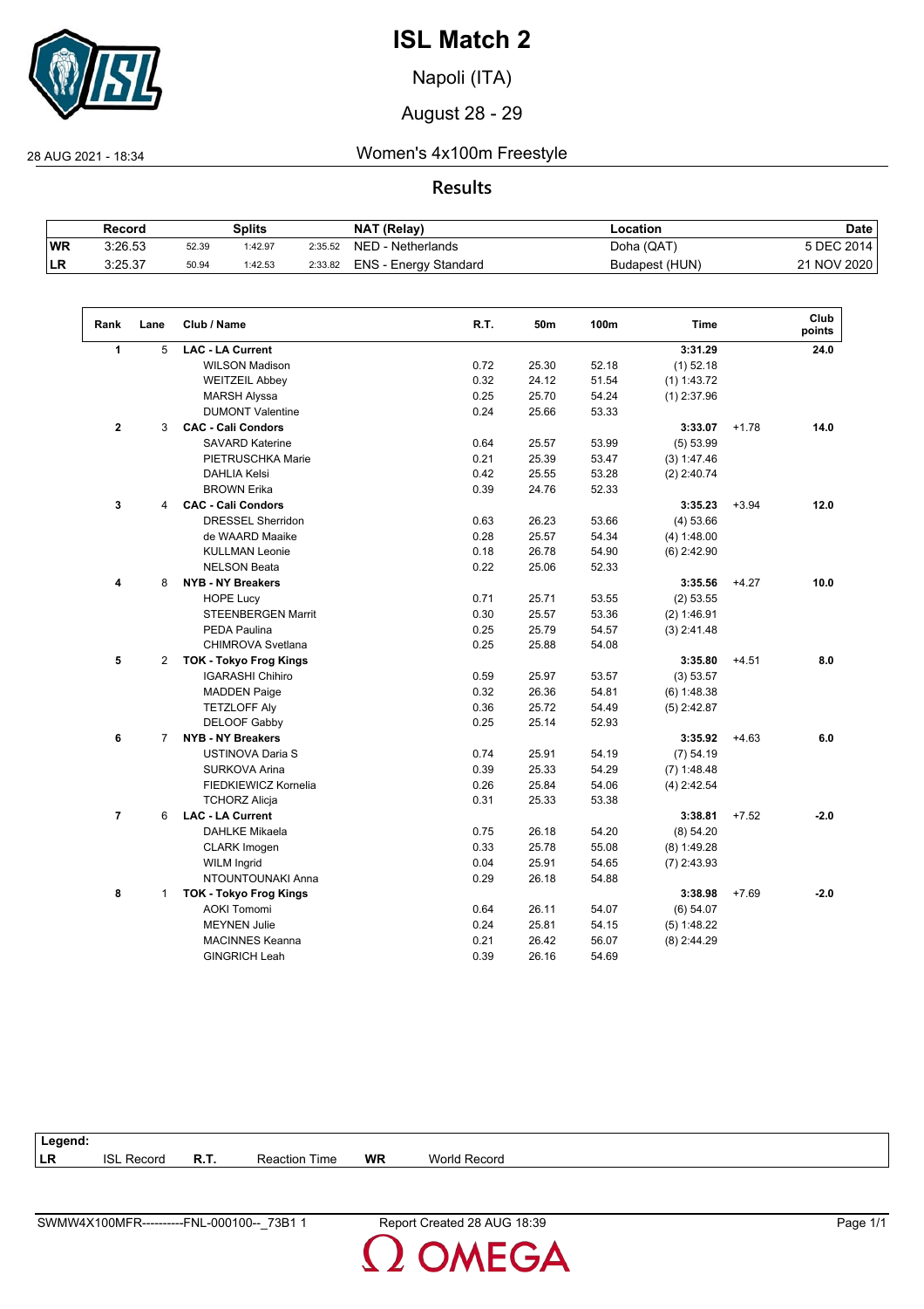# ISL Match 2

Napoli (ITA)

August 28 - 29

28 AUG 2021 - 18:34

## Women's 4x100m Freestyle

### Results

| | Record | Splits | | | NAT (Relay) | Location | Date |
|---|---|---|---|---|---|---|---|
| WR | 3:26.53 | 52.39 | 1:42.97 | 2:35.52 | NED - Netherlands | Doha (QAT) | 5 DEC 2014 |
| LR | 3:25.37 | 50.94 | 1:42.53 | 2:33.82 | ENS - Energy Standard | Budapest (HUN) | 21 NOV 2020 |

| Rank | Lane | Club / Name | R.T. | 50m | 100m | Time | | Club points |
|---|---|---|---|---|---|---|---|---|
| **1** | 5 | **LAC - LA Current** | | | | **3:31.29** | | **24.0** |
| | | WILSON Madison | 0.72 | 25.30 | 52.18 | (1) 52.18 | | |
| | | WEITZEIL Abbey | 0.32 | 24.12 | 51.54 | (1) 1:43.72 | | |
| | | MARSH Alyssa | 0.25 | 25.70 | 54.24 | (1) 2:37.96 | | |
| | | DUMONT Valentine | 0.24 | 25.66 | 53.33 | | | |
| **2** | 3 | **CAC - Cali Condors** | | | | **3:33.07** | +1.78 | **14.0** |
| | | SAVARD Katerine | 0.64 | 25.57 | 53.99 | (5) 53.99 | | |
| | | PIETRUSCHKA Marie | 0.21 | 25.39 | 53.47 | (3) 1:47.46 | | |
| | | DAHLIA Kelsi | 0.42 | 25.55 | 53.28 | (2) 2:40.74 | | |
| | | BROWN Erika | 0.39 | 24.76 | 52.33 | | | |
| **3** | 4 | **CAC - Cali Condors** | | | | **3:35.23** | +3.94 | **12.0** |
| | | DRESSEL Sherridon | 0.63 | 26.23 | 53.66 | (4) 53.66 | | |
| | | de WAARD Maaike | 0.28 | 25.57 | 54.34 | (4) 1:48.00 | | |
| | | KULLMAN Leonie | 0.18 | 26.78 | 54.90 | (6) 2:42.90 | | |
| | | NELSON Beata | 0.22 | 25.06 | 52.33 | | | |
| **4** | 8 | **NYB - NY Breakers** | | | | **3:35.56** | +4.27 | **10.0** |
| | | HOPE Lucy | 0.71 | 25.71 | 53.55 | (2) 53.55 | | |
| | | STEENBERGEN Marrit | 0.30 | 25.57 | 53.36 | (2) 1:46.91 | | |
| | | PEDA Paulina | 0.25 | 25.79 | 54.57 | (3) 2:41.48 | | |
| | | CHIMROVA Svetlana | 0.25 | 25.88 | 54.08 | | | |
| **5** | 2 | **TOK - Tokyo Frog Kings** | | | | **3:35.80** | +4.51 | **8.0** |
| | | IGARASHI Chihiro | 0.59 | 25.97 | 53.57 | (3) 53.57 | | |
| | | MADDEN Paige | 0.32 | 26.36 | 54.81 | (6) 1:48.38 | | |
| | | TETZLOFF Aly | 0.36 | 25.72 | 54.49 | (5) 2:42.87 | | |
| | | DELOOF Gabby | 0.25 | 25.14 | 52.93 | | | |
| **6** | 7 | **NYB - NY Breakers** | | | | **3:35.92** | +4.63 | **6.0** |
| | | USTINOVA Daria S | 0.74 | 25.91 | 54.19 | (7) 54.19 | | |
| | | SURKOVA Arina | 0.39 | 25.33 | 54.29 | (7) 1:48.48 | | |
| | | FIEDKIEWICZ Kornelia | 0.26 | 25.84 | 54.06 | (4) 2:42.54 | | |
| | | TCHORZ Alicja | 0.31 | 25.33 | 53.38 | | | |
| **7** | 6 | **LAC - LA Current** | | | | **3:38.81** | +7.52 | **-2.0** |
| | | DAHLKE Mikaela | 0.75 | 26.18 | 54.20 | (8) 54.20 | | |
| | | CLARK Imogen | 0.33 | 25.78 | 55.08 | (8) 1:49.28 | | |
| | | WILM Ingrid | 0.04 | 25.91 | 54.65 | (7) 2:43.93 | | |
| | | NTOUNTOUNAKI Anna | 0.29 | 26.18 | 54.88 | | | |
| **8** | 1 | **TOK - Tokyo Frog Kings** | | | | **3:38.98** | +7.69 | **-2.0** |
| | | AOKI Tomomi | 0.64 | 26.11 | 54.07 | (6) 54.07 | | |
| | | MEYNEN Julie | 0.24 | 25.81 | 54.15 | (5) 1:48.22 | | |
| | | MACINNES Keanna | 0.21 | 26.42 | 56.07 | (8) 2:44.29 | | |
| | | GINGRICH Leah | 0.39 | 26.16 | 54.69 | | | |

**Legend:**

| LR | ISL Record | R.T. | Reaction Time | WR | World Record |
|---|---|---|---|---|---|

SWMW4X100MFR----------FNL-000100--_73B1 1 Report Created 28 AUG 18:39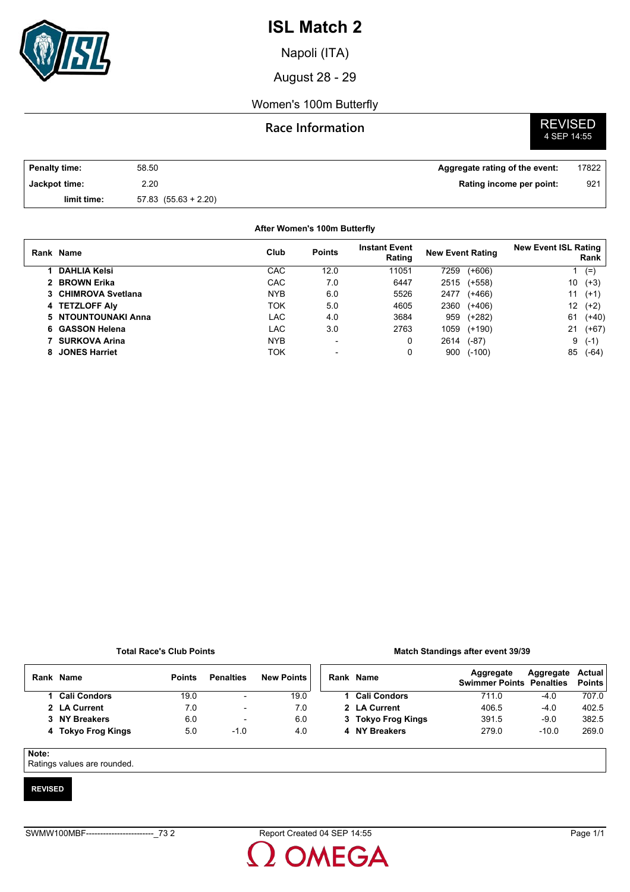# ISL Match 2

Napoli (ITA)

August 28 - 29

Women's 100m Butterfly

## Race Information

**REVISED**
4 SEP 14:55

| | | | |
|---|---|---|---|
| **Penalty time:** | 58.50 | **Aggregate rating of the event:** | 17822 |
| **Jackpot time:** | 2.20 | **Rating income per point:** | 921 |
| **limit time:** | 57.83 (55.63 + 2.20) | | |

**After Women's 100m Butterfly**

| Rank | Name | Club | Points | Instant Event Rating | New Event Rating | | New Event ISL Rating Rank | |
|---|---|---|---|---|---|---|---|---|
| 1 | **DAHLIA Kelsi** | CAC | 12.0 | 11051 | 7259 | (+606) | 1 | (=) |
| 2 | **BROWN Erika** | CAC | 7.0 | 6447 | 2515 | (+558) | 10 | (+3) |
| 3 | **CHIMROVA Svetlana** | NYB | 6.0 | 5526 | 2477 | (+466) | 11 | (+1) |
| 4 | **TETZLOFF Aly** | TOK | 5.0 | 4605 | 2360 | (+406) | 12 | (+2) |
| 5 | **NTOUNTOUNAKI Anna** | LAC | 4.0 | 3684 | 959 | (+282) | 61 | (+40) |
| 6 | **GASSON Helena** | LAC | 3.0 | 2763 | 1059 | (+190) | 21 | (+67) |
| 7 | **SURKOVA Arina** | NYB | - | 0 | 2614 | (-87) | 9 | (-1) |
| 8 | **JONES Harriet** | TOK | - | 0 | 900 | (-100) | 85 | (-64) |

**Total Race's Club Points**

| Rank | Name | Points | Penalties | New Points |
|---|---|---|---|---|
| 1 | **Cali Condors** | 19.0 | - | 19.0 |
| 2 | **LA Current** | 7.0 | - | 7.0 |
| 3 | **NY Breakers** | 6.0 | - | 6.0 |
| 4 | **Tokyo Frog Kings** | 5.0 | -1.0 | 4.0 |

**Match Standings after event 39/39**

| Rank | Name | Aggregate Swimmer Points | Aggregate Penalties | Actual Points |
|---|---|---|---|---|
| 1 | **Cali Condors** | 711.0 | -4.0 | 707.0 |
| 2 | **LA Current** | 406.5 | -4.0 | 402.5 |
| 3 | **Tokyo Frog Kings** | 391.5 | -9.0 | 382.5 |
| 4 | **NY Breakers** | 279.0 | -10.0 | 269.0 |

**Note:**
Ratings values are rounded.

**REVISED**

SWMW100MBF------------------------_73 2 Report Created 04 SEP 14:55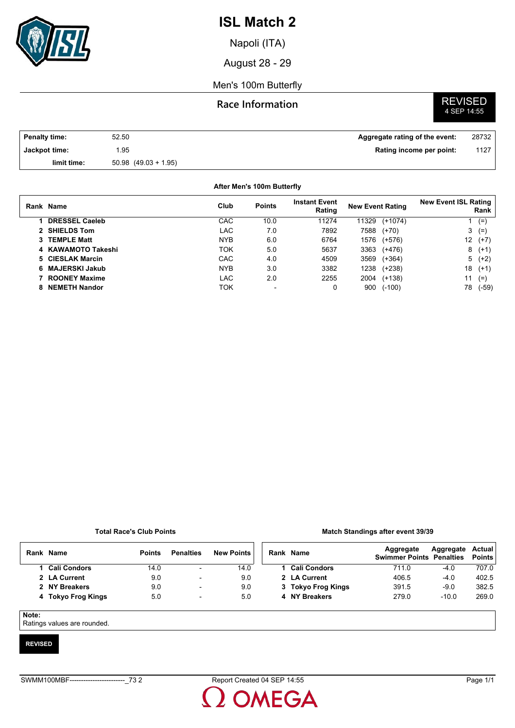# ISL Match 2

Napoli (ITA)

August 28 - 29

Men's 100m Butterfly

## Race Information

**REVISED**
4 SEP 14:55

| | | | |
|---|---|---|---|
| **Penalty time:** | 52.50 | **Aggregate rating of the event:** | 28732 |
| **Jackpot time:** | 1.95 | **Rating income per point:** | 1127 |
| **limit time:** | 50.98 (49.03 + 1.95) | | |

**After Men's 100m Butterfly**

| Rank | Name | Club | Points | Instant Event Rating | New Event Rating | | New Event ISL Rating Rank | |
|---|---|---|---|---|---|---|---|---|
| 1 | **DRESSEL Caeleb** | CAC | 10.0 | 11274 | 11329 | (+1074) | 1 | (=) |
| 2 | **SHIELDS Tom** | LAC | 7.0 | 7892 | 7588 | (+70) | 3 | (=) |
| 3 | **TEMPLE Matt** | NYB | 6.0 | 6764 | 1576 | (+576) | 12 | (+7) |
| 4 | **KAWAMOTO Takeshi** | TOK | 5.0 | 5637 | 3363 | (+476) | 8 | (+1) |
| 5 | **CIESLAK Marcin** | CAC | 4.0 | 4509 | 3569 | (+364) | 5 | (+2) |
| 6 | **MAJERSKI Jakub** | NYB | 3.0 | 3382 | 1238 | (+238) | 18 | (+1) |
| 7 | **ROONEY Maxime** | LAC | 2.0 | 2255 | 2004 | (+138) | 11 | (=) |
| 8 | **NEMETH Nandor** | TOK | - | 0 | 900 | (-100) | 78 | (-59) |

**Total Race's Club Points**

| Rank | Name | Points | Penalties | New Points |
|---|---|---|---|---|
| 1 | **Cali Condors** | 14.0 | - | 14.0 |
| 2 | **LA Current** | 9.0 | - | 9.0 |
| 2 | **NY Breakers** | 9.0 | - | 9.0 |
| 4 | **Tokyo Frog Kings** | 5.0 | - | 5.0 |

**Match Standings after event 39/39**

| Rank | Name | Aggregate Swimmer Points | Aggregate Penalties | Actual Points |
|---|---|---|---|---|
| 1 | **Cali Condors** | 711.0 | -4.0 | 707.0 |
| 2 | **LA Current** | 406.5 | -4.0 | 402.5 |
| 3 | **Tokyo Frog Kings** | 391.5 | -9.0 | 382.5 |
| 4 | **NY Breakers** | 279.0 | -10.0 | 269.0 |

**Note:**
Ratings values are rounded.

**REVISED**

SWMM100MBF------------------------_73 2    Report Created 04 SEP 14:55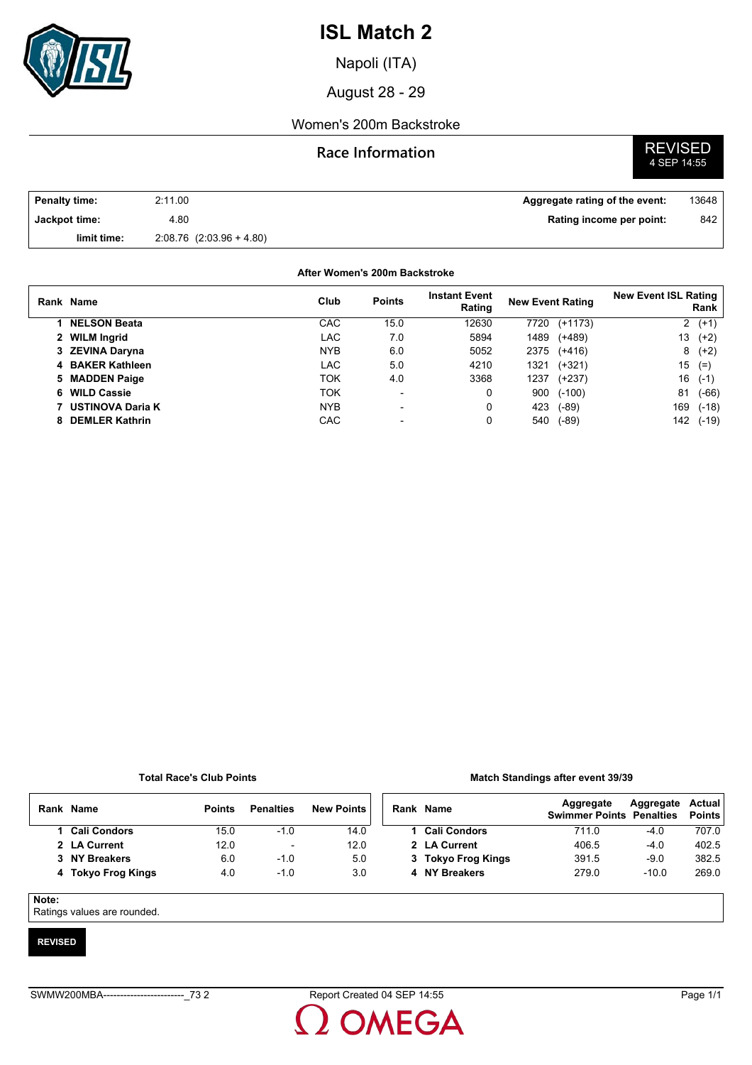# ISL Match 2

Napoli (ITA)

August 28 - 29

Women's 200m Backstroke

## Race Information

**REVISED** 4 SEP 14:55

| | | | |
|---|---|---|---|
| **Penalty time:** | 2:11.00 | **Aggregate rating of the event:** | 13648 |
| **Jackpot time:** | 4.80 | **Rating income per point:** | 842 |
| **limit time:** | 2:08.76 (2:03.96 + 4.80) | | |

**After Women's 200m Backstroke**

| Rank | Name | Club | Points | Instant Event Rating | New Event Rating | | New Event ISL Rating Rank | |
|---|---|---|---|---|---|---|---|---|
| 1 | **NELSON Beata** | CAC | 15.0 | 12630 | 7720 | (+1173) | 2 | (+1) |
| 2 | **WILM Ingrid** | LAC | 7.0 | 5894 | 1489 | (+489) | 13 | (+2) |
| 3 | **ZEVINA Daryna** | NYB | 6.0 | 5052 | 2375 | (+416) | 8 | (+2) |
| 4 | **BAKER Kathleen** | LAC | 5.0 | 4210 | 1321 | (+321) | 15 | (=) |
| 5 | **MADDEN Paige** | TOK | 4.0 | 3368 | 1237 | (+237) | 16 | (-1) |
| 6 | **WILD Cassie** | TOK | - | 0 | 900 | (-100) | 81 | (-66) |
| 7 | **USTINOVA Daria K** | NYB | - | 0 | 423 | (-89) | 169 | (-18) |
| 8 | **DEMLER Kathrin** | CAC | - | 0 | 540 | (-89) | 142 | (-19) |

**Total Race's Club Points**

| Rank | Name | Points | Penalties | New Points |
|---|---|---|---|---|
| 1 | **Cali Condors** | 15.0 | -1.0 | 14.0 |
| 2 | **LA Current** | 12.0 | - | 12.0 |
| 3 | **NY Breakers** | 6.0 | -1.0 | 5.0 |
| 4 | **Tokyo Frog Kings** | 4.0 | -1.0 | 3.0 |

**Match Standings after event 39/39**

| Rank | Name | Aggregate Swimmer Points | Aggregate Penalties | Actual Points |
|---|---|---|---|---|
| 1 | **Cali Condors** | 711.0 | -4.0 | 707.0 |
| 2 | **LA Current** | 406.5 | -4.0 | 402.5 |
| 3 | **Tokyo Frog Kings** | 391.5 | -9.0 | 382.5 |
| 4 | **NY Breakers** | 279.0 | -10.0 | 269.0 |

**Note:**
Ratings values are rounded.

**REVISED**

SWMW200MBA------------------------_73 2 Report Created 04 SEP 14:55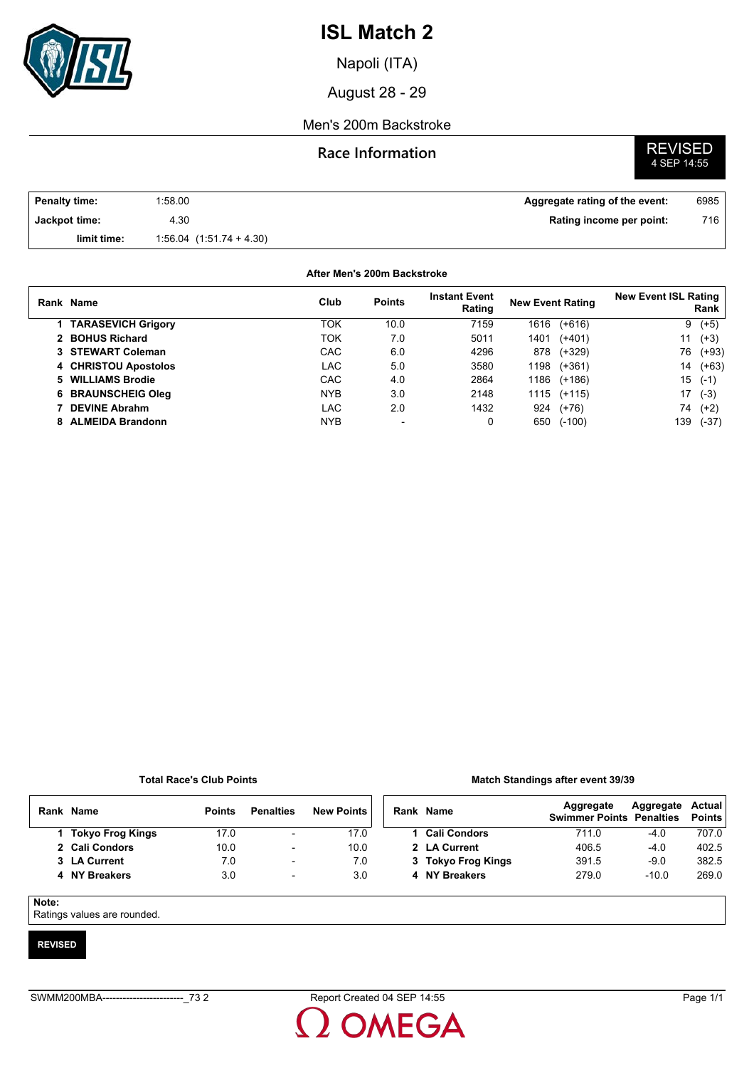# ISL Match 2

Napoli (ITA)

August 28 - 29

Men's 200m Backstroke

## Race Information

**REVISED**
4 SEP 14:55

| | | | |
|---|---|---|---|
| **Penalty time:** | 1:58.00 | **Aggregate rating of the event:** | 6985 |
| **Jackpot time:** | 4.30 | **Rating income per point:** | 716 |
| **limit time:** | 1:56.04 (1:51.74 + 4.30) | | |

**After Men's 200m Backstroke**

| Rank | Name | Club | Points | Instant Event Rating | New Event Rating | | New Event ISL Rating Rank | |
|---|---|---|---|---|---|---|---|---|
| 1 | **TARASEVICH Grigory** | TOK | 10.0 | 7159 | 1616 | (+616) | 9 | (+5) |
| 2 | **BOHUS Richard** | TOK | 7.0 | 5011 | 1401 | (+401) | 11 | (+3) |
| 3 | **STEWART Coleman** | CAC | 6.0 | 4296 | 878 | (+329) | 76 | (+93) |
| 4 | **CHRISTOU Apostolos** | LAC | 5.0 | 3580 | 1198 | (+361) | 14 | (+63) |
| 5 | **WILLIAMS Brodie** | CAC | 4.0 | 2864 | 1186 | (+186) | 15 | (-1) |
| 6 | **BRAUNSCHEIG Oleg** | NYB | 3.0 | 2148 | 1115 | (+115) | 17 | (-3) |
| 7 | **DEVINE Abrahm** | LAC | 2.0 | 1432 | 924 | (+76) | 74 | (+2) |
| 8 | **ALMEIDA Brandonn** | NYB | - | 0 | 650 | (-100) | 139 | (-37) |

**Total Race's Club Points**

| Rank | Name | Points | Penalties | New Points |
|---|---|---|---|---|
| 1 | **Tokyo Frog Kings** | 17.0 | - | 17.0 |
| 2 | **Cali Condors** | 10.0 | - | 10.0 |
| 3 | **LA Current** | 7.0 | - | 7.0 |
| 4 | **NY Breakers** | 3.0 | - | 3.0 |

**Match Standings after event 39/39**

| Rank | Name | Aggregate Swimmer Points | Aggregate Penalties | Actual Points |
|---|---|---|---|---|
| 1 | **Cali Condors** | 711.0 | -4.0 | 707.0 |
| 2 | **LA Current** | 406.5 | -4.0 | 402.5 |
| 3 | **Tokyo Frog Kings** | 391.5 | -9.0 | 382.5 |
| 4 | **NY Breakers** | 279.0 | -10.0 | 269.0 |

**Note:**
Ratings values are rounded.

**REVISED**

SWMM200MBA------------------------_73 2 Report Created 04 SEP 14:55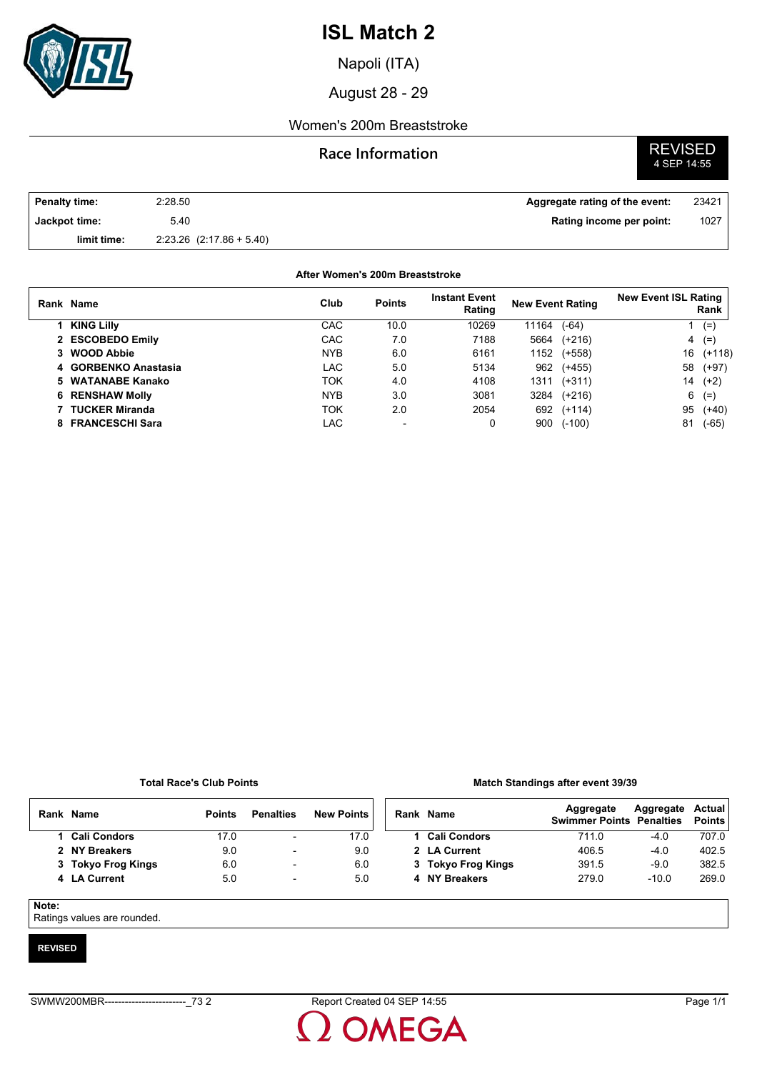# ISL Match 2

Napoli (ITA)

August 28 - 29

Women's 200m Breaststroke

## Race Information

**REVISED**
4 SEP 14:55

| | | | |
|---|---|---|---|
| **Penalty time:** | 2:28.50 | **Aggregate rating of the event:** | 23421 |
| **Jackpot time:** | 5.40 | **Rating income per point:** | 1027 |
| **limit time:** | 2:23.26 (2:17.86 + 5.40) | | |

**After Women's 200m Breaststroke**

| Rank | Name | Club | Points | Instant Event Rating | New Event Rating | | New Event ISL Rating Rank | |
|---|---|---|---|---|---|---|---|---|
| 1 | KING Lilly | CAC | 10.0 | 10269 | 11164 | (-64) | 1 | (=) |
| 2 | ESCOBEDO Emily | CAC | 7.0 | 7188 | 5664 | (+216) | 4 | (=) |
| 3 | WOOD Abbie | NYB | 6.0 | 6161 | 1152 | (+558) | 16 | (+118) |
| 4 | GORBENKO Anastasia | LAC | 5.0 | 5134 | 962 | (+455) | 58 | (+97) |
| 5 | WATANABE Kanako | TOK | 4.0 | 4108 | 1311 | (+311) | 14 | (+2) |
| 6 | RENSHAW Molly | NYB | 3.0 | 3081 | 3284 | (+216) | 6 | (=) |
| 7 | TUCKER Miranda | TOK | 2.0 | 2054 | 692 | (+114) | 95 | (+40) |
| 8 | FRANCESCHI Sara | LAC | - | 0 | 900 | (-100) | 81 | (-65) |

**Total Race's Club Points**

| Rank | Name | Points | Penalties | New Points |
|---|---|---|---|---|
| 1 | Cali Condors | 17.0 | - | 17.0 |
| 2 | NY Breakers | 9.0 | - | 9.0 |
| 3 | Tokyo Frog Kings | 6.0 | - | 6.0 |
| 4 | LA Current | 5.0 | - | 5.0 |

**Match Standings after event 39/39**

| Rank | Name | Aggregate Swimmer Points | Aggregate Penalties | Actual Points |
|---|---|---|---|---|
| 1 | Cali Condors | 711.0 | -4.0 | 707.0 |
| 2 | LA Current | 406.5 | -4.0 | 402.5 |
| 3 | Tokyo Frog Kings | 391.5 | -9.0 | 382.5 |
| 4 | NY Breakers | 279.0 | -10.0 | 269.0 |

**Note:**
Ratings values are rounded.

**REVISED**

SWMW200MBR------------------------_73 2 Report Created 04 SEP 14:55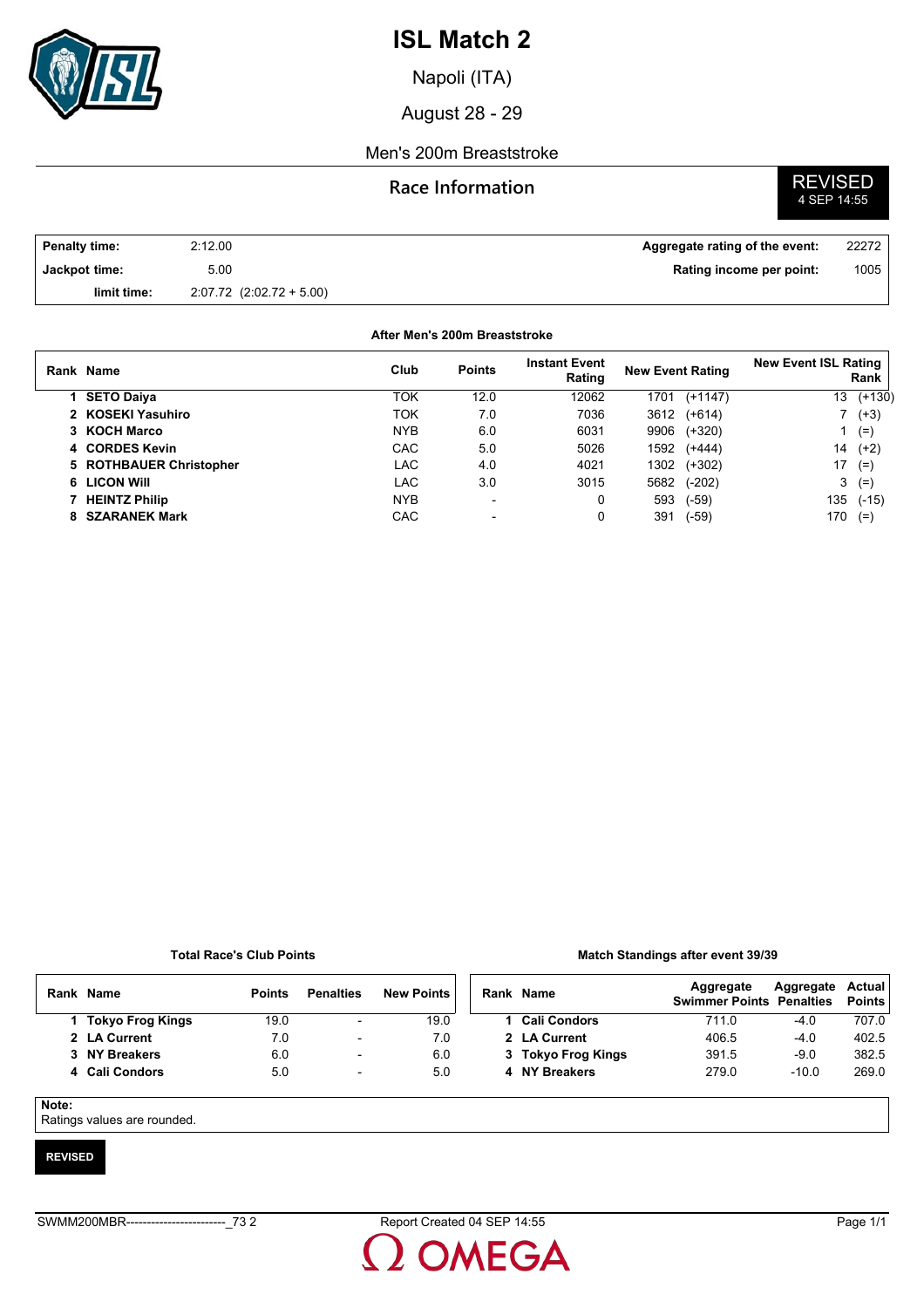# ISL Match 2

Napoli (ITA)

August 28 - 29

Men's 200m Breaststroke

## Race Information

**REVISED**
4 SEP 14:55

| | | | |
|---|---|---|---|
| **Penalty time:** | 2:12.00 | **Aggregate rating of the event:** | 22272 |
| **Jackpot time:** | 5.00 | **Rating income per point:** | 1005 |
| **limit time:** | 2:07.72 (2:02.72 + 5.00) | | |

**After Men's 200m Breaststroke**

| Rank | Name | Club | Points | Instant Event Rating | New Event Rating | | New Event ISL Rating Rank | |
|---|---|---|---|---|---|---|---|---|
| 1 | SETO Daiya | TOK | 12.0 | 12062 | 1701 | (+1147) | 13 | (+130) |
| 2 | KOSEKI Yasuhiro | TOK | 7.0 | 7036 | 3612 | (+614) | 7 | (+3) |
| 3 | KOCH Marco | NYB | 6.0 | 6031 | 9906 | (+320) | 1 | (=) |
| 4 | CORDES Kevin | CAC | 5.0 | 5026 | 1592 | (+444) | 14 | (+2) |
| 5 | ROTHBAUER Christopher | LAC | 4.0 | 4021 | 1302 | (+302) | 17 | (=) |
| 6 | LICON Will | LAC | 3.0 | 3015 | 5682 | (-202) | 3 | (=) |
| 7 | HEINTZ Philip | NYB | - | 0 | 593 | (-59) | 135 | (-15) |
| 8 | SZARANEK Mark | CAC | - | 0 | 391 | (-59) | 170 | (=) |

**Total Race's Club Points**

| Rank | Name | Points | Penalties | New Points |
|---|---|---|---|---|
| 1 | Tokyo Frog Kings | 19.0 | - | 19.0 |
| 2 | LA Current | 7.0 | - | 7.0 |
| 3 | NY Breakers | 6.0 | - | 6.0 |
| 4 | Cali Condors | 5.0 | - | 5.0 |

**Match Standings after event 39/39**

| Rank | Name | Aggregate Swimmer Points | Aggregate Penalties | Actual Points |
|---|---|---|---|---|
| 1 | Cali Condors | 711.0 | -4.0 | 707.0 |
| 2 | LA Current | 406.5 | -4.0 | 402.5 |
| 3 | Tokyo Frog Kings | 391.5 | -9.0 | 382.5 |
| 4 | NY Breakers | 279.0 | -10.0 | 269.0 |

**Note:**
Ratings values are rounded.

**REVISED**

SWMM200MBR------------------------_73 2 Report Created 04 SEP 14:55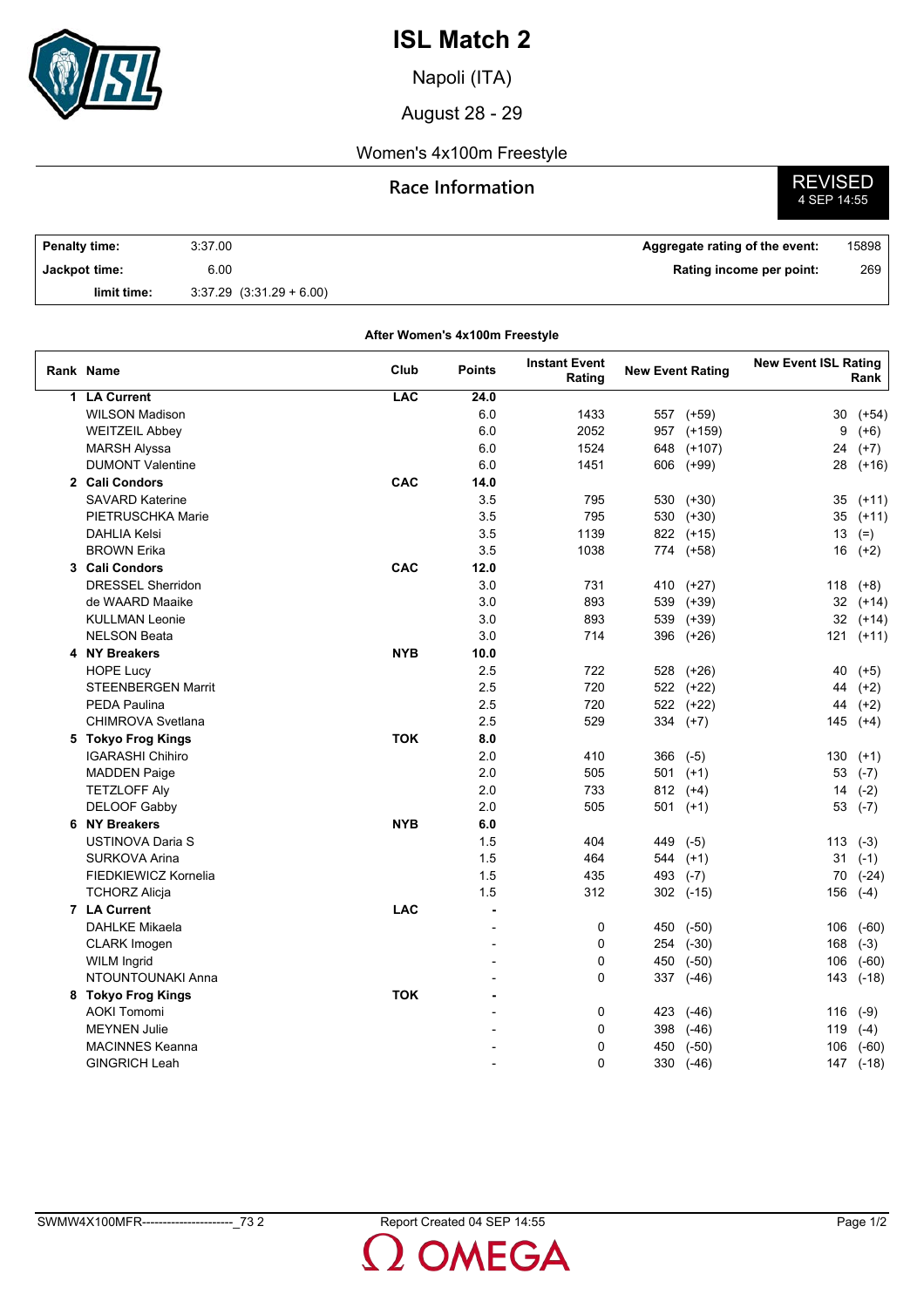# ISL Match 2

Napoli (ITA)

August 28 - 29

Women's 4x100m Freestyle

## Race Information

**REVISED**
4 SEP 14:55

| | | | |
|---|---|---|---|
| **Penalty time:** | 3:37.00 | **Aggregate rating of the event:** | 15898 |
| **Jackpot time:** | 6.00 | **Rating income per point:** | 269 |
| **limit time:** | 3:37.29 (3:31.29 + 6.00) | | |

**After Women's 4x100m Freestyle**

| Rank | Name | Club | Points | Instant Event Rating | New Event Rating | New Event ISL Rating Rank |
|---|---|---|---|---|---|---|
| 1 | **LA Current** | **LAC** | **24.0** | | | |
| | WILSON Madison | | 6.0 | 1433 | 557 (+59) | 30 (+54) |
| | WEITZEIL Abbey | | 6.0 | 2052 | 957 (+159) | 9 (+6) |
| | MARSH Alyssa | | 6.0 | 1524 | 648 (+107) | 24 (+7) |
| | DUMONT Valentine | | 6.0 | 1451 | 606 (+99) | 28 (+16) |
| 2 | **Cali Condors** | **CAC** | **14.0** | | | |
| | SAVARD Katerine | | 3.5 | 795 | 530 (+30) | 35 (+11) |
| | PIETRUSCHKA Marie | | 3.5 | 795 | 530 (+30) | 35 (+11) |
| | DAHLIA Kelsi | | 3.5 | 1139 | 822 (+15) | 13 (=) |
| | BROWN Erika | | 3.5 | 1038 | 774 (+58) | 16 (+2) |
| 3 | **Cali Condors** | **CAC** | **12.0** | | | |
| | DRESSEL Sherridon | | 3.0 | 731 | 410 (+27) | 118 (+8) |
| | de WAARD Maaike | | 3.0 | 893 | 539 (+39) | 32 (+14) |
| | KULLMAN Leonie | | 3.0 | 893 | 539 (+39) | 32 (+14) |
| | NELSON Beata | | 3.0 | 714 | 396 (+26) | 121 (+11) |
| 4 | **NY Breakers** | **NYB** | **10.0** | | | |
| | HOPE Lucy | | 2.5 | 722 | 528 (+26) | 40 (+5) |
| | STEENBERGEN Marrit | | 2.5 | 720 | 522 (+22) | 44 (+2) |
| | PEDA Paulina | | 2.5 | 720 | 522 (+22) | 44 (+2) |
| | CHIMROVA Svetlana | | 2.5 | 529 | 334 (+7) | 145 (+4) |
| 5 | **Tokyo Frog Kings** | **TOK** | **8.0** | | | |
| | IGARASHI Chihiro | | 2.0 | 410 | 366 (-5) | 130 (+1) |
| | MADDEN Paige | | 2.0 | 505 | 501 (+1) | 53 (-7) |
| | TETZLOFF Aly | | 2.0 | 733 | 812 (+4) | 14 (-2) |
| | DELOOF Gabby | | 2.0 | 505 | 501 (+1) | 53 (-7) |
| 6 | **NY Breakers** | **NYB** | **6.0** | | | |
| | USTINOVA Daria S | | 1.5 | 404 | 449 (-5) | 113 (-3) |
| | SURKOVA Arina | | 1.5 | 464 | 544 (+1) | 31 (-1) |
| | FIEDKIEWICZ Kornelia | | 1.5 | 435 | 493 (-7) | 70 (-24) |
| | TCHORZ Alicja | | 1.5 | 312 | 302 (-15) | 156 (-4) |
| 7 | **LA Current** | **LAC** | **-** | | | |
| | DAHLKE Mikaela | | - | 0 | 450 (-50) | 106 (-60) |
| | CLARK Imogen | | - | 0 | 254 (-30) | 168 (-3) |
| | WILM Ingrid | | - | 0 | 450 (-50) | 106 (-60) |
| | NTOUNTOUNAKI Anna | | - | 0 | 337 (-46) | 143 (-18) |
| 8 | **Tokyo Frog Kings** | **TOK** | **-** | | | |
| | AOKI Tomomi | | - | 0 | 423 (-46) | 116 (-9) |
| | MEYNEN Julie | | - | 0 | 398 (-46) | 119 (-4) |
| | MACINNES Keanna | | - | 0 | 450 (-50) | 106 (-60) |
| | GINGRICH Leah | | - | 0 | 330 (-46) | 147 (-18) |

SWMW4X100MFR----------------------_73 2 Report Created 04 SEP 14:55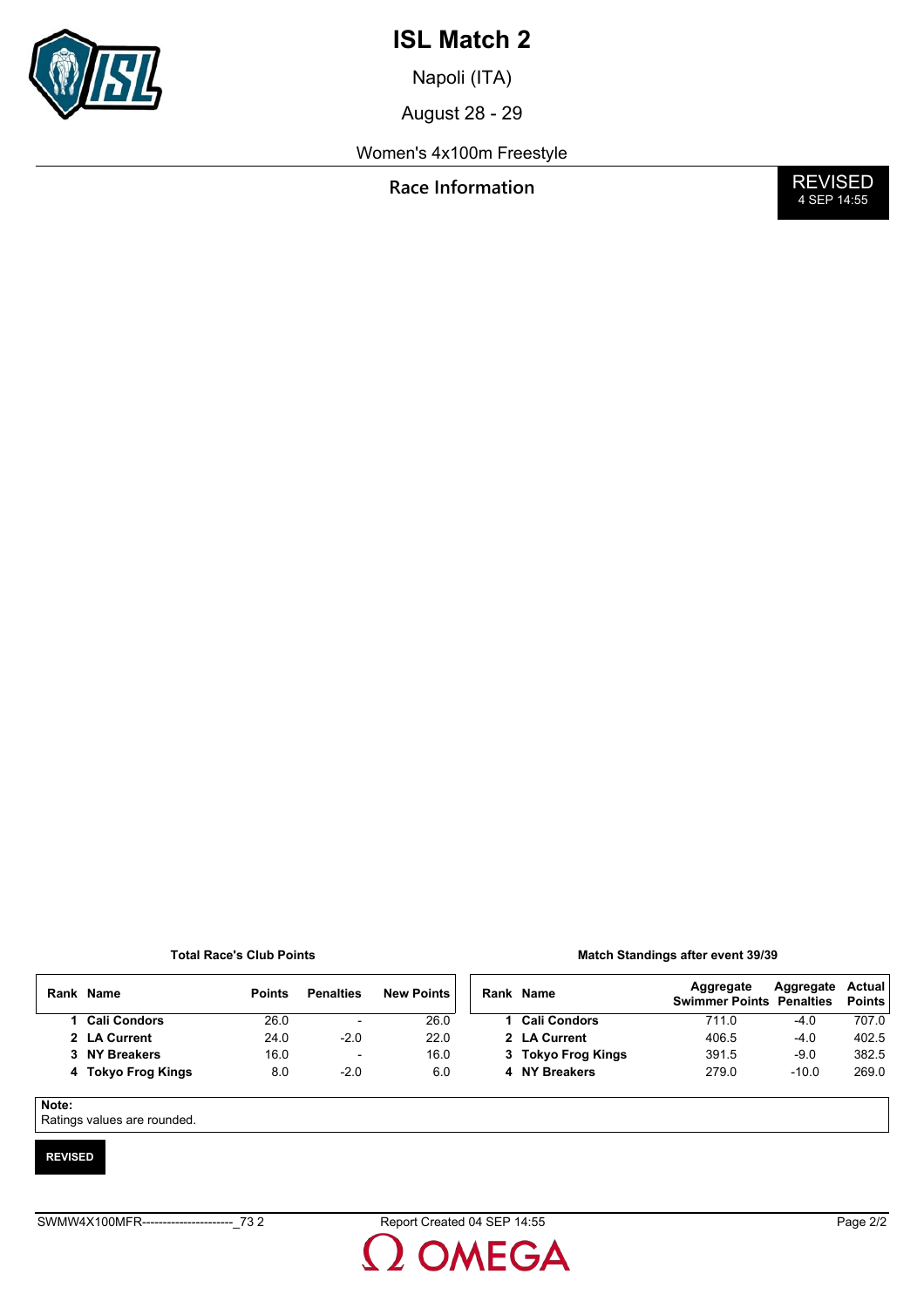# ISL Match 2

Napoli (ITA)

August 28 - 29

Women's 4x100m Freestyle

**Race Information**

**REVISED**
4 SEP 14:55

**Total Race's Club Points**

| Rank | Name | Points | Penalties | New Points |
|---|---|---|---|---|
| 1 | **Cali Condors** | 26.0 | - | 26.0 |
| 2 | **LA Current** | 24.0 | -2.0 | 22.0 |
| 3 | **NY Breakers** | 16.0 | - | 16.0 |
| 4 | **Tokyo Frog Kings** | 8.0 | -2.0 | 6.0 |

**Match Standings after event 39/39**

| Rank | Name | Aggregate Swimmer Points | Aggregate Penalties | Actual Points |
|---|---|---|---|---|
| 1 | **Cali Condors** | 711.0 | -4.0 | 707.0 |
| 2 | **LA Current** | 406.5 | -4.0 | 402.5 |
| 3 | **Tokyo Frog Kings** | 391.5 | -9.0 | 382.5 |
| 4 | **NY Breakers** | 279.0 | -10.0 | 269.0 |

**Note:**
Ratings values are rounded.

**REVISED**

SWMW4X100MFR----------------------_73 2 Report Created 04 SEP 14:55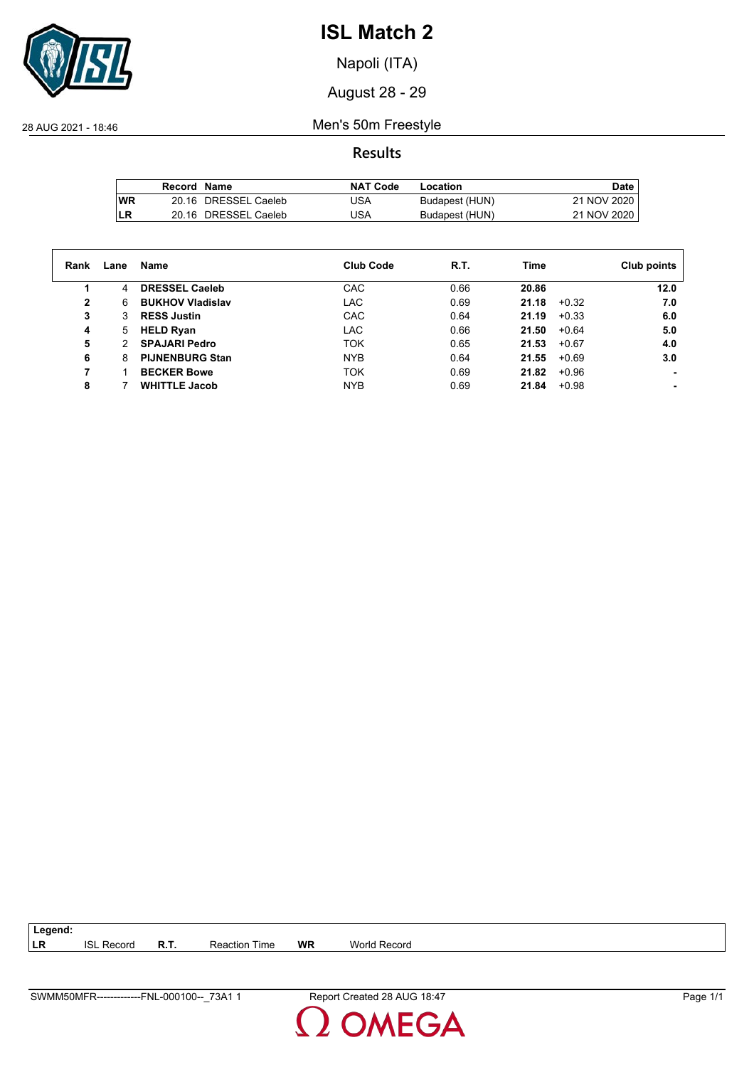# ISL Match 2

Napoli (ITA)

August 28 - 29

28 AUG 2021 - 18:46

## Men's 50m Freestyle

### Results

| | Record | Name | NAT Code | Location | Date |
|---|---|---|---|---|---|
| WR | 20.16 | DRESSEL Caeleb | USA | Budapest (HUN) | 21 NOV 2020 |
| LR | 20.16 | DRESSEL Caeleb | USA | Budapest (HUN) | 21 NOV 2020 |

| Rank | Lane | Name | Club Code | R.T. | Time | | Club points |
|---|---|---|---|---|---|---|---|
| **1** | 4 | **DRESSEL Caeleb** | CAC | 0.66 | **20.86** | | **12.0** |
| **2** | 6 | **BUKHOV Vladislav** | LAC | 0.69 | **21.18** | +0.32 | **7.0** |
| **3** | 3 | **RESS Justin** | CAC | 0.64 | **21.19** | +0.33 | **6.0** |
| **4** | 5 | **HELD Ryan** | LAC | 0.66 | **21.50** | +0.64 | **5.0** |
| **5** | 2 | **SPAJARI Pedro** | TOK | 0.65 | **21.53** | +0.67 | **4.0** |
| **6** | 8 | **PIJNENBURG Stan** | NYB | 0.64 | **21.55** | +0.69 | **3.0** |
| **7** | 1 | **BECKER Bowe** | TOK | 0.69 | **21.82** | +0.96 | **-** |
| **8** | 7 | **WHITTLE Jacob** | NYB | 0.69 | **21.84** | +0.98 | **-** |

**Legend:**

| | | | | | |
|---|---|---|---|---|---|
| **LR** | ISL Record | **R.T.** | Reaction Time | **WR** | World Record |

SWMM50MFR-------------FNL-000100--_73A1 1 Report Created 28 AUG 18:47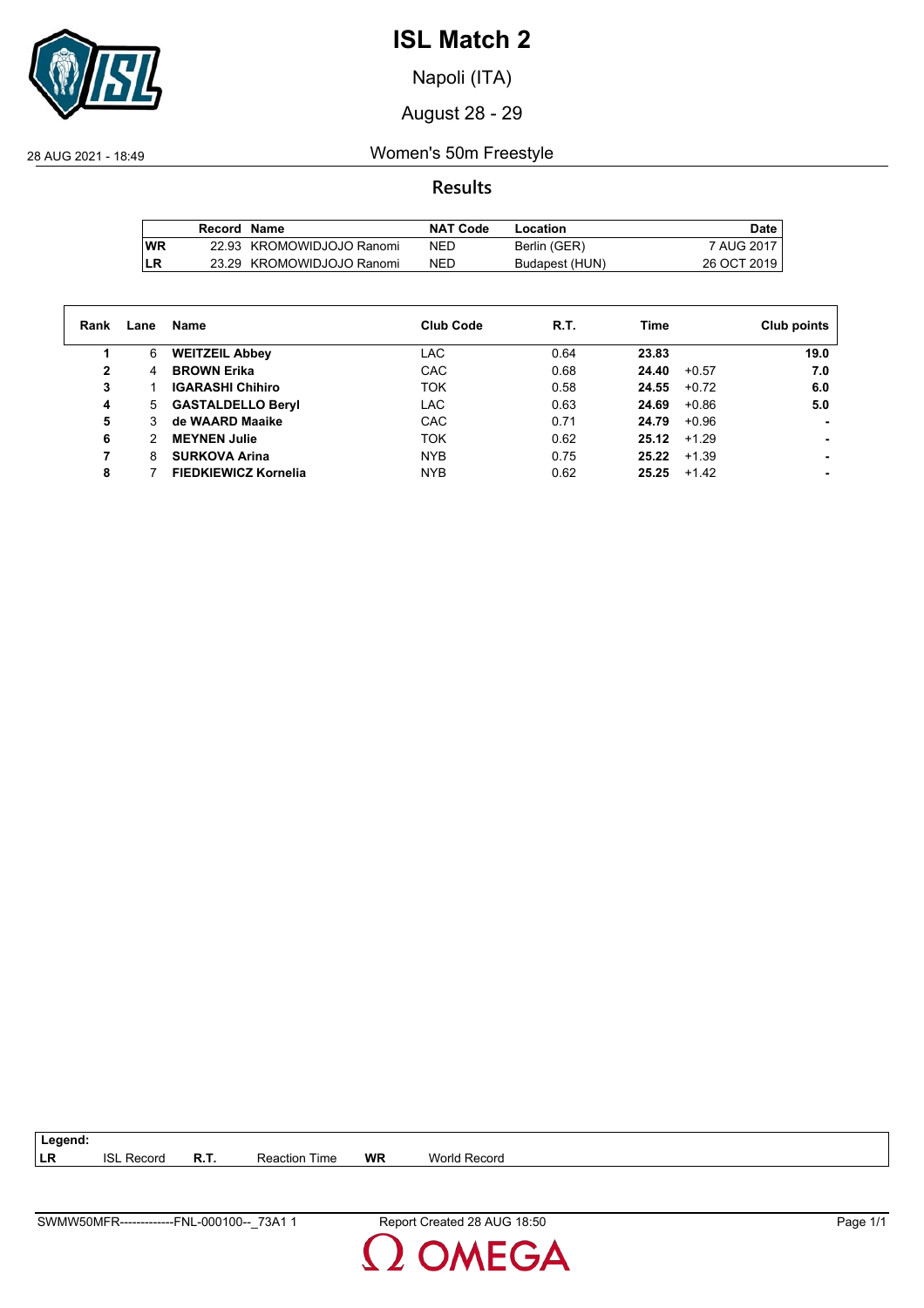# ISL Match 2

Napoli (ITA)

August 28 - 29

28 AUG 2021 - 18:49

## Women's 50m Freestyle

### Results

| | Record | Name | NAT Code | Location | Date |
|---|---|---|---|---|---|
| WR | 22.93 | KROMOWIDJOJO Ranomi | NED | Berlin (GER) | 7 AUG 2017 |
| LR | 23.29 | KROMOWIDJOJO Ranomi | NED | Budapest (HUN) | 26 OCT 2019 |

| Rank | Lane | Name | Club Code | R.T. | Time | | Club points |
|---|---|---|---|---|---|---|---|
| 1 | 6 | **WEITZEIL Abbey** | LAC | 0.64 | **23.83** | | **19.0** |
| 2 | 4 | **BROWN Erika** | CAC | 0.68 | **24.40** | +0.57 | **7.0** |
| 3 | 1 | **IGARASHI Chihiro** | TOK | 0.58 | **24.55** | +0.72 | **6.0** |
| 4 | 5 | **GASTALDELLO Beryl** | LAC | 0.63 | **24.69** | +0.86 | **5.0** |
| 5 | 3 | **de WAARD Maaike** | CAC | 0.71 | **24.79** | +0.96 | **-** |
| 6 | 2 | **MEYNEN Julie** | TOK | 0.62 | **25.12** | +1.29 | **-** |
| 7 | 8 | **SURKOVA Arina** | NYB | 0.75 | **25.22** | +1.39 | **-** |
| 8 | 7 | **FIEDKIEWICZ Kornelia** | NYB | 0.62 | **25.25** | +1.42 | **-** |

**Legend:**

| | | | | | |
|---|---|---|---|---|---|
| **LR** | ISL Record | **R.T.** | Reaction Time | **WR** | World Record |

SWMW50MFR-------------FNL-000100--_73A1 1 — Report Created 28 AUG 18:50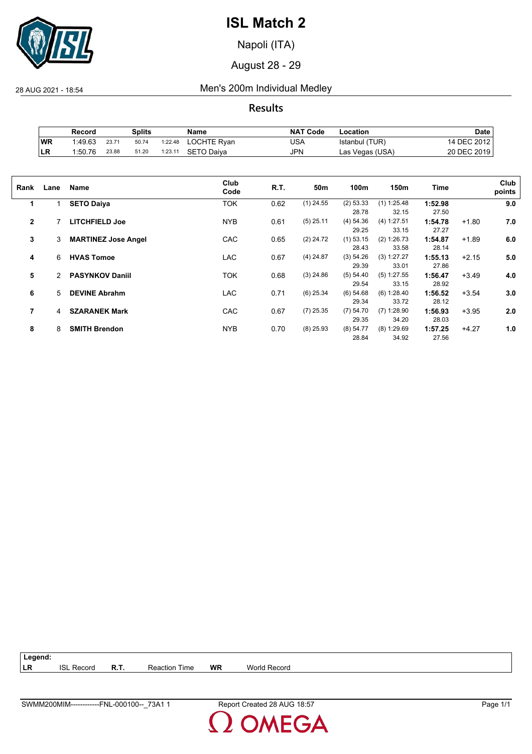# ISL Match 2

Napoli (ITA)

August 28 - 29

28 AUG 2021 - 18:54

## Men's 200m Individual Medley

### Results

| | Record | Splits | | | Name | NAT Code | Location | Date |
|---|---|---|---|---|---|---|---|---|
| WR | 1:49.63 | 23.71 | 50.74 | 1:22.48 | LOCHTE Ryan | USA | Istanbul (TUR) | 14 DEC 2012 |
| LR | 1:50.76 | 23.88 | 51.20 | 1:23.11 | SETO Daiya | JPN | Las Vegas (USA) | 20 DEC 2019 |

| Rank | Lane | Name | Club Code | R.T. | 50m | 100m | 150m | Time | | Club points |
|---|---|---|---|---|---|---|---|---|---|---|
| 1 | 1 | **SETO Daiya** | TOK | 0.62 | (1) 24.55 | (2) 53.33 | (1) 1:25.48 | **1:52.98** | | **9.0** |
| | | | | | | 28.78 | 32.15 | 27.50 | | |
| 2 | 7 | **LITCHFIELD Joe** | NYB | 0.61 | (5) 25.11 | (4) 54.36 | (4) 1:27.51 | **1:54.78** | +1.80 | **7.0** |
| | | | | | | 29.25 | 33.15 | 27.27 | | |
| 3 | 3 | **MARTINEZ Jose Angel** | CAC | 0.65 | (2) 24.72 | (1) 53.15 | (2) 1:26.73 | **1:54.87** | +1.89 | **6.0** |
| | | | | | | 28.43 | 33.58 | 28.14 | | |
| 4 | 6 | **HVAS Tomoe** | LAC | 0.67 | (4) 24.87 | (3) 54.26 | (3) 1:27.27 | **1:55.13** | +2.15 | **5.0** |
| | | | | | | 29.39 | 33.01 | 27.86 | | |
| 5 | 2 | **PASYNKOV Daniil** | TOK | 0.68 | (3) 24.86 | (5) 54.40 | (5) 1:27.55 | **1:56.47** | +3.49 | **4.0** |
| | | | | | | 29.54 | 33.15 | 28.92 | | |
| 6 | 5 | **DEVINE Abrahm** | LAC | 0.71 | (6) 25.34 | (6) 54.68 | (6) 1:28.40 | **1:56.52** | +3.54 | **3.0** |
| | | | | | | 29.34 | 33.72 | 28.12 | | |
| 7 | 4 | **SZARANEK Mark** | CAC | 0.67 | (7) 25.35 | (7) 54.70 | (7) 1:28.90 | **1:56.93** | +3.95 | **2.0** |
| | | | | | | 29.35 | 34.20 | 28.03 | | |
| 8 | 8 | **SMITH Brendon** | NYB | 0.70 | (8) 25.93 | (8) 54.77 | (8) 1:29.69 | **1:57.25** | +4.27 | **1.0** |
| | | | | | | 28.84 | 34.92 | 27.56 | | |

**Legend:**

| | | | | | |
|---|---|---|---|---|---|
| **LR** | ISL Record | **R.T.** | Reaction Time | **WR** | World Record |

SWMM200MIM------------FNL-000100--_73A1 1 Report Created 28 AUG 18:57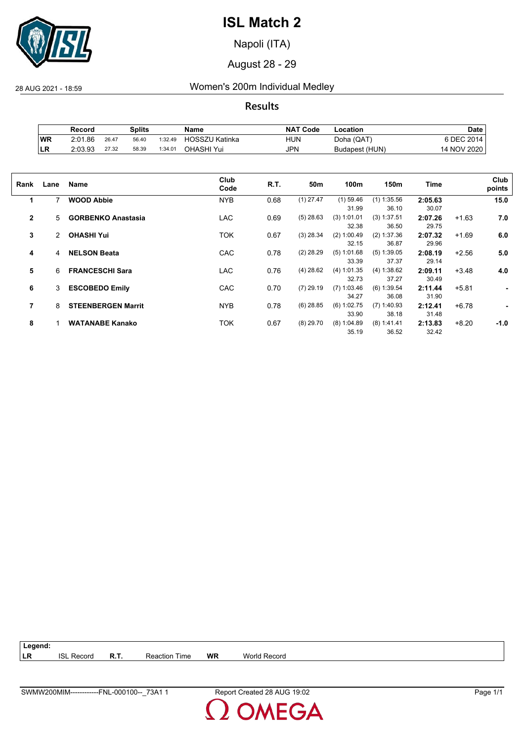# ISL Match 2

Napoli (ITA)

August 28 - 29

28 AUG 2021 - 18:59

## Women's 200m Individual Medley

**Results**

| | Record | Splits | | | Name | NAT Code | Location | Date |
|---|---|---|---|---|---|---|---|---|
| WR | 2:01.86 | 26.47 | 56.40 | 1:32.49 | HOSSZU Katinka | HUN | Doha (QAT) | 6 DEC 2014 |
| LR | 2:03.93 | 27.32 | 58.39 | 1:34.01 | OHASHI Yui | JPN | Budapest (HUN) | 14 NOV 2020 |

| Rank | Lane | Name | Club Code | R.T. | 50m | 100m | 150m | Time | | Club points |
|---|---|---|---|---|---|---|---|---|---|---|
| 1 | 7 | **WOOD Abbie** | NYB | 0.68 | (1) 27.47 | (1) 59.46<br>31.99 | (1) 1:35.56<br>36.10 | **2:05.63**<br>30.07 | | **15.0** |
| 2 | 5 | **GORBENKO Anastasia** | LAC | 0.69 | (5) 28.63 | (3) 1:01.01<br>32.38 | (3) 1:37.51<br>36.50 | **2:07.26**<br>29.75 | +1.63 | **7.0** |
| 3 | 2 | **OHASHI Yui** | TOK | 0.67 | (3) 28.34 | (2) 1:00.49<br>32.15 | (2) 1:37.36<br>36.87 | **2:07.32**<br>29.96 | +1.69 | **6.0** |
| 4 | 4 | **NELSON Beata** | CAC | 0.78 | (2) 28.29 | (5) 1:01.68<br>33.39 | (5) 1:39.05<br>37.37 | **2:08.19**<br>29.14 | +2.56 | **5.0** |
| 5 | 6 | **FRANCESCHI Sara** | LAC | 0.76 | (4) 28.62 | (4) 1:01.35<br>32.73 | (4) 1:38.62<br>37.27 | **2:09.11**<br>30.49 | +3.48 | **4.0** |
| 6 | 3 | **ESCOBEDO Emily** | CAC | 0.70 | (7) 29.19 | (7) 1:03.46<br>34.27 | (6) 1:39.54<br>36.08 | **2:11.44**<br>31.90 | +5.81 | **-** |
| 7 | 8 | **STEENBERGEN Marrit** | NYB | 0.78 | (6) 28.85 | (6) 1:02.75<br>33.90 | (7) 1:40.93<br>38.18 | **2:12.41**<br>31.48 | +6.78 | **-** |
| 8 | 1 | **WATANABE Kanako** | TOK | 0.67 | (8) 29.70 | (8) 1:04.89<br>35.19 | (8) 1:41.41<br>36.52 | **2:13.83**<br>32.42 | +8.20 | **-1.0** |

**Legend:**

| | | | | | |
|---|---|---|---|---|---|
| LR | ISL Record | R.T. | Reaction Time | WR | World Record |

SWMW200MIM------------FNL-000100--_73A1 1 Report Created 28 AUG 19:02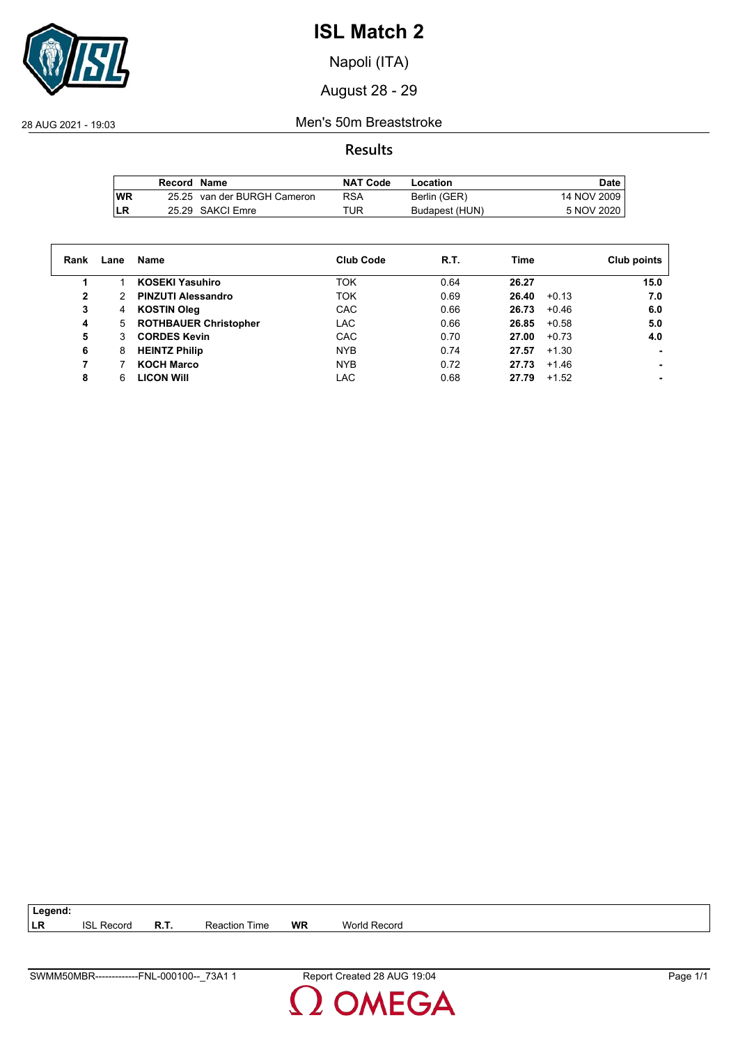# ISL Match 2

Napoli (ITA)

August 28 - 29

28 AUG 2021 - 19:03

Men's 50m Breaststroke

## Results

| | Record | Name | NAT Code | Location | Date |
|---|---|---|---|---|---|
| WR | 25.25 | van der BURGH Cameron | RSA | Berlin (GER) | 14 NOV 2009 |
| LR | 25.29 | SAKCI Emre | TUR | Budapest (HUN) | 5 NOV 2020 |

| Rank | Lane | Name | Club Code | R.T. | Time | | Club points |
|---|---|---|---|---|---|---|---|
| **1** | 1 | **KOSEKI Yasuhiro** | TOK | 0.64 | **26.27** | | **15.0** |
| **2** | 2 | **PINZUTI Alessandro** | TOK | 0.69 | **26.40** | +0.13 | **7.0** |
| **3** | 4 | **KOSTIN Oleg** | CAC | 0.66 | **26.73** | +0.46 | **6.0** |
| **4** | 5 | **ROTHBAUER Christopher** | LAC | 0.66 | **26.85** | +0.58 | **5.0** |
| **5** | 3 | **CORDES Kevin** | CAC | 0.70 | **27.00** | +0.73 | **4.0** |
| **6** | 8 | **HEINTZ Philip** | NYB | 0.74 | **27.57** | +1.30 | **-** |
| **7** | 7 | **KOCH Marco** | NYB | 0.72 | **27.73** | +1.46 | **-** |
| **8** | 6 | **LICON Will** | LAC | 0.68 | **27.79** | +1.52 | **-** |

**Legend:**

| | | | | | |
|---|---|---|---|---|---|
| **LR** | ISL Record | **R.T.** | Reaction Time | **WR** | World Record |

SWMM50MBR-------------FNL-000100--_73A1 1 Report Created 28 AUG 19:04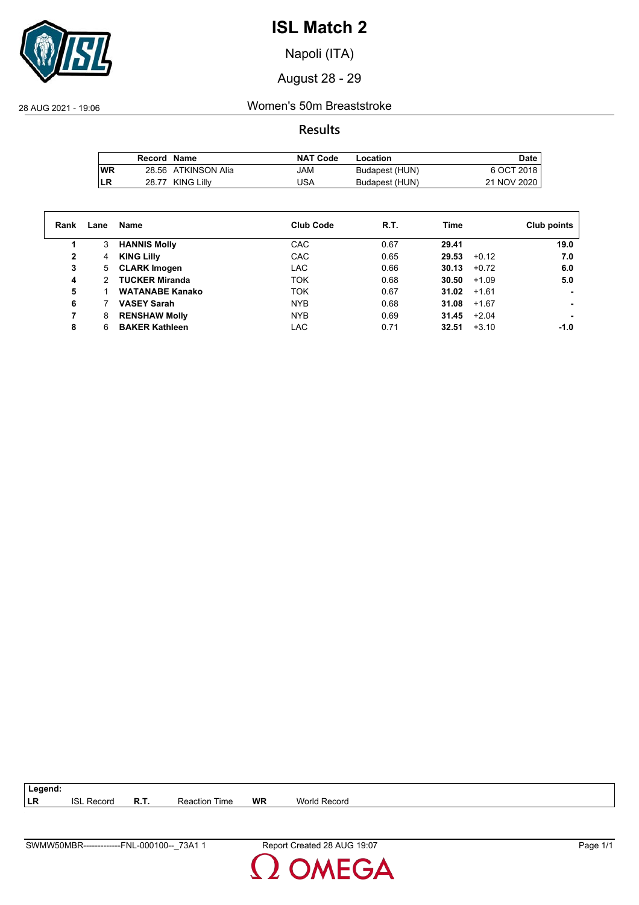# ISL Match 2

Napoli (ITA)

August 28 - 29

28 AUG 2021 - 19:06

## Women's 50m Breaststroke

### Results

| | Record | Name | NAT Code | Location | Date |
|---|---|---|---|---|---|
| WR | 28.56 | ATKINSON Alia | JAM | Budapest (HUN) | 6 OCT 2018 |
| LR | 28.77 | KING Lilly | USA | Budapest (HUN) | 21 NOV 2020 |

| Rank | Lane | Name | Club Code | R.T. | Time | | Club points |
|---|---|---|---|---|---|---|---|
| 1 | 3 | **HANNIS Molly** | CAC | 0.67 | **29.41** | | **19.0** |
| 2 | 4 | **KING Lilly** | CAC | 0.65 | **29.53** | +0.12 | **7.0** |
| 3 | 5 | **CLARK Imogen** | LAC | 0.66 | **30.13** | +0.72 | **6.0** |
| 4 | 2 | **TUCKER Miranda** | TOK | 0.68 | **30.50** | +1.09 | **5.0** |
| 5 | 1 | **WATANABE Kanako** | TOK | 0.67 | **31.02** | +1.61 | **-** |
| 6 | 7 | **VASEY Sarah** | NYB | 0.68 | **31.08** | +1.67 | **-** |
| 7 | 8 | **RENSHAW Molly** | NYB | 0.69 | **31.45** | +2.04 | **-** |
| 8 | 6 | **BAKER Kathleen** | LAC | 0.71 | **32.51** | +3.10 | **-1.0** |

| Legend: | | | | | |
|---|---|---|---|---|---|
| LR | ISL Record | R.T. | Reaction Time | WR | World Record |

SWMW50MBR-------------FNL-000100--_73A1 1 Report Created 28 AUG 19:07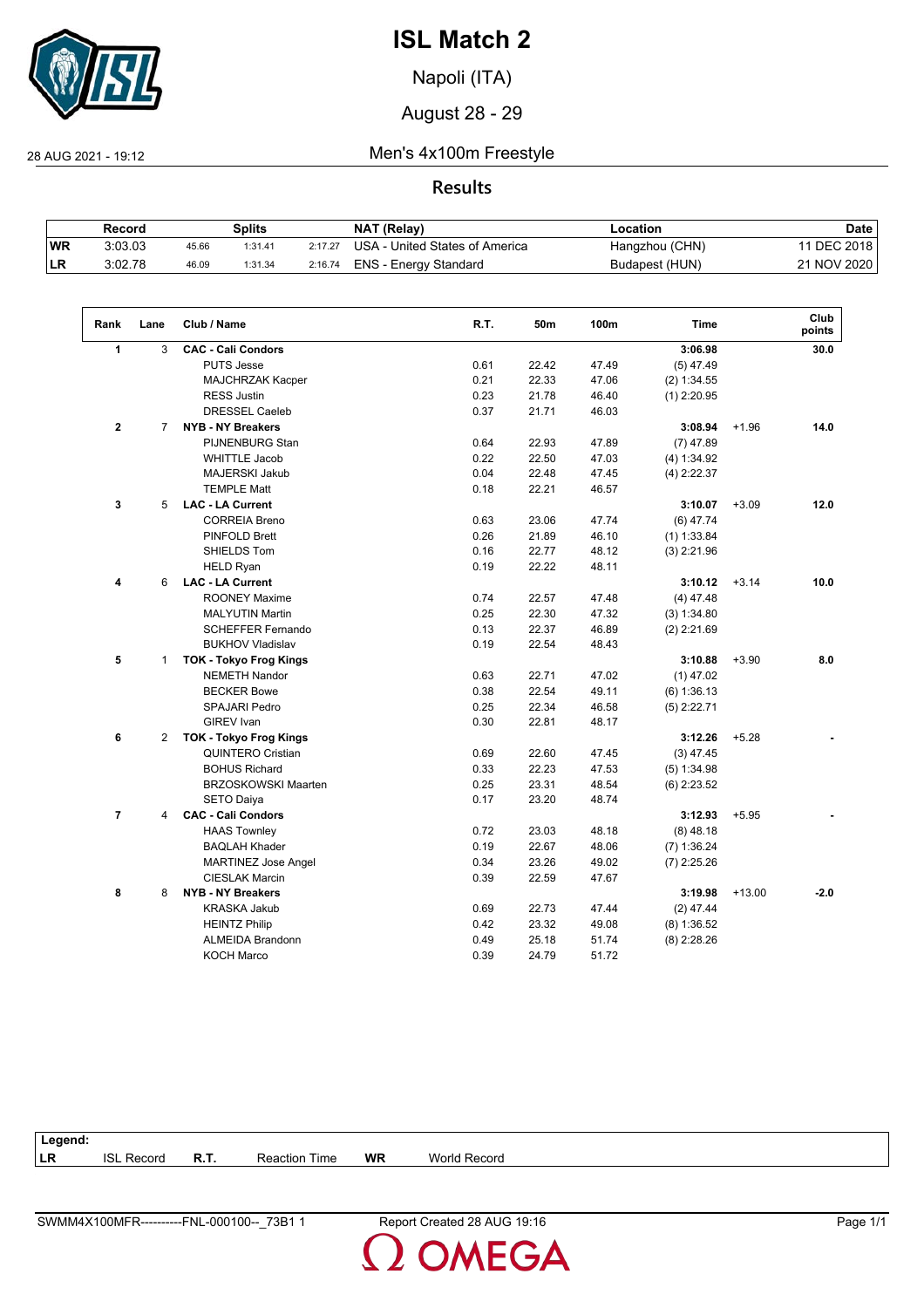# ISL Match 2

Napoli (ITA)

August 28 - 29

28 AUG 2021 - 19:12

## Men's 4x100m Freestyle

### Results

| | Record | Splits | | | NAT (Relay) | Location | Date |
|---|---|---|---|---|---|---|---|
| WR | 3:03.03 | 45.66 | 1:31.41 | 2:17.27 | USA - United States of America | Hangzhou (CHN) | 11 DEC 2018 |
| LR | 3:02.78 | 46.09 | 1:31.34 | 2:16.74 | ENS - Energy Standard | Budapest (HUN) | 21 NOV 2020 |

| Rank | Lane | Club / Name | R.T. | 50m | 100m | Time | | Club points |
|---|---|---|---|---|---|---|---|---|
| 1 | 3 | **CAC - Cali Condors** | | | | **3:06.98** | | **30.0** |
| | | PUTS Jesse | 0.61 | 22.42 | 47.49 | (5) 47.49 | | |
| | | MAJCHRZAK Kacper | 0.21 | 22.33 | 47.06 | (2) 1:34.55 | | |
| | | RESS Justin | 0.23 | 21.78 | 46.40 | (1) 2:20.95 | | |
| | | DRESSEL Caeleb | 0.37 | 21.71 | 46.03 | | | |
| 2 | 7 | **NYB - NY Breakers** | | | | **3:08.94** | +1.96 | **14.0** |
| | | PIJNENBURG Stan | 0.64 | 22.93 | 47.89 | (7) 47.89 | | |
| | | WHITTLE Jacob | 0.22 | 22.50 | 47.03 | (4) 1:34.92 | | |
| | | MAJERSKI Jakub | 0.04 | 22.48 | 47.45 | (4) 2:22.37 | | |
| | | TEMPLE Matt | 0.18 | 22.21 | 46.57 | | | |
| 3 | 5 | **LAC - LA Current** | | | | **3:10.07** | +3.09 | **12.0** |
| | | CORREIA Breno | 0.63 | 23.06 | 47.74 | (6) 47.74 | | |
| | | PINFOLD Brett | 0.26 | 21.89 | 46.10 | (1) 1:33.84 | | |
| | | SHIELDS Tom | 0.16 | 22.77 | 48.12 | (3) 2:21.96 | | |
| | | HELD Ryan | 0.19 | 22.22 | 48.11 | | | |
| 4 | 6 | **LAC - LA Current** | | | | **3:10.12** | +3.14 | **10.0** |
| | | ROONEY Maxime | 0.74 | 22.57 | 47.48 | (4) 47.48 | | |
| | | MALYUTIN Martin | 0.25 | 22.30 | 47.32 | (3) 1:34.80 | | |
| | | SCHEFFER Fernando | 0.13 | 22.37 | 46.89 | (2) 2:21.69 | | |
| | | BUKHOV Vladislav | 0.19 | 22.54 | 48.43 | | | |
| 5 | 1 | **TOK - Tokyo Frog Kings** | | | | **3:10.88** | +3.90 | **8.0** |
| | | NEMETH Nandor | 0.63 | 22.71 | 47.02 | (1) 47.02 | | |
| | | BECKER Bowe | 0.38 | 22.54 | 49.11 | (6) 1:36.13 | | |
| | | SPAJARI Pedro | 0.25 | 22.34 | 46.58 | (5) 2:22.71 | | |
| | | GIREV Ivan | 0.30 | 22.81 | 48.17 | | | |
| 6 | 2 | **TOK - Tokyo Frog Kings** | | | | **3:12.26** | +5.28 | **-** |
| | | QUINTERO Cristian | 0.69 | 22.60 | 47.45 | (3) 47.45 | | |
| | | BOHUS Richard | 0.33 | 22.23 | 47.53 | (5) 1:34.98 | | |
| | | BRZOSKOWSKI Maarten | 0.25 | 23.31 | 48.54 | (6) 2:23.52 | | |
| | | SETO Daiya | 0.17 | 23.20 | 48.74 | | | |
| 7 | 4 | **CAC - Cali Condors** | | | | **3:12.93** | +5.95 | **-** |
| | | HAAS Townley | 0.72 | 23.03 | 48.18 | (8) 48.18 | | |
| | | BAQLAH Khader | 0.19 | 22.67 | 48.06 | (7) 1:36.24 | | |
| | | MARTINEZ Jose Angel | 0.34 | 23.26 | 49.02 | (7) 2:25.26 | | |
| | | CIESLAK Marcin | 0.39 | 22.59 | 47.67 | | | |
| 8 | 8 | **NYB - NY Breakers** | | | | **3:19.98** | +13.00 | **-2.0** |
| | | KRASKA Jakub | 0.69 | 22.73 | 47.44 | (2) 47.44 | | |
| | | HEINTZ Philip | 0.42 | 23.32 | 49.08 | (8) 1:36.52 | | |
| | | ALMEIDA Brandonn | 0.49 | 25.18 | 51.74 | (8) 2:28.26 | | |
| | | KOCH Marco | 0.39 | 24.79 | 51.72 | | | |

**Legend:**

| | | | | | |
|---|---|---|---|---|---|
| **LR** | ISL Record | **R.T.** | Reaction Time | **WR** | World Record |

SWMM4X100MFR----------FNL-000100--_73B1 1 Report Created 28 AUG 19:16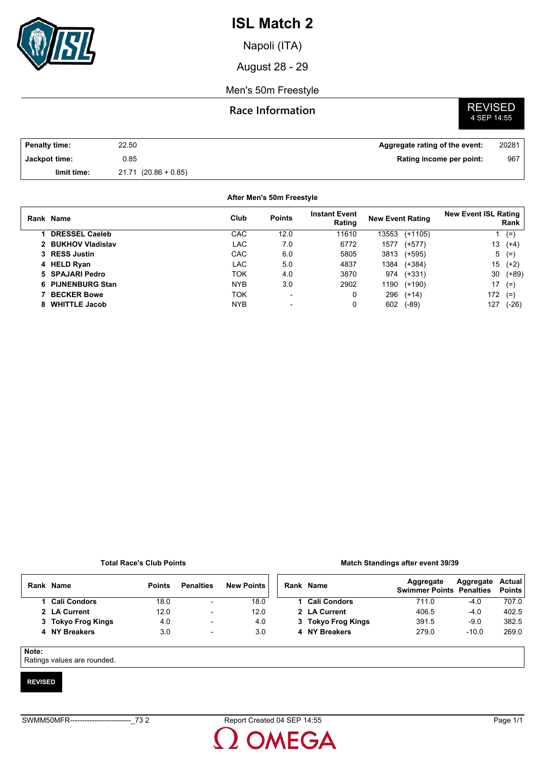# ISL Match 2

Napoli (ITA)

August 28 - 29

Men's 50m Freestyle

## Race Information

REVISED
4 SEP 14:55

| | | | |
|---|---|---|---|
| **Penalty time:** | 22.50 | **Aggregate rating of the event:** | 20281 |
| **Jackpot time:** | 0.85 | **Rating income per point:** | 967 |
| **limit time:** | 21.71 (20.86 + 0.85) | | |

**After Men's 50m Freestyle**

| Rank | Name | Club | Points | Instant Event Rating | New Event Rating | | New Event ISL Rating Rank | |
|---|---|---|---|---|---|---|---|---|
| 1 | **DRESSEL Caeleb** | CAC | 12.0 | 11610 | 13553 | (+1105) | 1 | (=) |
| 2 | **BUKHOV Vladislav** | LAC | 7.0 | 6772 | 1577 | (+577) | 13 | (+4) |
| 3 | **RESS Justin** | CAC | 6.0 | 5805 | 3813 | (+595) | 5 | (=) |
| 4 | **HELD Ryan** | LAC | 5.0 | 4837 | 1384 | (+384) | 15 | (+2) |
| 5 | **SPAJARI Pedro** | TOK | 4.0 | 3870 | 974 | (+331) | 30 | (+89) |
| 6 | **PIJNENBURG Stan** | NYB | 3.0 | 2902 | 1190 | (+190) | 17 | (=) |
| 7 | **BECKER Bowe** | TOK | - | 0 | 296 | (+14) | 172 | (=) |
| 8 | **WHITTLE Jacob** | NYB | - | 0 | 602 | (-89) | 127 | (-26) |

**Total Race's Club Points**

| Rank | Name | Points | Penalties | New Points |
|---|---|---|---|---|
| 1 | **Cali Condors** | 18.0 | - | 18.0 |
| 2 | **LA Current** | 12.0 | - | 12.0 |
| 3 | **Tokyo Frog Kings** | 4.0 | - | 4.0 |
| 4 | **NY Breakers** | 3.0 | - | 3.0 |

**Match Standings after event 39/39**

| Rank | Name | Aggregate Swimmer Points | Aggregate Penalties | Actual Points |
|---|---|---|---|---|
| 1 | **Cali Condors** | 711.0 | -4.0 | 707.0 |
| 2 | **LA Current** | 406.5 | -4.0 | 402.5 |
| 3 | **Tokyo Frog Kings** | 391.5 | -9.0 | 382.5 |
| 4 | **NY Breakers** | 279.0 | -10.0 | 269.0 |

**Note:**
Ratings values are rounded.

**REVISED**

SWMM50MFR-------------------------_73 2　　Report Created 04 SEP 14:55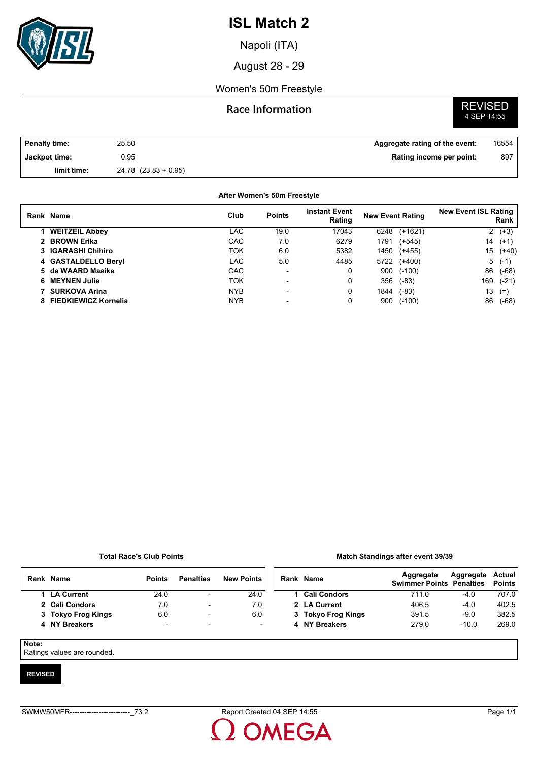# ISL Match 2

Napoli (ITA)

August 28 - 29

Women's 50m Freestyle

## Race Information

**REVISED**
4 SEP 14:55

| | | | |
|---|---|---|---|
| **Penalty time:** | 25.50 | **Aggregate rating of the event:** | 16554 |
| **Jackpot time:** | 0.95 | **Rating income per point:** | 897 |
| **limit time:** | 24.78 (23.83 + 0.95) | | |

**After Women's 50m Freestyle**

| Rank | Name | Club | Points | Instant Event Rating | New Event Rating | | New Event ISL Rating Rank | |
|---|---|---|---|---|---|---|---|---|
| 1 | **WEITZEIL Abbey** | LAC | 19.0 | 17043 | 6248 | (+1621) | 2 | (+3) |
| 2 | **BROWN Erika** | CAC | 7.0 | 6279 | 1791 | (+545) | 14 | (+1) |
| 3 | **IGARASHI Chihiro** | TOK | 6.0 | 5382 | 1450 | (+455) | 15 | (+40) |
| 4 | **GASTALDELLO Beryl** | LAC | 5.0 | 4485 | 5722 | (+400) | 5 | (-1) |
| 5 | **de WAARD Maaike** | CAC | - | 0 | 900 | (-100) | 86 | (-68) |
| 6 | **MEYNEN Julie** | TOK | - | 0 | 356 | (-83) | 169 | (-21) |
| 7 | **SURKOVA Arina** | NYB | - | 0 | 1844 | (-83) | 13 | (=) |
| 8 | **FIEDKIEWICZ Kornelia** | NYB | - | 0 | 900 | (-100) | 86 | (-68) |

**Total Race's Club Points**

| Rank | Name | Points | Penalties | New Points |
|---|---|---|---|---|
| 1 | **LA Current** | 24.0 | - | 24.0 |
| 2 | **Cali Condors** | 7.0 | - | 7.0 |
| 3 | **Tokyo Frog Kings** | 6.0 | - | 6.0 |
| 4 | **NY Breakers** | - | - | - |

**Match Standings after event 39/39**

| Rank | Name | Aggregate Swimmer Points | Aggregate Penalties | Actual Points |
|---|---|---|---|---|
| 1 | **Cali Condors** | 711.0 | -4.0 | 707.0 |
| 2 | **LA Current** | 406.5 | -4.0 | 402.5 |
| 3 | **Tokyo Frog Kings** | 391.5 | -9.0 | 382.5 |
| 4 | **NY Breakers** | 279.0 | -10.0 | 269.0 |

**Note:**
Ratings values are rounded.

**REVISED**

SWMW50MFR-------------------------_73 2 Report Created 04 SEP 14:55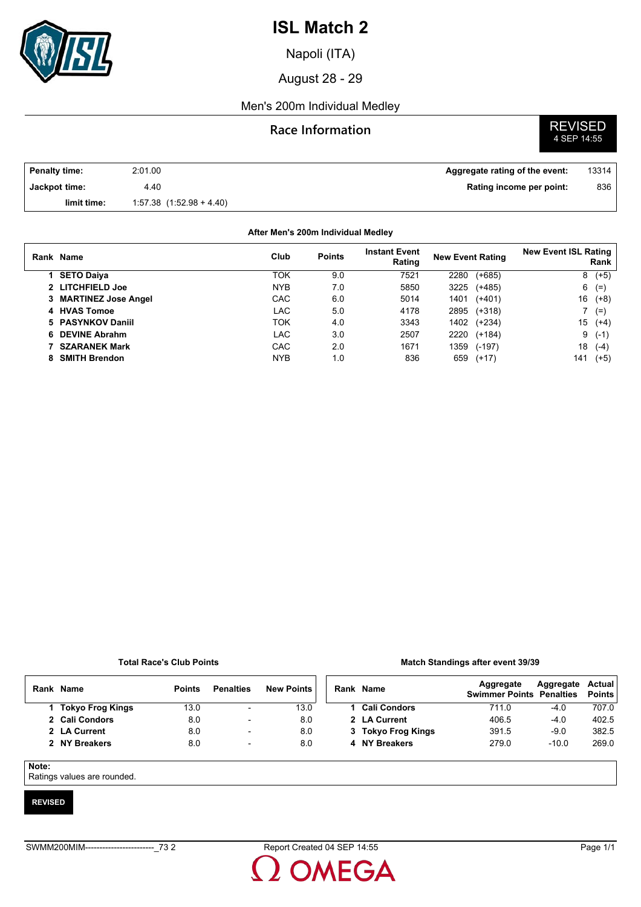# ISL Match 2

Napoli (ITA)

August 28 - 29

Men's 200m Individual Medley

## Race Information

**REVISED**
4 SEP 14:55

| | | | |
|---|---|---|---|
| **Penalty time:** | 2:01.00 | **Aggregate rating of the event:** | 13314 |
| **Jackpot time:** | 4.40 | **Rating income per point:** | 836 |
| **limit time:** | 1:57.38 (1:52.98 + 4.40) | | |

**After Men's 200m Individual Medley**

| Rank | Name | Club | Points | Instant Event Rating | New Event Rating | | New Event ISL Rating Rank | |
|---|---|---|---|---|---|---|---|---|
| 1 | **SETO Daiya** | TOK | 9.0 | 7521 | 2280 | (+685) | 8 | (+5) |
| 2 | **LITCHFIELD Joe** | NYB | 7.0 | 5850 | 3225 | (+485) | 6 | (=) |
| 3 | **MARTINEZ Jose Angel** | CAC | 6.0 | 5014 | 1401 | (+401) | 16 | (+8) |
| 4 | **HVAS Tomoe** | LAC | 5.0 | 4178 | 2895 | (+318) | 7 | (=) |
| 5 | **PASYNKOV Daniil** | TOK | 4.0 | 3343 | 1402 | (+234) | 15 | (+4) |
| 6 | **DEVINE Abrahm** | LAC | 3.0 | 2507 | 2220 | (+184) | 9 | (-1) |
| 7 | **SZARANEK Mark** | CAC | 2.0 | 1671 | 1359 | (-197) | 18 | (-4) |
| 8 | **SMITH Brendon** | NYB | 1.0 | 836 | 659 | (+17) | 141 | (+5) |

**Total Race's Club Points**

| Rank | Name | Points | Penalties | New Points |
|---|---|---|---|---|
| 1 | **Tokyo Frog Kings** | 13.0 | - | 13.0 |
| 2 | **Cali Condors** | 8.0 | - | 8.0 |
| 2 | **LA Current** | 8.0 | - | 8.0 |
| 2 | **NY Breakers** | 8.0 | - | 8.0 |

**Match Standings after event 39/39**

| Rank | Name | Aggregate Swimmer Points | Aggregate Penalties | Actual Points |
|---|---|---|---|---|
| 1 | **Cali Condors** | 711.0 | -4.0 | 707.0 |
| 2 | **LA Current** | 406.5 | -4.0 | 402.5 |
| 3 | **Tokyo Frog Kings** | 391.5 | -9.0 | 382.5 |
| 4 | **NY Breakers** | 279.0 | -10.0 | 269.0 |

**Note:**
Ratings values are rounded.

**REVISED**

SWMM200MIM------------------------_73 2 Report Created 04 SEP 14:55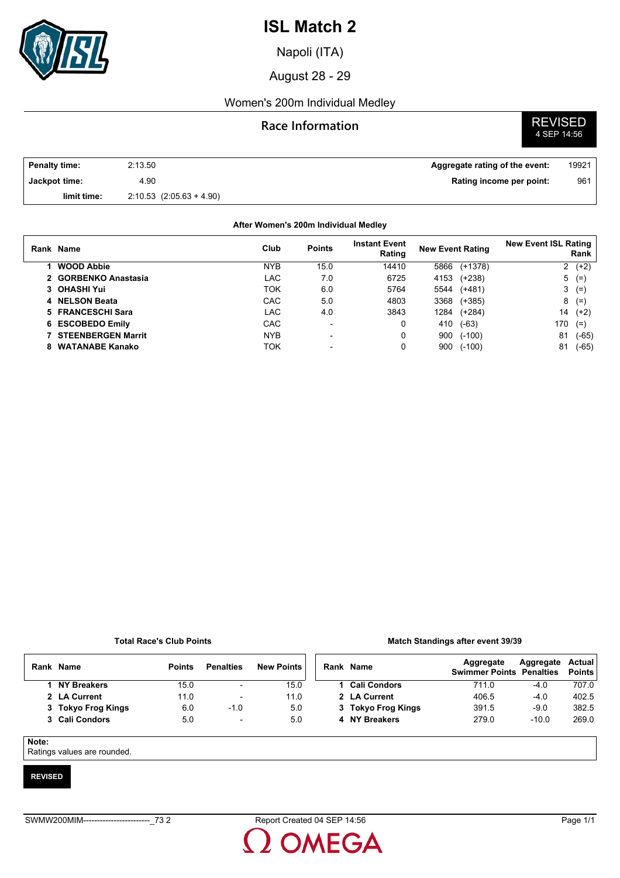# ISL Match 2

Napoli (ITA)

August 28 - 29

Women's 200m Individual Medley

## Race Information

**REVISED**
4 SEP 14:56

| | | | |
|---|---|---|---|
| **Penalty time:** | 2:13.50 | **Aggregate rating of the event:** | 19921 |
| **Jackpot time:** | 4.90 | **Rating income per point:** | 961 |
| **limit time:** | 2:10.53 (2:05.63 + 4.90) | | |

**After Women's 200m Individual Medley**

| Rank | Name | Club | Points | Instant Event Rating | New Event Rating | New Event ISL Rating Rank |
|---|---|---|---|---|---|---|
| 1 | **WOOD Abbie** | NYB | 15.0 | 14410 | 5866 (+1378) | 2 (+2) |
| 2 | **GORBENKO Anastasia** | LAC | 7.0 | 6725 | 4153 (+238) | 5 (=) |
| 3 | **OHASHI Yui** | TOK | 6.0 | 5764 | 5544 (+481) | 3 (=) |
| 4 | **NELSON Beata** | CAC | 5.0 | 4803 | 3368 (+385) | 8 (=) |
| 5 | **FRANCESCHI Sara** | LAC | 4.0 | 3843 | 1284 (+284) | 14 (+2) |
| 6 | **ESCOBEDO Emily** | CAC | - | 0 | 410 (-63) | 170 (=) |
| 7 | **STEENBERGEN Marrit** | NYB | - | 0 | 900 (-100) | 81 (-65) |
| 8 | **WATANABE Kanako** | TOK | - | 0 | 900 (-100) | 81 (-65) |

**Total Race's Club Points**

| Rank | Name | Points | Penalties | New Points |
|---|---|---|---|---|
| 1 | **NY Breakers** | 15.0 | - | 15.0 |
| 2 | **LA Current** | 11.0 | - | 11.0 |
| 3 | **Tokyo Frog Kings** | 6.0 | -1.0 | 5.0 |
| 3 | **Cali Condors** | 5.0 | - | 5.0 |

**Match Standings after event 39/39**

| Rank | Name | Aggregate Swimmer Points | Aggregate Penalties | Actual Points |
|---|---|---|---|---|
| 1 | **Cali Condors** | 711.0 | -4.0 | 707.0 |
| 2 | **LA Current** | 406.5 | -4.0 | 402.5 |
| 3 | **Tokyo Frog Kings** | 391.5 | -9.0 | 382.5 |
| 4 | **NY Breakers** | 279.0 | -10.0 | 269.0 |

**Note:**
Ratings values are rounded.

**REVISED**

SWMW200MIM------------------------_73 2 Report Created 04 SEP 14:56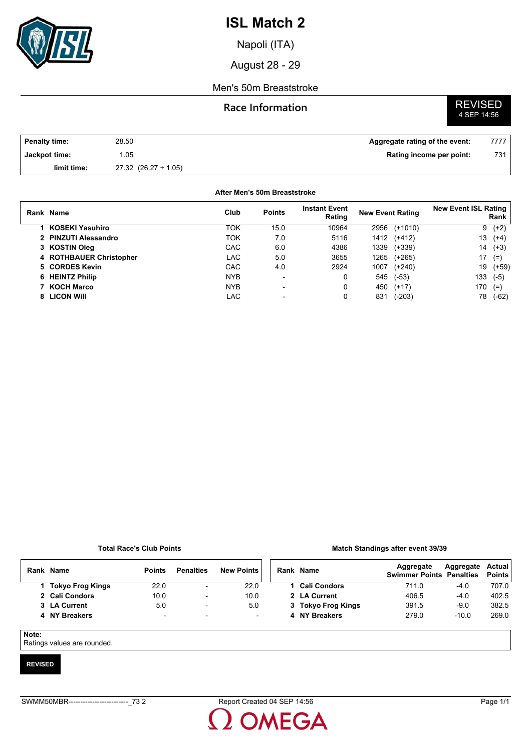# ISL Match 2

Napoli (ITA)

August 28 - 29

Men's 50m Breaststroke

## Race Information

**REVISED**
4 SEP 14:56

| | | | |
|---|---|---|---|
| **Penalty time:** | 28.50 | **Aggregate rating of the event:** | 7777 |
| **Jackpot time:** | 1.05 | **Rating income per point:** | 731 |
| **limit time:** | 27.32 (26.27 + 1.05) | | |

**After Men's 50m Breaststroke**

| Rank | Name | Club | Points | Instant Event Rating | New Event Rating | | New Event ISL Rating Rank | |
|---|---|---|---|---|---|---|---|---|
| 1 | **KOSEKI Yasuhiro** | TOK | 15.0 | 10964 | 2956 | (+1010) | 9 | (+2) |
| 2 | **PINZUTI Alessandro** | TOK | 7.0 | 5116 | 1412 | (+412) | 13 | (+4) |
| 3 | **KOSTIN Oleg** | CAC | 6.0 | 4386 | 1339 | (+339) | 14 | (+3) |
| 4 | **ROTHBAUER Christopher** | LAC | 5.0 | 3655 | 1265 | (+265) | 17 | (=) |
| 5 | **CORDES Kevin** | CAC | 4.0 | 2924 | 1007 | (+240) | 19 | (+59) |
| 6 | **HEINTZ Philip** | NYB | - | 0 | 545 | (-53) | 133 | (-5) |
| 7 | **KOCH Marco** | NYB | - | 0 | 450 | (+17) | 170 | (=) |
| 8 | **LICON Will** | LAC | - | 0 | 831 | (-203) | 78 | (-62) |

**Total Race's Club Points**

| Rank | Name | Points | Penalties | New Points |
|---|---|---|---|---|
| 1 | **Tokyo Frog Kings** | 22.0 | - | 22.0 |
| 2 | **Cali Condors** | 10.0 | - | 10.0 |
| 3 | **LA Current** | 5.0 | - | 5.0 |
| 4 | **NY Breakers** | - | - | - |

**Match Standings after event 39/39**

| Rank | Name | Aggregate Swimmer Points | Aggregate Penalties | Actual Points |
|---|---|---|---|---|
| 1 | **Cali Condors** | 711.0 | -4.0 | 707.0 |
| 2 | **LA Current** | 406.5 | -4.0 | 402.5 |
| 3 | **Tokyo Frog Kings** | 391.5 | -9.0 | 382.5 |
| 4 | **NY Breakers** | 279.0 | -10.0 | 269.0 |

**Note:**
Ratings values are rounded.

**REVISED**

SWMM50MBR-------------------------_73 2 Report Created 04 SEP 14:56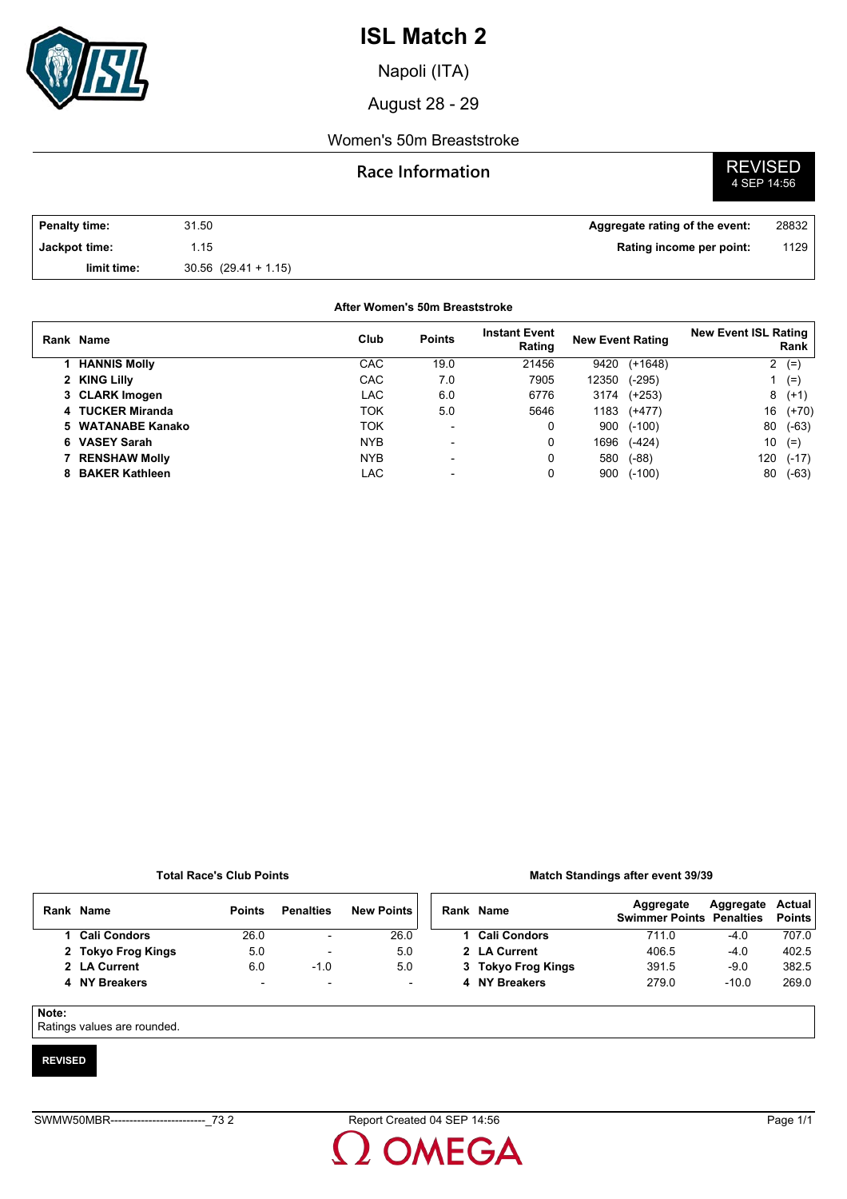# ISL Match 2

Napoli (ITA)

August 28 - 29

Women's 50m Breaststroke

## Race Information

**REVISED**
4 SEP 14:56

| | | | |
|---|---|---|---|
| **Penalty time:** | 31.50 | **Aggregate rating of the event:** | 28832 |
| **Jackpot time:** | 1.15 | **Rating income per point:** | 1129 |
| **limit time:** | 30.56 (29.41 + 1.15) | | |

**After Women's 50m Breaststroke**

| Rank | Name | Club | Points | Instant Event Rating | New Event Rating | | New Event ISL Rating Rank | |
|---|---|---|---|---|---|---|---|---|
| 1 | **HANNIS Molly** | CAC | 19.0 | 21456 | 9420 | (+1648) | 2 | (=) |
| 2 | **KING Lilly** | CAC | 7.0 | 7905 | 12350 | (-295) | 1 | (=) |
| 3 | **CLARK Imogen** | LAC | 6.0 | 6776 | 3174 | (+253) | 8 | (+1) |
| 4 | **TUCKER Miranda** | TOK | 5.0 | 5646 | 1183 | (+477) | 16 | (+70) |
| 5 | **WATANABE Kanako** | TOK | - | 0 | 900 | (-100) | 80 | (-63) |
| 6 | **VASEY Sarah** | NYB | - | 0 | 1696 | (-424) | 10 | (=) |
| 7 | **RENSHAW Molly** | NYB | - | 0 | 580 | (-88) | 120 | (-17) |
| 8 | **BAKER Kathleen** | LAC | - | 0 | 900 | (-100) | 80 | (-63) |

**Total Race's Club Points**

| Rank | Name | Points | Penalties | New Points |
|---|---|---|---|---|
| 1 | **Cali Condors** | 26.0 | - | 26.0 |
| 2 | **Tokyo Frog Kings** | 5.0 | - | 5.0 |
| 2 | **LA Current** | 6.0 | -1.0 | 5.0 |
| 4 | **NY Breakers** | - | - | - |

**Match Standings after event 39/39**

| Rank | Name | Aggregate Swimmer Points | Aggregate Penalties | Actual Points |
|---|---|---|---|---|
| 1 | **Cali Condors** | 711.0 | -4.0 | 707.0 |
| 2 | **LA Current** | 406.5 | -4.0 | 402.5 |
| 3 | **Tokyo Frog Kings** | 391.5 | -9.0 | 382.5 |
| 4 | **NY Breakers** | 279.0 | -10.0 | 269.0 |

**Note:**
Ratings values are rounded.

**REVISED**

SWMW50MBR-------------------------_73 2 Report Created 04 SEP 14:56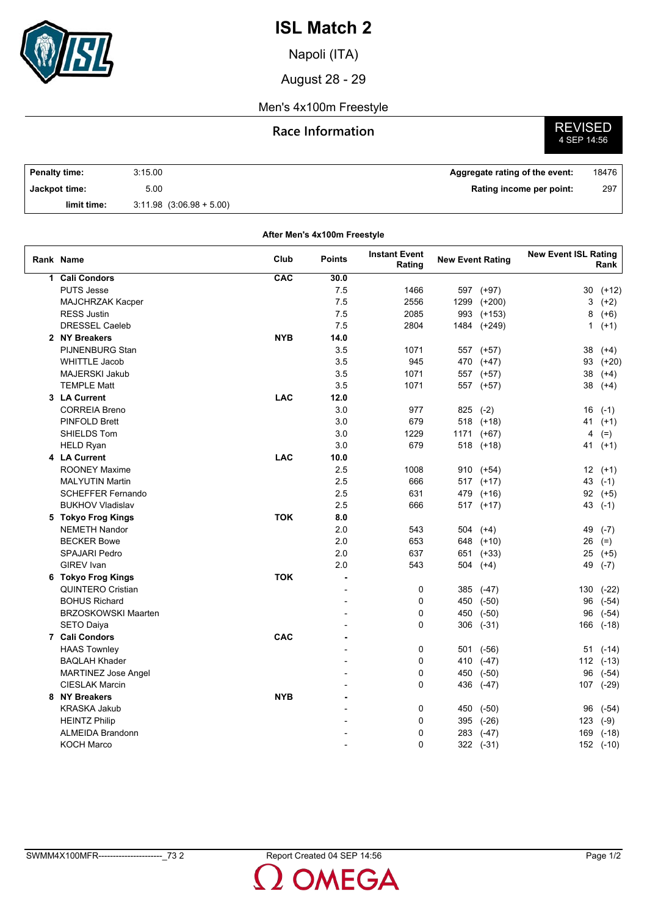# ISL Match 2

Napoli (ITA)

August 28 - 29

Men's 4x100m Freestyle

## Race Information

REVISED
4 SEP 14:56

| | | | |
|---|---|---|---|
| **Penalty time:** | 3:15.00 | **Aggregate rating of the event:** | 18476 |
| **Jackpot time:** | 5.00 | **Rating income per point:** | 297 |
| **limit time:** | 3:11.98 (3:06.98 + 5.00) | | |

**After Men's 4x100m Freestyle**

| Rank | Name | Club | Points | Instant Event Rating | New Event Rating | New Event ISL Rating Rank |
|---|---|---|---|---|---|---|
| 1 | **Cali Condors** | **CAC** | **30.0** | | | |
| | PUTS Jesse | | 7.5 | 1466 | 597 (+97) | 30 (+12) |
| | MAJCHRZAK Kacper | | 7.5 | 2556 | 1299 (+200) | 3 (+2) |
| | RESS Justin | | 7.5 | 2085 | 993 (+153) | 8 (+6) |
| | DRESSEL Caeleb | | 7.5 | 2804 | 1484 (+249) | 1 (+1) |
| 2 | **NY Breakers** | **NYB** | **14.0** | | | |
| | PIJNENBURG Stan | | 3.5 | 1071 | 557 (+57) | 38 (+4) |
| | WHITTLE Jacob | | 3.5 | 945 | 470 (+47) | 93 (+20) |
| | MAJERSKI Jakub | | 3.5 | 1071 | 557 (+57) | 38 (+4) |
| | TEMPLE Matt | | 3.5 | 1071 | 557 (+57) | 38 (+4) |
| 3 | **LA Current** | **LAC** | **12.0** | | | |
| | CORREIA Breno | | 3.0 | 977 | 825 (-2) | 16 (-1) |
| | PINFOLD Brett | | 3.0 | 679 | 518 (+18) | 41 (+1) |
| | SHIELDS Tom | | 3.0 | 1229 | 1171 (+67) | 4 (=) |
| | HELD Ryan | | 3.0 | 679 | 518 (+18) | 41 (+1) |
| 4 | **LA Current** | **LAC** | **10.0** | | | |
| | ROONEY Maxime | | 2.5 | 1008 | 910 (+54) | 12 (+1) |
| | MALYUTIN Martin | | 2.5 | 666 | 517 (+17) | 43 (-1) |
| | SCHEFFER Fernando | | 2.5 | 631 | 479 (+16) | 92 (+5) |
| | BUKHOV Vladislav | | 2.5 | 666 | 517 (+17) | 43 (-1) |
| 5 | **Tokyo Frog Kings** | **TOK** | **8.0** | | | |
| | NEMETH Nandor | | 2.0 | 543 | 504 (+4) | 49 (-7) |
| | BECKER Bowe | | 2.0 | 653 | 648 (+10) | 26 (=) |
| | SPAJARI Pedro | | 2.0 | 637 | 651 (+33) | 25 (+5) |
| | GIREV Ivan | | 2.0 | 543 | 504 (+4) | 49 (-7) |
| 6 | **Tokyo Frog Kings** | **TOK** | **-** | | | |
| | QUINTERO Cristian | | - | 0 | 385 (-47) | 130 (-22) |
| | BOHUS Richard | | - | 0 | 450 (-50) | 96 (-54) |
| | BRZOSKOWSKI Maarten | | - | 0 | 450 (-50) | 96 (-54) |
| | SETO Daiya | | - | 0 | 306 (-31) | 166 (-18) |
| 7 | **Cali Condors** | **CAC** | **-** | | | |
| | HAAS Townley | | - | 0 | 501 (-56) | 51 (-14) |
| | BAQLAH Khader | | - | 0 | 410 (-47) | 112 (-13) |
| | MARTINEZ Jose Angel | | - | 0 | 450 (-50) | 96 (-54) |
| | CIESLAK Marcin | | - | 0 | 436 (-47) | 107 (-29) |
| 8 | **NY Breakers** | **NYB** | **-** | | | |
| | KRASKA Jakub | | - | 0 | 450 (-50) | 96 (-54) |
| | HEINTZ Philip | | - | 0 | 395 (-26) | 123 (-9) |
| | ALMEIDA Brandonn | | - | 0 | 283 (-47) | 169 (-18) |
| | KOCH Marco | | - | 0 | 322 (-31) | 152 (-10) |

SWMM4X100MFR----------------------_73 2 Report Created 04 SEP 14:56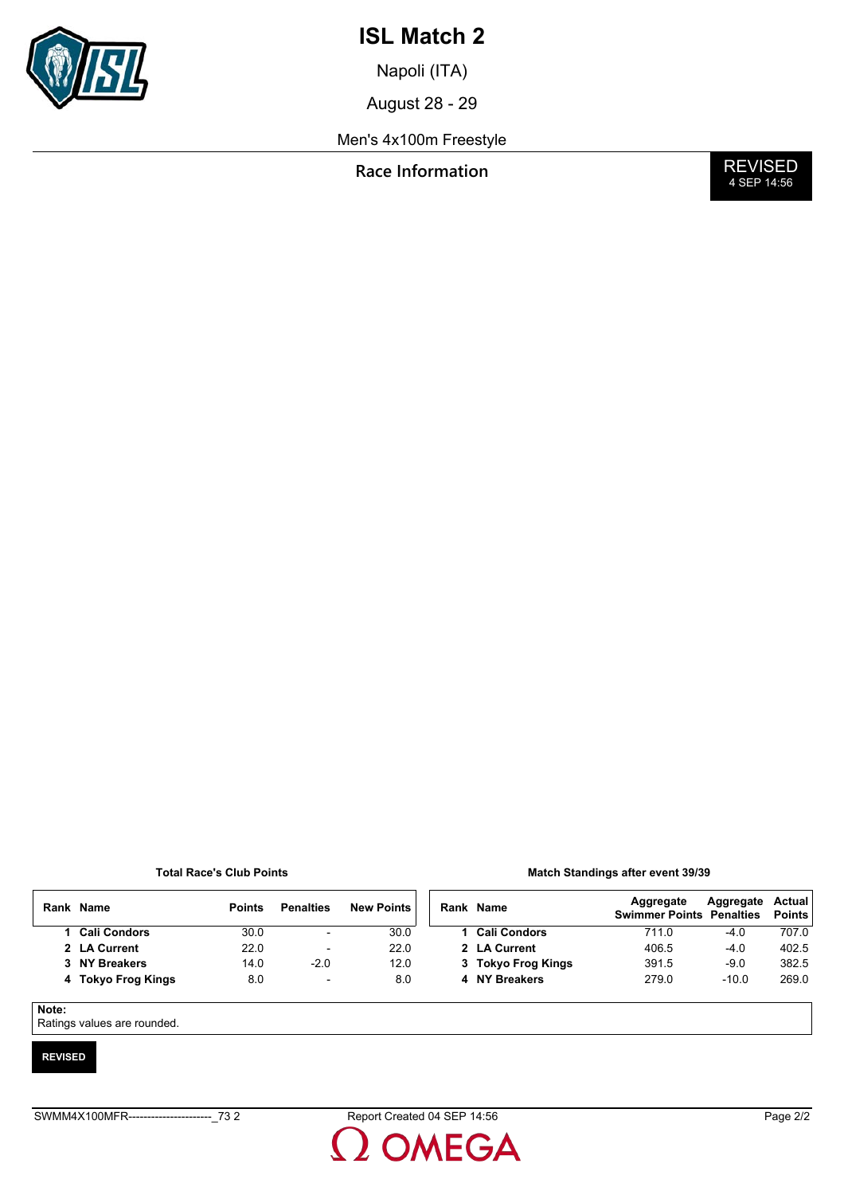# ISL Match 2

Napoli (ITA)

August 28 - 29

Men's 4x100m Freestyle

## Race Information

**REVISED**
4 SEP 14:56

**Total Race's Club Points**

| Rank | Name | Points | Penalties | New Points |
|---|---|---|---|---|
| 1 | **Cali Condors** | 30.0 | - | 30.0 |
| 2 | **LA Current** | 22.0 | - | 22.0 |
| 3 | **NY Breakers** | 14.0 | -2.0 | 12.0 |
| 4 | **Tokyo Frog Kings** | 8.0 | - | 8.0 |

**Match Standings after event 39/39**

| Rank | Name | Aggregate Swimmer Points | Aggregate Penalties | Actual Points |
|---|---|---|---|---|
| 1 | **Cali Condors** | 711.0 | -4.0 | 707.0 |
| 2 | **LA Current** | 406.5 | -4.0 | 402.5 |
| 3 | **Tokyo Frog Kings** | 391.5 | -9.0 | 382.5 |
| 4 | **NY Breakers** | 279.0 | -10.0 | 269.0 |

**Note:**
Ratings values are rounded.

**REVISED**

SWMM4X100MFR----------------------_73 2    Report Created 04 SEP 14:56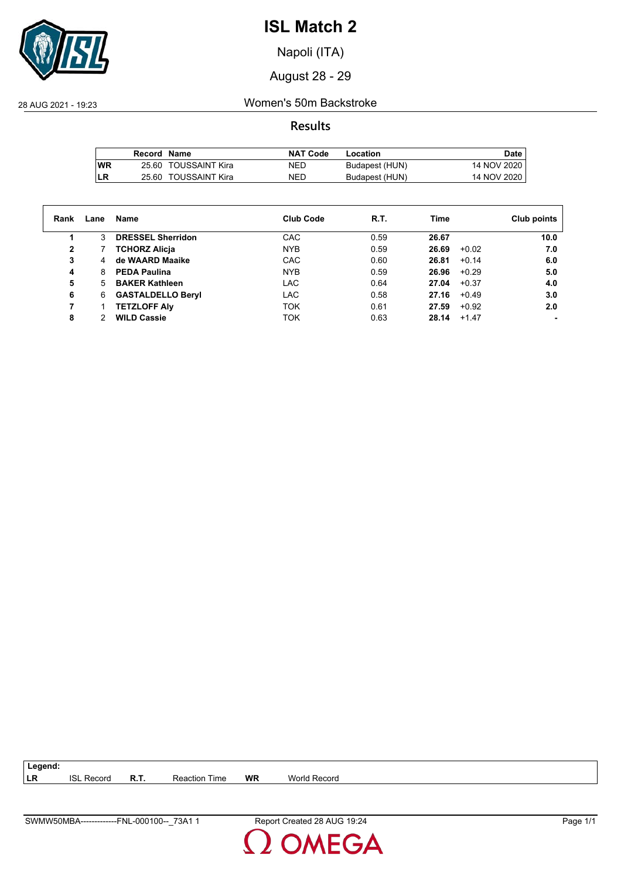# ISL Match 2

Napoli (ITA)

August 28 - 29

28 AUG 2021 - 19:23

Women's 50m Backstroke

## Results

| | Record | Name | NAT Code | Location | Date |
|---|---|---|---|---|---|
| WR | 25.60 | TOUSSAINT Kira | NED | Budapest (HUN) | 14 NOV 2020 |
| LR | 25.60 | TOUSSAINT Kira | NED | Budapest (HUN) | 14 NOV 2020 |

| Rank | Lane | Name | Club Code | R.T. | Time | | Club points |
|---|---|---|---|---|---|---|---|
| 1 | 3 | **DRESSEL Sherridon** | CAC | 0.59 | **26.67** | | **10.0** |
| 2 | 7 | **TCHORZ Alicja** | NYB | 0.59 | **26.69** | +0.02 | **7.0** |
| 3 | 4 | **de WAARD Maaike** | CAC | 0.60 | **26.81** | +0.14 | **6.0** |
| 4 | 8 | **PEDA Paulina** | NYB | 0.59 | **26.96** | +0.29 | **5.0** |
| 5 | 5 | **BAKER Kathleen** | LAC | 0.64 | **27.04** | +0.37 | **4.0** |
| 6 | 6 | **GASTALDELLO Beryl** | LAC | 0.58 | **27.16** | +0.49 | **3.0** |
| 7 | 1 | **TETZLOFF Aly** | TOK | 0.61 | **27.59** | +0.92 | **2.0** |
| 8 | 2 | **WILD Cassie** | TOK | 0.63 | **28.14** | +1.47 | **-** |

**Legend:**

| | | | | | |
|---|---|---|---|---|---|
| **LR** | ISL Record | **R.T.** | Reaction Time | **WR** | World Record |

SWMW50MBA-------------FNL-000100--_73A1 1 Report Created 28 AUG 19:24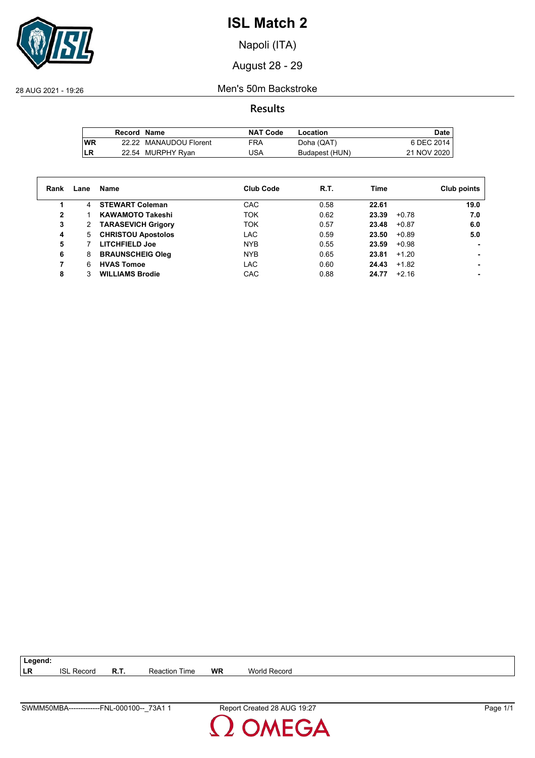# ISL Match 2

Napoli (ITA)

August 28 - 29

28 AUG 2021 - 19:26

## Men's 50m Backstroke

### Results

| | Record | Name | NAT Code | Location | Date |
|---|---|---|---|---|---|
| WR | 22.22 | MANAUDOU Florent | FRA | Doha (QAT) | 6 DEC 2014 |
| LR | 22.54 | MURPHY Ryan | USA | Budapest (HUN) | 21 NOV 2020 |

| Rank | Lane | Name | Club Code | R.T. | Time | | Club points |
|---|---|---|---|---|---|---|---|
| 1 | 4 | **STEWART Coleman** | CAC | 0.58 | **22.61** | | **19.0** |
| 2 | 1 | **KAWAMOTO Takeshi** | TOK | 0.62 | **23.39** | +0.78 | **7.0** |
| 3 | 2 | **TARASEVICH Grigory** | TOK | 0.57 | **23.48** | +0.87 | **6.0** |
| 4 | 5 | **CHRISTOU Apostolos** | LAC | 0.59 | **23.50** | +0.89 | **5.0** |
| 5 | 7 | **LITCHFIELD Joe** | NYB | 0.55 | **23.59** | +0.98 | **-** |
| 6 | 8 | **BRAUNSCHEIG Oleg** | NYB | 0.65 | **23.81** | +1.20 | **-** |
| 7 | 6 | **HVAS Tomoe** | LAC | 0.60 | **24.43** | +1.82 | **-** |
| 8 | 3 | **WILLIAMS Brodie** | CAC | 0.88 | **24.77** | +2.16 | **-** |

**Legend:**

| | | | | | |
|---|---|---|---|---|---|
| **LR** | ISL Record | **R.T.** | Reaction Time | **WR** | World Record |

SWMM50MBA-------------FNL-000100--_73A1 1    Report Created 28 AUG 19:27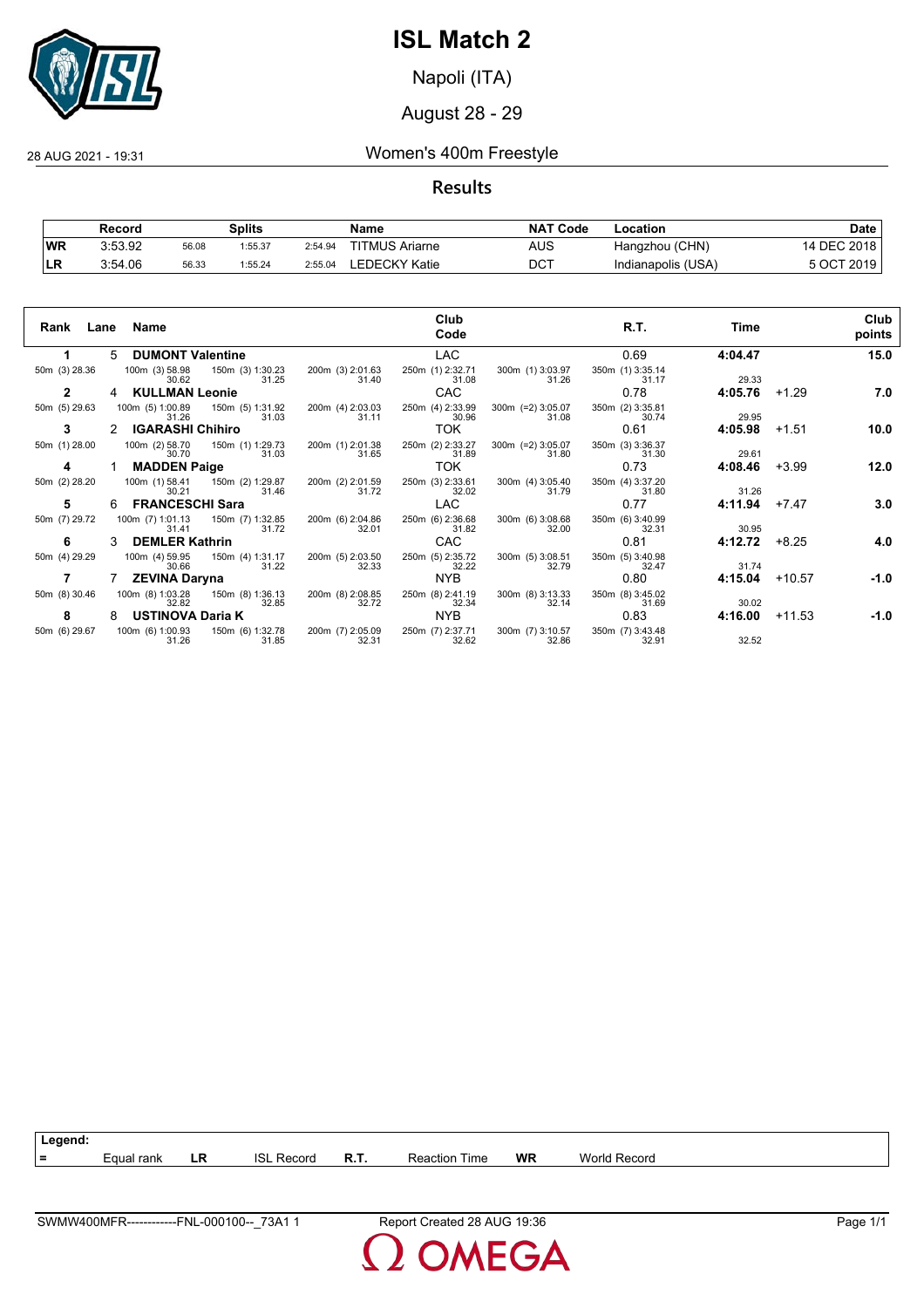# ISL Match 2

Napoli (ITA)

August 28 - 29

28 AUG 2021 - 19:31

## Women's 400m Freestyle

### Results

| | Record | Splits | | | Name | NAT Code | Location | Date |
|---|---|---|---|---|---|---|---|---|
| WR | 3:53.92 | 56.08 | 1:55.37 | 2:54.94 | TITMUS Ariarne | AUS | Hangzhou (CHN) | 14 DEC 2018 |
| LR | 3:54.06 | 56.33 | 1:55.24 | 2:55.04 | LEDECKY Katie | DCT | Indianapolis (USA) | 5 OCT 2019 |

| Rank | Lane | Name | Club Code | R.T. | Time | | Club points |
|---|---|---|---|---|---|---|---|
| **1** | 5 | **DUMONT Valentine** | LAC | 0.69 | **4:04.47** | | **15.0** |
| 50m (3) 28.36 | 100m (3) 58.98 / 30.62 | 150m (3) 1:30.23 / 31.25 | 200m (3) 2:01.63 / 31.40 | 250m (1) 2:32.71 / 31.08 | 300m (1) 3:03.97 / 31.26 | 350m (1) 3:35.14 / 31.17 | 29.33 |
| **2** | 4 | **KULLMAN Leonie** | CAC | 0.78 | **4:05.76** | +1.29 | **7.0** |
| 50m (5) 29.63 | 100m (5) 1:00.89 / 31.26 | 150m (5) 1:31.92 / 31.03 | 200m (4) 2:03.03 / 31.11 | 250m (4) 2:33.99 / 30.96 | 300m (=2) 3:05.07 / 31.08 | 350m (2) 3:35.81 / 30.74 | 29.95 |
| **3** | 2 | **IGARASHI Chihiro** | TOK | 0.61 | **4:05.98** | +1.51 | **10.0** |
| 50m (1) 28.00 | 100m (2) 58.70 / 30.70 | 150m (1) 1:29.73 / 31.03 | 200m (1) 2:01.38 / 31.65 | 250m (2) 2:33.27 / 31.89 | 300m (=2) 3:05.07 / 31.80 | 350m (3) 3:36.37 / 31.30 | 29.61 |
| **4** | 1 | **MADDEN Paige** | TOK | 0.73 | **4:08.46** | +3.99 | **12.0** |
| 50m (2) 28.20 | 100m (1) 58.41 / 30.21 | 150m (2) 1:29.87 / 31.46 | 200m (2) 2:01.59 / 31.72 | 250m (3) 2:33.61 / 32.02 | 300m (4) 3:05.40 / 31.79 | 350m (4) 3:37.20 / 31.80 | 31.26 |
| **5** | 6 | **FRANCESCHI Sara** | LAC | 0.77 | **4:11.94** | +7.47 | **3.0** |
| 50m (7) 29.72 | 100m (7) 1:01.13 / 31.41 | 150m (7) 1:32.85 / 31.72 | 200m (6) 2:04.86 / 32.01 | 250m (6) 2:36.68 / 31.82 | 300m (6) 3:08.68 / 32.00 | 350m (6) 3:40.99 / 32.31 | 30.95 |
| **6** | 3 | **DEMLER Kathrin** | CAC | 0.81 | **4:12.72** | +8.25 | **4.0** |
| 50m (4) 29.29 | 100m (4) 59.95 / 30.66 | 150m (4) 1:31.17 / 31.22 | 200m (5) 2:03.50 / 32.33 | 250m (5) 2:35.72 / 32.22 | 300m (5) 3:08.51 / 32.79 | 350m (5) 3:40.98 / 32.47 | 31.74 |
| **7** | 7 | **ZEVINA Daryna** | NYB | 0.80 | **4:15.04** | +10.57 | **-1.0** |
| 50m (8) 30.46 | 100m (8) 1:03.28 / 32.82 | 150m (8) 1:36.13 / 32.85 | 200m (8) 2:08.85 / 32.72 | 250m (8) 2:41.19 / 32.34 | 300m (8) 3:13.33 / 32.14 | 350m (8) 3:45.02 / 31.69 | 30.02 |
| **8** | 8 | **USTINOVA Daria K** | NYB | 0.83 | **4:16.00** | +11.53 | **-1.0** |
| 50m (6) 29.67 | 100m (6) 1:00.93 / 31.26 | 150m (6) 1:32.78 / 31.85 | 200m (7) 2:05.09 / 32.31 | 250m (7) 2:37.71 / 32.62 | 300m (7) 3:10.57 / 32.86 | 350m (7) 3:43.48 / 32.91 | 32.52 |

**Legend:**

| = | Equal rank | LR | ISL Record | R.T. | Reaction Time | WR | World Record |
|---|---|---|---|---|---|---|---|

SWMW400MFR------------FNL-000100--_73A1 1 Report Created 28 AUG 19:36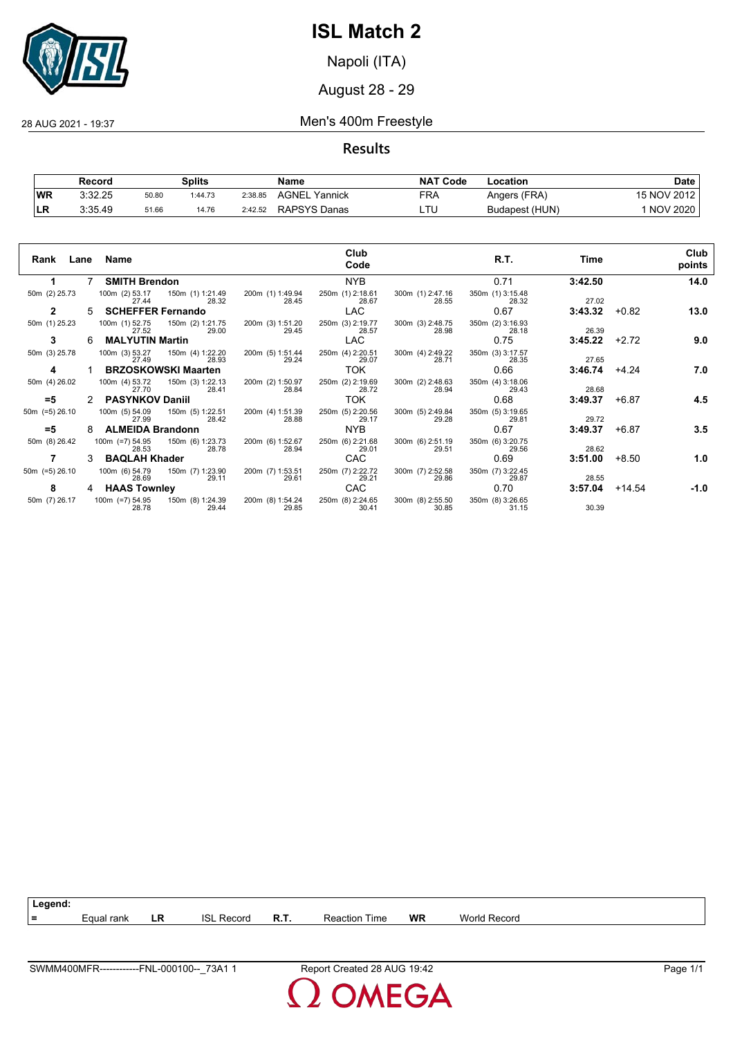# ISL Match 2

Napoli (ITA)

August 28 - 29

28 AUG 2021 - 19:37

## Men's 400m Freestyle

### Results

| | Record | Splits | | | Name | NAT Code | Location | Date |
|---|---|---|---|---|---|---|---|---|
| WR | 3:32.25 | 50.80 | 1:44.73 | 2:38.85 | AGNEL Yannick | FRA | Angers (FRA) | 15 NOV 2012 |
| LR | 3:35.49 | 51.66 | 14.76 | 2:42.52 | RAPSYS Danas | LTU | Budapest (HUN) | 1 NOV 2020 |

| Rank | Lane | Name | Club Code | R.T. | Time | | Club points |
|---|---|---|---|---|---|---|---|
| 1 | 7 | **SMITH Brendon** | NYB | 0.71 | **3:42.50** | | **14.0** |
| 50m (2) 25.73 | 100m (2) 53.17 / 27.44 | 150m (1) 1:21.49 / 28.32 | 200m (1) 1:49.94 / 28.45 | 250m (1) 2:18.61 / 28.67 | 300m (1) 2:47.16 / 28.55 | 350m (1) 3:15.48 / 28.32 | 27.02 |
| 2 | 5 | **SCHEFFER Fernando** | LAC | 0.67 | **3:43.32** | +0.82 | **13.0** |
| 50m (1) 25.23 | 100m (1) 52.75 / 27.52 | 150m (2) 1:21.75 / 29.00 | 200m (3) 1:51.20 / 29.45 | 250m (3) 2:19.77 / 28.57 | 300m (3) 2:48.75 / 28.98 | 350m (2) 3:16.93 / 28.18 | 26.39 |
| 3 | 6 | **MALYUTIN Martin** | LAC | 0.75 | **3:45.22** | +2.72 | **9.0** |
| 50m (3) 25.78 | 100m (3) 53.27 / 27.49 | 150m (4) 1:22.20 / 28.93 | 200m (5) 1:51.44 / 29.24 | 250m (4) 2:20.51 / 29.07 | 300m (4) 2:49.22 / 28.71 | 350m (3) 3:17.57 / 28.35 | 27.65 |
| 4 | 1 | **BRZOSKOWSKI Maarten** | TOK | 0.66 | **3:46.74** | +4.24 | **7.0** |
| 50m (4) 26.02 | 100m (4) 53.72 / 27.70 | 150m (3) 1:22.13 / 28.41 | 200m (2) 1:50.97 / 28.84 | 250m (2) 2:19.69 / 28.72 | 300m (2) 2:48.63 / 28.94 | 350m (4) 3:18.06 / 29.43 | 28.68 |
| =5 | 2 | **PASYNKOV Daniil** | TOK | 0.68 | **3:49.37** | +6.87 | **4.5** |
| 50m (=5) 26.10 | 100m (5) 54.09 / 27.99 | 150m (5) 1:22.51 / 28.42 | 200m (4) 1:51.39 / 28.88 | 250m (5) 2:20.56 / 29.17 | 300m (5) 2:49.84 / 29.28 | 350m (5) 3:19.65 / 29.81 | 29.72 |
| =5 | 8 | **ALMEIDA Brandonn** | NYB | 0.67 | **3:49.37** | +6.87 | **3.5** |
| 50m (8) 26.42 | 100m (=7) 54.95 / 28.53 | 150m (6) 1:23.73 / 28.78 | 200m (6) 1:52.67 / 28.94 | 250m (6) 2:21.68 / 29.01 | 300m (6) 2:51.19 / 29.51 | 350m (6) 3:20.75 / 29.56 | 28.62 |
| 7 | 3 | **BAQLAH Khader** | CAC | 0.69 | **3:51.00** | +8.50 | **1.0** |
| 50m (=5) 26.10 | 100m (6) 54.79 / 28.69 | 150m (7) 1:23.90 / 29.11 | 200m (7) 1:53.51 / 29.61 | 250m (7) 2:22.72 / 29.21 | 300m (7) 2:52.58 / 29.86 | 350m (7) 3:22.45 / 29.87 | 28.55 |
| 8 | 4 | **HAAS Townley** | CAC | 0.70 | **3:57.04** | +14.54 | **-1.0** |
| 50m (7) 26.17 | 100m (=7) 54.95 / 28.78 | 150m (8) 1:24.39 / 29.44 | 200m (8) 1:54.24 / 29.85 | 250m (8) 2:24.65 / 30.41 | 300m (8) 2:55.50 / 30.85 | 350m (8) 3:26.65 / 31.15 | 30.39 |

**Legend:**

| = | Equal rank | LR | ISL Record | R.T. | Reaction Time | WR | World Record |
|---|---|---|---|---|---|---|---|

SWMM400MFR------------FNL-000100--_73A1 1 — Report Created 28 AUG 19:42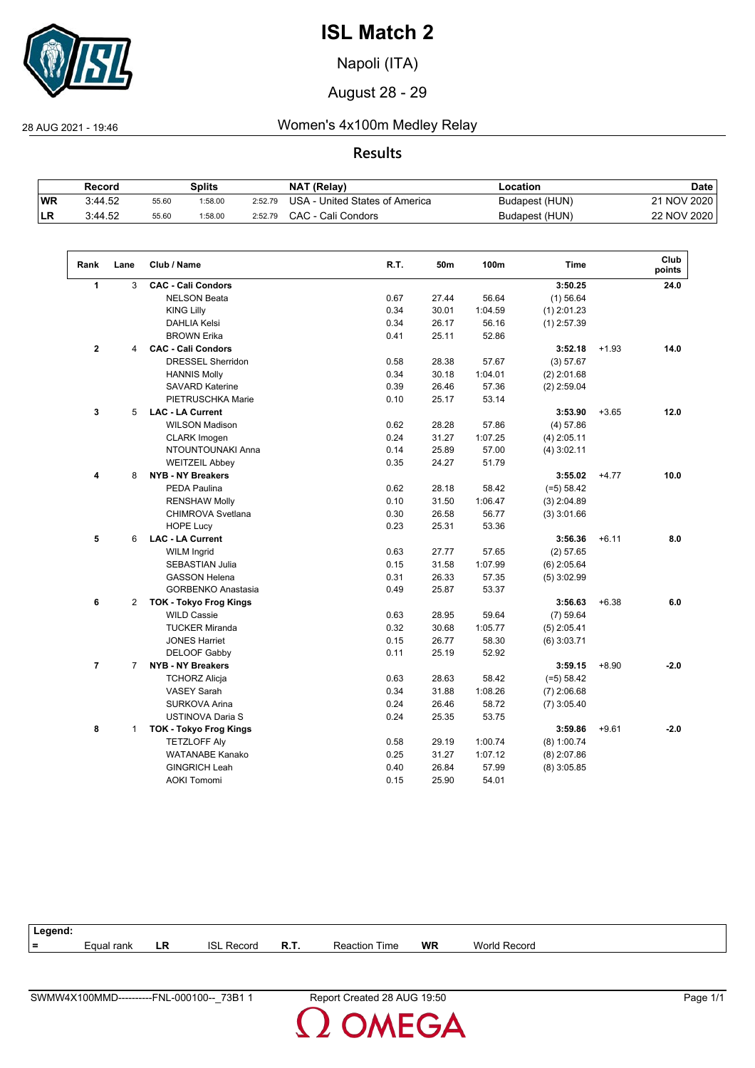# ISL Match 2

Napoli (ITA)

August 28 - 29

28 AUG 2021 - 19:46

## Women's 4x100m Medley Relay

### Results

| | Record | Splits | | | NAT (Relay) | Location | Date |
|---|---|---|---|---|---|---|---|
| WR | 3:44.52 | 55.60 | 1:58.00 | 2:52.79 | USA - United States of America | Budapest (HUN) | 21 NOV 2020 |
| LR | 3:44.52 | 55.60 | 1:58.00 | 2:52.79 | CAC - Cali Condors | Budapest (HUN) | 22 NOV 2020 |

| Rank | Lane | Club / Name | R.T. | 50m | 100m | Time | | Club points |
|---|---|---|---|---|---|---|---|---|
| **1** | 3 | **CAC - Cali Condors** | | | | **3:50.25** | | **24.0** |
| | | NELSON Beata | 0.67 | 27.44 | 56.64 | (1) 56.64 | | |
| | | KING Lilly | 0.34 | 30.01 | 1:04.59 | (1) 2:01.23 | | |
| | | DAHLIA Kelsi | 0.34 | 26.17 | 56.16 | (1) 2:57.39 | | |
| | | BROWN Erika | 0.41 | 25.11 | 52.86 | | | |
| **2** | 4 | **CAC - Cali Condors** | | | | **3:52.18** | +1.93 | **14.0** |
| | | DRESSEL Sherridon | 0.58 | 28.38 | 57.67 | (3) 57.67 | | |
| | | HANNIS Molly | 0.34 | 30.18 | 1:04.01 | (2) 2:01.68 | | |
| | | SAVARD Katerine | 0.39 | 26.46 | 57.36 | (2) 2:59.04 | | |
| | | PIETRUSCHKA Marie | 0.10 | 25.17 | 53.14 | | | |
| **3** | 5 | **LAC - LA Current** | | | | **3:53.90** | +3.65 | **12.0** |
| | | WILSON Madison | 0.62 | 28.28 | 57.86 | (4) 57.86 | | |
| | | CLARK Imogen | 0.24 | 31.27 | 1:07.25 | (4) 2:05.11 | | |
| | | NTOUNTOUNAKI Anna | 0.14 | 25.89 | 57.00 | (4) 3:02.11 | | |
| | | WEITZEIL Abbey | 0.35 | 24.27 | 51.79 | | | |
| **4** | 8 | **NYB - NY Breakers** | | | | **3:55.02** | +4.77 | **10.0** |
| | | PEDA Paulina | 0.62 | 28.18 | 58.42 | (=5) 58.42 | | |
| | | RENSHAW Molly | 0.10 | 31.50 | 1:06.47 | (3) 2:04.89 | | |
| | | CHIMROVA Svetlana | 0.30 | 26.58 | 56.77 | (3) 3:01.66 | | |
| | | HOPE Lucy | 0.23 | 25.31 | 53.36 | | | |
| **5** | 6 | **LAC - LA Current** | | | | **3:56.36** | +6.11 | **8.0** |
| | | WILM Ingrid | 0.63 | 27.77 | 57.65 | (2) 57.65 | | |
| | | SEBASTIAN Julia | 0.15 | 31.58 | 1:07.99 | (6) 2:05.64 | | |
| | | GASSON Helena | 0.31 | 26.33 | 57.35 | (5) 3:02.99 | | |
| | | GORBENKO Anastasia | 0.49 | 25.87 | 53.37 | | | |
| **6** | 2 | **TOK - Tokyo Frog Kings** | | | | **3:56.63** | +6.38 | **6.0** |
| | | WILD Cassie | 0.63 | 28.95 | 59.64 | (7) 59.64 | | |
| | | TUCKER Miranda | 0.32 | 30.68 | 1:05.77 | (5) 2:05.41 | | |
| | | JONES Harriet | 0.15 | 26.77 | 58.30 | (6) 3:03.71 | | |
| | | DELOOF Gabby | 0.11 | 25.19 | 52.92 | | | |
| **7** | 7 | **NYB - NY Breakers** | | | | **3:59.15** | +8.90 | **-2.0** |
| | | TCHORZ Alicja | 0.63 | 28.63 | 58.42 | (=5) 58.42 | | |
| | | VASEY Sarah | 0.34 | 31.88 | 1:08.26 | (7) 2:06.68 | | |
| | | SURKOVA Arina | 0.24 | 26.46 | 58.72 | (7) 3:05.40 | | |
| | | USTINOVA Daria S | 0.24 | 25.35 | 53.75 | | | |
| **8** | 1 | **TOK - Tokyo Frog Kings** | | | | **3:59.86** | +9.61 | **-2.0** |
| | | TETZLOFF Aly | 0.58 | 29.19 | 1:00.74 | (8) 1:00.74 | | |
| | | WATANABE Kanako | 0.25 | 31.27 | 1:07.12 | (8) 2:07.86 | | |
| | | GINGRICH Leah | 0.40 | 26.84 | 57.99 | (8) 3:05.85 | | |
| | | AOKI Tomomi | 0.15 | 25.90 | 54.01 | | | |

**Legend:**

| = | Equal rank | LR | ISL Record | R.T. | Reaction Time | WR | World Record |
|---|---|---|---|---|---|---|---|

SWMW4X100MMD----------FNL-000100--_73B1 1 Report Created 28 AUG 19:50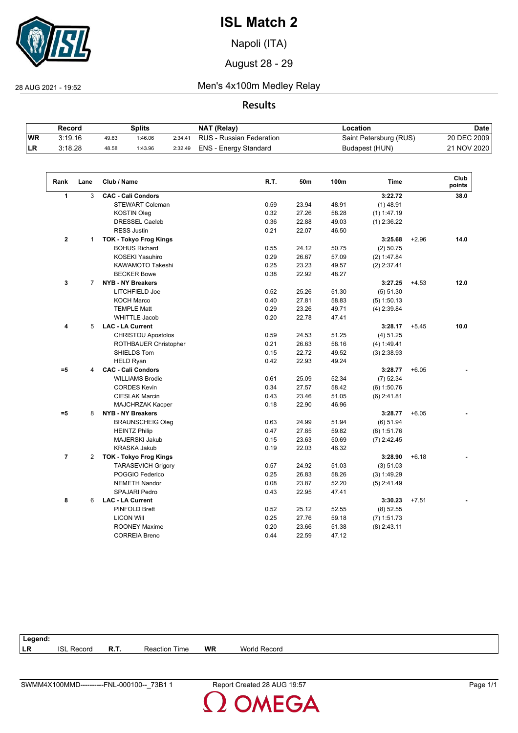# ISL Match 2

Napoli (ITA)

August 28 - 29

28 AUG 2021 - 19:52

## Men's 4x100m Medley Relay

### Results

| | Record | Splits | | | NAT (Relay) | Location | Date |
|---|---|---|---|---|---|---|---|
| WR | 3:19.16 | 49.63 | 1:46.06 | 2:34.41 | RUS - Russian Federation | Saint Petersburg (RUS) | 20 DEC 2009 |
| LR | 3:18.28 | 48.58 | 1:43.96 | 2:32.49 | ENS - Energy Standard | Budapest (HUN) | 21 NOV 2020 |

| Rank | Lane | Club / Name | R.T. | 50m | 100m | Time | | Club points |
|---|---|---|---|---|---|---|---|---|
| 1 | 3 | **CAC - Cali Condors** | | | | **3:22.72** | | **38.0** |
| | | STEWART Coleman | 0.59 | 23.94 | 48.91 | (1) 48.91 | | |
| | | KOSTIN Oleg | 0.32 | 27.26 | 58.28 | (1) 1:47.19 | | |
| | | DRESSEL Caeleb | 0.36 | 22.88 | 49.03 | (1) 2:36.22 | | |
| | | RESS Justin | 0.21 | 22.07 | 46.50 | | | |
| 2 | 1 | **TOK - Tokyo Frog Kings** | | | | **3:25.68** | +2.96 | **14.0** |
| | | BOHUS Richard | 0.55 | 24.12 | 50.75 | (2) 50.75 | | |
| | | KOSEKI Yasuhiro | 0.29 | 26.67 | 57.09 | (2) 1:47.84 | | |
| | | KAWAMOTO Takeshi | 0.25 | 23.23 | 49.57 | (2) 2:37.41 | | |
| | | BECKER Bowe | 0.38 | 22.92 | 48.27 | | | |
| 3 | 7 | **NYB - NY Breakers** | | | | **3:27.25** | +4.53 | **12.0** |
| | | LITCHFIELD Joe | 0.52 | 25.26 | 51.30 | (5) 51.30 | | |
| | | KOCH Marco | 0.40 | 27.81 | 58.83 | (5) 1:50.13 | | |
| | | TEMPLE Matt | 0.29 | 23.26 | 49.71 | (4) 2:39.84 | | |
| | | WHITTLE Jacob | 0.20 | 22.78 | 47.41 | | | |
| 4 | 5 | **LAC - LA Current** | | | | **3:28.17** | +5.45 | **10.0** |
| | | CHRISTOU Apostolos | 0.59 | 24.53 | 51.25 | (4) 51.25 | | |
| | | ROTHBAUER Christopher | 0.21 | 26.63 | 58.16 | (4) 1:49.41 | | |
| | | SHIELDS Tom | 0.15 | 22.72 | 49.52 | (3) 2:38.93 | | |
| | | HELD Ryan | 0.42 | 22.93 | 49.24 | | | |
| =5 | 4 | **CAC - Cali Condors** | | | | **3:28.77** | +6.05 | - |
| | | WILLIAMS Brodie | 0.61 | 25.09 | 52.34 | (7) 52.34 | | |
| | | CORDES Kevin | 0.34 | 27.57 | 58.42 | (6) 1:50.76 | | |
| | | CIESLAK Marcin | 0.43 | 23.46 | 51.05 | (6) 2:41.81 | | |
| | | MAJCHRZAK Kacper | 0.18 | 22.90 | 46.96 | | | |
| =5 | 8 | **NYB - NY Breakers** | | | | **3:28.77** | +6.05 | - |
| | | BRAUNSCHEIG Oleg | 0.63 | 24.99 | 51.94 | (6) 51.94 | | |
| | | HEINTZ Philip | 0.47 | 27.85 | 59.82 | (8) 1:51.76 | | |
| | | MAJERSKI Jakub | 0.15 | 23.63 | 50.69 | (7) 2:42.45 | | |
| | | KRASKA Jakub | 0.19 | 22.03 | 46.32 | | | |
| 7 | 2 | **TOK - Tokyo Frog Kings** | | | | **3:28.90** | +6.18 | - |
| | | TARASEVICH Grigory | 0.57 | 24.92 | 51.03 | (3) 51.03 | | |
| | | POGGIO Federico | 0.25 | 26.83 | 58.26 | (3) 1:49.29 | | |
| | | NEMETH Nandor | 0.08 | 23.87 | 52.20 | (5) 2:41.49 | | |
| | | SPAJARI Pedro | 0.43 | 22.95 | 47.41 | | | |
| 8 | 6 | **LAC - LA Current** | | | | **3:30.23** | +7.51 | - |
| | | PINFOLD Brett | 0.52 | 25.12 | 52.55 | (8) 52.55 | | |
| | | LICON Will | 0.25 | 27.76 | 59.18 | (7) 1:51.73 | | |
| | | ROONEY Maxime | 0.20 | 23.66 | 51.38 | (8) 2:43.11 | | |
| | | CORREIA Breno | 0.44 | 22.59 | 47.12 | | | |

**Legend:**

| | | | | | |
|---|---|---|---|---|---|
| LR | ISL Record | R.T. | Reaction Time | WR | World Record |

SWMM4X100MMD----------FNL-000100--_73B1 1 Report Created 28 AUG 19:57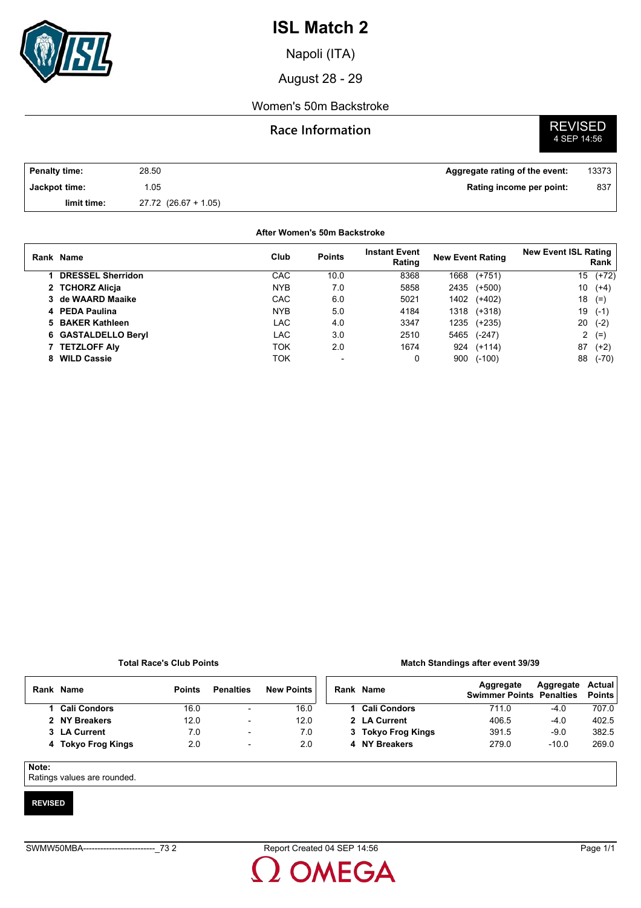# ISL Match 2

Napoli (ITA)

August 28 - 29

Women's 50m Backstroke

## Race Information

**REVISED**
4 SEP 14:56

| | | | |
|---|---|---|---|
| **Penalty time:** | 28.50 | **Aggregate rating of the event:** | 13373 |
| **Jackpot time:** | 1.05 | **Rating income per point:** | 837 |
| **limit time:** | 27.72 (26.67 + 1.05) | | |

**After Women's 50m Backstroke**

| Rank | Name | Club | Points | Instant Event Rating | New Event Rating | New Event ISL Rating Rank |
|---|---|---|---|---|---|---|
| 1 | **DRESSEL Sherridon** | CAC | 10.0 | 8368 | 1668 (+751) | 15 (+72) |
| 2 | **TCHORZ Alicja** | NYB | 7.0 | 5858 | 2435 (+500) | 10 (+4) |
| 3 | **de WAARD Maaike** | CAC | 6.0 | 5021 | 1402 (+402) | 18 (=) |
| 4 | **PEDA Paulina** | NYB | 5.0 | 4184 | 1318 (+318) | 19 (-1) |
| 5 | **BAKER Kathleen** | LAC | 4.0 | 3347 | 1235 (+235) | 20 (-2) |
| 6 | **GASTALDELLO Beryl** | LAC | 3.0 | 2510 | 5465 (-247) | 2 (=) |
| 7 | **TETZLOFF Aly** | TOK | 2.0 | 1674 | 924 (+114) | 87 (+2) |
| 8 | **WILD Cassie** | TOK | - | 0 | 900 (-100) | 88 (-70) |

**Total Race's Club Points**

| Rank | Name | Points | Penalties | New Points |
|---|---|---|---|---|
| 1 | **Cali Condors** | 16.0 | - | 16.0 |
| 2 | **NY Breakers** | 12.0 | - | 12.0 |
| 3 | **LA Current** | 7.0 | - | 7.0 |
| 4 | **Tokyo Frog Kings** | 2.0 | - | 2.0 |

**Match Standings after event 39/39**

| Rank | Name | Aggregate Swimmer Points | Aggregate Penalties | Actual Points |
|---|---|---|---|---|
| 1 | **Cali Condors** | 711.0 | -4.0 | 707.0 |
| 2 | **LA Current** | 406.5 | -4.0 | 402.5 |
| 3 | **Tokyo Frog Kings** | 391.5 | -9.0 | 382.5 |
| 4 | **NY Breakers** | 279.0 | -10.0 | 269.0 |

**Note:**
Ratings values are rounded.

**REVISED**

SWMW50MBA-------------------------_73 2 Report Created 04 SEP 14:56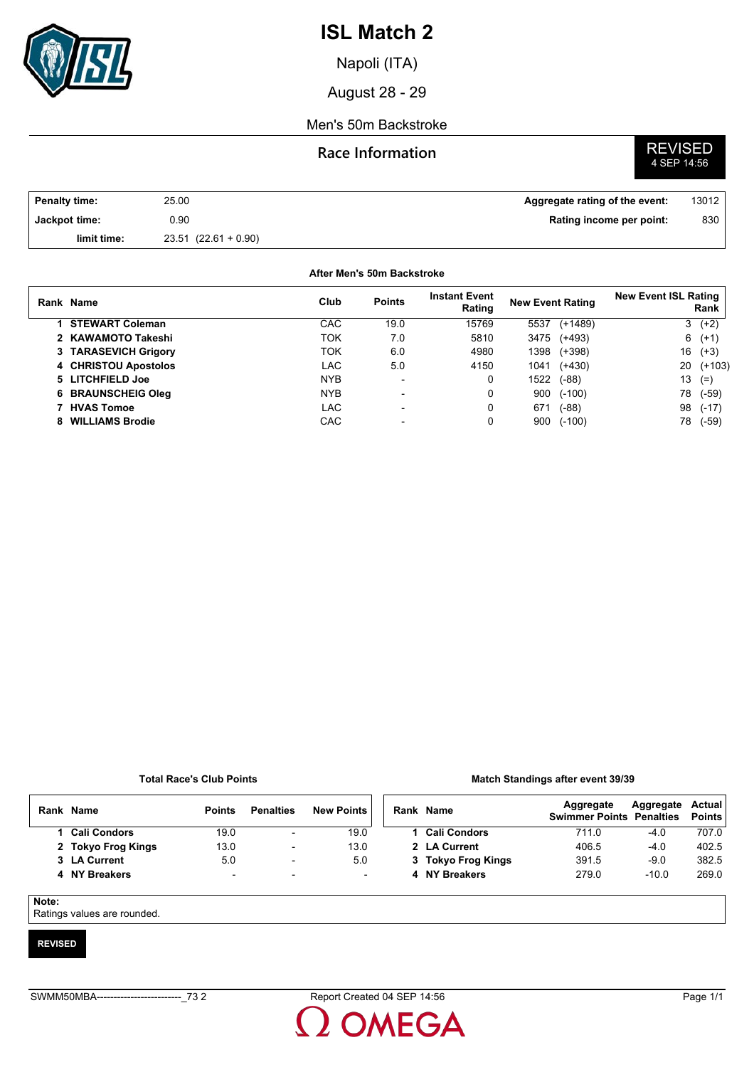# ISL Match 2

Napoli (ITA)

August 28 - 29

Men's 50m Backstroke

## Race Information

**REVISED**
4 SEP 14:56

| | | | |
|---|---|---|---|
| **Penalty time:** | 25.00 | **Aggregate rating of the event:** | 13012 |
| **Jackpot time:** | 0.90 | **Rating income per point:** | 830 |
| **limit time:** | 23.51 (22.61 + 0.90) | | |

### After Men's 50m Backstroke

| Rank | Name | Club | Points | Instant Event Rating | New Event Rating | New Event ISL Rating Rank |
|---|---|---|---|---|---|---|
| 1 | **STEWART Coleman** | CAC | 19.0 | 15769 | 5537 (+1489) | 3 (+2) |
| 2 | **KAWAMOTO Takeshi** | TOK | 7.0 | 5810 | 3475 (+493) | 6 (+1) |
| 3 | **TARASEVICH Grigory** | TOK | 6.0 | 4980 | 1398 (+398) | 16 (+3) |
| 4 | **CHRISTOU Apostolos** | LAC | 5.0 | 4150 | 1041 (+430) | 20 (+103) |
| 5 | **LITCHFIELD Joe** | NYB | - | 0 | 1522 (-88) | 13 (=) |
| 6 | **BRAUNSCHEIG Oleg** | NYB | - | 0 | 900 (-100) | 78 (-59) |
| 7 | **HVAS Tomoe** | LAC | - | 0 | 671 (-88) | 98 (-17) |
| 8 | **WILLIAMS Brodie** | CAC | - | 0 | 900 (-100) | 78 (-59) |

### Total Race's Club Points

| Rank | Name | Points | Penalties | New Points |
|---|---|---|---|---|
| 1 | **Cali Condors** | 19.0 | - | 19.0 |
| 2 | **Tokyo Frog Kings** | 13.0 | - | 13.0 |
| 3 | **LA Current** | 5.0 | - | 5.0 |
| 4 | **NY Breakers** | - | - | - |

### Match Standings after event 39/39

| Rank | Name | Aggregate Swimmer Points | Aggregate Penalties | Actual Points |
|---|---|---|---|---|
| 1 | **Cali Condors** | 711.0 | -4.0 | 707.0 |
| 2 | **LA Current** | 406.5 | -4.0 | 402.5 |
| 3 | **Tokyo Frog Kings** | 391.5 | -9.0 | 382.5 |
| 4 | **NY Breakers** | 279.0 | -10.0 | 269.0 |

**Note:**
Ratings values are rounded.

**REVISED**

SWMM50MBA-------------------------_73 2 Report Created 04 SEP 14:56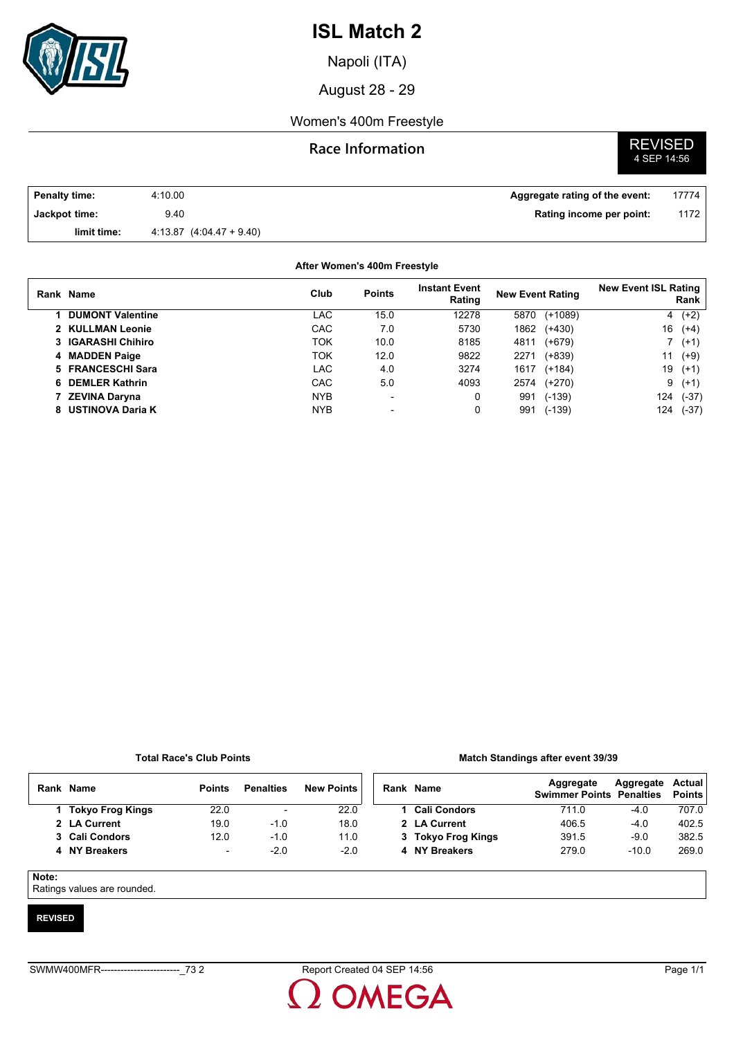# ISL Match 2

Napoli (ITA)

August 28 - 29

Women's 400m Freestyle

## Race Information

**REVISED**
4 SEP 14:56

| | | | |
|---|---|---|---|
| **Penalty time:** | 4:10.00 | **Aggregate rating of the event:** | 17774 |
| **Jackpot time:** | 9.40 | **Rating income per point:** | 1172 |
| **limit time:** | 4:13.87 (4:04.47 + 9.40) | | |

**After Women's 400m Freestyle**

| Rank | Name | Club | Points | Instant Event Rating | New Event Rating | | New Event ISL Rating Rank | |
|---|---|---|---|---|---|---|---|---|
| 1 | **DUMONT Valentine** | LAC | 15.0 | 12278 | 5870 | (+1089) | 4 | (+2) |
| 2 | **KULLMAN Leonie** | CAC | 7.0 | 5730 | 1862 | (+430) | 16 | (+4) |
| 3 | **IGARASHI Chihiro** | TOK | 10.0 | 8185 | 4811 | (+679) | 7 | (+1) |
| 4 | **MADDEN Paige** | TOK | 12.0 | 9822 | 2271 | (+839) | 11 | (+9) |
| 5 | **FRANCESCHI Sara** | LAC | 4.0 | 3274 | 1617 | (+184) | 19 | (+1) |
| 6 | **DEMLER Kathrin** | CAC | 5.0 | 4093 | 2574 | (+270) | 9 | (+1) |
| 7 | **ZEVINA Daryna** | NYB | - | 0 | 991 | (-139) | 124 | (-37) |
| 8 | **USTINOVA Daria K** | NYB | - | 0 | 991 | (-139) | 124 | (-37) |

**Total Race's Club Points**

| Rank | Name | Points | Penalties | New Points |
|---|---|---|---|---|
| 1 | **Tokyo Frog Kings** | 22.0 | - | 22.0 |
| 2 | **LA Current** | 19.0 | -1.0 | 18.0 |
| 3 | **Cali Condors** | 12.0 | -1.0 | 11.0 |
| 4 | **NY Breakers** | - | -2.0 | -2.0 |

**Match Standings after event 39/39**

| Rank | Name | Aggregate Swimmer Points | Aggregate Penalties | Actual Points |
|---|---|---|---|---|
| 1 | **Cali Condors** | 711.0 | -4.0 | 707.0 |
| 2 | **LA Current** | 406.5 | -4.0 | 402.5 |
| 3 | **Tokyo Frog Kings** | 391.5 | -9.0 | 382.5 |
| 4 | **NY Breakers** | 279.0 | -10.0 | 269.0 |

**Note:**
Ratings values are rounded.

**REVISED**

SWMW400MFR------------------------_73 2 Report Created 04 SEP 14:56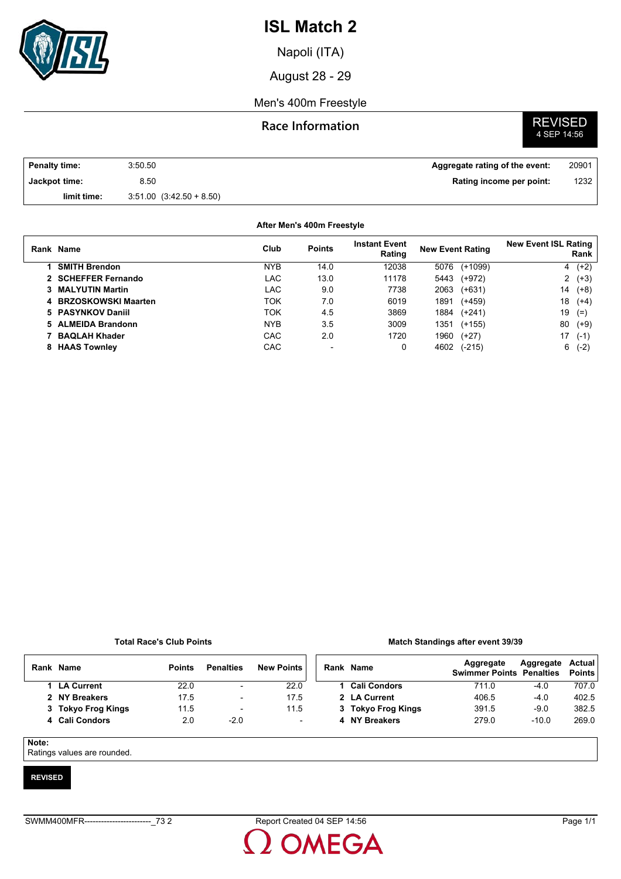# ISL Match 2

Napoli (ITA)

August 28 - 29

Men's 400m Freestyle

## Race Information

REVISED
4 SEP 14:56

| | | | |
|---|---|---|---|
| **Penalty time:** | 3:50.50 | **Aggregate rating of the event:** | 20901 |
| **Jackpot time:** | 8.50 | **Rating income per point:** | 1232 |
| **limit time:** | 3:51.00 (3:42.50 + 8.50) | | |

### After Men's 400m Freestyle

| Rank | Name | Club | Points | Instant Event Rating | New Event Rating | New Event ISL Rating Rank |
|---|---|---|---|---|---|---|
| 1 | **SMITH Brendon** | NYB | 14.0 | 12038 | 5076 (+1099) | 4 (+2) |
| 2 | **SCHEFFER Fernando** | LAC | 13.0 | 11178 | 5443 (+972) | 2 (+3) |
| 3 | **MALYUTIN Martin** | LAC | 9.0 | 7738 | 2063 (+631) | 14 (+8) |
| 4 | **BRZOSKOWSKI Maarten** | TOK | 7.0 | 6019 | 1891 (+459) | 18 (+4) |
| 5 | **PASYNKOV Daniil** | TOK | 4.5 | 3869 | 1884 (+241) | 19 (=) |
| 5 | **ALMEIDA Brandonn** | NYB | 3.5 | 3009 | 1351 (+155) | 80 (+9) |
| 7 | **BAQLAH Khader** | CAC | 2.0 | 1720 | 1960 (+27) | 17 (-1) |
| 8 | **HAAS Townley** | CAC | - | 0 | 4602 (-215) | 6 (-2) |

### Total Race's Club Points

| Rank | Name | Points | Penalties | New Points |
|---|---|---|---|---|
| 1 | **LA Current** | 22.0 | - | 22.0 |
| 2 | **NY Breakers** | 17.5 | - | 17.5 |
| 3 | **Tokyo Frog Kings** | 11.5 | - | 11.5 |
| 4 | **Cali Condors** | 2.0 | -2.0 | - |

### Match Standings after event 39/39

| Rank | Name | Aggregate Swimmer Points | Aggregate Penalties | Actual Points |
|---|---|---|---|---|
| 1 | **Cali Condors** | 711.0 | -4.0 | 707.0 |
| 2 | **LA Current** | 406.5 | -4.0 | 402.5 |
| 3 | **Tokyo Frog Kings** | 391.5 | -9.0 | 382.5 |
| 4 | **NY Breakers** | 279.0 | -10.0 | 269.0 |

**Note:**
Ratings values are rounded.

**REVISED**

SWMM400MFR------------------------_73 2 Report Created 04 SEP 14:56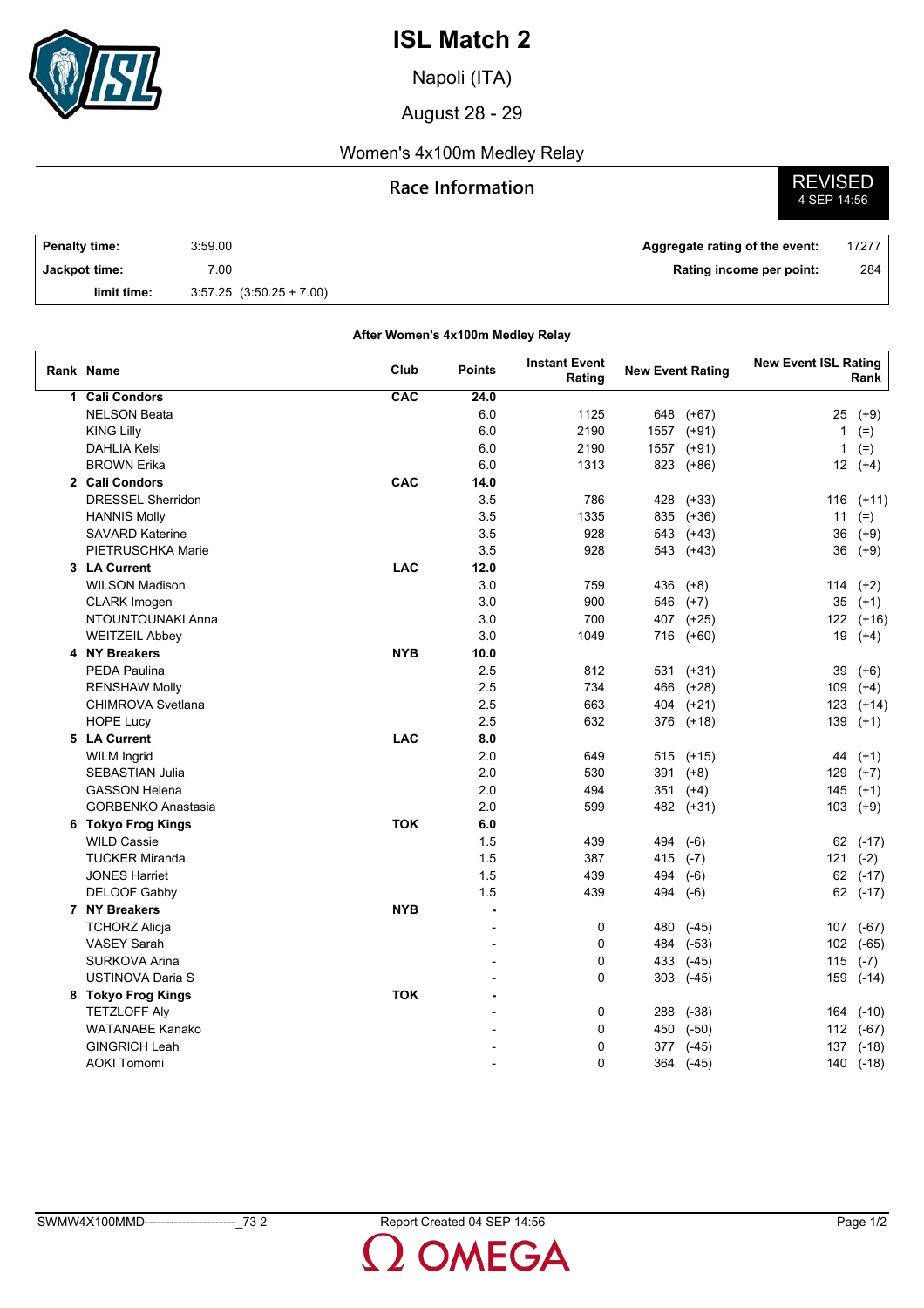# ISL Match 2

Napoli (ITA)

August 28 - 29

Women's 4x100m Medley Relay

## Race Information

REVISED
4 SEP 14:56

| | | | |
|---|---|---|---|
| **Penalty time:** | 3:59.00 | **Aggregate rating of the event:** | 17277 |
| **Jackpot time:** | 7.00 | **Rating income per point:** | 284 |
| **limit time:** | 3:57.25 (3:50.25 + 7.00) | | |

**After Women's 4x100m Medley Relay**

| Rank | Name | Club | Points | Instant Event Rating | New Event Rating | New Event ISL Rating Rank |
|---|---|---|---|---|---|---|
| 1 | **Cali Condors** | **CAC** | **24.0** | | | |
| | NELSON Beata | | 6.0 | 1125 | 648 (+67) | 25 (+9) |
| | KING Lilly | | 6.0 | 2190 | 1557 (+91) | 1 (=) |
| | DAHLIA Kelsi | | 6.0 | 2190 | 1557 (+91) | 1 (=) |
| | BROWN Erika | | 6.0 | 1313 | 823 (+86) | 12 (+4) |
| 2 | **Cali Condors** | **CAC** | **14.0** | | | |
| | DRESSEL Sherridon | | 3.5 | 786 | 428 (+33) | 116 (+11) |
| | HANNIS Molly | | 3.5 | 1335 | 835 (+36) | 11 (=) |
| | SAVARD Katerine | | 3.5 | 928 | 543 (+43) | 36 (+9) |
| | PIETRUSCHKA Marie | | 3.5 | 928 | 543 (+43) | 36 (+9) |
| 3 | **LA Current** | **LAC** | **12.0** | | | |
| | WILSON Madison | | 3.0 | 759 | 436 (+8) | 114 (+2) |
| | CLARK Imogen | | 3.0 | 900 | 546 (+7) | 35 (+1) |
| | NTOUNTOUNAKI Anna | | 3.0 | 700 | 407 (+25) | 122 (+16) |
| | WEITZEIL Abbey | | 3.0 | 1049 | 716 (+60) | 19 (+4) |
| 4 | **NY Breakers** | **NYB** | **10.0** | | | |
| | PEDA Paulina | | 2.5 | 812 | 531 (+31) | 39 (+6) |
| | RENSHAW Molly | | 2.5 | 734 | 466 (+28) | 109 (+4) |
| | CHIMROVA Svetlana | | 2.5 | 663 | 404 (+21) | 123 (+14) |
| | HOPE Lucy | | 2.5 | 632 | 376 (+18) | 139 (+1) |
| 5 | **LA Current** | **LAC** | **8.0** | | | |
| | WILM Ingrid | | 2.0 | 649 | 515 (+15) | 44 (+1) |
| | SEBASTIAN Julia | | 2.0 | 530 | 391 (+8) | 129 (+7) |
| | GASSON Helena | | 2.0 | 494 | 351 (+4) | 145 (+1) |
| | GORBENKO Anastasia | | 2.0 | 599 | 482 (+31) | 103 (+9) |
| 6 | **Tokyo Frog Kings** | **TOK** | **6.0** | | | |
| | WILD Cassie | | 1.5 | 439 | 494 (-6) | 62 (-17) |
| | TUCKER Miranda | | 1.5 | 387 | 415 (-7) | 121 (-2) |
| | JONES Harriet | | 1.5 | 439 | 494 (-6) | 62 (-17) |
| | DELOOF Gabby | | 1.5 | 439 | 494 (-6) | 62 (-17) |
| 7 | **NY Breakers** | **NYB** | **-** | | | |
| | TCHORZ Alicja | | - | 0 | 480 (-45) | 107 (-67) |
| | VASEY Sarah | | - | 0 | 484 (-53) | 102 (-65) |
| | SURKOVA Arina | | - | 0 | 433 (-45) | 115 (-7) |
| | USTINOVA Daria S | | - | 0 | 303 (-45) | 159 (-14) |
| 8 | **Tokyo Frog Kings** | **TOK** | **-** | | | |
| | TETZLOFF Aly | | - | 0 | 288 (-38) | 164 (-10) |
| | WATANABE Kanako | | - | 0 | 450 (-50) | 112 (-67) |
| | GINGRICH Leah | | - | 0 | 377 (-45) | 137 (-18) |
| | AOKI Tomomi | | - | 0 | 364 (-45) | 140 (-18) |

SWMW4X100MMD----------------------_73 2 Report Created 04 SEP 14:56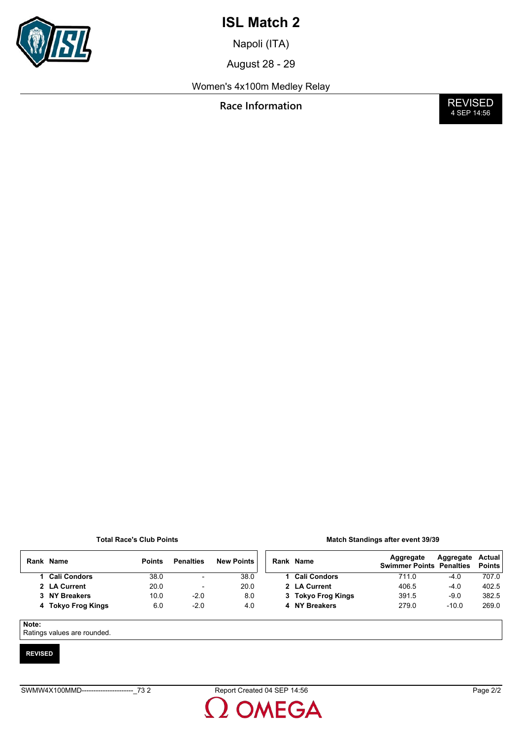# ISL Match 2

Napoli (ITA)

August 28 - 29

Women's 4x100m Medley Relay

**Race Information**

REVISED
4 SEP 14:56

**Total Race's Club Points**

| Rank | Name | Points | Penalties | New Points |
|---|---|---|---|---|
| 1 | **Cali Condors** | 38.0 | - | 38.0 |
| 2 | **LA Current** | 20.0 | - | 20.0 |
| 3 | **NY Breakers** | 10.0 | -2.0 | 8.0 |
| 4 | **Tokyo Frog Kings** | 6.0 | -2.0 | 4.0 |

**Match Standings after event 39/39**

| Rank | Name | Aggregate Swimmer Points | Aggregate Penalties | Actual Points |
|---|---|---|---|---|
| 1 | **Cali Condors** | 711.0 | -4.0 | 707.0 |
| 2 | **LA Current** | 406.5 | -4.0 | 402.5 |
| 3 | **Tokyo Frog Kings** | 391.5 | -9.0 | 382.5 |
| 4 | **NY Breakers** | 279.0 | -10.0 | 269.0 |

**Note:**
Ratings values are rounded.

**REVISED**

SWMW4X100MMD----------------------_73 2 Report Created 04 SEP 14:56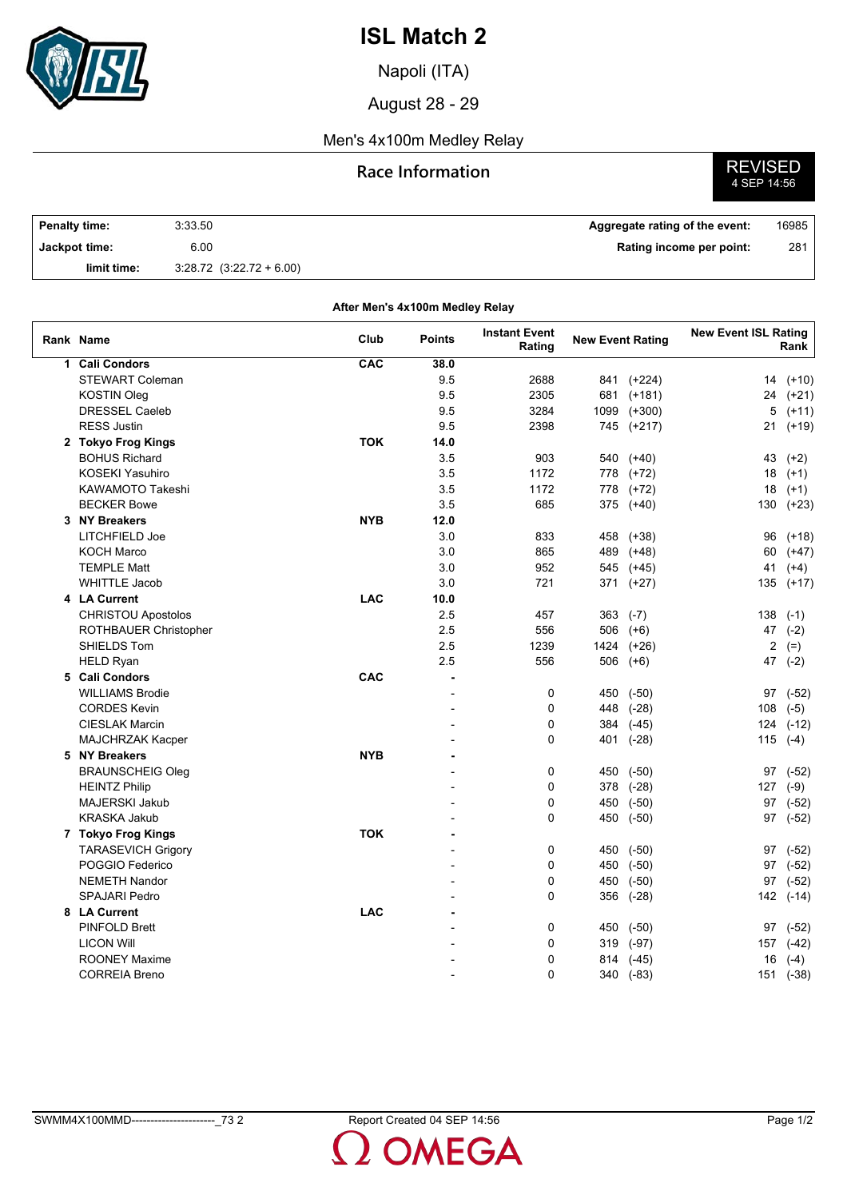# ISL Match 2

Napoli (ITA)

August 28 - 29

Men's 4x100m Medley Relay

## Race Information

**REVISED**
4 SEP 14:56

| | | | |
|---|---|---|---|
| **Penalty time:** | 3:33.50 | **Aggregate rating of the event:** | 16985 |
| **Jackpot time:** | 6.00 | **Rating income per point:** | 281 |
| **limit time:** | 3:28.72 (3:22.72 + 6.00) | | |

**After Men's 4x100m Medley Relay**

| Rank | Name | Club | Points | Instant Event Rating | New Event Rating | New Event ISL Rating Rank |
|---|---|---|---|---|---|---|
| 1 | **Cali Condors** | **CAC** | **38.0** | | | |
| | STEWART Coleman | | 9.5 | 2688 | 841 (+224) | 14 (+10) |
| | KOSTIN Oleg | | 9.5 | 2305 | 681 (+181) | 24 (+21) |
| | DRESSEL Caeleb | | 9.5 | 3284 | 1099 (+300) | 5 (+11) |
| | RESS Justin | | 9.5 | 2398 | 745 (+217) | 21 (+19) |
| 2 | **Tokyo Frog Kings** | **TOK** | **14.0** | | | |
| | BOHUS Richard | | 3.5 | 903 | 540 (+40) | 43 (+2) |
| | KOSEKI Yasuhiro | | 3.5 | 1172 | 778 (+72) | 18 (+1) |
| | KAWAMOTO Takeshi | | 3.5 | 1172 | 778 (+72) | 18 (+1) |
| | BECKER Bowe | | 3.5 | 685 | 375 (+40) | 130 (+23) |
| 3 | **NY Breakers** | **NYB** | **12.0** | | | |
| | LITCHFIELD Joe | | 3.0 | 833 | 458 (+38) | 96 (+18) |
| | KOCH Marco | | 3.0 | 865 | 489 (+48) | 60 (+47) |
| | TEMPLE Matt | | 3.0 | 952 | 545 (+45) | 41 (+4) |
| | WHITTLE Jacob | | 3.0 | 721 | 371 (+27) | 135 (+17) |
| 4 | **LA Current** | **LAC** | **10.0** | | | |
| | CHRISTOU Apostolos | | 2.5 | 457 | 363 (-7) | 138 (-1) |
| | ROTHBAUER Christopher | | 2.5 | 556 | 506 (+6) | 47 (-2) |
| | SHIELDS Tom | | 2.5 | 1239 | 1424 (+26) | 2 (=) |
| | HELD Ryan | | 2.5 | 556 | 506 (+6) | 47 (-2) |
| 5 | **Cali Condors** | **CAC** | **-** | | | |
| | WILLIAMS Brodie | | - | 0 | 450 (-50) | 97 (-52) |
| | CORDES Kevin | | - | 0 | 448 (-28) | 108 (-5) |
| | CIESLAK Marcin | | - | 0 | 384 (-45) | 124 (-12) |
| | MAJCHRZAK Kacper | | - | 0 | 401 (-28) | 115 (-4) |
| 5 | **NY Breakers** | **NYB** | **-** | | | |
| | BRAUNSCHEIG Oleg | | - | 0 | 450 (-50) | 97 (-52) |
| | HEINTZ Philip | | - | 0 | 378 (-28) | 127 (-9) |
| | MAJERSKI Jakub | | - | 0 | 450 (-50) | 97 (-52) |
| | KRASKA Jakub | | - | 0 | 450 (-50) | 97 (-52) |
| 7 | **Tokyo Frog Kings** | **TOK** | **-** | | | |
| | TARASEVICH Grigory | | - | 0 | 450 (-50) | 97 (-52) |
| | POGGIO Federico | | - | 0 | 450 (-50) | 97 (-52) |
| | NEMETH Nandor | | - | 0 | 450 (-50) | 97 (-52) |
| | SPAJARI Pedro | | - | 0 | 356 (-28) | 142 (-14) |
| 8 | **LA Current** | **LAC** | **-** | | | |
| | PINFOLD Brett | | - | 0 | 450 (-50) | 97 (-52) |
| | LICON Will | | - | 0 | 319 (-97) | 157 (-42) |
| | ROONEY Maxime | | - | 0 | 814 (-45) | 16 (-4) |
| | CORREIA Breno | | - | 0 | 340 (-83) | 151 (-38) |

SWMM4X100MMD----------------------_73 2 Report Created 04 SEP 14:56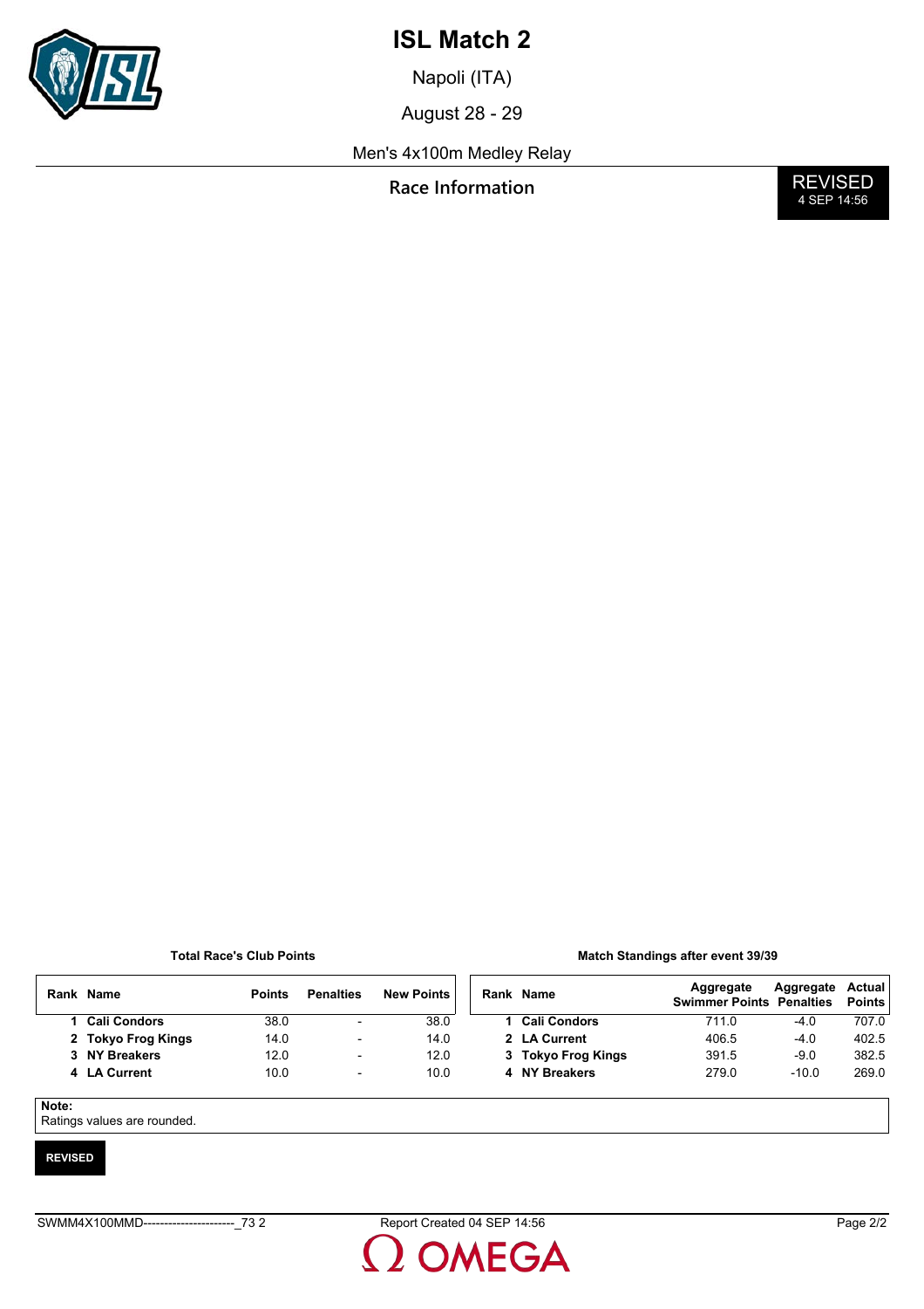# ISL Match 2

Napoli (ITA)

August 28 - 29

Men's 4x100m Medley Relay

**Race Information**

REVISED
4 SEP 14:56

**Total Race's Club Points**

| Rank | Name | Points | Penalties | New Points |
|---|---|---|---|---|
| 1 | **Cali Condors** | 38.0 | - | 38.0 |
| 2 | **Tokyo Frog Kings** | 14.0 | - | 14.0 |
| 3 | **NY Breakers** | 12.0 | - | 12.0 |
| 4 | **LA Current** | 10.0 | - | 10.0 |

**Match Standings after event 39/39**

| Rank | Name | Aggregate Swimmer Points | Aggregate Penalties | Actual Points |
|---|---|---|---|---|
| 1 | **Cali Condors** | 711.0 | -4.0 | 707.0 |
| 2 | **LA Current** | 406.5 | -4.0 | 402.5 |
| 3 | **Tokyo Frog Kings** | 391.5 | -9.0 | 382.5 |
| 4 | **NY Breakers** | 279.0 | -10.0 | 269.0 |

**Note:**
Ratings values are rounded.

**REVISED**

SWMM4X100MMD----------------------_73 2 Report Created 04 SEP 14:56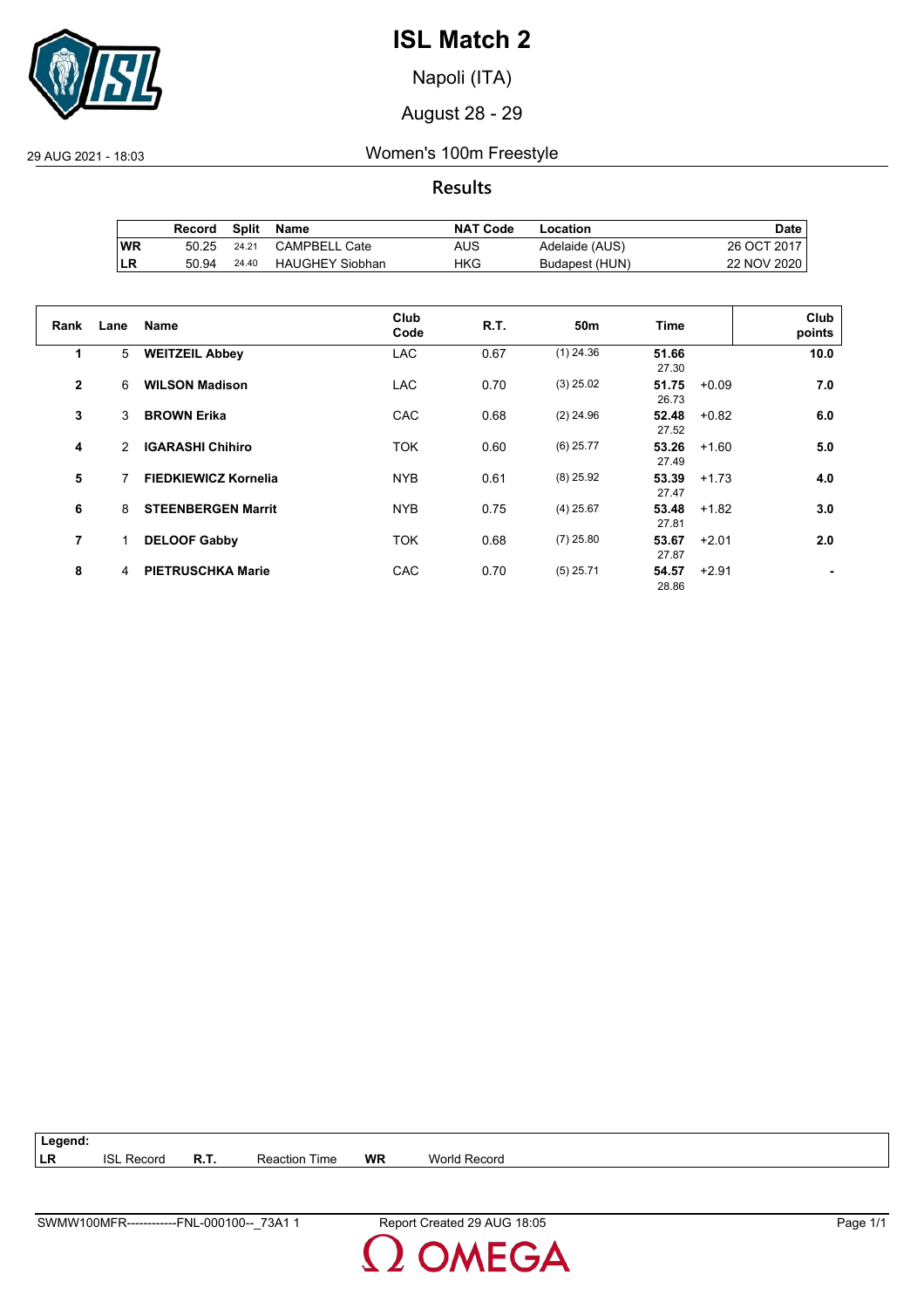# ISL Match 2

Napoli (ITA)

August 28 - 29

29 AUG 2021 - 18:03

## Women's 100m Freestyle

### Results

| | Record | Split | Name | NAT Code | Location | Date |
|---|---|---|---|---|---|---|
| WR | 50.25 | 24.21 | CAMPBELL Cate | AUS | Adelaide (AUS) | 26 OCT 2017 |
| LR | 50.94 | 24.40 | HAUGHEY Siobhan | HKG | Budapest (HUN) | 22 NOV 2020 |

| Rank | Lane | Name | Club Code | R.T. | 50m | Time | | Club points |
|---|---|---|---|---|---|---|---|---|
| 1 | 5 | **WEITZEIL Abbey** | LAC | 0.67 | (1) 24.36 | **51.66** 27.30 | | **10.0** |
| 2 | 6 | **WILSON Madison** | LAC | 0.70 | (3) 25.02 | **51.75** 26.73 | +0.09 | **7.0** |
| 3 | 3 | **BROWN Erika** | CAC | 0.68 | (2) 24.96 | **52.48** 27.52 | +0.82 | **6.0** |
| 4 | 2 | **IGARASHI Chihiro** | TOK | 0.60 | (6) 25.77 | **53.26** 27.49 | +1.60 | **5.0** |
| 5 | 7 | **FIEDKIEWICZ Kornelia** | NYB | 0.61 | (8) 25.92 | **53.39** 27.47 | +1.73 | **4.0** |
| 6 | 8 | **STEENBERGEN Marrit** | NYB | 0.75 | (4) 25.67 | **53.48** 27.81 | +1.82 | **3.0** |
| 7 | 1 | **DELOOF Gabby** | TOK | 0.68 | (7) 25.80 | **53.67** 27.87 | +2.01 | **2.0** |
| 8 | 4 | **PIETRUSCHKA Marie** | CAC | 0.70 | (5) 25.71 | **54.57** 28.86 | +2.91 | **-** |

**Legend:**

| | | | | | |
|---|---|---|---|---|---|
| **LR** | ISL Record | **R.T.** | Reaction Time | **WR** | World Record |

SWMW100MFR------------FNL-000100--_73A1 1 Report Created 29 AUG 18:05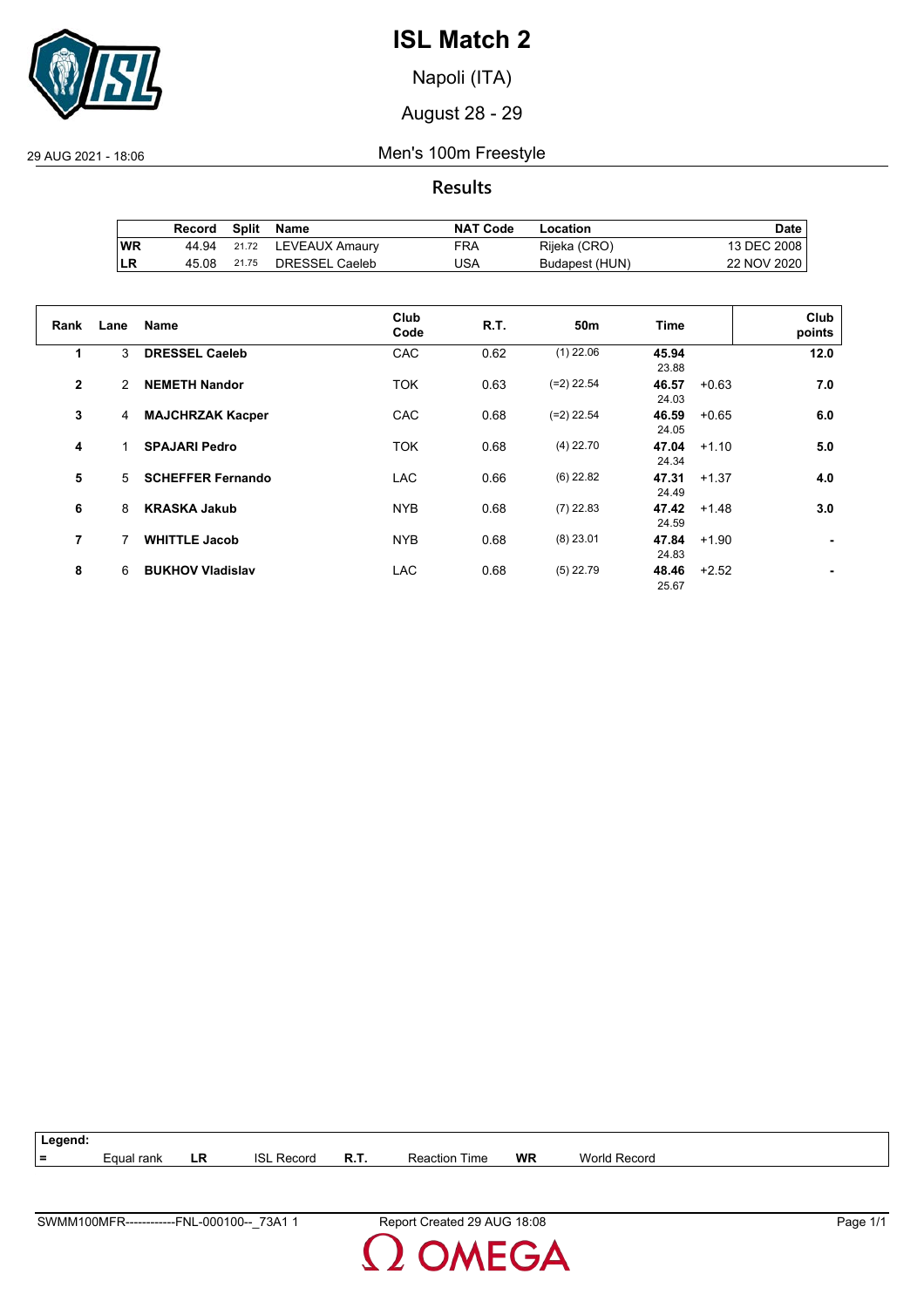# ISL Match 2

Napoli (ITA)

August 28 - 29

29 AUG 2021 - 18:06

## Men's 100m Freestyle

### Results

| | Record | Split | Name | NAT Code | Location | Date |
|---|---|---|---|---|---|---|
| WR | 44.94 | 21.72 | LEVEAUX Amaury | FRA | Rijeka (CRO) | 13 DEC 2008 |
| LR | 45.08 | 21.75 | DRESSEL Caeleb | USA | Budapest (HUN) | 22 NOV 2020 |

| Rank | Lane | Name | Club Code | R.T. | 50m | Time | | Club points |
|---|---|---|---|---|---|---|---|---|
| 1 | 3 | **DRESSEL Caeleb** | CAC | 0.62 | (1) 22.06 | **45.94** 23.88 | | **12.0** |
| 2 | 2 | **NEMETH Nandor** | TOK | 0.63 | (=2) 22.54 | **46.57** 24.03 | +0.63 | **7.0** |
| 3 | 4 | **MAJCHRZAK Kacper** | CAC | 0.68 | (=2) 22.54 | **46.59** 24.05 | +0.65 | **6.0** |
| 4 | 1 | **SPAJARI Pedro** | TOK | 0.68 | (4) 22.70 | **47.04** 24.34 | +1.10 | **5.0** |
| 5 | 5 | **SCHEFFER Fernando** | LAC | 0.66 | (6) 22.82 | **47.31** 24.49 | +1.37 | **4.0** |
| 6 | 8 | **KRASKA Jakub** | NYB | 0.68 | (7) 22.83 | **47.42** 24.59 | +1.48 | **3.0** |
| 7 | 7 | **WHITTLE Jacob** | NYB | 0.68 | (8) 23.01 | **47.84** 24.83 | +1.90 | **-** |
| 8 | 6 | **BUKHOV Vladislav** | LAC | 0.68 | (5) 22.79 | **48.46** 25.67 | +2.52 | **-** |

**Legend:**

| = | Equal rank | LR | ISL Record | R.T. | Reaction Time | WR | World Record |
|---|---|---|---|---|---|---|---|

SWMM100MFR------------FNL-000100--_73A1 1 Report Created 29 AUG 18:08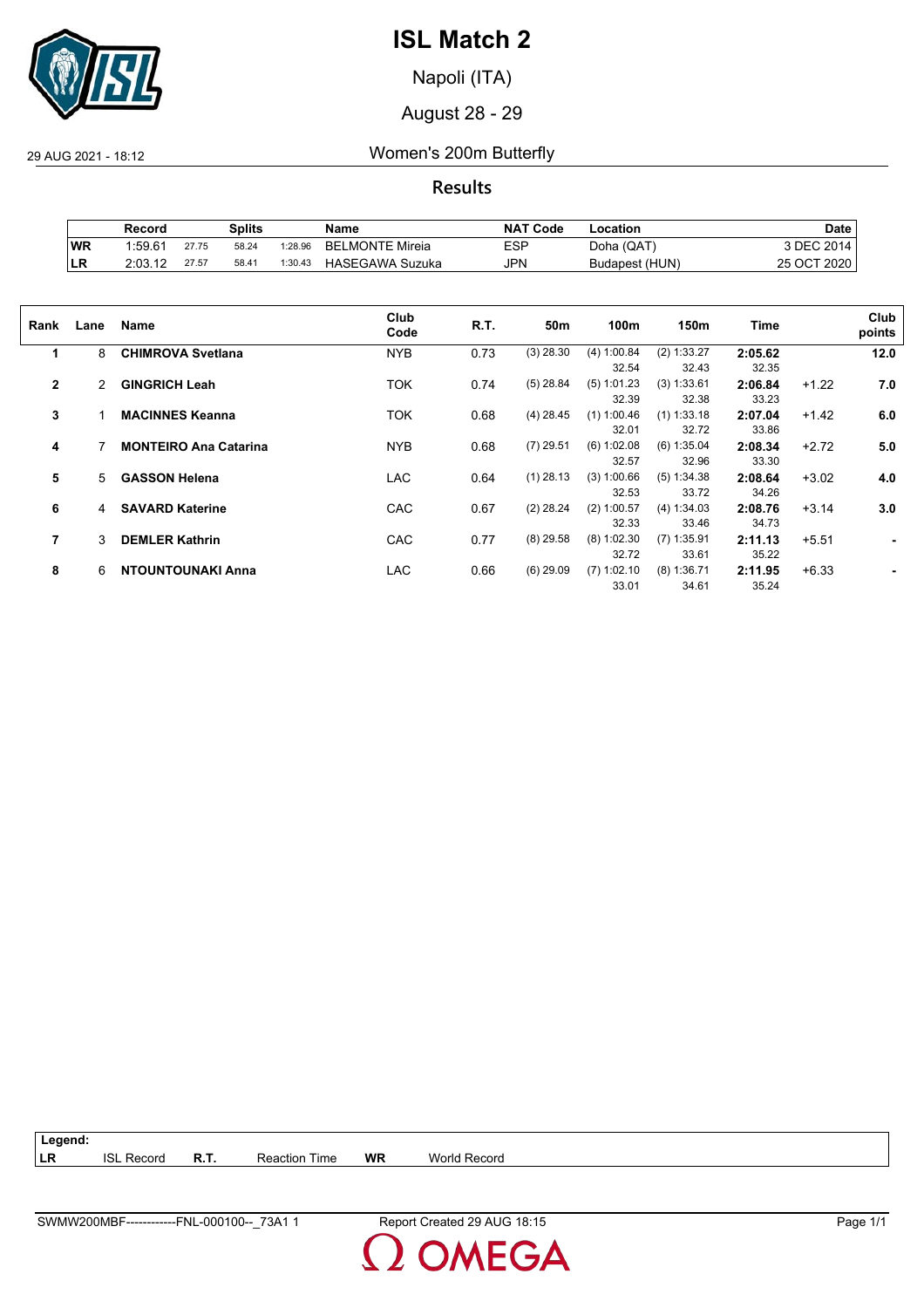# ISL Match 2

Napoli (ITA)

August 28 - 29

29 AUG 2021 - 18:12

## Women's 200m Butterfly

### Results

| | Record | Splits | | | Name | NAT Code | Location | Date |
|---|---|---|---|---|---|---|---|---|
| WR | 1:59.61 | 27.75 | 58.24 | 1:28.96 | BELMONTE Mireia | ESP | Doha (QAT) | 3 DEC 2014 |
| LR | 2:03.12 | 27.57 | 58.41 | 1:30.43 | HASEGAWA Suzuka | JPN | Budapest (HUN) | 25 OCT 2020 |

| Rank | Lane | Name | Club Code | R.T. | 50m | 100m | 150m | Time | | Club points |
|---|---|---|---|---|---|---|---|---|---|---|
| 1 | 8 | **CHIMROVA Svetlana** | NYB | 0.73 | (3) 28.30 | (4) 1:00.84<br>32.54 | (2) 1:33.27<br>32.43 | **2:05.62**<br>32.35 | | **12.0** |
| 2 | 2 | **GINGRICH Leah** | TOK | 0.74 | (5) 28.84 | (5) 1:01.23<br>32.39 | (3) 1:33.61<br>32.38 | **2:06.84**<br>33.23 | +1.22 | **7.0** |
| 3 | 1 | **MACINNES Keanna** | TOK | 0.68 | (4) 28.45 | (1) 1:00.46<br>32.01 | (1) 1:33.18<br>32.72 | **2:07.04**<br>33.86 | +1.42 | **6.0** |
| 4 | 7 | **MONTEIRO Ana Catarina** | NYB | 0.68 | (7) 29.51 | (6) 1:02.08<br>32.57 | (6) 1:35.04<br>32.96 | **2:08.34**<br>33.30 | +2.72 | **5.0** |
| 5 | 5 | **GASSON Helena** | LAC | 0.64 | (1) 28.13 | (3) 1:00.66<br>32.53 | (5) 1:34.38<br>33.72 | **2:08.64**<br>34.26 | +3.02 | **4.0** |
| 6 | 4 | **SAVARD Katerine** | CAC | 0.67 | (2) 28.24 | (2) 1:00.57<br>32.33 | (4) 1:34.03<br>33.46 | **2:08.76**<br>34.73 | +3.14 | **3.0** |
| 7 | 3 | **DEMLER Kathrin** | CAC | 0.77 | (8) 29.58 | (8) 1:02.30<br>32.72 | (7) 1:35.91<br>33.61 | **2:11.13**<br>35.22 | +5.51 | **-** |
| 8 | 6 | **NTOUNTOUNAKI Anna** | LAC | 0.66 | (6) 29.09 | (7) 1:02.10<br>33.01 | (8) 1:36.71<br>34.61 | **2:11.95**<br>35.24 | +6.33 | **-** |

**Legend:**

| | | | | | |
|---|---|---|---|---|---|
| LR | ISL Record | R.T. | Reaction Time | WR | World Record |

SWMW200MBF------------FNL-000100--_73A1 1 Report Created 29 AUG 18:15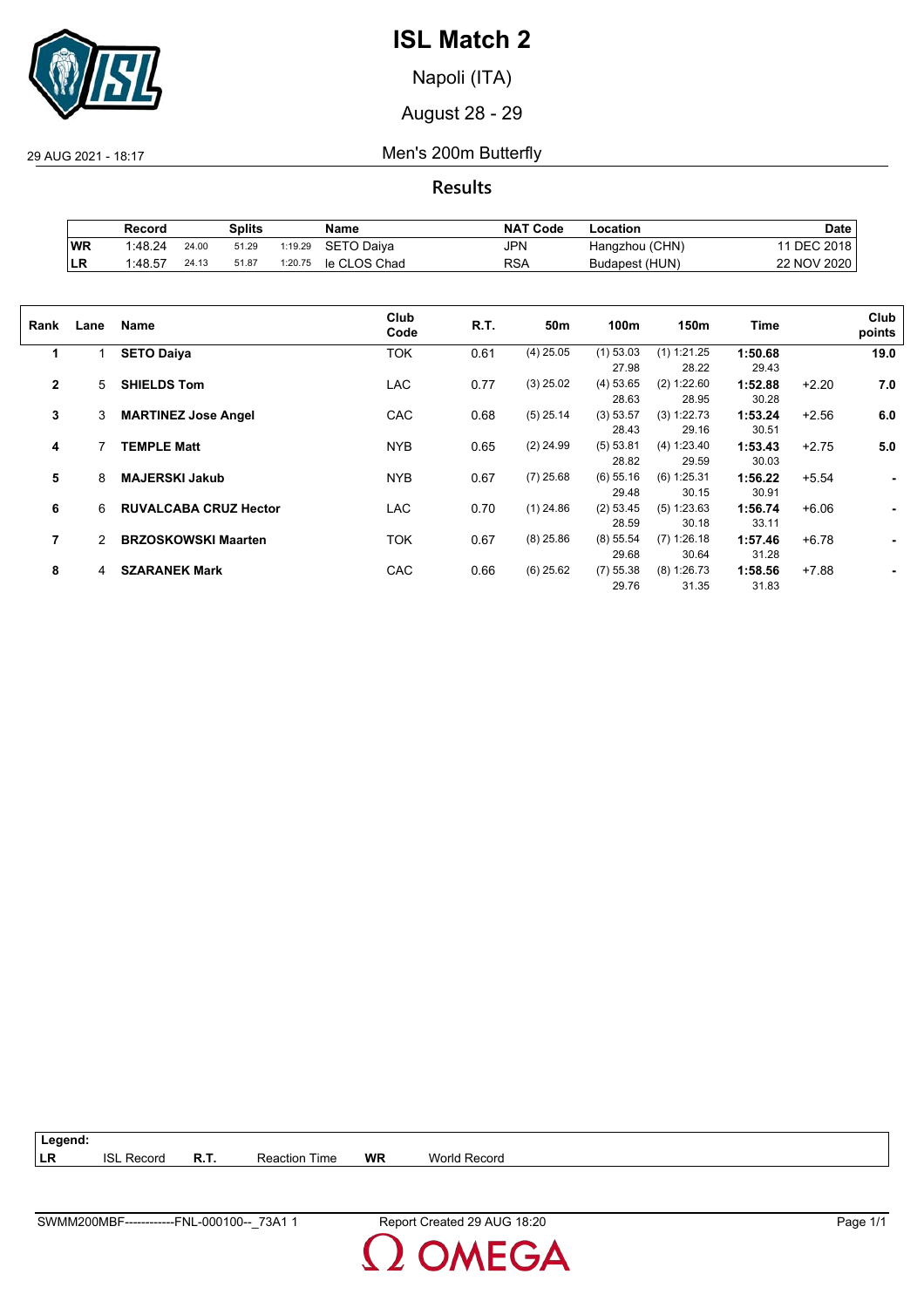# ISL Match 2

Napoli (ITA)

August 28 - 29

29 AUG 2021 - 18:17

## Men's 200m Butterfly

### Results

| | Record | Splits | | | Name | NAT Code | Location | Date |
|---|---|---|---|---|---|---|---|---|
| WR | 1:48.24 | 24.00 | 51.29 | 1:19.29 | SETO Daiya | JPN | Hangzhou (CHN) | 11 DEC 2018 |
| LR | 1:48.57 | 24.13 | 51.87 | 1:20.75 | le CLOS Chad | RSA | Budapest (HUN) | 22 NOV 2020 |

| Rank | Lane | Name | Club Code | R.T. | 50m | 100m | 150m | Time | | Club points |
|---|---|---|---|---|---|---|---|---|---|---|
| 1 | 1 | **SETO Daiya** | TOK | 0.61 | (4) 25.05 | (1) 53.03<br>27.98 | (1) 1:21.25<br>28.22 | **1:50.68**<br>29.43 | | **19.0** |
| 2 | 5 | **SHIELDS Tom** | LAC | 0.77 | (3) 25.02 | (4) 53.65<br>28.63 | (2) 1:22.60<br>28.95 | **1:52.88**<br>30.28 | +2.20 | **7.0** |
| 3 | 3 | **MARTINEZ Jose Angel** | CAC | 0.68 | (5) 25.14 | (3) 53.57<br>28.43 | (3) 1:22.73<br>29.16 | **1:53.24**<br>30.51 | +2.56 | **6.0** |
| 4 | 7 | **TEMPLE Matt** | NYB | 0.65 | (2) 24.99 | (5) 53.81<br>28.82 | (4) 1:23.40<br>29.59 | **1:53.43**<br>30.03 | +2.75 | **5.0** |
| 5 | 8 | **MAJERSKI Jakub** | NYB | 0.67 | (7) 25.68 | (6) 55.16<br>29.48 | (6) 1:25.31<br>30.15 | **1:56.22**<br>30.91 | +5.54 | **-** |
| 6 | 6 | **RUVALCABA CRUZ Hector** | LAC | 0.70 | (1) 24.86 | (2) 53.45<br>28.59 | (5) 1:23.63<br>30.18 | **1:56.74**<br>33.11 | +6.06 | **-** |
| 7 | 2 | **BRZOSKOWSKI Maarten** | TOK | 0.67 | (8) 25.86 | (8) 55.54<br>29.68 | (7) 1:26.18<br>30.64 | **1:57.46**<br>31.28 | +6.78 | **-** |
| 8 | 4 | **SZARANEK Mark** | CAC | 0.66 | (6) 25.62 | (7) 55.38<br>29.76 | (8) 1:26.73<br>31.35 | **1:58.56**<br>31.83 | +7.88 | **-** |

**Legend:**

| | | | | | |
|---|---|---|---|---|---|
| **LR** | ISL Record | **R.T.** | Reaction Time | **WR** | World Record |

SWMM200MBF------------FNL-000100--_73A1 1 — Report Created 29 AUG 18:20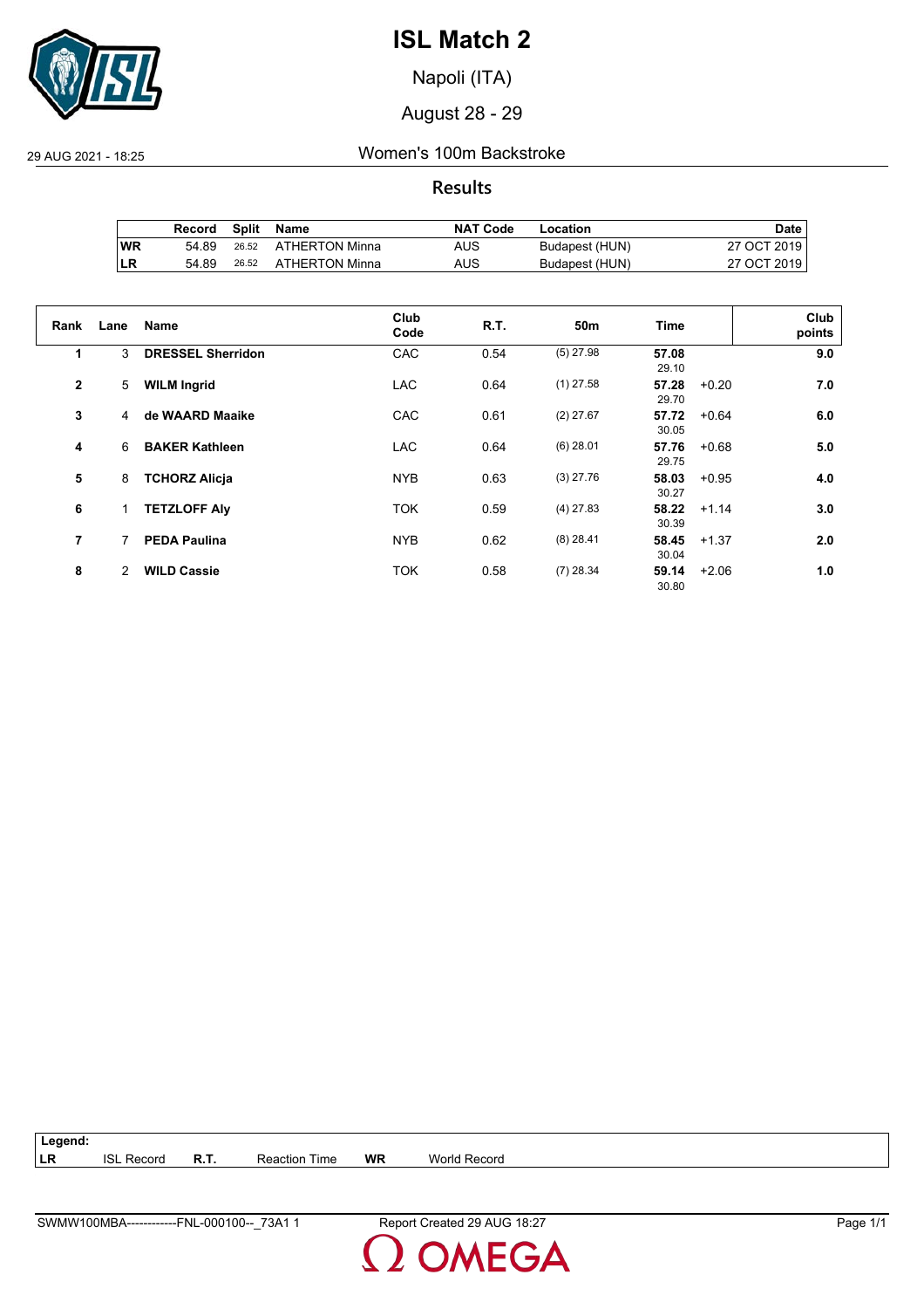# ISL Match 2

Napoli (ITA)

August 28 - 29

29 AUG 2021 - 18:25

## Women's 100m Backstroke

### Results

| | Record | Split | Name | NAT Code | Location | Date |
|---|---|---|---|---|---|---|
| WR | 54.89 | 26.52 | ATHERTON Minna | AUS | Budapest (HUN) | 27 OCT 2019 |
| LR | 54.89 | 26.52 | ATHERTON Minna | AUS | Budapest (HUN) | 27 OCT 2019 |

| Rank | Lane | Name | Club Code | R.T. | 50m | Time | | Club points |
|---|---|---|---|---|---|---|---|---|
| 1 | 3 | **DRESSEL Sherridon** | CAC | 0.54 | (5) 27.98 | **57.08** 29.10 | | **9.0** |
| 2 | 5 | **WILM Ingrid** | LAC | 0.64 | (1) 27.58 | **57.28** 29.70 | +0.20 | **7.0** |
| 3 | 4 | **de WAARD Maaike** | CAC | 0.61 | (2) 27.67 | **57.72** 30.05 | +0.64 | **6.0** |
| 4 | 6 | **BAKER Kathleen** | LAC | 0.64 | (6) 28.01 | **57.76** 29.75 | +0.68 | **5.0** |
| 5 | 8 | **TCHORZ Alicja** | NYB | 0.63 | (3) 27.76 | **58.03** 30.27 | +0.95 | **4.0** |
| 6 | 1 | **TETZLOFF Aly** | TOK | 0.59 | (4) 27.83 | **58.22** 30.39 | +1.14 | **3.0** |
| 7 | 7 | **PEDA Paulina** | NYB | 0.62 | (8) 28.41 | **58.45** 30.04 | +1.37 | **2.0** |
| 8 | 2 | **WILD Cassie** | TOK | 0.58 | (7) 28.34 | **59.14** 30.80 | +2.06 | **1.0** |

**Legend:**

| | | | | | |
|---|---|---|---|---|---|
| **LR** | ISL Record | **R.T.** | Reaction Time | **WR** | World Record |

SWMW100MBA------------FNL-000100--_73A1 1

Report Created 29 AUG 18:27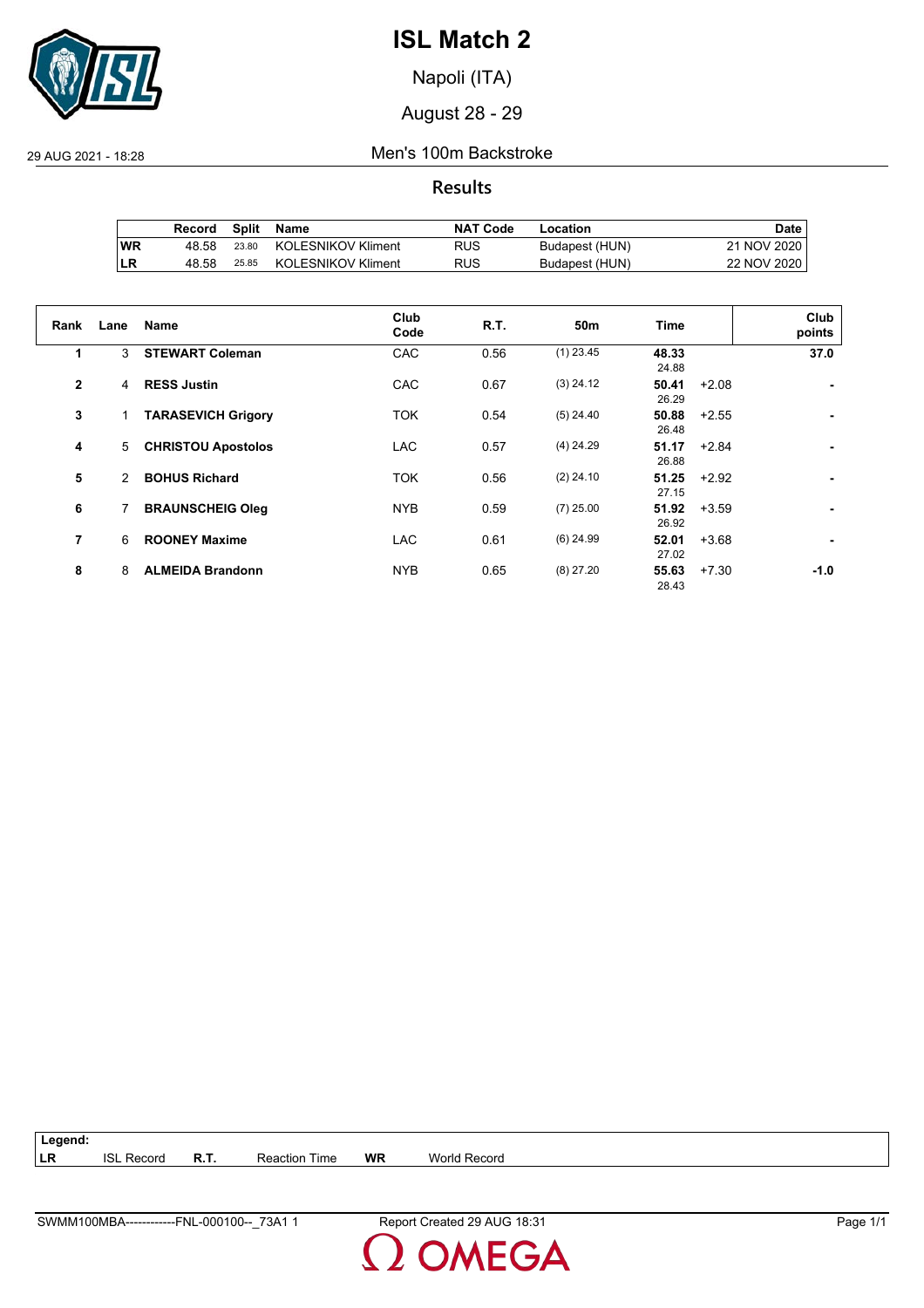# ISL Match 2

Napoli (ITA)

August 28 - 29

29 AUG 2021 - 18:28

## Men's 100m Backstroke

### Results

| | Record | Split | Name | NAT Code | Location | Date |
|---|---|---|---|---|---|---|
| WR | 48.58 | 23.80 | KOLESNIKOV Kliment | RUS | Budapest (HUN) | 21 NOV 2020 |
| LR | 48.58 | 25.85 | KOLESNIKOV Kliment | RUS | Budapest (HUN) | 22 NOV 2020 |

| Rank | Lane | Name | Club Code | R.T. | 50m | Time | | Club points |
|---|---|---|---|---|---|---|---|---|
| 1 | 3 | **STEWART Coleman** | CAC | 0.56 | (1) 23.45 | **48.33** 24.88 | | **37.0** |
| 2 | 4 | **RESS Justin** | CAC | 0.67 | (3) 24.12 | **50.41** 26.29 | +2.08 | **-** |
| 3 | 1 | **TARASEVICH Grigory** | TOK | 0.54 | (5) 24.40 | **50.88** 26.48 | +2.55 | **-** |
| 4 | 5 | **CHRISTOU Apostolos** | LAC | 0.57 | (4) 24.29 | **51.17** 26.88 | +2.84 | **-** |
| 5 | 2 | **BOHUS Richard** | TOK | 0.56 | (2) 24.10 | **51.25** 27.15 | +2.92 | **-** |
| 6 | 7 | **BRAUNSCHEIG Oleg** | NYB | 0.59 | (7) 25.00 | **51.92** 26.92 | +3.59 | **-** |
| 7 | 6 | **ROONEY Maxime** | LAC | 0.61 | (6) 24.99 | **52.01** 27.02 | +3.68 | **-** |
| 8 | 8 | **ALMEIDA Brandonn** | NYB | 0.65 | (8) 27.20 | **55.63** 28.43 | +7.30 | **-1.0** |

**Legend:**

| | | | | | |
|---|---|---|---|---|---|
| **LR** | ISL Record | **R.T.** | Reaction Time | **WR** | World Record |

SWMM100MBA------------FNL-000100--_73A1 1 Report Created 29 AUG 18:31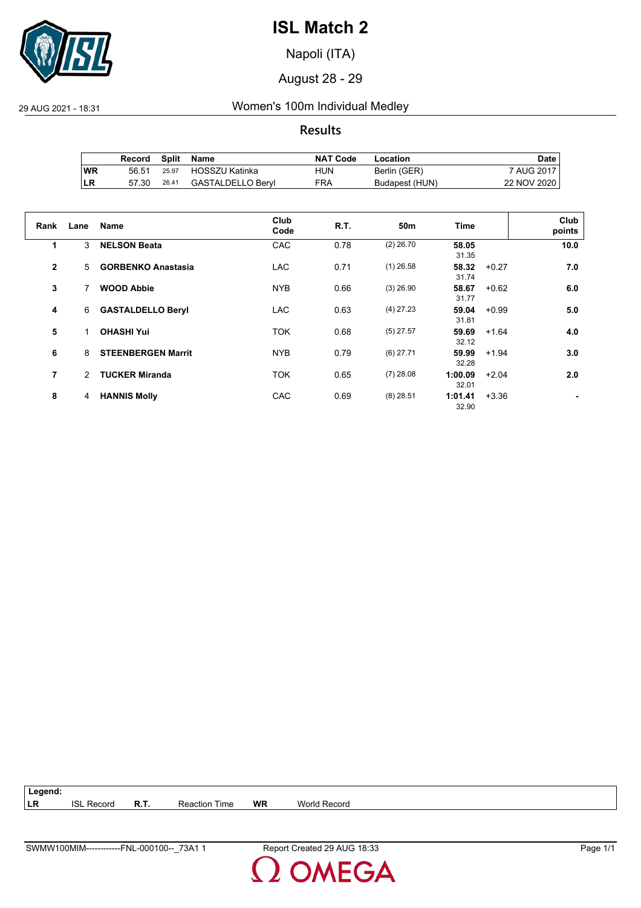# ISL Match 2

Napoli (ITA)

August 28 - 29

29 AUG 2021 - 18:31

## Women's 100m Individual Medley

### Results

| | Record | Split | Name | NAT Code | Location | Date |
|---|---|---|---|---|---|---|
| WR | 56.51 | 25.97 | HOSSZU Katinka | HUN | Berlin (GER) | 7 AUG 2017 |
| LR | 57.30 | 26.41 | GASTALDELLO Beryl | FRA | Budapest (HUN) | 22 NOV 2020 |

| Rank | Lane | Name | Club Code | R.T. | 50m | Time | | Club points |
|---|---|---|---|---|---|---|---|---|
| 1 | 3 | **NELSON Beata** | CAC | 0.78 | (2) 26.70 | **58.05** 31.35 | | **10.0** |
| 2 | 5 | **GORBENKO Anastasia** | LAC | 0.71 | (1) 26.58 | **58.32** 31.74 | +0.27 | **7.0** |
| 3 | 7 | **WOOD Abbie** | NYB | 0.66 | (3) 26.90 | **58.67** 31.77 | +0.62 | **6.0** |
| 4 | 6 | **GASTALDELLO Beryl** | LAC | 0.63 | (4) 27.23 | **59.04** 31.81 | +0.99 | **5.0** |
| 5 | 1 | **OHASHI Yui** | TOK | 0.68 | (5) 27.57 | **59.69** 32.12 | +1.64 | **4.0** |
| 6 | 8 | **STEENBERGEN Marrit** | NYB | 0.79 | (6) 27.71 | **59.99** 32.28 | +1.94 | **3.0** |
| 7 | 2 | **TUCKER Miranda** | TOK | 0.65 | (7) 28.08 | **1:00.09** 32.01 | +2.04 | **2.0** |
| 8 | 4 | **HANNIS Molly** | CAC | 0.69 | (8) 28.51 | **1:01.41** 32.90 | +3.36 | **-** |

**Legend:**

| | | | | | |
|---|---|---|---|---|---|
| LR | ISL Record | R.T. | Reaction Time | WR | World Record |

SWMW100MIM------------FNL-000100--_73A1 1 Report Created 29 AUG 18:33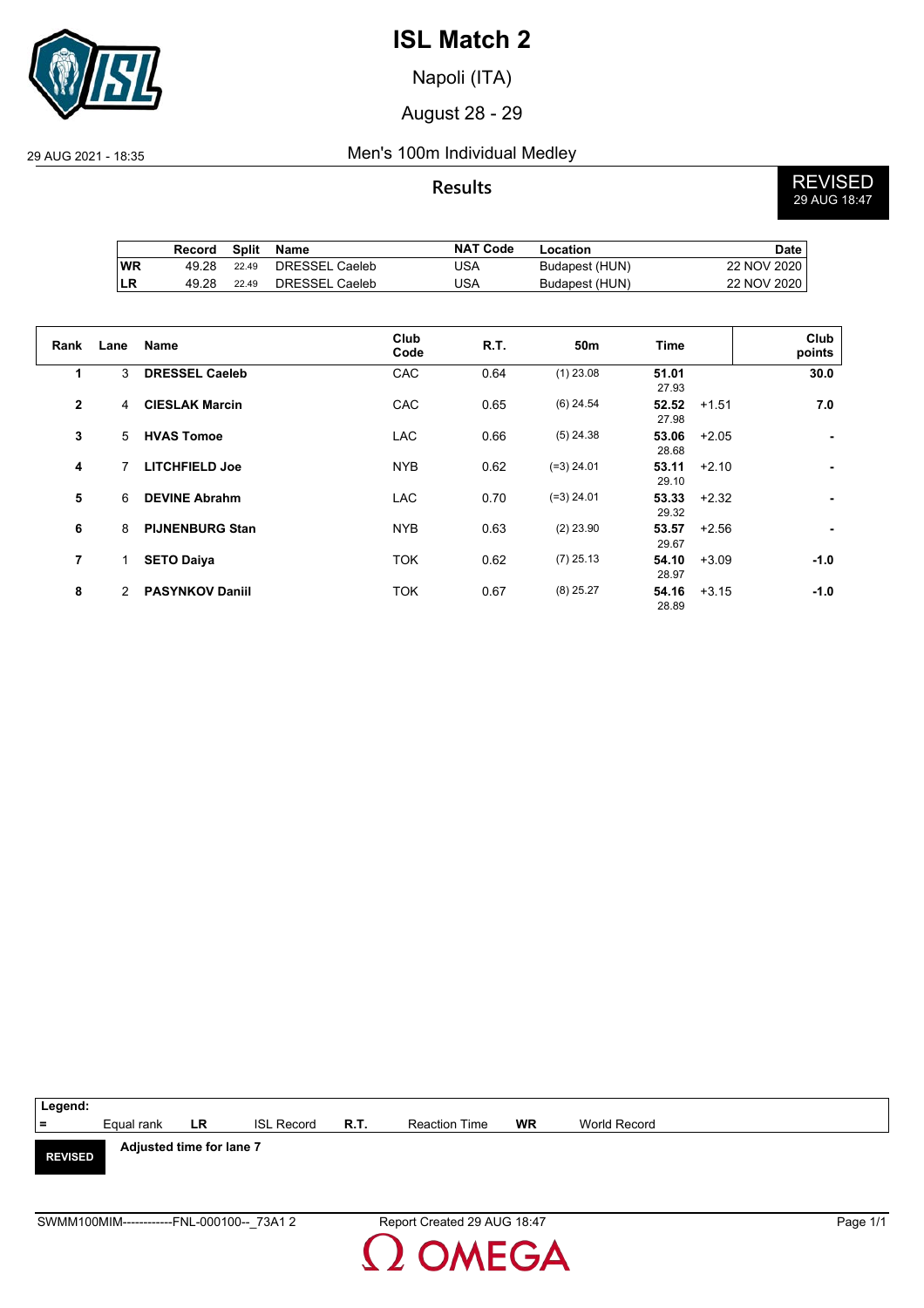# ISL Match 2

Napoli (ITA)

August 28 - 29

29 AUG 2021 - 18:35

## Men's 100m Individual Medley

**Results**

**REVISED** 29 AUG 18:47

| | Record | Split | Name | NAT Code | Location | Date |
|---|---|---|---|---|---|---|
| WR | 49.28 | 22.49 | DRESSEL Caeleb | USA | Budapest (HUN) | 22 NOV 2020 |
| LR | 49.28 | 22.49 | DRESSEL Caeleb | USA | Budapest (HUN) | 22 NOV 2020 |

| Rank | Lane | Name | Club Code | R.T. | 50m | Time | | Club points |
|---|---|---|---|---|---|---|---|---|
| 1 | 3 | **DRESSEL Caeleb** | CAC | 0.64 | (1) 23.08 | **51.01** 27.93 | | **30.0** |
| 2 | 4 | **CIESLAK Marcin** | CAC | 0.65 | (6) 24.54 | **52.52** 27.98 | +1.51 | **7.0** |
| 3 | 5 | **HVAS Tomoe** | LAC | 0.66 | (5) 24.38 | **53.06** 28.68 | +2.05 | **-** |
| 4 | 7 | **LITCHFIELD Joe** | NYB | 0.62 | (=3) 24.01 | **53.11** 29.10 | +2.10 | **-** |
| 5 | 6 | **DEVINE Abrahm** | LAC | 0.70 | (=3) 24.01 | **53.33** 29.32 | +2.32 | **-** |
| 6 | 8 | **PIJNENBURG Stan** | NYB | 0.63 | (2) 23.90 | **53.57** 29.67 | +2.56 | **-** |
| 7 | 1 | **SETO Daiya** | TOK | 0.62 | (7) 25.13 | **54.10** 28.97 | +3.09 | **-1.0** |
| 8 | 2 | **PASYNKOV Daniil** | TOK | 0.67 | (8) 25.27 | **54.16** 28.89 | +3.15 | **-1.0** |

**Legend:**

| = | Equal rank | LR | ISL Record | R.T. | Reaction Time | WR | World Record |
|---|---|---|---|---|---|---|---|

**REVISED** **Adjusted time for lane 7**

SWMM100MIM------------FNL-000100--_73A1 2 Report Created 29 AUG 18:47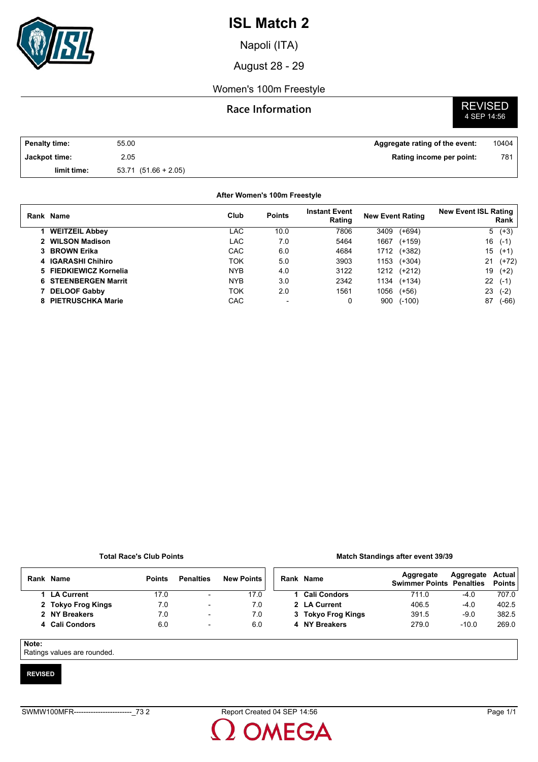# ISL Match 2

Napoli (ITA)

August 28 - 29

Women's 100m Freestyle

## Race Information

**REVISED**
4 SEP 14:56

| | | | |
|---|---|---|---|
| **Penalty time:** | 55.00 | **Aggregate rating of the event:** | 10404 |
| **Jackpot time:** | 2.05 | **Rating income per point:** | 781 |
| **limit time:** | 53.71 (51.66 + 2.05) | | |

**After Women's 100m Freestyle**

| Rank | Name | Club | Points | Instant Event Rating | New Event Rating | | New Event ISL Rating Rank | |
|---|---|---|---|---|---|---|---|---|
| 1 | **WEITZEIL Abbey** | LAC | 10.0 | 7806 | 3409 | (+694) | 5 | (+3) |
| 2 | **WILSON Madison** | LAC | 7.0 | 5464 | 1667 | (+159) | 16 | (-1) |
| 3 | **BROWN Erika** | CAC | 6.0 | 4684 | 1712 | (+382) | 15 | (+1) |
| 4 | **IGARASHI Chihiro** | TOK | 5.0 | 3903 | 1153 | (+304) | 21 | (+72) |
| 5 | **FIEDKIEWICZ Kornelia** | NYB | 4.0 | 3122 | 1212 | (+212) | 19 | (+2) |
| 6 | **STEENBERGEN Marrit** | NYB | 3.0 | 2342 | 1134 | (+134) | 22 | (-1) |
| 7 | **DELOOF Gabby** | TOK | 2.0 | 1561 | 1056 | (+56) | 23 | (-2) |
| 8 | **PIETRUSCHKA Marie** | CAC | - | 0 | 900 | (-100) | 87 | (-66) |

**Total Race's Club Points**

| Rank | Name | Points | Penalties | New Points |
|---|---|---|---|---|
| 1 | **LA Current** | 17.0 | - | 17.0 |
| 2 | **Tokyo Frog Kings** | 7.0 | - | 7.0 |
| 2 | **NY Breakers** | 7.0 | - | 7.0 |
| 4 | **Cali Condors** | 6.0 | - | 6.0 |

**Match Standings after event 39/39**

| Rank | Name | Aggregate Swimmer Points | Aggregate Penalties | Actual Points |
|---|---|---|---|---|
| 1 | **Cali Condors** | 711.0 | -4.0 | 707.0 |
| 2 | **LA Current** | 406.5 | -4.0 | 402.5 |
| 3 | **Tokyo Frog Kings** | 391.5 | -9.0 | 382.5 |
| 4 | **NY Breakers** | 279.0 | -10.0 | 269.0 |

**Note:**
Ratings values are rounded.

**REVISED**

SWMW100MFR------------------------_73 2 Report Created 04 SEP 14:56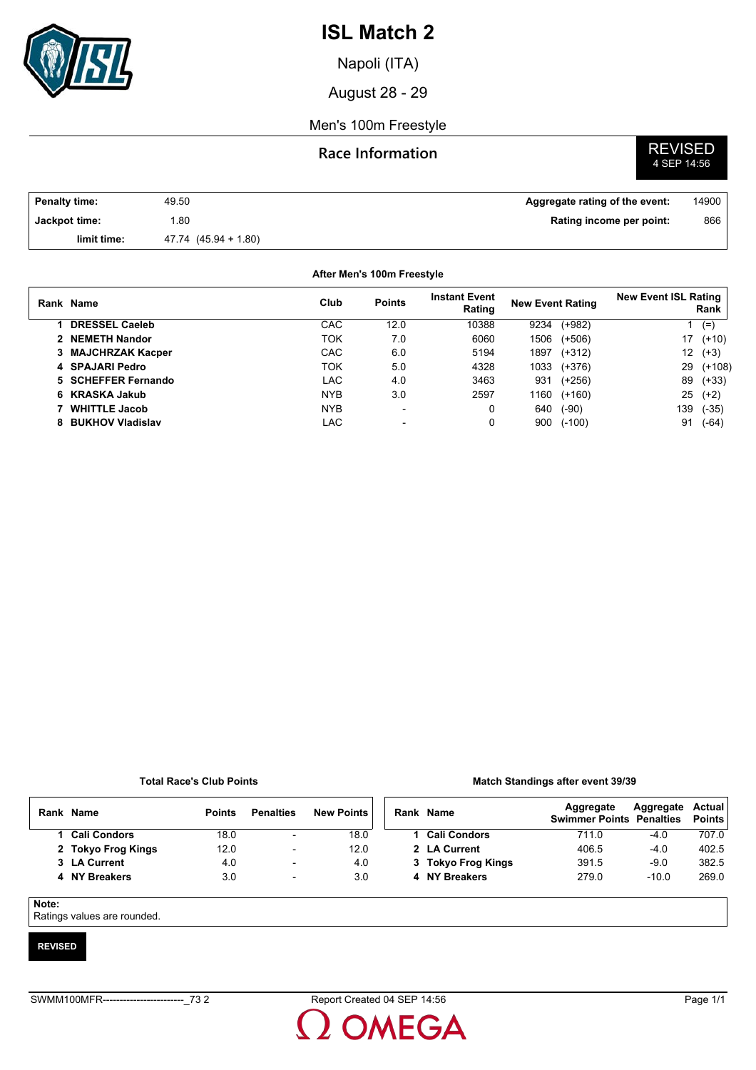# ISL Match 2

Napoli (ITA)

August 28 - 29

Men's 100m Freestyle

## Race Information

**REVISED**
4 SEP 14:56

| | | | |
|---|---|---|---|
| **Penalty time:** | 49.50 | **Aggregate rating of the event:** | 14900 |
| **Jackpot time:** | 1.80 | **Rating income per point:** | 866 |
| **limit time:** | 47.74 (45.94 + 1.80) | | |

**After Men's 100m Freestyle**

| Rank | Name | Club | Points | Instant Event Rating | New Event Rating | | New Event ISL Rating Rank | |
|---|---|---|---|---|---|---|---|---|
| 1 | **DRESSEL Caeleb** | CAC | 12.0 | 10388 | 9234 | (+982) | 1 | (=) |
| 2 | **NEMETH Nandor** | TOK | 7.0 | 6060 | 1506 | (+506) | 17 | (+10) |
| 3 | **MAJCHRZAK Kacper** | CAC | 6.0 | 5194 | 1897 | (+312) | 12 | (+3) |
| 4 | **SPAJARI Pedro** | TOK | 5.0 | 4328 | 1033 | (+376) | 29 | (+108) |
| 5 | **SCHEFFER Fernando** | LAC | 4.0 | 3463 | 931 | (+256) | 89 | (+33) |
| 6 | **KRASKA Jakub** | NYB | 3.0 | 2597 | 1160 | (+160) | 25 | (+2) |
| 7 | **WHITTLE Jacob** | NYB | - | 0 | 640 | (-90) | 139 | (-35) |
| 8 | **BUKHOV Vladislav** | LAC | - | 0 | 900 | (-100) | 91 | (-64) |

**Total Race's Club Points**

| Rank | Name | Points | Penalties | New Points |
|---|---|---|---|---|
| 1 | **Cali Condors** | 18.0 | - | 18.0 |
| 2 | **Tokyo Frog Kings** | 12.0 | - | 12.0 |
| 3 | **LA Current** | 4.0 | - | 4.0 |
| 4 | **NY Breakers** | 3.0 | - | 3.0 |

**Match Standings after event 39/39**

| Rank | Name | Aggregate Swimmer Points | Aggregate Penalties | Actual Points |
|---|---|---|---|---|
| 1 | **Cali Condors** | 711.0 | -4.0 | 707.0 |
| 2 | **LA Current** | 406.5 | -4.0 | 402.5 |
| 3 | **Tokyo Frog Kings** | 391.5 | -9.0 | 382.5 |
| 4 | **NY Breakers** | 279.0 | -10.0 | 269.0 |

**Note:**
Ratings values are rounded.

**REVISED**

SWMM100MFR------------------------_73 2 Report Created 04 SEP 14:56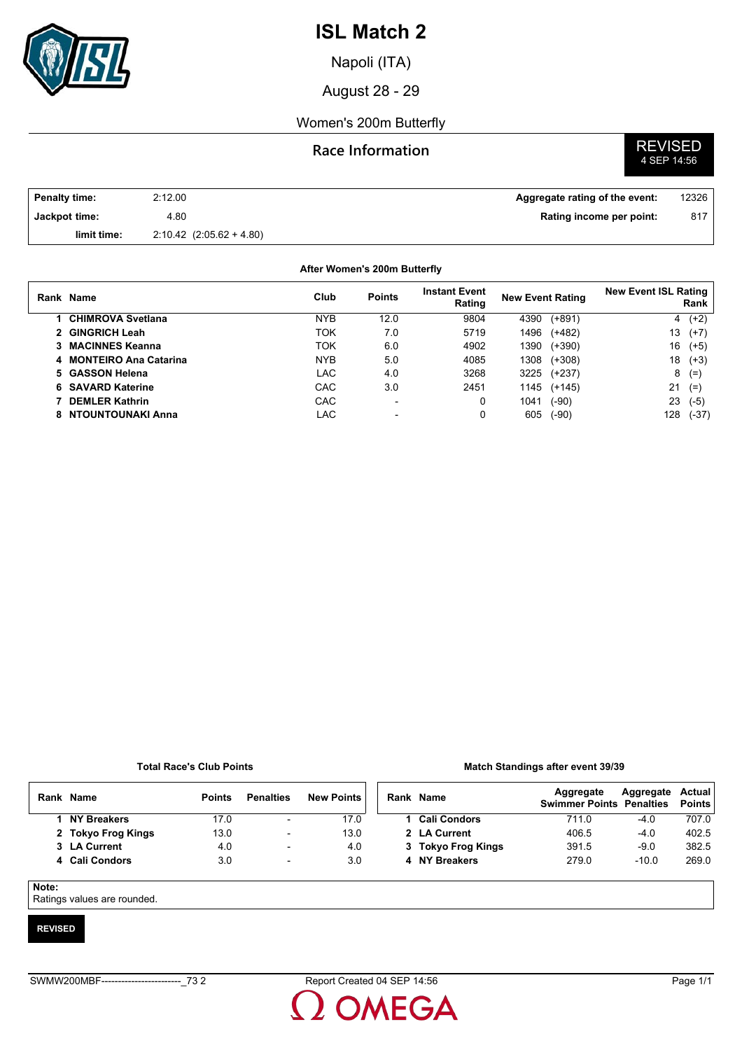# ISL Match 2

Napoli (ITA)

August 28 - 29

Women's 200m Butterfly

## Race Information

**REVISED**
4 SEP 14:56

| | | | |
|---|---|---|---|
| **Penalty time:** | 2:12.00 | **Aggregate rating of the event:** | 12326 |
| **Jackpot time:** | 4.80 | **Rating income per point:** | 817 |
| **limit time:** | 2:10.42 (2:05.62 + 4.80) | | |

**After Women's 200m Butterfly**

| Rank | Name | Club | Points | Instant Event Rating | New Event Rating | New Event ISL Rating Rank |
|---|---|---|---|---|---|---|
| 1 | **CHIMROVA Svetlana** | NYB | 12.0 | 9804 | 4390 (+891) | 4 (+2) |
| 2 | **GINGRICH Leah** | TOK | 7.0 | 5719 | 1496 (+482) | 13 (+7) |
| 3 | **MACINNES Keanna** | TOK | 6.0 | 4902 | 1390 (+390) | 16 (+5) |
| 4 | **MONTEIRO Ana Catarina** | NYB | 5.0 | 4085 | 1308 (+308) | 18 (+3) |
| 5 | **GASSON Helena** | LAC | 4.0 | 3268 | 3225 (+237) | 8 (=) |
| 6 | **SAVARD Katerine** | CAC | 3.0 | 2451 | 1145 (+145) | 21 (=) |
| 7 | **DEMLER Kathrin** | CAC | - | 0 | 1041 (-90) | 23 (-5) |
| 8 | **NTOUNTOUNAKI Anna** | LAC | - | 0 | 605 (-90) | 128 (-37) |

**Total Race's Club Points**

| Rank | Name | Points | Penalties | New Points |
|---|---|---|---|---|
| 1 | **NY Breakers** | 17.0 | - | 17.0 |
| 2 | **Tokyo Frog Kings** | 13.0 | - | 13.0 |
| 3 | **LA Current** | 4.0 | - | 4.0 |
| 4 | **Cali Condors** | 3.0 | - | 3.0 |

**Match Standings after event 39/39**

| Rank | Name | Aggregate Swimmer Points | Aggregate Penalties | Actual Points |
|---|---|---|---|---|
| 1 | **Cali Condors** | 711.0 | -4.0 | 707.0 |
| 2 | **LA Current** | 406.5 | -4.0 | 402.5 |
| 3 | **Tokyo Frog Kings** | 391.5 | -9.0 | 382.5 |
| 4 | **NY Breakers** | 279.0 | -10.0 | 269.0 |

**Note:**
Ratings values are rounded.

**REVISED**

SWMW200MBF------------------------_73 2 Report Created 04 SEP 14:56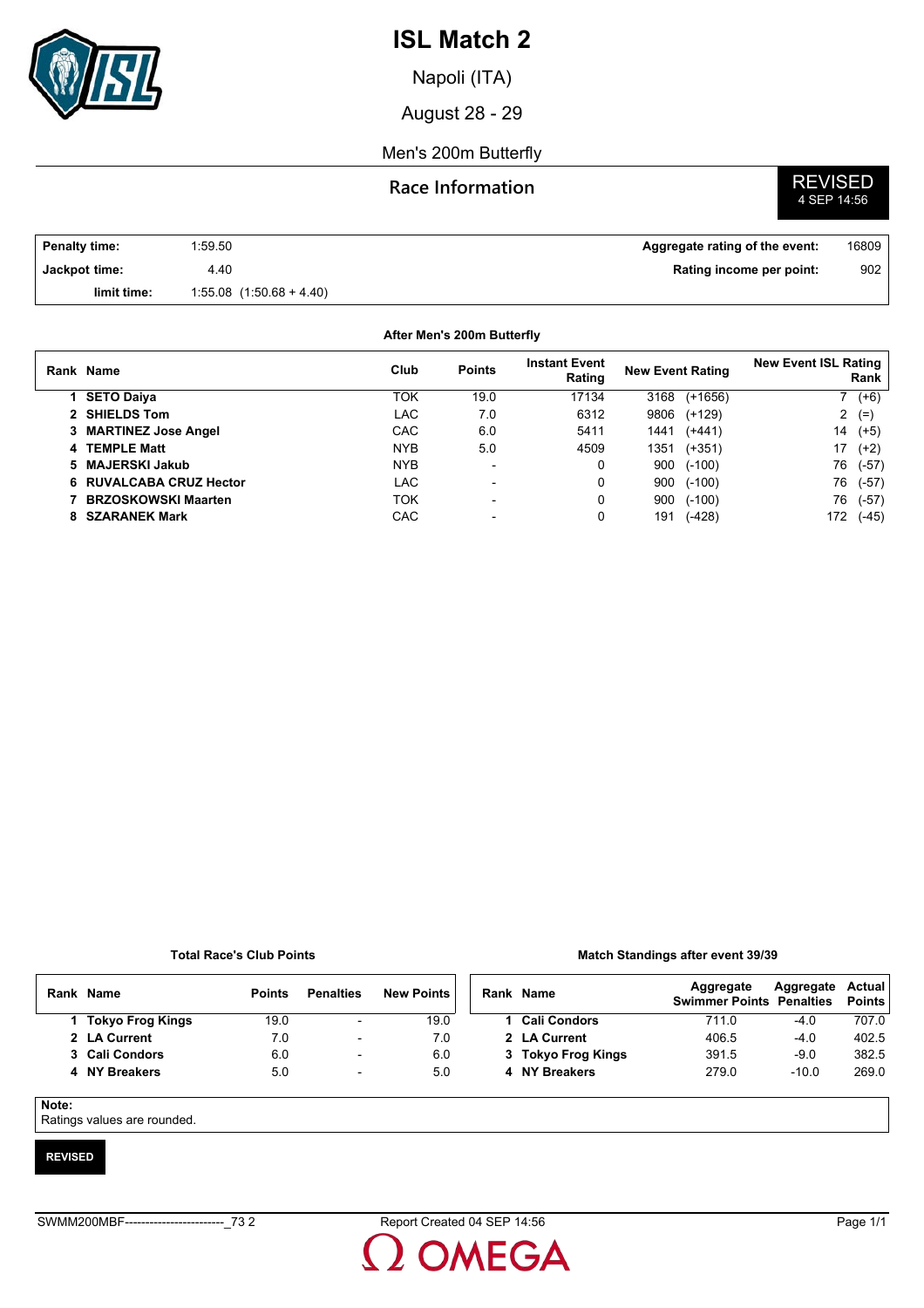# ISL Match 2

Napoli (ITA)

August 28 - 29

Men's 200m Butterfly

## Race Information

**REVISED** 4 SEP 14:56

| | | | |
|---|---|---|---|
| **Penalty time:** | 1:59.50 | **Aggregate rating of the event:** | 16809 |
| **Jackpot time:** | 4.40 | **Rating income per point:** | 902 |
| **limit time:** | 1:55.08 (1:50.68 + 4.40) | | |

**After Men's 200m Butterfly**

| Rank | Name | Club | Points | Instant Event Rating | New Event Rating | New Event ISL Rating Rank |
|---|---|---|---|---|---|---|
| 1 | **SETO Daiya** | TOK | 19.0 | 17134 | 3168 (+1656) | 7 (+6) |
| 2 | **SHIELDS Tom** | LAC | 7.0 | 6312 | 9806 (+129) | 2 (=) |
| 3 | **MARTINEZ Jose Angel** | CAC | 6.0 | 5411 | 1441 (+441) | 14 (+5) |
| 4 | **TEMPLE Matt** | NYB | 5.0 | 4509 | 1351 (+351) | 17 (+2) |
| 5 | **MAJERSKI Jakub** | NYB | - | 0 | 900 (-100) | 76 (-57) |
| 6 | **RUVALCABA CRUZ Hector** | LAC | - | 0 | 900 (-100) | 76 (-57) |
| 7 | **BRZOSKOWSKI Maarten** | TOK | - | 0 | 900 (-100) | 76 (-57) |
| 8 | **SZARANEK Mark** | CAC | - | 0 | 191 (-428) | 172 (-45) |

**Total Race's Club Points**

| Rank | Name | Points | Penalties | New Points |
|---|---|---|---|---|
| 1 | **Tokyo Frog Kings** | 19.0 | - | 19.0 |
| 2 | **LA Current** | 7.0 | - | 7.0 |
| 3 | **Cali Condors** | 6.0 | - | 6.0 |
| 4 | **NY Breakers** | 5.0 | - | 5.0 |

**Match Standings after event 39/39**

| Rank | Name | Aggregate Swimmer Points | Aggregate Penalties | Actual Points |
|---|---|---|---|---|
| 1 | **Cali Condors** | 711.0 | -4.0 | 707.0 |
| 2 | **LA Current** | 406.5 | -4.0 | 402.5 |
| 3 | **Tokyo Frog Kings** | 391.5 | -9.0 | 382.5 |
| 4 | **NY Breakers** | 279.0 | -10.0 | 269.0 |

**Note:**
Ratings values are rounded.

**REVISED**

SWMM200MBF------------------------_73 2 Report Created 04 SEP 14:56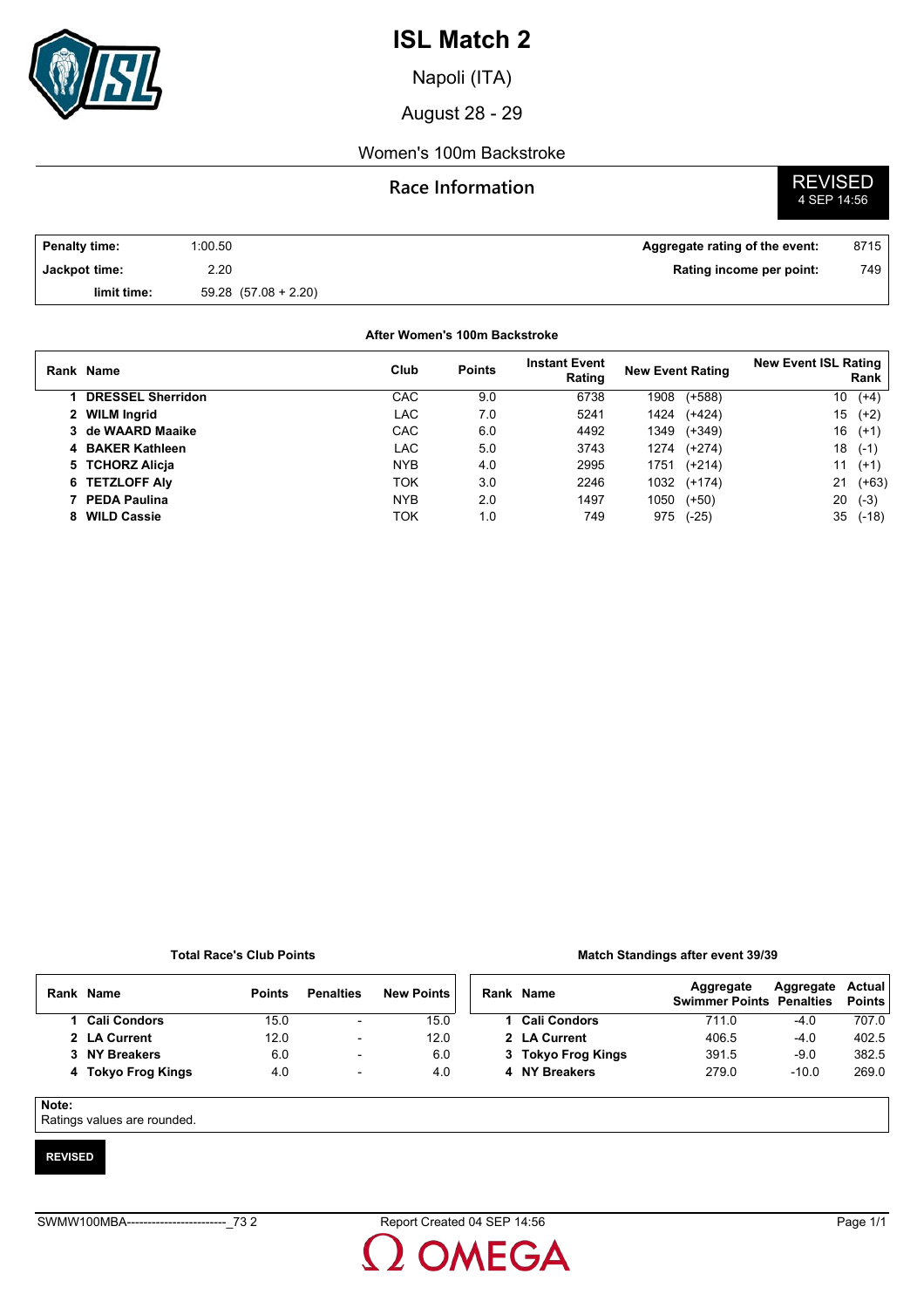# ISL Match 2

Napoli (ITA)

August 28 - 29

Women's 100m Backstroke

## Race Information

**REVISED**
4 SEP 14:56

| | | | |
|---|---|---|---|
| **Penalty time:** | 1:00.50 | **Aggregate rating of the event:** | 8715 |
| **Jackpot time:** | 2.20 | **Rating income per point:** | 749 |
| **limit time:** | 59.28 (57.08 + 2.20) | | |

**After Women's 100m Backstroke**

| Rank | Name | Club | Points | Instant Event Rating | New Event Rating | New Event ISL Rating Rank |
|---|---|---|---|---|---|---|
| 1 | **DRESSEL Sherridon** | CAC | 9.0 | 6738 | 1908 (+588) | 10 (+4) |
| 2 | **WILM Ingrid** | LAC | 7.0 | 5241 | 1424 (+424) | 15 (+2) |
| 3 | **de WAARD Maaike** | CAC | 6.0 | 4492 | 1349 (+349) | 16 (+1) |
| 4 | **BAKER Kathleen** | LAC | 5.0 | 3743 | 1274 (+274) | 18 (-1) |
| 5 | **TCHORZ Alicja** | NYB | 4.0 | 2995 | 1751 (+214) | 11 (+1) |
| 6 | **TETZLOFF Aly** | TOK | 3.0 | 2246 | 1032 (+174) | 21 (+63) |
| 7 | **PEDA Paulina** | NYB | 2.0 | 1497 | 1050 (+50) | 20 (-3) |
| 8 | **WILD Cassie** | TOK | 1.0 | 749 | 975 (-25) | 35 (-18) |

**Total Race's Club Points**

| Rank | Name | Points | Penalties | New Points |
|---|---|---|---|---|
| 1 | **Cali Condors** | 15.0 | - | 15.0 |
| 2 | **LA Current** | 12.0 | - | 12.0 |
| 3 | **NY Breakers** | 6.0 | - | 6.0 |
| 4 | **Tokyo Frog Kings** | 4.0 | - | 4.0 |

**Match Standings after event 39/39**

| Rank | Name | Aggregate Swimmer Points | Aggregate Penalties | Actual Points |
|---|---|---|---|---|
| 1 | **Cali Condors** | 711.0 | -4.0 | 707.0 |
| 2 | **LA Current** | 406.5 | -4.0 | 402.5 |
| 3 | **Tokyo Frog Kings** | 391.5 | -9.0 | 382.5 |
| 4 | **NY Breakers** | 279.0 | -10.0 | 269.0 |

**Note:**
Ratings values are rounded.

**REVISED**

SWMW100MBA------------------------_73 2 Report Created 04 SEP 14:56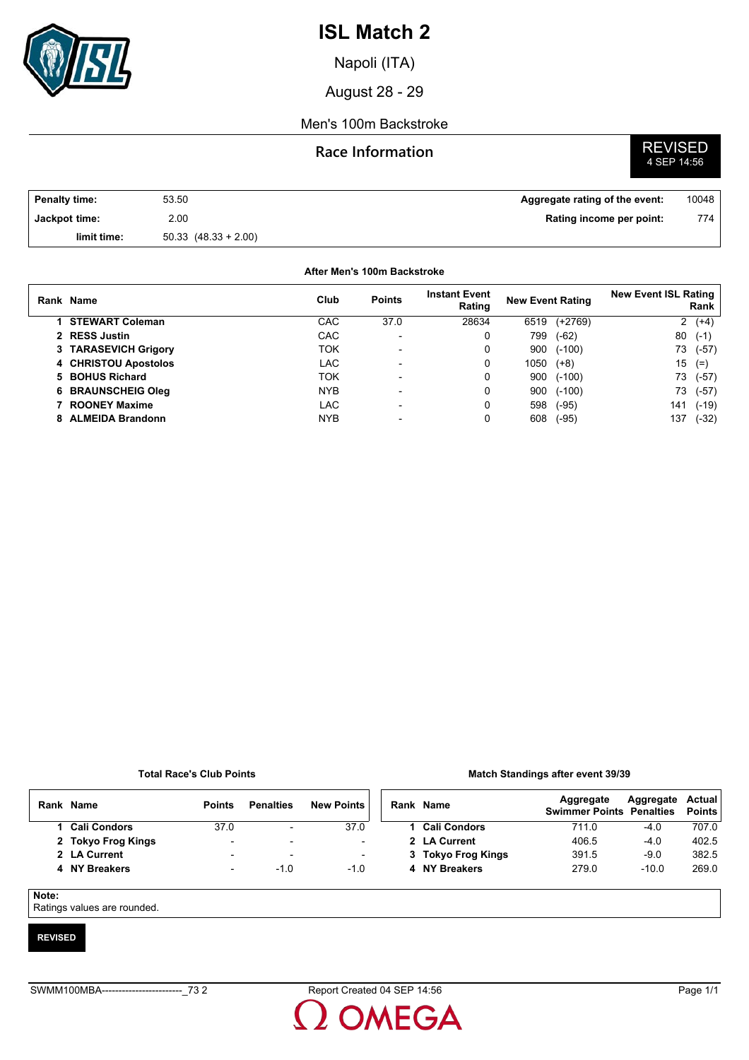# ISL Match 2

Napoli (ITA)

August 28 - 29

Men's 100m Backstroke

## Race Information

REVISED
4 SEP 14:56

| | | | |
|---|---|---|---|
| **Penalty time:** | 53.50 | **Aggregate rating of the event:** | 10048 |
| **Jackpot time:** | 2.00 | **Rating income per point:** | 774 |
| **limit time:** | 50.33 (48.33 + 2.00) | | |

**After Men's 100m Backstroke**

| Rank | Name | Club | Points | Instant Event Rating | New Event Rating | New Event ISL Rating Rank |
|---|---|---|---|---|---|---|
| 1 | **STEWART Coleman** | CAC | 37.0 | 28634 | 6519 (+2769) | 2 (+4) |
| 2 | **RESS Justin** | CAC | - | 0 | 799 (-62) | 80 (-1) |
| 3 | **TARASEVICH Grigory** | TOK | - | 0 | 900 (-100) | 73 (-57) |
| 4 | **CHRISTOU Apostolos** | LAC | - | 0 | 1050 (+8) | 15 (=) |
| 5 | **BOHUS Richard** | TOK | - | 0 | 900 (-100) | 73 (-57) |
| 6 | **BRAUNSCHEIG Oleg** | NYB | - | 0 | 900 (-100) | 73 (-57) |
| 7 | **ROONEY Maxime** | LAC | - | 0 | 598 (-95) | 141 (-19) |
| 8 | **ALMEIDA Brandonn** | NYB | - | 0 | 608 (-95) | 137 (-32) |

**Total Race's Club Points**

| Rank | Name | Points | Penalties | New Points |
|---|---|---|---|---|
| 1 | **Cali Condors** | 37.0 | - | 37.0 |
| 2 | **Tokyo Frog Kings** | - | - | - |
| 2 | **LA Current** | - | - | - |
| 4 | **NY Breakers** | - | -1.0 | -1.0 |

**Match Standings after event 39/39**

| Rank | Name | Aggregate Swimmer Points | Aggregate Penalties | Actual Points |
|---|---|---|---|---|
| 1 | **Cali Condors** | 711.0 | -4.0 | 707.0 |
| 2 | **LA Current** | 406.5 | -4.0 | 402.5 |
| 3 | **Tokyo Frog Kings** | 391.5 | -9.0 | 382.5 |
| 4 | **NY Breakers** | 279.0 | -10.0 | 269.0 |

**Note:**
Ratings values are rounded.

**REVISED**

SWMM100MBA------------------------_73 2    Report Created 04 SEP 14:56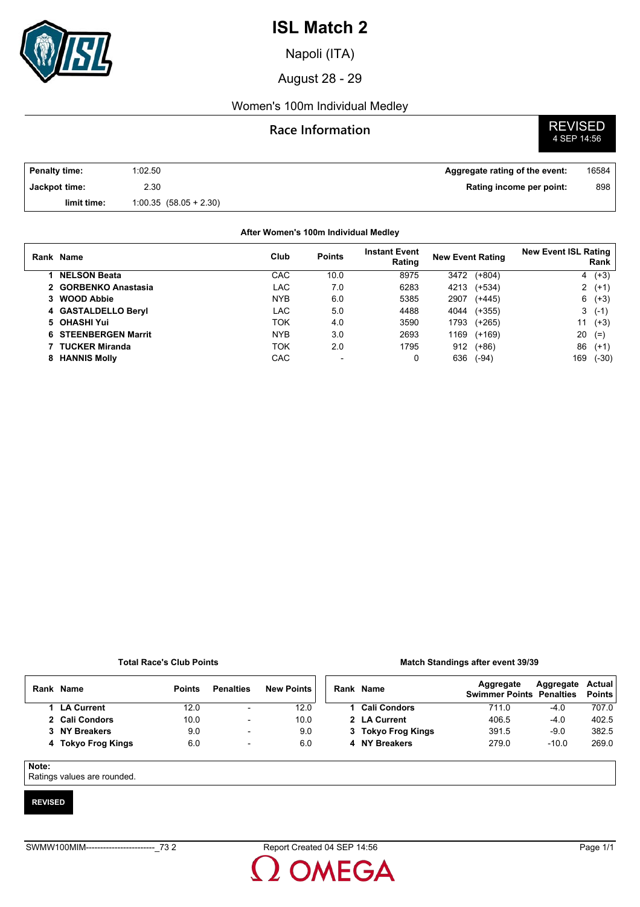# ISL Match 2

Napoli (ITA)

August 28 - 29

Women's 100m Individual Medley

## Race Information

**REVISED**
4 SEP 14:56

| | | | |
|---|---|---|---|
| **Penalty time:** | 1:02.50 | **Aggregate rating of the event:** | 16584 |
| **Jackpot time:** | 2.30 | **Rating income per point:** | 898 |
| **limit time:** | 1:00.35 (58.05 + 2.30) | | |

**After Women's 100m Individual Medley**

| Rank | Name | Club | Points | Instant Event Rating | New Event Rating | New Event ISL Rating Rank |
|---|---|---|---|---|---|---|
| 1 | **NELSON Beata** | CAC | 10.0 | 8975 | 3472 (+804) | 4 (+3) |
| 2 | **GORBENKO Anastasia** | LAC | 7.0 | 6283 | 4213 (+534) | 2 (+1) |
| 3 | **WOOD Abbie** | NYB | 6.0 | 5385 | 2907 (+445) | 6 (+3) |
| 4 | **GASTALDELLO Beryl** | LAC | 5.0 | 4488 | 4044 (+355) | 3 (-1) |
| 5 | **OHASHI Yui** | TOK | 4.0 | 3590 | 1793 (+265) | 11 (+3) |
| 6 | **STEENBERGEN Marrit** | NYB | 3.0 | 2693 | 1169 (+169) | 20 (=) |
| 7 | **TUCKER Miranda** | TOK | 2.0 | 1795 | 912 (+86) | 86 (+1) |
| 8 | **HANNIS Molly** | CAC | - | 0 | 636 (-94) | 169 (-30) |

**Total Race's Club Points**

| Rank | Name | Points | Penalties | New Points |
|---|---|---|---|---|
| 1 | **LA Current** | 12.0 | - | 12.0 |
| 2 | **Cali Condors** | 10.0 | - | 10.0 |
| 3 | **NY Breakers** | 9.0 | - | 9.0 |
| 4 | **Tokyo Frog Kings** | 6.0 | - | 6.0 |

**Match Standings after event 39/39**

| Rank | Name | Aggregate Swimmer Points | Aggregate Penalties | Actual Points |
|---|---|---|---|---|
| 1 | **Cali Condors** | 711.0 | -4.0 | 707.0 |
| 2 | **LA Current** | 406.5 | -4.0 | 402.5 |
| 3 | **Tokyo Frog Kings** | 391.5 | -9.0 | 382.5 |
| 4 | **NY Breakers** | 279.0 | -10.0 | 269.0 |

**Note:**
Ratings values are rounded.

**REVISED**

SWMW100MIM------------------------_73 2 Report Created 04 SEP 14:56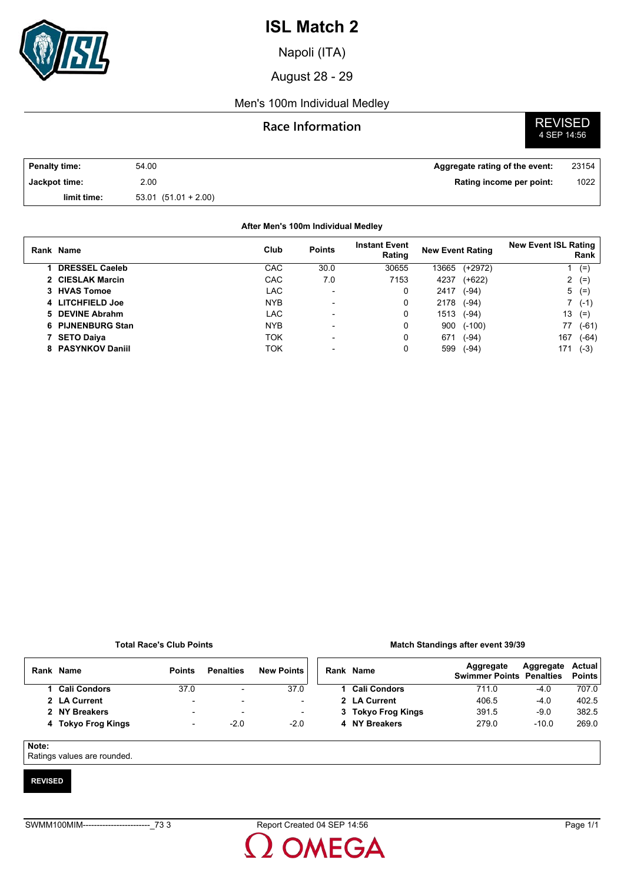# ISL Match 2

Napoli (ITA)

August 28 - 29

Men's 100m Individual Medley

## Race Information

**REVISED**
4 SEP 14:56

| | | | |
|---|---|---|---|
| **Penalty time:** | 54.00 | **Aggregate rating of the event:** | 23154 |
| **Jackpot time:** | 2.00 | **Rating income per point:** | 1022 |
| **limit time:** | 53.01 (51.01 + 2.00) | | |

**After Men's 100m Individual Medley**

| Rank | Name | Club | Points | Instant Event Rating | New Event Rating | | New Event ISL Rating Rank | |
|---|---|---|---|---|---|---|---|---|
| 1 | **DRESSEL Caeleb** | CAC | 30.0 | 30655 | 13665 | (+2972) | 1 | (=) |
| 2 | **CIESLAK Marcin** | CAC | 7.0 | 7153 | 4237 | (+622) | 2 | (=) |
| 3 | **HVAS Tomoe** | LAC | - | 0 | 2417 | (-94) | 5 | (=) |
| 4 | **LITCHFIELD Joe** | NYB | - | 0 | 2178 | (-94) | 7 | (-1) |
| 5 | **DEVINE Abrahm** | LAC | - | 0 | 1513 | (-94) | 13 | (=) |
| 6 | **PIJNENBURG Stan** | NYB | - | 0 | 900 | (-100) | 77 | (-61) |
| 7 | **SETO Daiya** | TOK | - | 0 | 671 | (-94) | 167 | (-64) |
| 8 | **PASYNKOV Daniil** | TOK | - | 0 | 599 | (-94) | 171 | (-3) |

**Total Race's Club Points**

| Rank | Name | Points | Penalties | New Points |
|---|---|---|---|---|
| 1 | **Cali Condors** | 37.0 | - | 37.0 |
| 2 | **LA Current** | - | - | - |
| 2 | **NY Breakers** | - | - | - |
| 4 | **Tokyo Frog Kings** | - | -2.0 | -2.0 |

**Match Standings after event 39/39**

| Rank | Name | Aggregate Swimmer Points | Aggregate Penalties | Actual Points |
|---|---|---|---|---|
| 1 | **Cali Condors** | 711.0 | -4.0 | 707.0 |
| 2 | **LA Current** | 406.5 | -4.0 | 402.5 |
| 3 | **Tokyo Frog Kings** | 391.5 | -9.0 | 382.5 |
| 4 | **NY Breakers** | 279.0 | -10.0 | 269.0 |

**Note:**
Ratings values are rounded.

**REVISED**

SWMM100MIM------------------------_73 3 Report Created 04 SEP 14:56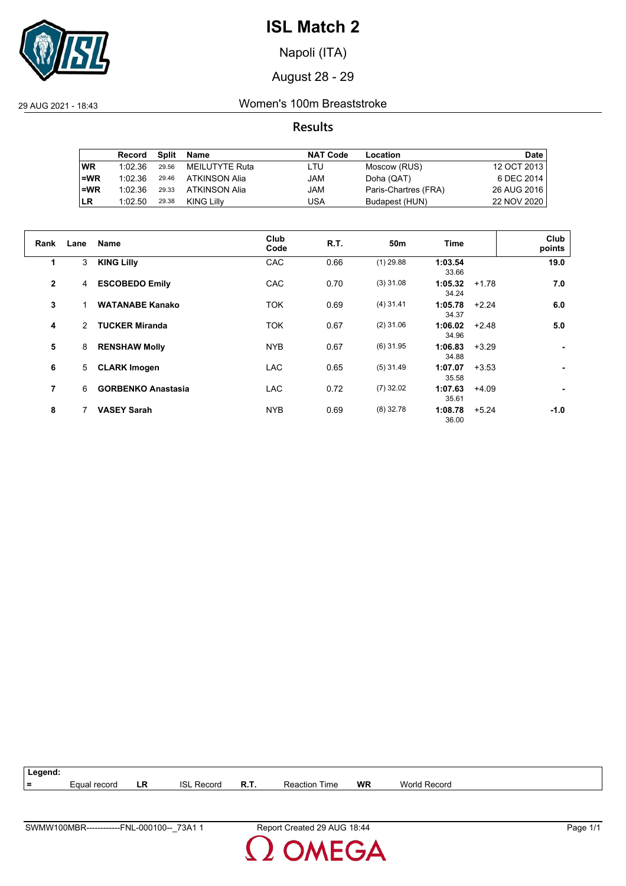# ISL Match 2

Napoli (ITA)

August 28 - 29

29 AUG 2021 - 18:43

## Women's 100m Breaststroke

### Results

| | Record | Split | Name | NAT Code | Location | Date |
|---|---|---|---|---|---|---|
| WR | 1:02.36 | 29.56 | MEILUTYTE Ruta | LTU | Moscow (RUS) | 12 OCT 2013 |
| =WR | 1:02.36 | 29.46 | ATKINSON Alia | JAM | Doha (QAT) | 6 DEC 2014 |
| =WR | 1:02.36 | 29.33 | ATKINSON Alia | JAM | Paris-Chartres (FRA) | 26 AUG 2016 |
| LR | 1:02.50 | 29.38 | KING Lilly | USA | Budapest (HUN) | 22 NOV 2020 |

| Rank | Lane | Name | Club Code | R.T. | 50m | Time | | Club points |
|---|---|---|---|---|---|---|---|---|
| 1 | 3 | **KING Lilly** | CAC | 0.66 | (1) 29.88 | **1:03.54** 33.66 | | **19.0** |
| 2 | 4 | **ESCOBEDO Emily** | CAC | 0.70 | (3) 31.08 | **1:05.32** 34.24 | +1.78 | **7.0** |
| 3 | 1 | **WATANABE Kanako** | TOK | 0.69 | (4) 31.41 | **1:05.78** 34.37 | +2.24 | **6.0** |
| 4 | 2 | **TUCKER Miranda** | TOK | 0.67 | (2) 31.06 | **1:06.02** 34.96 | +2.48 | **5.0** |
| 5 | 8 | **RENSHAW Molly** | NYB | 0.67 | (6) 31.95 | **1:06.83** 34.88 | +3.29 | **-** |
| 6 | 5 | **CLARK Imogen** | LAC | 0.65 | (5) 31.49 | **1:07.07** 35.58 | +3.53 | **-** |
| 7 | 6 | **GORBENKO Anastasia** | LAC | 0.72 | (7) 32.02 | **1:07.63** 35.61 | +4.09 | **-** |
| 8 | 7 | **VASEY Sarah** | NYB | 0.69 | (8) 32.78 | **1:08.78** 36.00 | +5.24 | **-1.0** |

**Legend:**

| = | Equal record | LR | ISL Record | R.T. | Reaction Time | WR | World Record |
|---|---|---|---|---|---|---|---|

SWMW100MBR------------FNL-000100--_73A1 1 — Report Created 29 AUG 18:44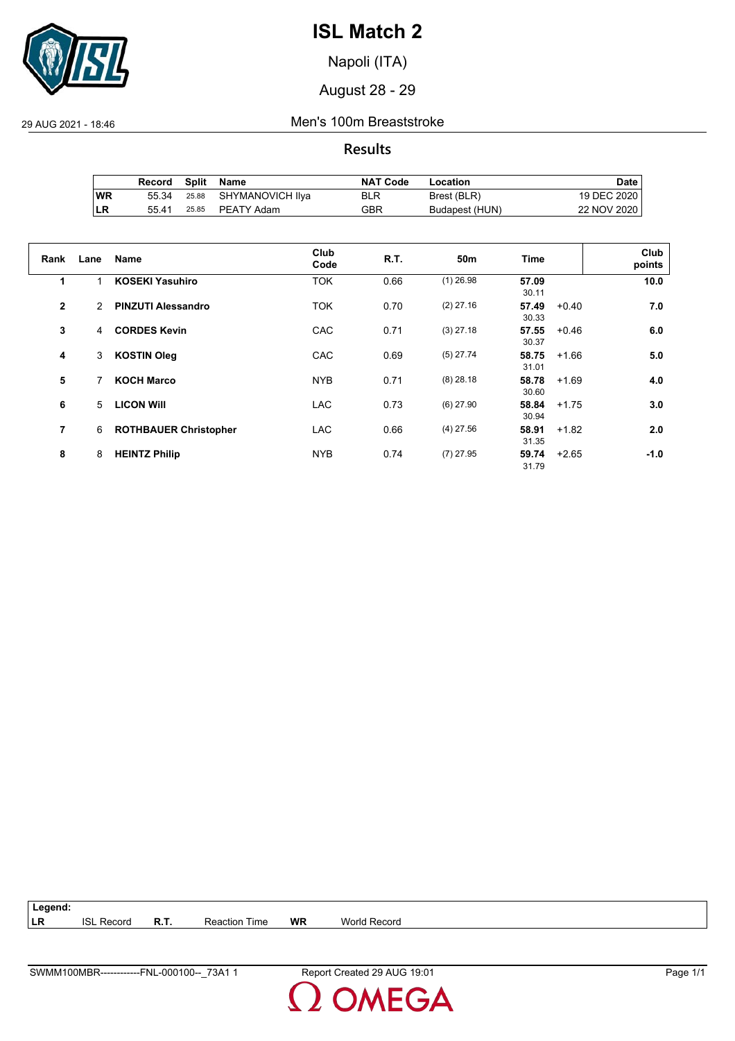# ISL Match 2

Napoli (ITA)

August 28 - 29

29 AUG 2021 - 18:46

Men's 100m Breaststroke

## Results

| | Record | Split | Name | NAT Code | Location | Date |
|---|---|---|---|---|---|---|
| WR | 55.34 | 25.88 | SHYMANOVICH Ilya | BLR | Brest (BLR) | 19 DEC 2020 |
| LR | 55.41 | 25.85 | PEATY Adam | GBR | Budapest (HUN) | 22 NOV 2020 |

| Rank | Lane | Name | Club Code | R.T. | 50m | Time | | Club points |
|---|---|---|---|---|---|---|---|---|
| 1 | 1 | **KOSEKI Yasuhiro** | TOK | 0.66 | (1) 26.98 | **57.09** 30.11 | | **10.0** |
| 2 | 2 | **PINZUTI Alessandro** | TOK | 0.70 | (2) 27.16 | **57.49** 30.33 | +0.40 | **7.0** |
| 3 | 4 | **CORDES Kevin** | CAC | 0.71 | (3) 27.18 | **57.55** 30.37 | +0.46 | **6.0** |
| 4 | 3 | **KOSTIN Oleg** | CAC | 0.69 | (5) 27.74 | **58.75** 31.01 | +1.66 | **5.0** |
| 5 | 7 | **KOCH Marco** | NYB | 0.71 | (8) 28.18 | **58.78** 30.60 | +1.69 | **4.0** |
| 6 | 5 | **LICON Will** | LAC | 0.73 | (6) 27.90 | **58.84** 30.94 | +1.75 | **3.0** |
| 7 | 6 | **ROTHBAUER Christopher** | LAC | 0.66 | (4) 27.56 | **58.91** 31.35 | +1.82 | **2.0** |
| 8 | 8 | **HEINTZ Philip** | NYB | 0.74 | (7) 27.95 | **59.74** 31.79 | +2.65 | **-1.0** |

**Legend:**

| | | | | | |
|---|---|---|---|---|---|
| **LR** | ISL Record | **R.T.** | Reaction Time | **WR** | World Record |

SWMM100MBR------------FNL-000100--_73A1 1    Report Created 29 AUG 19:01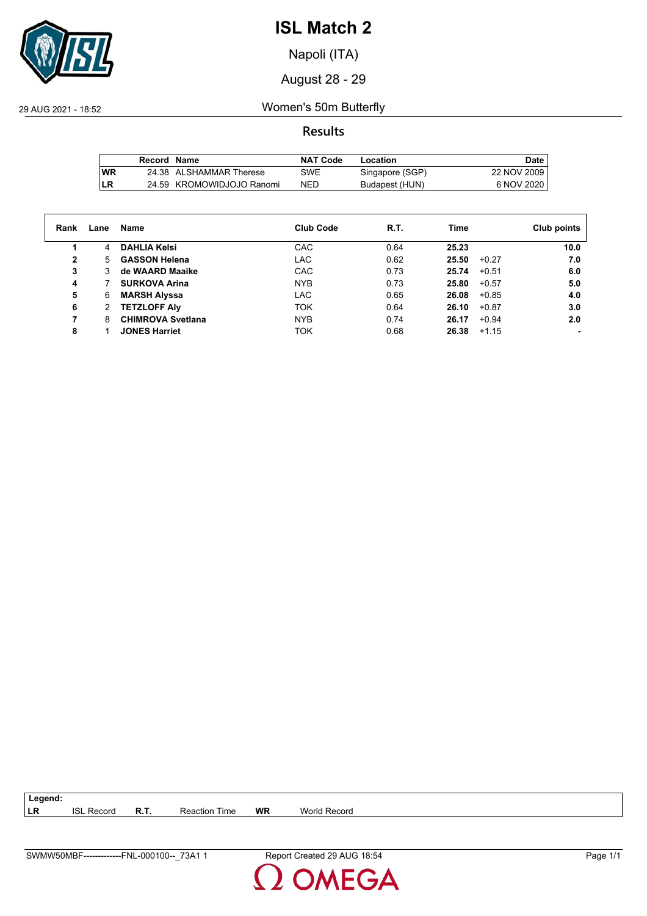# ISL Match 2

Napoli (ITA)

August 28 - 29

29 AUG 2021 - 18:52

## Women's 50m Butterfly

### Results

| | Record | Name | NAT Code | Location | Date |
|---|---|---|---|---|---|
| WR | 24.38 | ALSHAMMAR Therese | SWE | Singapore (SGP) | 22 NOV 2009 |
| LR | 24.59 | KROMOWIDJOJO Ranomi | NED | Budapest (HUN) | 6 NOV 2020 |

| Rank | Lane | Name | Club Code | R.T. | Time | | Club points |
|---|---|---|---|---|---|---|---|
| 1 | 4 | **DAHLIA Kelsi** | CAC | 0.64 | **25.23** | | **10.0** |
| 2 | 5 | **GASSON Helena** | LAC | 0.62 | **25.50** | +0.27 | **7.0** |
| 3 | 3 | **de WAARD Maaike** | CAC | 0.73 | **25.74** | +0.51 | **6.0** |
| 4 | 7 | **SURKOVA Arina** | NYB | 0.73 | **25.80** | +0.57 | **5.0** |
| 5 | 6 | **MARSH Alyssa** | LAC | 0.65 | **26.08** | +0.85 | **4.0** |
| 6 | 2 | **TETZLOFF Aly** | TOK | 0.64 | **26.10** | +0.87 | **3.0** |
| 7 | 8 | **CHIMROVA Svetlana** | NYB | 0.74 | **26.17** | +0.94 | **2.0** |
| 8 | 1 | **JONES Harriet** | TOK | 0.68 | **26.38** | +1.15 | **-** |

**Legend:**

| | | | | | |
|---|---|---|---|---|---|
| **LR** | ISL Record | **R.T.** | Reaction Time | **WR** | World Record |

SWMW50MBF-------------FNL-000100--_73A1 1 — Report Created 29 AUG 18:54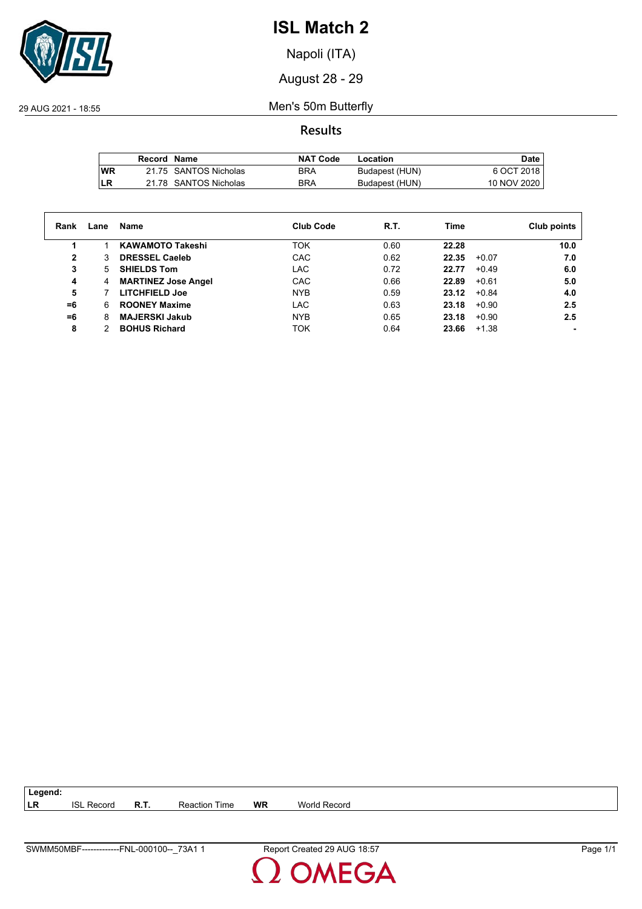# ISL Match 2

Napoli (ITA)

August 28 - 29

29 AUG 2021 - 18:55

Men's 50m Butterfly

## Results

| | Record | Name | NAT Code | Location | Date |
|---|---|---|---|---|---|
| WR | 21.75 | SANTOS Nicholas | BRA | Budapest (HUN) | 6 OCT 2018 |
| LR | 21.78 | SANTOS Nicholas | BRA | Budapest (HUN) | 10 NOV 2020 |

| Rank | Lane | Name | Club Code | R.T. | Time | | Club points |
|---|---|---|---|---|---|---|---|
| 1 | 1 | **KAWAMOTO Takeshi** | TOK | 0.60 | **22.28** | | **10.0** |
| 2 | 3 | **DRESSEL Caeleb** | CAC | 0.62 | **22.35** | +0.07 | **7.0** |
| 3 | 5 | **SHIELDS Tom** | LAC | 0.72 | **22.77** | +0.49 | **6.0** |
| 4 | 4 | **MARTINEZ Jose Angel** | CAC | 0.66 | **22.89** | +0.61 | **5.0** |
| 5 | 7 | **LITCHFIELD Joe** | NYB | 0.59 | **23.12** | +0.84 | **4.0** |
| =6 | 6 | **ROONEY Maxime** | LAC | 0.63 | **23.18** | +0.90 | **2.5** |
| =6 | 8 | **MAJERSKI Jakub** | NYB | 0.65 | **23.18** | +0.90 | **2.5** |
| 8 | 2 | **BOHUS Richard** | TOK | 0.64 | **23.66** | +1.38 | **-** |

**Legend:**

| | | | | | |
|---|---|---|---|---|---|
| **LR** | ISL Record | **R.T.** | Reaction Time | **WR** | World Record |

SWMM50MBF-------------FNL-000100--_73A1 1 Report Created 29 AUG 18:57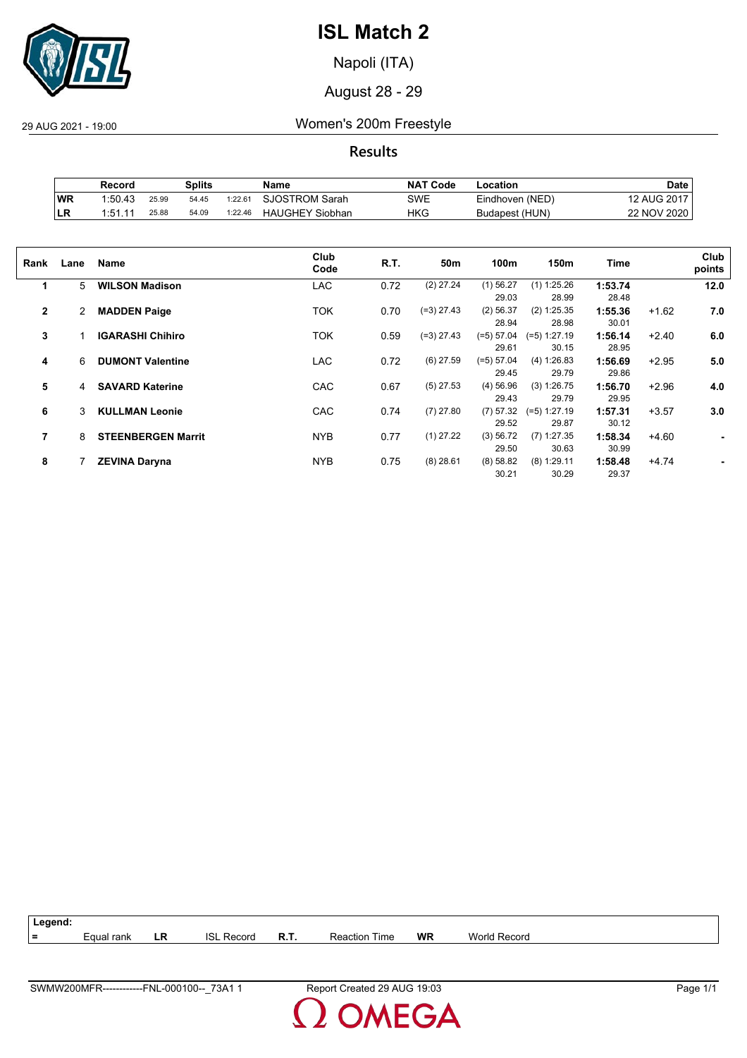# ISL Match 2

Napoli (ITA)

August 28 - 29

29 AUG 2021 - 19:00

## Women's 200m Freestyle

### Results

| | Record | Splits | | | Name | NAT Code | Location | Date |
|---|---|---|---|---|---|---|---|---|
| WR | 1:50.43 | 25.99 | 54.45 | 1:22.61 | SJOSTROM Sarah | SWE | Eindhoven (NED) | 12 AUG 2017 |
| LR | 1:51.11 | 25.88 | 54.09 | 1:22.46 | HAUGHEY Siobhan | HKG | Budapest (HUN) | 22 NOV 2020 |

| Rank | Lane | Name | Club Code | R.T. | 50m | 100m | 150m | Time | | Club points |
|---|---|---|---|---|---|---|---|---|---|---|
| 1 | 5 | **WILSON Madison** | LAC | 0.72 | (2) 27.24 | (1) 56.27<br>29.03 | (1) 1:25.26<br>28.99 | **1:53.74**<br>28.48 | | **12.0** |
| 2 | 2 | **MADDEN Paige** | TOK | 0.70 | (=3) 27.43 | (2) 56.37<br>28.94 | (2) 1:25.35<br>28.98 | **1:55.36**<br>30.01 | +1.62 | **7.0** |
| 3 | 1 | **IGARASHI Chihiro** | TOK | 0.59 | (=3) 27.43 | (=5) 57.04<br>29.61 | (=5) 1:27.19<br>30.15 | **1:56.14**<br>28.95 | +2.40 | **6.0** |
| 4 | 6 | **DUMONT Valentine** | LAC | 0.72 | (6) 27.59 | (=5) 57.04<br>29.45 | (4) 1:26.83<br>29.79 | **1:56.69**<br>29.86 | +2.95 | **5.0** |
| 5 | 4 | **SAVARD Katerine** | CAC | 0.67 | (5) 27.53 | (4) 56.96<br>29.43 | (3) 1:26.75<br>29.79 | **1:56.70**<br>29.95 | +2.96 | **4.0** |
| 6 | 3 | **KULLMAN Leonie** | CAC | 0.74 | (7) 27.80 | (7) 57.32<br>29.52 | (=5) 1:27.19<br>29.87 | **1:57.31**<br>30.12 | +3.57 | **3.0** |
| 7 | 8 | **STEENBERGEN Marrit** | NYB | 0.77 | (1) 27.22 | (3) 56.72<br>29.50 | (7) 1:27.35<br>30.63 | **1:58.34**<br>30.99 | +4.60 | **-** |
| 8 | 7 | **ZEVINA Daryna** | NYB | 0.75 | (8) 28.61 | (8) 58.82<br>30.21 | (8) 1:29.11<br>30.29 | **1:58.48**<br>29.37 | +4.74 | **-** |

**Legend:**

| = | Equal rank | LR | ISL Record | R.T. | Reaction Time | WR | World Record |
|---|---|---|---|---|---|---|---|

SWMW200MFR------------FNL-000100--_73A1 1 Report Created 29 AUG 19:03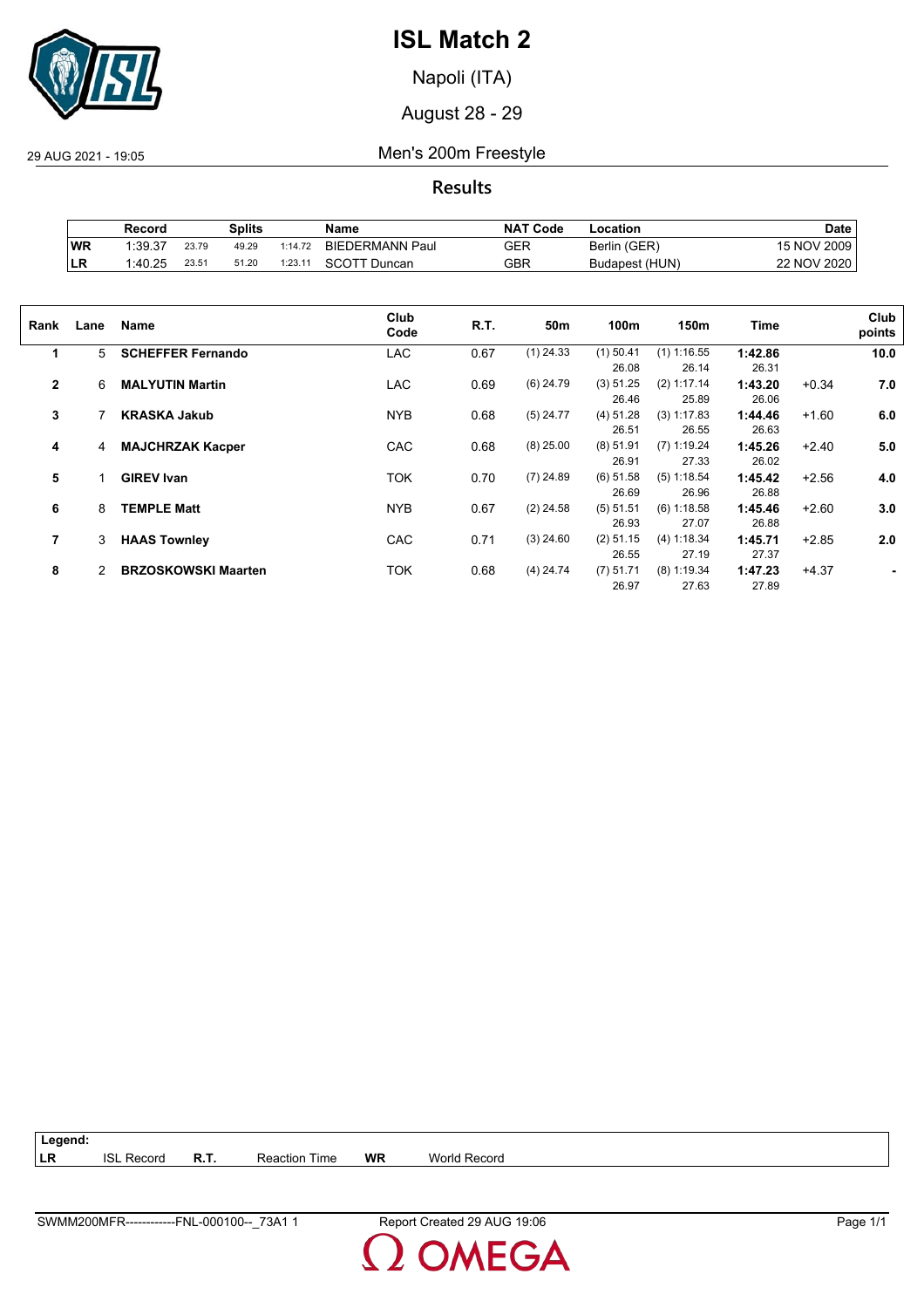# ISL Match 2

Napoli (ITA)

August 28 - 29

29 AUG 2021 - 19:05

## Men's 200m Freestyle

### Results

| | Record | Splits | | | Name | NAT Code | Location | Date |
|---|---|---|---|---|---|---|---|---|
| WR | 1:39.37 | 23.79 | 49.29 | 1:14.72 | BIEDERMANN Paul | GER | Berlin (GER) | 15 NOV 2009 |
| LR | 1:40.25 | 23.51 | 51.20 | 1:23.11 | SCOTT Duncan | GBR | Budapest (HUN) | 22 NOV 2020 |

| Rank | Lane | Name | Club Code | R.T. | 50m | 100m | 150m | Time | | Club points |
|---|---|---|---|---|---|---|---|---|---|---|
| 1 | 5 | **SCHEFFER Fernando** | LAC | 0.67 | (1) 24.33 | (1) 50.41<br>26.08 | (1) 1:16.55<br>26.14 | **1:42.86**<br>26.31 | | **10.0** |
| 2 | 6 | **MALYUTIN Martin** | LAC | 0.69 | (6) 24.79 | (3) 51.25<br>26.46 | (2) 1:17.14<br>25.89 | **1:43.20**<br>26.06 | +0.34 | **7.0** |
| 3 | 7 | **KRASKA Jakub** | NYB | 0.68 | (5) 24.77 | (4) 51.28<br>26.51 | (3) 1:17.83<br>26.55 | **1:44.46**<br>26.63 | +1.60 | **6.0** |
| 4 | 4 | **MAJCHRZAK Kacper** | CAC | 0.68 | (8) 25.00 | (8) 51.91<br>26.91 | (7) 1:19.24<br>27.33 | **1:45.26**<br>26.02 | +2.40 | **5.0** |
| 5 | 1 | **GIREV Ivan** | TOK | 0.70 | (7) 24.89 | (6) 51.58<br>26.69 | (5) 1:18.54<br>26.96 | **1:45.42**<br>26.88 | +2.56 | **4.0** |
| 6 | 8 | **TEMPLE Matt** | NYB | 0.67 | (2) 24.58 | (5) 51.51<br>26.93 | (6) 1:18.58<br>27.07 | **1:45.46**<br>26.88 | +2.60 | **3.0** |
| 7 | 3 | **HAAS Townley** | CAC | 0.71 | (3) 24.60 | (2) 51.15<br>26.55 | (4) 1:18.34<br>27.19 | **1:45.71**<br>27.37 | +2.85 | **2.0** |
| 8 | 2 | **BRZOSKOWSKI Maarten** | TOK | 0.68 | (4) 24.74 | (7) 51.71<br>26.97 | (8) 1:19.34<br>27.63 | **1:47.23**<br>27.89 | +4.37 | **-** |

**Legend:**

| | | | | | |
|---|---|---|---|---|---|
| **LR** | ISL Record | **R.T.** | Reaction Time | **WR** | World Record |

SWMM200MFR------------FNL-000100--_73A1 1 Report Created 29 AUG 19:06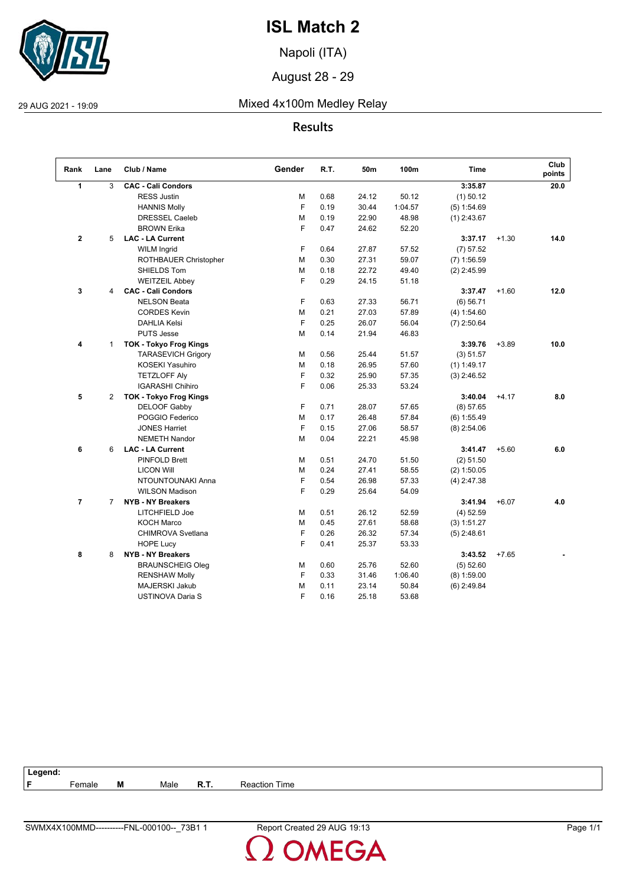# ISL Match 2

Napoli (ITA)

August 28 - 29

29 AUG 2021 - 19:09

## Mixed 4x100m Medley Relay

### Results

| Rank | Lane | Club / Name | Gender | R.T. | 50m | 100m | Time | | Club points |
|---|---|---|---|---|---|---|---|---|---|
| **1** | 3 | **CAC - Cali Condors** | | | | | **3:35.87** | | **20.0** |
| | | RESS Justin | M | 0.68 | 24.12 | 50.12 | (1) 50.12 | | |
| | | HANNIS Molly | F | 0.19 | 30.44 | 1:04.57 | (5) 1:54.69 | | |
| | | DRESSEL Caeleb | M | 0.19 | 22.90 | 48.98 | (1) 2:43.67 | | |
| | | BROWN Erika | F | 0.47 | 24.62 | 52.20 | | | |
| **2** | 5 | **LAC - LA Current** | | | | | **3:37.17** | +1.30 | **14.0** |
| | | WILM Ingrid | F | 0.64 | 27.87 | 57.52 | (7) 57.52 | | |
| | | ROTHBAUER Christopher | M | 0.30 | 27.31 | 59.07 | (7) 1:56.59 | | |
| | | SHIELDS Tom | M | 0.18 | 22.72 | 49.40 | (2) 2:45.99 | | |
| | | WEITZEIL Abbey | F | 0.29 | 24.15 | 51.18 | | | |
| **3** | 4 | **CAC - Cali Condors** | | | | | **3:37.47** | +1.60 | **12.0** |
| | | NELSON Beata | F | 0.63 | 27.33 | 56.71 | (6) 56.71 | | |
| | | CORDES Kevin | M | 0.21 | 27.03 | 57.89 | (4) 1:54.60 | | |
| | | DAHLIA Kelsi | F | 0.25 | 26.07 | 56.04 | (7) 2:50.64 | | |
| | | PUTS Jesse | M | 0.14 | 21.94 | 46.83 | | | |
| **4** | 1 | **TOK - Tokyo Frog Kings** | | | | | **3:39.76** | +3.89 | **10.0** |
| | | TARASEVICH Grigory | M | 0.56 | 25.44 | 51.57 | (3) 51.57 | | |
| | | KOSEKI Yasuhiro | M | 0.18 | 26.95 | 57.60 | (1) 1:49.17 | | |
| | | TETZLOFF Aly | F | 0.32 | 25.90 | 57.35 | (3) 2:46.52 | | |
| | | IGARASHI Chihiro | F | 0.06 | 25.33 | 53.24 | | | |
| **5** | 2 | **TOK - Tokyo Frog Kings** | | | | | **3:40.04** | +4.17 | **8.0** |
| | | DELOOF Gabby | F | 0.71 | 28.07 | 57.65 | (8) 57.65 | | |
| | | POGGIO Federico | M | 0.17 | 26.48 | 57.84 | (6) 1:55.49 | | |
| | | JONES Harriet | F | 0.15 | 27.06 | 58.57 | (8) 2:54.06 | | |
| | | NEMETH Nandor | M | 0.04 | 22.21 | 45.98 | | | |
| **6** | 6 | **LAC - LA Current** | | | | | **3:41.47** | +5.60 | **6.0** |
| | | PINFOLD Brett | M | 0.51 | 24.70 | 51.50 | (2) 51.50 | | |
| | | LICON Will | M | 0.24 | 27.41 | 58.55 | (2) 1:50.05 | | |
| | | NTOUNTOUNAKI Anna | F | 0.54 | 26.98 | 57.33 | (4) 2:47.38 | | |
| | | WILSON Madison | F | 0.29 | 25.64 | 54.09 | | | |
| **7** | 7 | **NYB - NY Breakers** | | | | | **3:41.94** | +6.07 | **4.0** |
| | | LITCHFIELD Joe | M | 0.51 | 26.12 | 52.59 | (4) 52.59 | | |
| | | KOCH Marco | M | 0.45 | 27.61 | 58.68 | (3) 1:51.27 | | |
| | | CHIMROVA Svetlana | F | 0.26 | 26.32 | 57.34 | (5) 2:48.61 | | |
| | | HOPE Lucy | F | 0.41 | 25.37 | 53.33 | | | |
| **8** | 8 | **NYB - NY Breakers** | | | | | **3:43.52** | +7.65 | **-** |
| | | BRAUNSCHEIG Oleg | M | 0.60 | 25.76 | 52.60 | (5) 52.60 | | |
| | | RENSHAW Molly | F | 0.33 | 31.46 | 1:06.40 | (8) 1:59.00 | | |
| | | MAJERSKI Jakub | M | 0.11 | 23.14 | 50.84 | (6) 2:49.84 | | |
| | | USTINOVA Daria S | F | 0.16 | 25.18 | 53.68 | | | |

**Legend:**

| | | | | | |
|---|---|---|---|---|---|
| **F** | Female | **M** | Male | **R.T.** | Reaction Time |

SWMX4X100MMD----------FNL-000100--_73B1 1    Report Created 29 AUG 19:13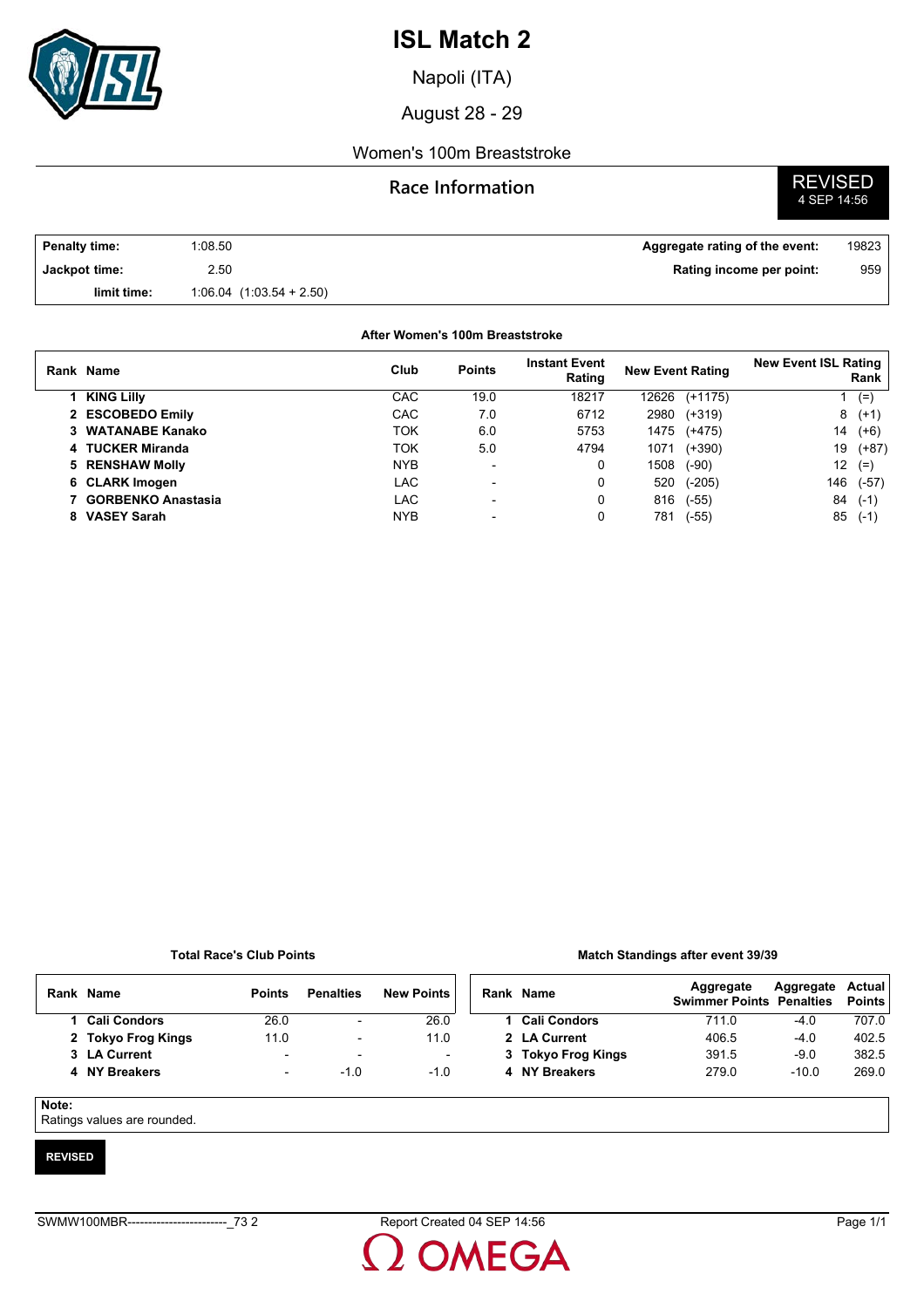# ISL Match 2

Napoli (ITA)

August 28 - 29

Women's 100m Breaststroke

## Race Information

**REVISED**
4 SEP 14:56

| | | | |
|---|---|---|---|
| **Penalty time:** | 1:08.50 | **Aggregate rating of the event:** | 19823 |
| **Jackpot time:** | 2.50 | **Rating income per point:** | 959 |
| **limit time:** | 1:06.04 (1:03.54 + 2.50) | | |

**After Women's 100m Breaststroke**

| Rank | Name | Club | Points | Instant Event Rating | New Event Rating | New Event ISL Rating Rank |
|---|---|---|---|---|---|---|
| 1 | **KING Lilly** | CAC | 19.0 | 18217 | 12626 (+1175) | 1 (=) |
| 2 | **ESCOBEDO Emily** | CAC | 7.0 | 6712 | 2980 (+319) | 8 (+1) |
| 3 | **WATANABE Kanako** | TOK | 6.0 | 5753 | 1475 (+475) | 14 (+6) |
| 4 | **TUCKER Miranda** | TOK | 5.0 | 4794 | 1071 (+390) | 19 (+87) |
| 5 | **RENSHAW Molly** | NYB | - | 0 | 1508 (-90) | 12 (=) |
| 6 | **CLARK Imogen** | LAC | - | 0 | 520 (-205) | 146 (-57) |
| 7 | **GORBENKO Anastasia** | LAC | - | 0 | 816 (-55) | 84 (-1) |
| 8 | **VASEY Sarah** | NYB | - | 0 | 781 (-55) | 85 (-1) |

**Total Race's Club Points**

| Rank | Name | Points | Penalties | New Points |
|---|---|---|---|---|
| 1 | **Cali Condors** | 26.0 | - | 26.0 |
| 2 | **Tokyo Frog Kings** | 11.0 | - | 11.0 |
| 3 | **LA Current** | - | - | - |
| 4 | **NY Breakers** | - | -1.0 | -1.0 |

**Match Standings after event 39/39**

| Rank | Name | Aggregate Swimmer Points | Aggregate Penalties | Actual Points |
|---|---|---|---|---|
| 1 | **Cali Condors** | 711.0 | -4.0 | 707.0 |
| 2 | **LA Current** | 406.5 | -4.0 | 402.5 |
| 3 | **Tokyo Frog Kings** | 391.5 | -9.0 | 382.5 |
| 4 | **NY Breakers** | 279.0 | -10.0 | 269.0 |

**Note:**
Ratings values are rounded.

**REVISED**

SWMW100MBR------------------------_73 2 Report Created 04 SEP 14:56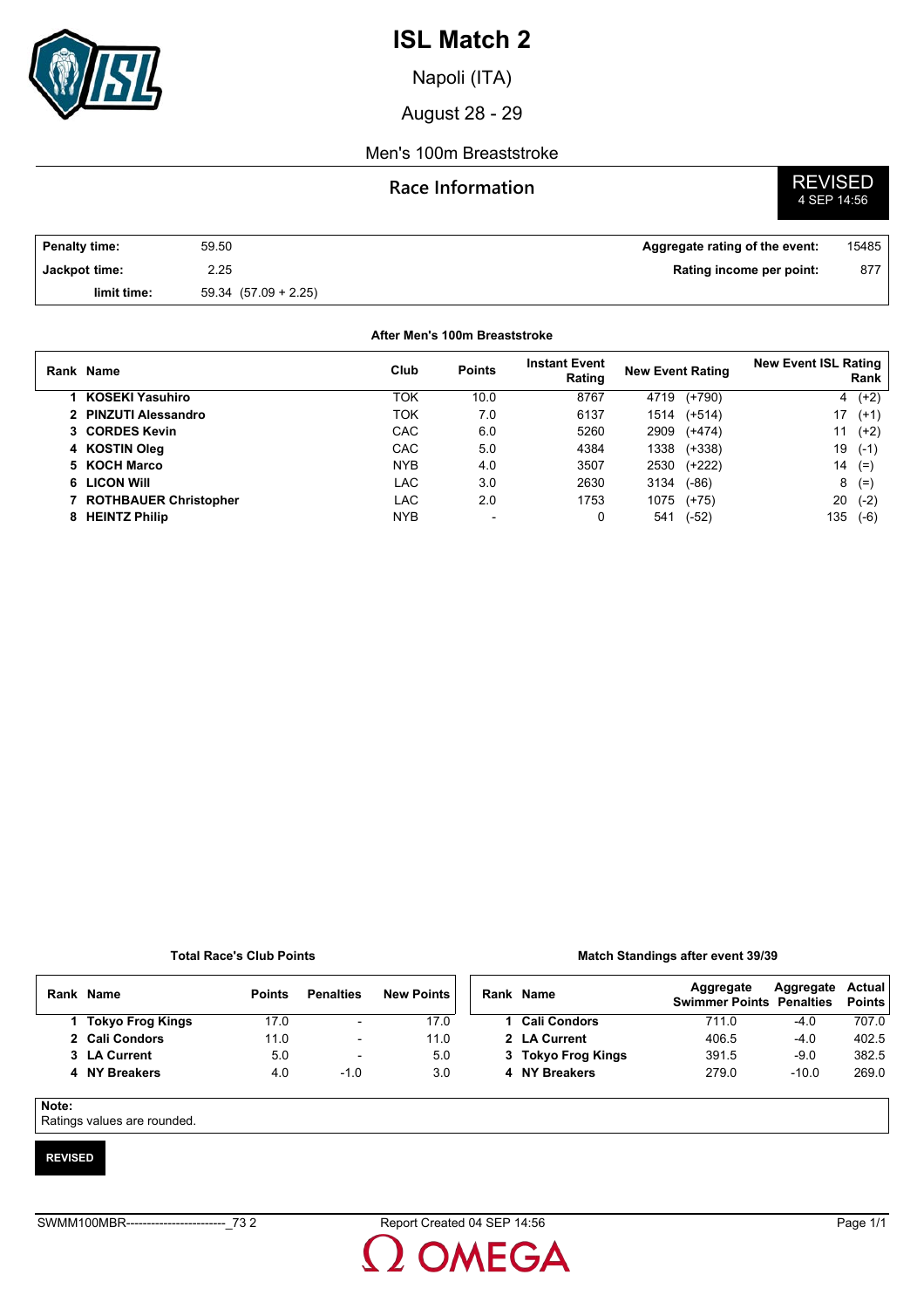# ISL Match 2

Napoli (ITA)

August 28 - 29

Men's 100m Breaststroke

## Race Information

**REVISED**
4 SEP 14:56

| | | | |
|---|---|---|---|
| **Penalty time:** | 59.50 | **Aggregate rating of the event:** | 15485 |
| **Jackpot time:** | 2.25 | **Rating income per point:** | 877 |
| **limit time:** | 59.34 (57.09 + 2.25) | | |

### After Men's 100m Breaststroke

| Rank | Name | Club | Points | Instant Event Rating | New Event Rating | | New Event ISL Rating Rank | |
|---|---|---|---|---|---|---|---|---|
| 1 | KOSEKI Yasuhiro | TOK | 10.0 | 8767 | 4719 | (+790) | 4 | (+2) |
| 2 | PINZUTI Alessandro | TOK | 7.0 | 6137 | 1514 | (+514) | 17 | (+1) |
| 3 | CORDES Kevin | CAC | 6.0 | 5260 | 2909 | (+474) | 11 | (+2) |
| 4 | KOSTIN Oleg | CAC | 5.0 | 4384 | 1338 | (+338) | 19 | (-1) |
| 5 | KOCH Marco | NYB | 4.0 | 3507 | 2530 | (+222) | 14 | (=) |
| 6 | LICON Will | LAC | 3.0 | 2630 | 3134 | (-86) | 8 | (=) |
| 7 | ROTHBAUER Christopher | LAC | 2.0 | 1753 | 1075 | (+75) | 20 | (-2) |
| 8 | HEINTZ Philip | NYB | - | 0 | 541 | (-52) | 135 | (-6) |

### Total Race's Club Points

| Rank | Name | Points | Penalties | New Points |
|---|---|---|---|---|
| 1 | Tokyo Frog Kings | 17.0 | - | 17.0 |
| 2 | Cali Condors | 11.0 | - | 11.0 |
| 3 | LA Current | 5.0 | - | 5.0 |
| 4 | NY Breakers | 4.0 | -1.0 | 3.0 |

### Match Standings after event 39/39

| Rank | Name | Aggregate Swimmer Points | Aggregate Penalties | Actual Points |
|---|---|---|---|---|
| 1 | Cali Condors | 711.0 | -4.0 | 707.0 |
| 2 | LA Current | 406.5 | -4.0 | 402.5 |
| 3 | Tokyo Frog Kings | 391.5 | -9.0 | 382.5 |
| 4 | NY Breakers | 279.0 | -10.0 | 269.0 |

**Note:**
Ratings values are rounded.

**REVISED**

SWMM100MBR------------------------_73 2 Report Created 04 SEP 14:56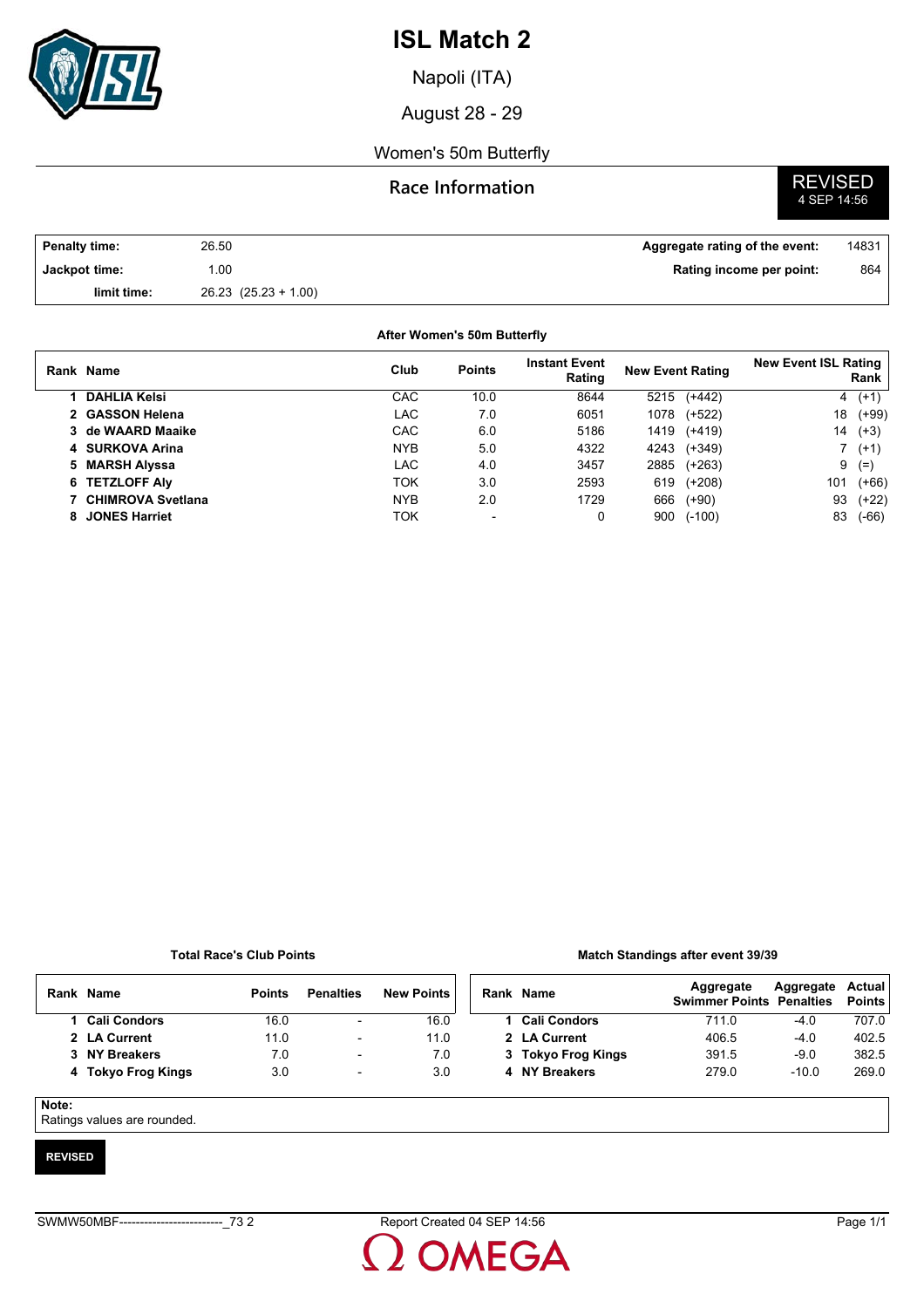# ISL Match 2

Napoli (ITA)

August 28 - 29

Women's 50m Butterfly

## Race Information

**REVISED**
4 SEP 14:56

| | | | |
|---|---|---|---|
| **Penalty time:** | 26.50 | **Aggregate rating of the event:** | 14831 |
| **Jackpot time:** | 1.00 | **Rating income per point:** | 864 |
| **limit time:** | 26.23 (25.23 + 1.00) | | |

**After Women's 50m Butterfly**

| Rank | Name | Club | Points | Instant Event Rating | New Event Rating | | New Event ISL Rating Rank | |
|---|---|---|---|---|---|---|---|---|
| 1 | **DAHLIA Kelsi** | CAC | 10.0 | 8644 | 5215 | (+442) | 4 | (+1) |
| 2 | **GASSON Helena** | LAC | 7.0 | 6051 | 1078 | (+522) | 18 | (+99) |
| 3 | **de WAARD Maaike** | CAC | 6.0 | 5186 | 1419 | (+419) | 14 | (+3) |
| 4 | **SURKOVA Arina** | NYB | 5.0 | 4322 | 4243 | (+349) | 7 | (+1) |
| 5 | **MARSH Alyssa** | LAC | 4.0 | 3457 | 2885 | (+263) | 9 | (=) |
| 6 | **TETZLOFF Aly** | TOK | 3.0 | 2593 | 619 | (+208) | 101 | (+66) |
| 7 | **CHIMROVA Svetlana** | NYB | 2.0 | 1729 | 666 | (+90) | 93 | (+22) |
| 8 | **JONES Harriet** | TOK | - | 0 | 900 | (-100) | 83 | (-66) |

**Total Race's Club Points**

| Rank | Name | Points | Penalties | New Points |
|---|---|---|---|---|
| 1 | **Cali Condors** | 16.0 | - | 16.0 |
| 2 | **LA Current** | 11.0 | - | 11.0 |
| 3 | **NY Breakers** | 7.0 | - | 7.0 |
| 4 | **Tokyo Frog Kings** | 3.0 | - | 3.0 |

**Match Standings after event 39/39**

| Rank | Name | Aggregate Swimmer Points | Aggregate Penalties | Actual Points |
|---|---|---|---|---|
| 1 | **Cali Condors** | 711.0 | -4.0 | 707.0 |
| 2 | **LA Current** | 406.5 | -4.0 | 402.5 |
| 3 | **Tokyo Frog Kings** | 391.5 | -9.0 | 382.5 |
| 4 | **NY Breakers** | 279.0 | -10.0 | 269.0 |

**Note:**
Ratings values are rounded.

**REVISED**

SWMW50MBF------------------------_73 2 Report Created 04 SEP 14:56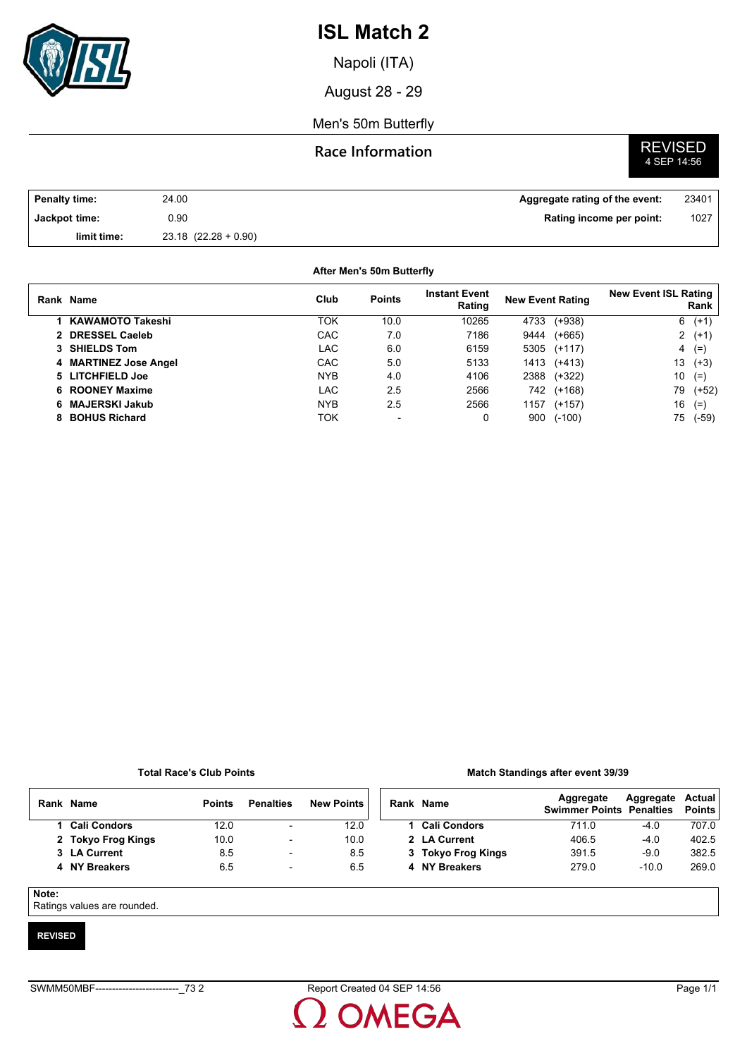# ISL Match 2

Napoli (ITA)

August 28 - 29

Men's 50m Butterfly

## Race Information

**REVISED**
4 SEP 14:56

| | | | |
|---|---|---|---|
| **Penalty time:** | 24.00 | **Aggregate rating of the event:** | 23401 |
| **Jackpot time:** | 0.90 | **Rating income per point:** | 1027 |
| **limit time:** | 23.18 (22.28 + 0.90) | | |

**After Men's 50m Butterfly**

| Rank | Name | Club | Points | Instant Event Rating | New Event Rating | | New Event ISL Rating Rank | |
|---|---|---|---|---|---|---|---|---|
| 1 | **KAWAMOTO Takeshi** | TOK | 10.0 | 10265 | 4733 | (+938) | 6 | (+1) |
| 2 | **DRESSEL Caeleb** | CAC | 7.0 | 7186 | 9444 | (+665) | 2 | (+1) |
| 3 | **SHIELDS Tom** | LAC | 6.0 | 6159 | 5305 | (+117) | 4 | (=) |
| 4 | **MARTINEZ Jose Angel** | CAC | 5.0 | 5133 | 1413 | (+413) | 13 | (+3) |
| 5 | **LITCHFIELD Joe** | NYB | 4.0 | 4106 | 2388 | (+322) | 10 | (=) |
| 6 | **ROONEY Maxime** | LAC | 2.5 | 2566 | 742 | (+168) | 79 | (+52) |
| 6 | **MAJERSKI Jakub** | NYB | 2.5 | 2566 | 1157 | (+157) | 16 | (=) |
| 8 | **BOHUS Richard** | TOK | - | 0 | 900 | (-100) | 75 | (-59) |

**Total Race's Club Points**

| Rank | Name | Points | Penalties | New Points |
|---|---|---|---|---|
| 1 | **Cali Condors** | 12.0 | - | 12.0 |
| 2 | **Tokyo Frog Kings** | 10.0 | - | 10.0 |
| 3 | **LA Current** | 8.5 | - | 8.5 |
| 4 | **NY Breakers** | 6.5 | - | 6.5 |

**Match Standings after event 39/39**

| Rank | Name | Aggregate Swimmer Points | Aggregate Penalties | Actual Points |
|---|---|---|---|---|
| 1 | **Cali Condors** | 711.0 | -4.0 | 707.0 |
| 2 | **LA Current** | 406.5 | -4.0 | 402.5 |
| 3 | **Tokyo Frog Kings** | 391.5 | -9.0 | 382.5 |
| 4 | **NY Breakers** | 279.0 | -10.0 | 269.0 |

**Note:**
Ratings values are rounded.

**REVISED**

SWMM50MBF--------------------------_73 2 Report Created 04 SEP 14:56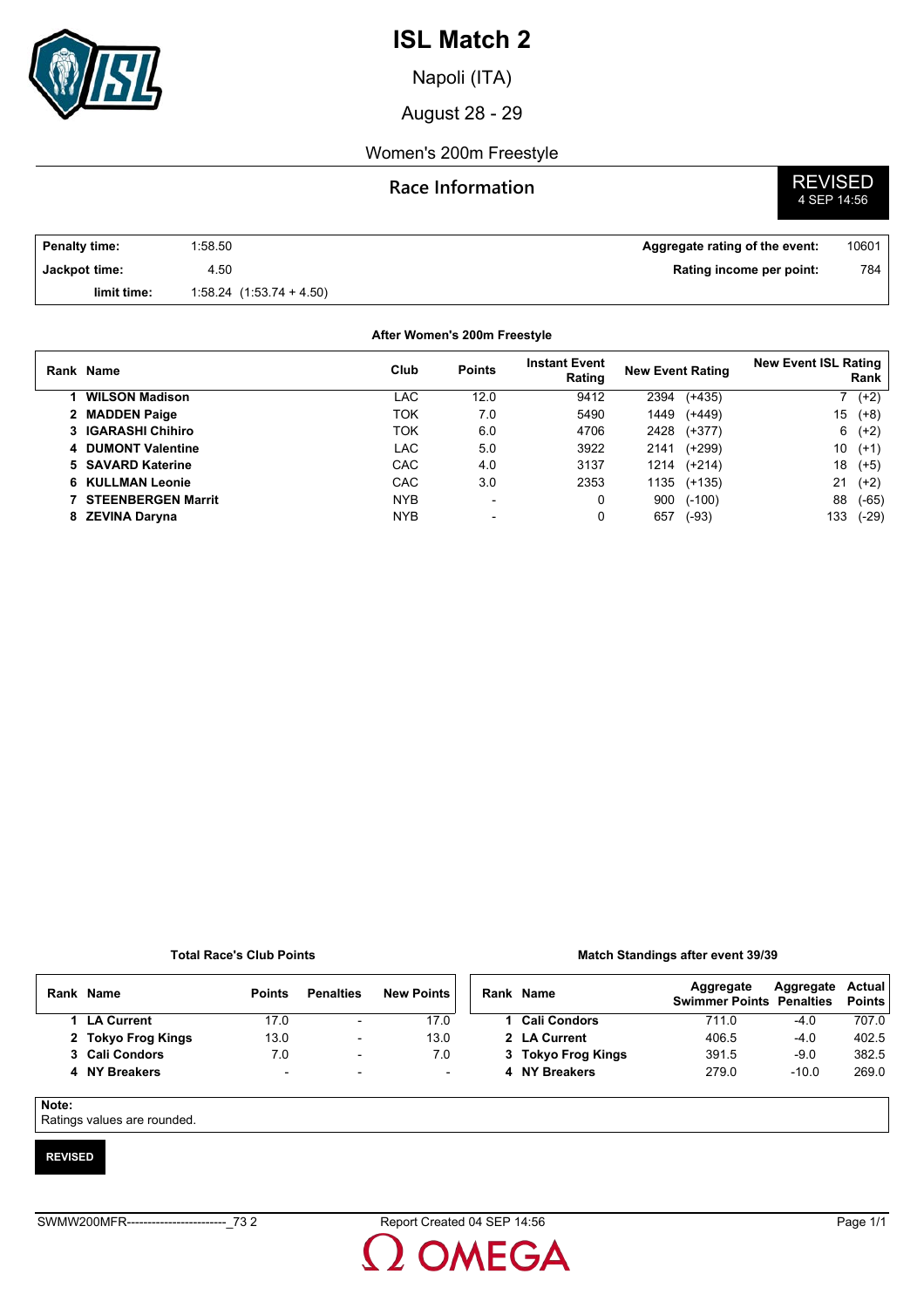# ISL Match 2

Napoli (ITA)

August 28 - 29

Women's 200m Freestyle

## Race Information

**REVISED**
4 SEP 14:56

| | | | |
|---|---|---|---|
| **Penalty time:** | 1:58.50 | **Aggregate rating of the event:** | 10601 |
| **Jackpot time:** | 4.50 | **Rating income per point:** | 784 |
| **limit time:** | 1:58.24 (1:53.74 + 4.50) | | |

**After Women's 200m Freestyle**

| Rank | Name | Club | Points | Instant Event Rating | New Event Rating | | New Event ISL Rating Rank | |
|---|---|---|---|---|---|---|---|---|
| 1 | **WILSON Madison** | LAC | 12.0 | 9412 | 2394 | (+435) | 7 | (+2) |
| 2 | **MADDEN Paige** | TOK | 7.0 | 5490 | 1449 | (+449) | 15 | (+8) |
| 3 | **IGARASHI Chihiro** | TOK | 6.0 | 4706 | 2428 | (+377) | 6 | (+2) |
| 4 | **DUMONT Valentine** | LAC | 5.0 | 3922 | 2141 | (+299) | 10 | (+1) |
| 5 | **SAVARD Katerine** | CAC | 4.0 | 3137 | 1214 | (+214) | 18 | (+5) |
| 6 | **KULLMAN Leonie** | CAC | 3.0 | 2353 | 1135 | (+135) | 21 | (+2) |
| 7 | **STEENBERGEN Marrit** | NYB | - | 0 | 900 | (-100) | 88 | (-65) |
| 8 | **ZEVINA Daryna** | NYB | - | 0 | 657 | (-93) | 133 | (-29) |

**Total Race's Club Points**

| Rank | Name | Points | Penalties | New Points |
|---|---|---|---|---|
| 1 | **LA Current** | 17.0 | - | 17.0 |
| 2 | **Tokyo Frog Kings** | 13.0 | - | 13.0 |
| 3 | **Cali Condors** | 7.0 | - | 7.0 |
| 4 | **NY Breakers** | - | - | - |

**Match Standings after event 39/39**

| Rank | Name | Aggregate Swimmer Points | Aggregate Penalties | Actual Points |
|---|---|---|---|---|
| 1 | **Cali Condors** | 711.0 | -4.0 | 707.0 |
| 2 | **LA Current** | 406.5 | -4.0 | 402.5 |
| 3 | **Tokyo Frog Kings** | 391.5 | -9.0 | 382.5 |
| 4 | **NY Breakers** | 279.0 | -10.0 | 269.0 |

**Note:**
Ratings values are rounded.

**REVISED**

SWMW200MFR------------------------_73 2 Report Created 04 SEP 14:56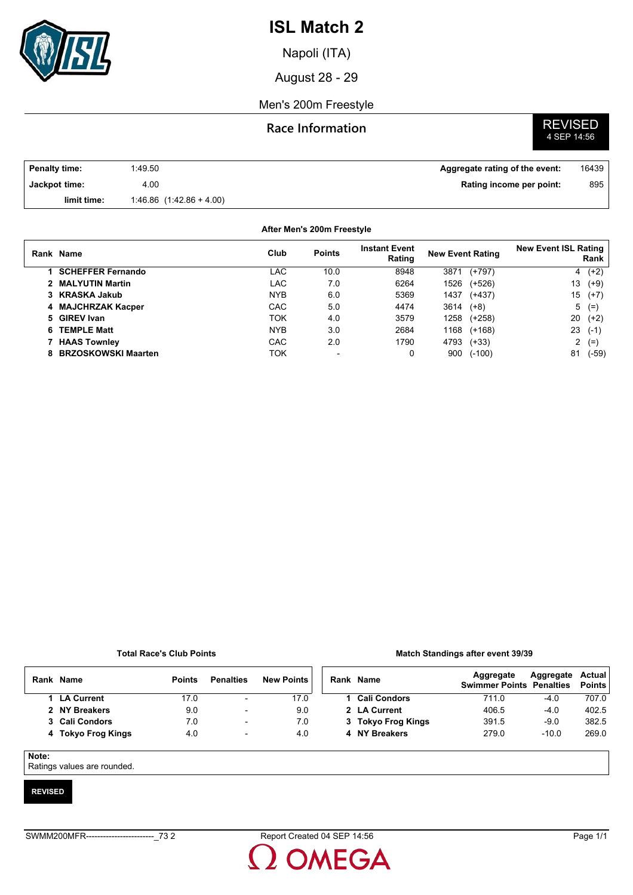# ISL Match 2

Napoli (ITA)

August 28 - 29

Men's 200m Freestyle

## Race Information

**REVISED**
4 SEP 14:56

| | | | |
|---|---|---|---|
| **Penalty time:** | 1:49.50 | **Aggregate rating of the event:** | 16439 |
| **Jackpot time:** | 4.00 | **Rating income per point:** | 895 |
| **limit time:** | 1:46.86 (1:42.86 + 4.00) | | |

**After Men's 200m Freestyle**

| Rank | Name | Club | Points | Instant Event Rating | New Event Rating | | New Event ISL Rating Rank | |
|---|---|---|---|---|---|---|---|---|
| 1 | **SCHEFFER Fernando** | LAC | 10.0 | 8948 | 3871 | (+797) | 4 | (+2) |
| 2 | **MALYUTIN Martin** | LAC | 7.0 | 6264 | 1526 | (+526) | 13 | (+9) |
| 3 | **KRASKA Jakub** | NYB | 6.0 | 5369 | 1437 | (+437) | 15 | (+7) |
| 4 | **MAJCHRZAK Kacper** | CAC | 5.0 | 4474 | 3614 | (+8) | 5 | (=) |
| 5 | **GIREV Ivan** | TOK | 4.0 | 3579 | 1258 | (+258) | 20 | (+2) |
| 6 | **TEMPLE Matt** | NYB | 3.0 | 2684 | 1168 | (+168) | 23 | (-1) |
| 7 | **HAAS Townley** | CAC | 2.0 | 1790 | 4793 | (+33) | 2 | (=) |
| 8 | **BRZOSKOWSKI Maarten** | TOK | - | 0 | 900 | (-100) | 81 | (-59) |

**Total Race's Club Points**

| Rank | Name | Points | Penalties | New Points |
|---|---|---|---|---|
| 1 | **LA Current** | 17.0 | - | 17.0 |
| 2 | **NY Breakers** | 9.0 | - | 9.0 |
| 3 | **Cali Condors** | 7.0 | - | 7.0 |
| 4 | **Tokyo Frog Kings** | 4.0 | - | 4.0 |

**Match Standings after event 39/39**

| Rank | Name | Aggregate Swimmer Points | Aggregate Penalties | Actual Points |
|---|---|---|---|---|
| 1 | **Cali Condors** | 711.0 | -4.0 | 707.0 |
| 2 | **LA Current** | 406.5 | -4.0 | 402.5 |
| 3 | **Tokyo Frog Kings** | 391.5 | -9.0 | 382.5 |
| 4 | **NY Breakers** | 279.0 | -10.0 | 269.0 |

**Note:**
Ratings values are rounded.

**REVISED**

SWMM200MFR------------------------_73 2 Report Created 04 SEP 14:56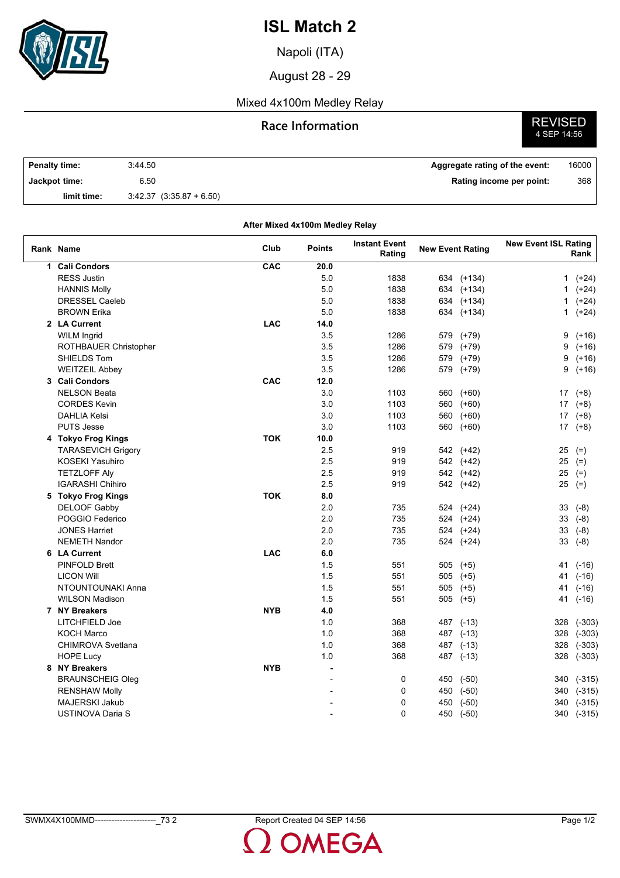# ISL Match 2

Napoli (ITA)

August 28 - 29

Mixed 4x100m Medley Relay

## Race Information

REVISED
4 SEP 14:56

| | | | |
|---|---|---|---|
| **Penalty time:** | 3:44.50 | **Aggregate rating of the event:** | 16000 |
| **Jackpot time:** | 6.50 | **Rating income per point:** | 368 |
| **limit time:** | 3:42.37 (3:35.87 + 6.50) | | |

**After Mixed 4x100m Medley Relay**

| Rank | Name | Club | Points | Instant Event Rating | New Event Rating | New Event ISL Rating Rank |
|---|---|---|---|---|---|---|
| 1 | **Cali Condors** | **CAC** | **20.0** | | | |
| | RESS Justin | | 5.0 | 1838 | 634 (+134) | 1 (+24) |
| | HANNIS Molly | | 5.0 | 1838 | 634 (+134) | 1 (+24) |
| | DRESSEL Caeleb | | 5.0 | 1838 | 634 (+134) | 1 (+24) |
| | BROWN Erika | | 5.0 | 1838 | 634 (+134) | 1 (+24) |
| 2 | **LA Current** | **LAC** | **14.0** | | | |
| | WILM Ingrid | | 3.5 | 1286 | 579 (+79) | 9 (+16) |
| | ROTHBAUER Christopher | | 3.5 | 1286 | 579 (+79) | 9 (+16) |
| | SHIELDS Tom | | 3.5 | 1286 | 579 (+79) | 9 (+16) |
| | WEITZEIL Abbey | | 3.5 | 1286 | 579 (+79) | 9 (+16) |
| 3 | **Cali Condors** | **CAC** | **12.0** | | | |
| | NELSON Beata | | 3.0 | 1103 | 560 (+60) | 17 (+8) |
| | CORDES Kevin | | 3.0 | 1103 | 560 (+60) | 17 (+8) |
| | DAHLIA Kelsi | | 3.0 | 1103 | 560 (+60) | 17 (+8) |
| | PUTS Jesse | | 3.0 | 1103 | 560 (+60) | 17 (+8) |
| 4 | **Tokyo Frog Kings** | **TOK** | **10.0** | | | |
| | TARASEVICH Grigory | | 2.5 | 919 | 542 (+42) | 25 (=) |
| | KOSEKI Yasuhiro | | 2.5 | 919 | 542 (+42) | 25 (=) |
| | TETZLOFF Aly | | 2.5 | 919 | 542 (+42) | 25 (=) |
| | IGARASHI Chihiro | | 2.5 | 919 | 542 (+42) | 25 (=) |
| 5 | **Tokyo Frog Kings** | **TOK** | **8.0** | | | |
| | DELOOF Gabby | | 2.0 | 735 | 524 (+24) | 33 (-8) |
| | POGGIO Federico | | 2.0 | 735 | 524 (+24) | 33 (-8) |
| | JONES Harriet | | 2.0 | 735 | 524 (+24) | 33 (-8) |
| | NEMETH Nandor | | 2.0 | 735 | 524 (+24) | 33 (-8) |
| 6 | **LA Current** | **LAC** | **6.0** | | | |
| | PINFOLD Brett | | 1.5 | 551 | 505 (+5) | 41 (-16) |
| | LICON Will | | 1.5 | 551 | 505 (+5) | 41 (-16) |
| | NTOUNTOUNAKI Anna | | 1.5 | 551 | 505 (+5) | 41 (-16) |
| | WILSON Madison | | 1.5 | 551 | 505 (+5) | 41 (-16) |
| 7 | **NY Breakers** | **NYB** | **4.0** | | | |
| | LITCHFIELD Joe | | 1.0 | 368 | 487 (-13) | 328 (-303) |
| | KOCH Marco | | 1.0 | 368 | 487 (-13) | 328 (-303) |
| | CHIMROVA Svetlana | | 1.0 | 368 | 487 (-13) | 328 (-303) |
| | HOPE Lucy | | 1.0 | 368 | 487 (-13) | 328 (-303) |
| 8 | **NY Breakers** | **NYB** | **-** | | | |
| | BRAUNSCHEIG Oleg | | - | 0 | 450 (-50) | 340 (-315) |
| | RENSHAW Molly | | - | 0 | 450 (-50) | 340 (-315) |
| | MAJERSKI Jakub | | - | 0 | 450 (-50) | 340 (-315) |
| | USTINOVA Daria S | | - | 0 | 450 (-50) | 340 (-315) |

SWMX4X100MMD----------------------_73 2 Report Created 04 SEP 14:56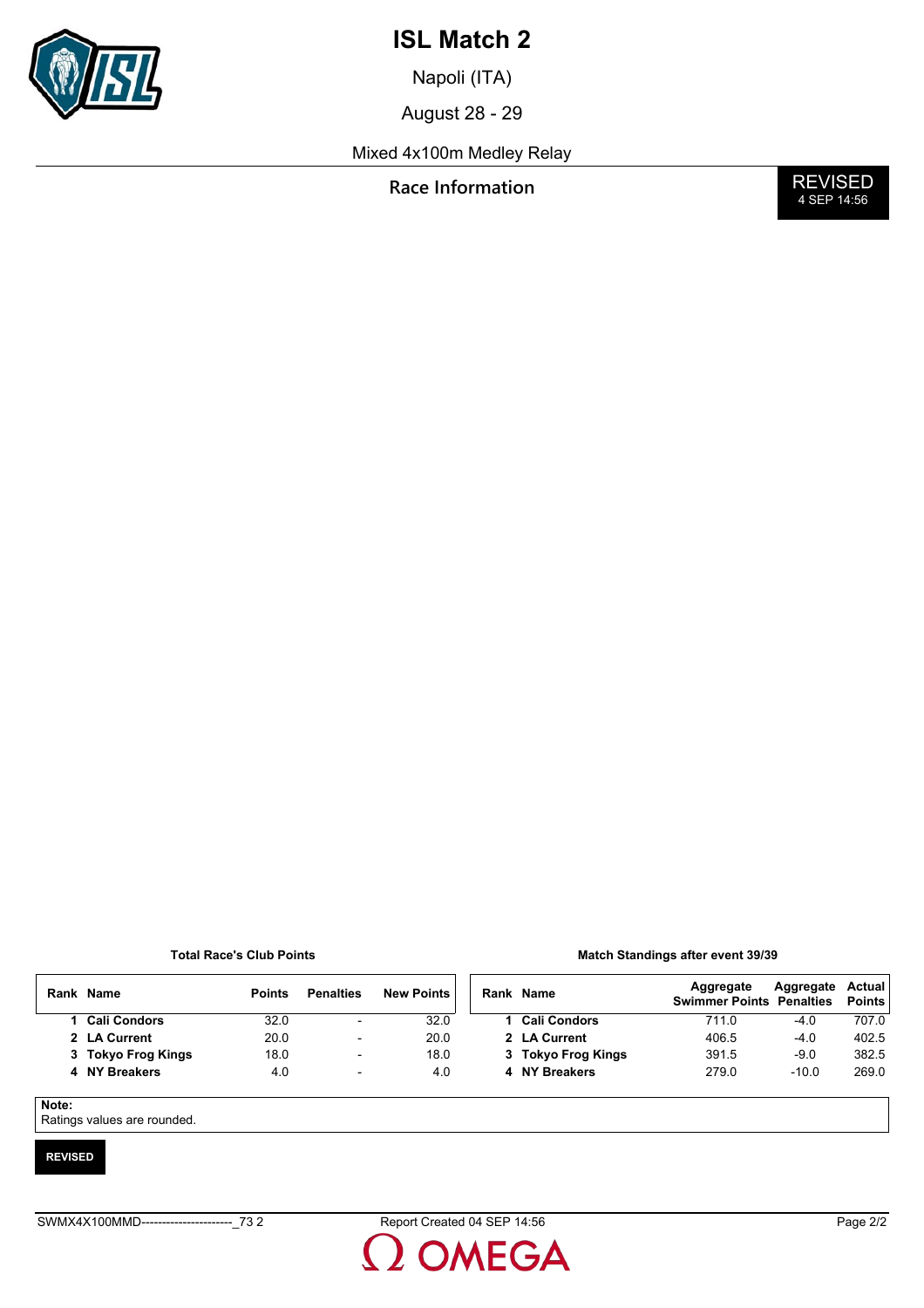# ISL Match 2

Napoli (ITA)

August 28 - 29

Mixed 4x100m Medley Relay

**Race Information**

**REVISED**
4 SEP 14:56

**Total Race's Club Points**

| Rank | Name | Points | Penalties | New Points |
|---|---|---|---|---|
| 1 | **Cali Condors** | 32.0 | - | 32.0 |
| 2 | **LA Current** | 20.0 | - | 20.0 |
| 3 | **Tokyo Frog Kings** | 18.0 | - | 18.0 |
| 4 | **NY Breakers** | 4.0 | - | 4.0 |

**Match Standings after event 39/39**

| Rank | Name | Aggregate Swimmer Points | Aggregate Penalties | Actual Points |
|---|---|---|---|---|
| 1 | **Cali Condors** | 711.0 | -4.0 | 707.0 |
| 2 | **LA Current** | 406.5 | -4.0 | 402.5 |
| 3 | **Tokyo Frog Kings** | 391.5 | -9.0 | 382.5 |
| 4 | **NY Breakers** | 279.0 | -10.0 | 269.0 |

**Note:**
Ratings values are rounded.

**REVISED**

SWMX4X100MMD----------------------_73 2 Report Created 04 SEP 14:56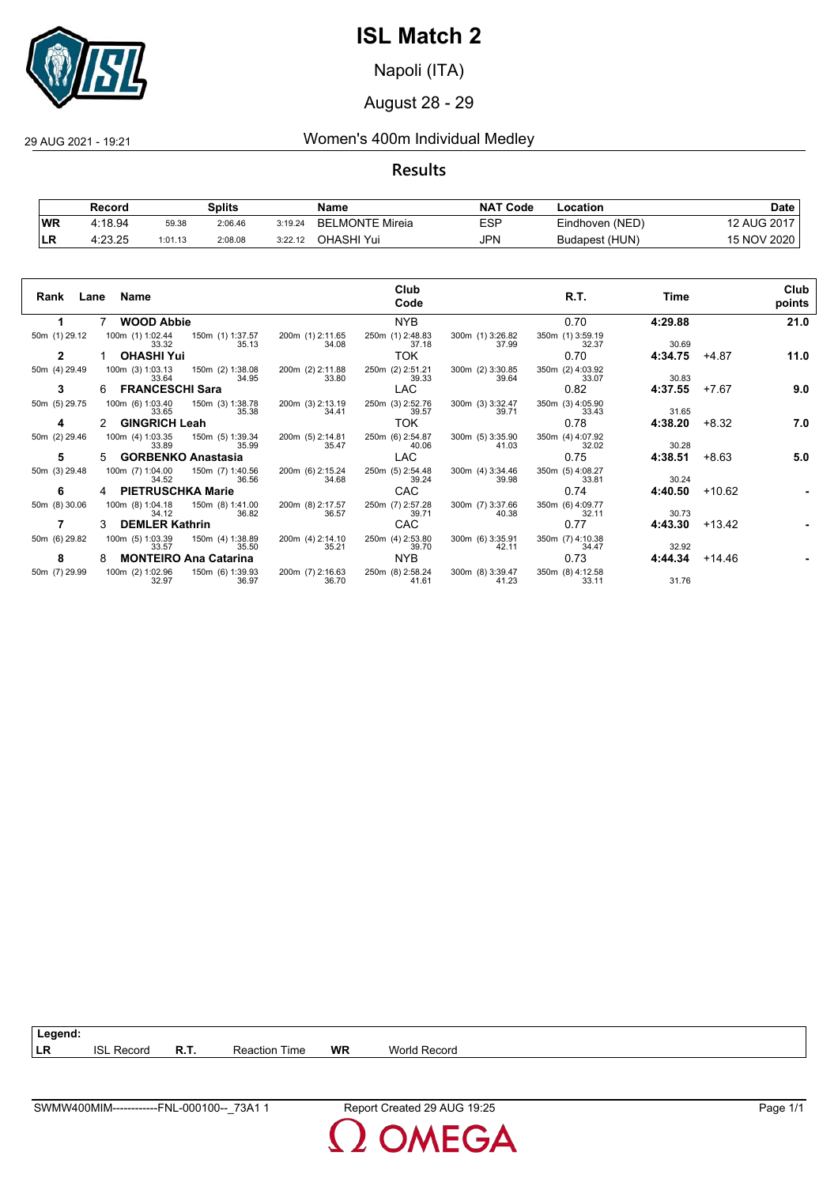# ISL Match 2

Napoli (ITA)

August 28 - 29

29 AUG 2021 - 19:21

## Women's 400m Individual Medley

### Results

| | Record | Splits | | | Name | NAT Code | Location | Date |
|---|---|---|---|---|---|---|---|---|
| WR | 4:18.94 | 59.38 | 2:06.46 | 3:19.24 | BELMONTE Mireia | ESP | Eindhoven (NED) | 12 AUG 2017 |
| LR | 4:23.25 | 1:01.13 | 2:08.08 | 3:22.12 | OHASHI Yui | JPN | Budapest (HUN) | 15 NOV 2020 |

| Rank | Lane | Name | Club Code | R.T. | Time | | Club points |
|---|---|---|---|---|---|---|---|
| 1 | 7 | **WOOD Abbie** | NYB | 0.70 | **4:29.88** | | **21.0** |
| 2 | 1 | **OHASHI Yui** | TOK | 0.70 | **4:34.75** | +4.87 | **11.0** |
| 3 | 6 | **FRANCESCHI Sara** | LAC | 0.82 | **4:37.55** | +7.67 | **9.0** |
| 4 | 2 | **GINGRICH Leah** | TOK | 0.78 | **4:38.20** | +8.32 | **7.0** |
| 5 | 5 | **GORBENKO Anastasia** | LAC | 0.75 | **4:38.51** | +8.63 | **5.0** |
| 6 | 4 | **PIETRUSCHKA Marie** | CAC | 0.74 | **4:40.50** | +10.62 | - |
| 7 | 3 | **DEMLER Kathrin** | CAC | 0.77 | **4:43.30** | +13.42 | - |
| 8 | 8 | **MONTEIRO Ana Catarina** | NYB | 0.73 | **4:44.34** | +14.46 | - |

Splits:

| Name | 50m | 100m | 150m | 200m | 250m | 300m | 350m | 400m |
|---|---|---|---|---|---|---|---|---|
| WOOD Abbie | (1) 29.12 | (1) 1:02.44 / 33.32 | (1) 1:37.57 / 35.13 | (1) 2:11.65 / 34.08 | (1) 2:48.83 / 37.18 | (1) 3:26.82 / 37.99 | (1) 3:59.19 / 32.37 | 30.69 |
| OHASHI Yui | (4) 29.49 | (3) 1:03.13 / 33.64 | (2) 1:38.08 / 34.95 | (2) 2:11.88 / 33.80 | (2) 2:51.21 / 39.33 | (2) 3:30.85 / 39.64 | (2) 4:03.92 / 33.07 | 30.83 |
| FRANCESCHI Sara | (5) 29.75 | (6) 1:03.40 / 33.65 | (3) 1:38.78 / 35.38 | (3) 2:13.19 / 34.41 | (3) 2:52.76 / 39.57 | (3) 3:32.47 / 39.71 | (3) 4:05.90 / 33.43 | 31.65 |
| GINGRICH Leah | (2) 29.46 | (4) 1:03.35 / 33.89 | (5) 1:39.34 / 35.99 | (5) 2:14.81 / 35.47 | (6) 2:54.87 / 40.06 | (5) 3:35.90 / 41.03 | (4) 4:07.92 / 32.02 | 30.28 |
| GORBENKO Anastasia | (3) 29.48 | (7) 1:04.00 / 34.52 | (7) 1:40.56 / 36.56 | (6) 2:15.24 / 34.68 | (5) 2:54.48 / 39.24 | (4) 3:34.46 / 39.98 | (5) 4:08.27 / 33.81 | 30.24 |
| PIETRUSCHKA Marie | (8) 30.06 | (8) 1:04.18 / 34.12 | (8) 1:41.00 / 36.82 | (8) 2:17.57 / 36.57 | (7) 2:57.28 / 39.71 | (7) 3:37.66 / 40.38 | (6) 4:09.77 / 32.11 | 30.73 |
| DEMLER Kathrin | (6) 29.82 | (5) 1:03.39 / 33.57 | (4) 1:38.89 / 35.50 | (4) 2:14.10 / 35.21 | (4) 2:53.80 / 39.70 | (6) 3:35.91 / 42.11 | (7) 4:10.38 / 34.47 | 32.92 |
| MONTEIRO Ana Catarina | (7) 29.99 | (2) 1:02.96 / 32.97 | (6) 1:39.93 / 36.97 | (7) 2:16.63 / 36.70 | (8) 2:58.24 / 41.61 | (8) 3:39.47 / 41.23 | (8) 4:12.58 / 33.11 | 31.76 |

**Legend:**

| | | | | | |
|---|---|---|---|---|---|
| LR | ISL Record | R.T. | Reaction Time | WR | World Record |

SWMW400MIM------------FNL-000100--_73A1 1 Report Created 29 AUG 19:25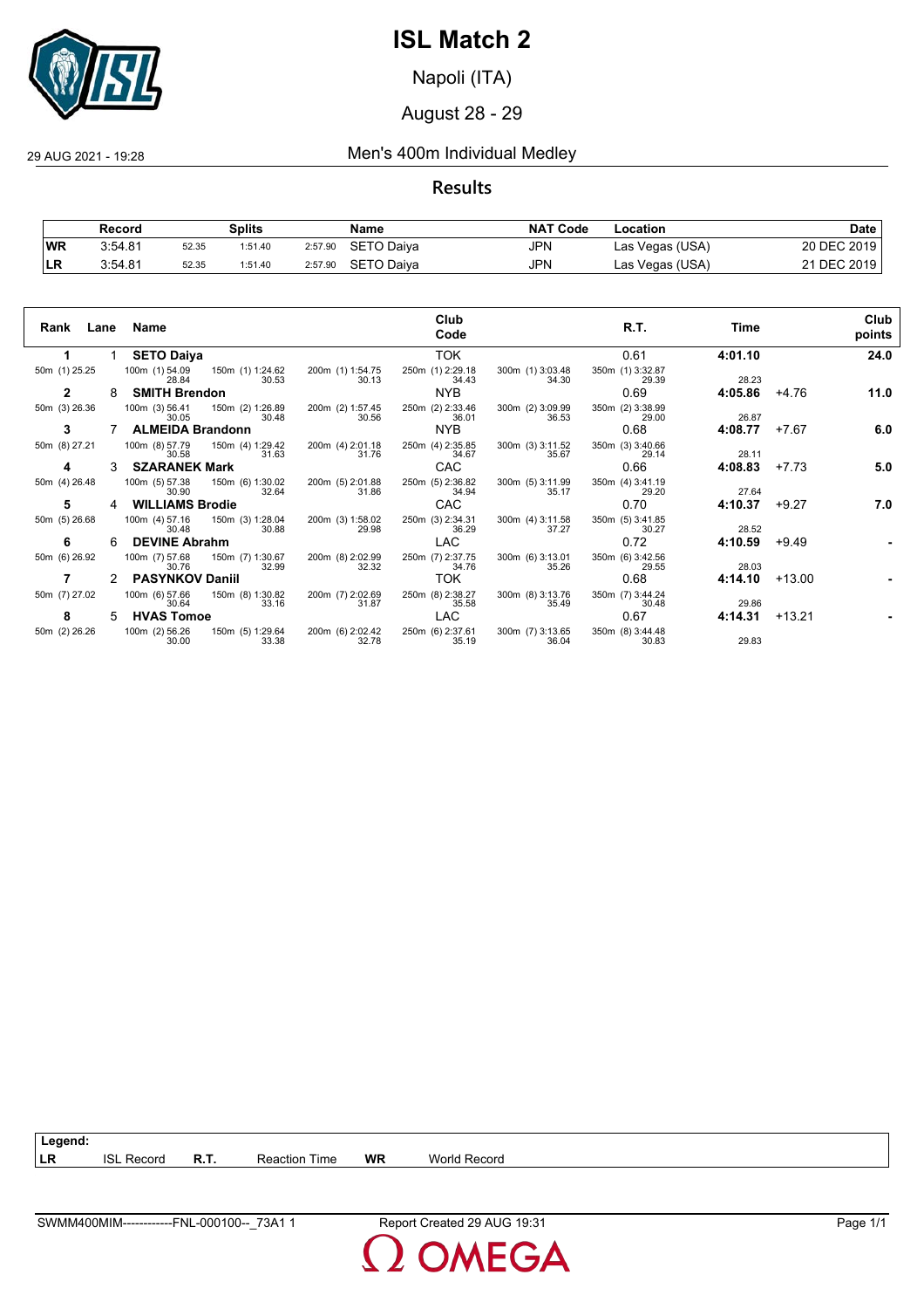# ISL Match 2

Napoli (ITA)

August 28 - 29

29 AUG 2021 - 19:28

## Men's 400m Individual Medley

### Results

| | Record | Splits | | | Name | NAT Code | Location | Date |
|---|---|---|---|---|---|---|---|---|
| WR | 3:54.81 | 52.35 | 1:51.40 | 2:57.90 | SETO Daiya | JPN | Las Vegas (USA) | 20 DEC 2019 |
| LR | 3:54.81 | 52.35 | 1:51.40 | 2:57.90 | SETO Daiya | JPN | Las Vegas (USA) | 21 DEC 2019 |

| Rank | Lane | Name | Club Code | R.T. | Time | | Club points |
|---|---|---|---|---|---|---|---|
| 1 | 1 | **SETO Daiya** | TOK | 0.61 | **4:01.10** | | **24.0** |
| 50m (1) 25.25 | 100m (1) 54.09 / 28.84 | 150m (1) 1:24.62 / 30.53 | 200m (1) 1:54.75 / 30.13 | 250m (1) 2:29.18 / 34.43 | 300m (1) 3:03.48 / 34.30 | 350m (1) 3:32.87 / 29.39 | 28.23 |
| 2 | 8 | **SMITH Brendon** | NYB | 0.69 | **4:05.86** | +4.76 | **11.0** |
| 50m (3) 26.36 | 100m (3) 56.41 / 30.05 | 150m (2) 1:26.89 / 30.48 | 200m (2) 1:57.45 / 30.56 | 250m (2) 2:33.46 / 36.01 | 300m (2) 3:09.99 / 36.53 | 350m (2) 3:38.99 / 29.00 | 26.87 |
| 3 | 7 | **ALMEIDA Brandonn** | NYB | 0.68 | **4:08.77** | +7.67 | **6.0** |
| 50m (8) 27.21 | 100m (8) 57.79 / 30.58 | 150m (4) 1:29.42 / 31.63 | 200m (4) 2:01.18 / 31.76 | 250m (4) 2:35.85 / 34.67 | 300m (3) 3:11.52 / 35.67 | 350m (3) 3:40.66 / 29.14 | 28.11 |
| 4 | 3 | **SZARANEK Mark** | CAC | 0.66 | **4:08.83** | +7.73 | **5.0** |
| 50m (4) 26.48 | 100m (5) 57.38 / 30.90 | 150m (6) 1:30.02 / 32.64 | 200m (5) 2:01.88 / 31.86 | 250m (5) 2:36.82 / 34.94 | 300m (5) 3:11.99 / 35.17 | 350m (4) 3:41.19 / 29.20 | 27.64 |
| 5 | 4 | **WILLIAMS Brodie** | CAC | 0.70 | **4:10.37** | +9.27 | **7.0** |
| 50m (5) 26.68 | 100m (4) 57.16 / 30.48 | 150m (3) 1:28.04 / 30.88 | 200m (3) 1:58.02 / 29.98 | 250m (3) 2:34.31 / 36.29 | 300m (4) 3:11.58 / 37.27 | 350m (5) 3:41.85 / 30.27 | 28.52 |
| 6 | 6 | **DEVINE Abrahm** | LAC | 0.72 | **4:10.59** | +9.49 | **-** |
| 50m (6) 26.92 | 100m (7) 57.68 / 30.76 | 150m (7) 1:30.67 / 32.99 | 200m (8) 2:02.99 / 32.32 | 250m (7) 2:37.75 / 34.76 | 300m (6) 3:13.01 / 35.26 | 350m (6) 3:42.56 / 29.55 | 28.03 |
| 7 | 2 | **PASYNKOV Daniil** | TOK | 0.68 | **4:14.10** | +13.00 | **-** |
| 50m (7) 27.02 | 100m (6) 57.66 / 30.64 | 150m (8) 1:30.82 / 33.16 | 200m (7) 2:02.69 / 31.87 | 250m (8) 2:38.27 / 35.58 | 300m (8) 3:13.76 / 35.49 | 350m (7) 3:44.24 / 30.48 | 29.86 |
| 8 | 5 | **HVAS Tomoe** | LAC | 0.67 | **4:14.31** | +13.21 | **-** |
| 50m (2) 26.26 | 100m (2) 56.26 / 30.00 | 150m (5) 1:29.64 / 33.38 | 200m (6) 2:02.42 / 32.78 | 250m (6) 2:37.61 / 35.19 | 300m (7) 3:13.65 / 36.04 | 350m (8) 3:44.48 / 30.83 | 29.83 |

**Legend:**

| | | | | | |
|---|---|---|---|---|---|
| **LR** | ISL Record | **R.T.** | Reaction Time | **WR** | World Record |

SWMM400MIM------------FNL-000100--_73A1 1 — Report Created 29 AUG 19:31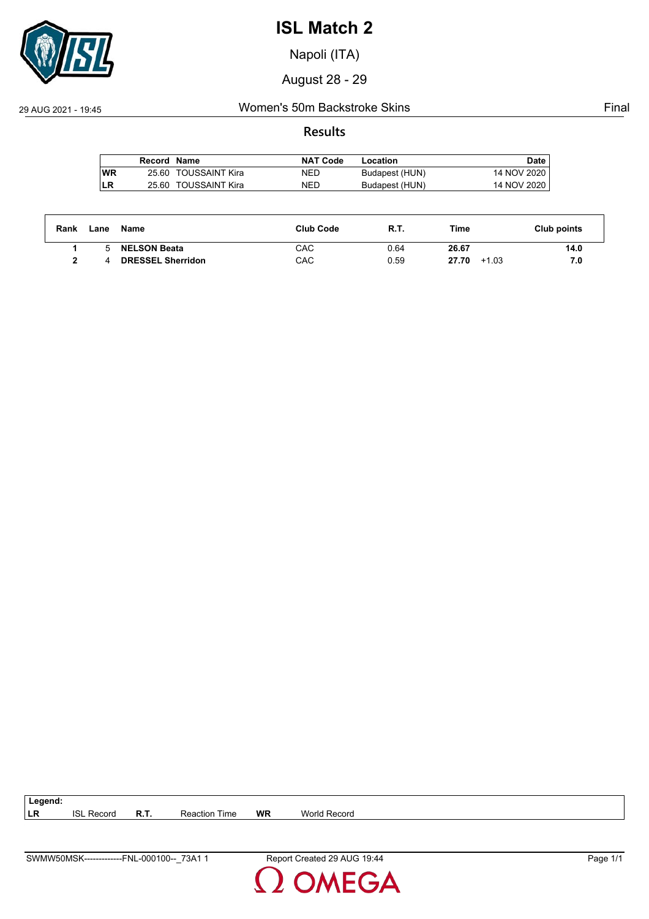# ISL Match 2

Napoli (ITA)

August 28 - 29

29 AUG 2021 - 19:45 Women's 50m Backstroke Skins Final

## Results

| | Record | Name | NAT Code | Location | Date |
|---|---|---|---|---|---|
| WR | 25.60 | TOUSSAINT Kira | NED | Budapest (HUN) | 14 NOV 2020 |
| LR | 25.60 | TOUSSAINT Kira | NED | Budapest (HUN) | 14 NOV 2020 |

| Rank | Lane | Name | Club Code | R.T. | Time | | Club points |
|---|---|---|---|---|---|---|---|
| **1** | 5 | **NELSON Beata** | CAC | 0.64 | **26.67** | | **14.0** |
| **2** | 4 | **DRESSEL Sherridon** | CAC | 0.59 | **27.70** | +1.03 | **7.0** |

| Legend: | | | | | |
|---|---|---|---|---|---|
| **LR** | ISL Record | **R.T.** | Reaction Time | **WR** | World Record |

SWMW50MSK-------------FNL-000100--_73A1 1 Report Created 29 AUG 19:44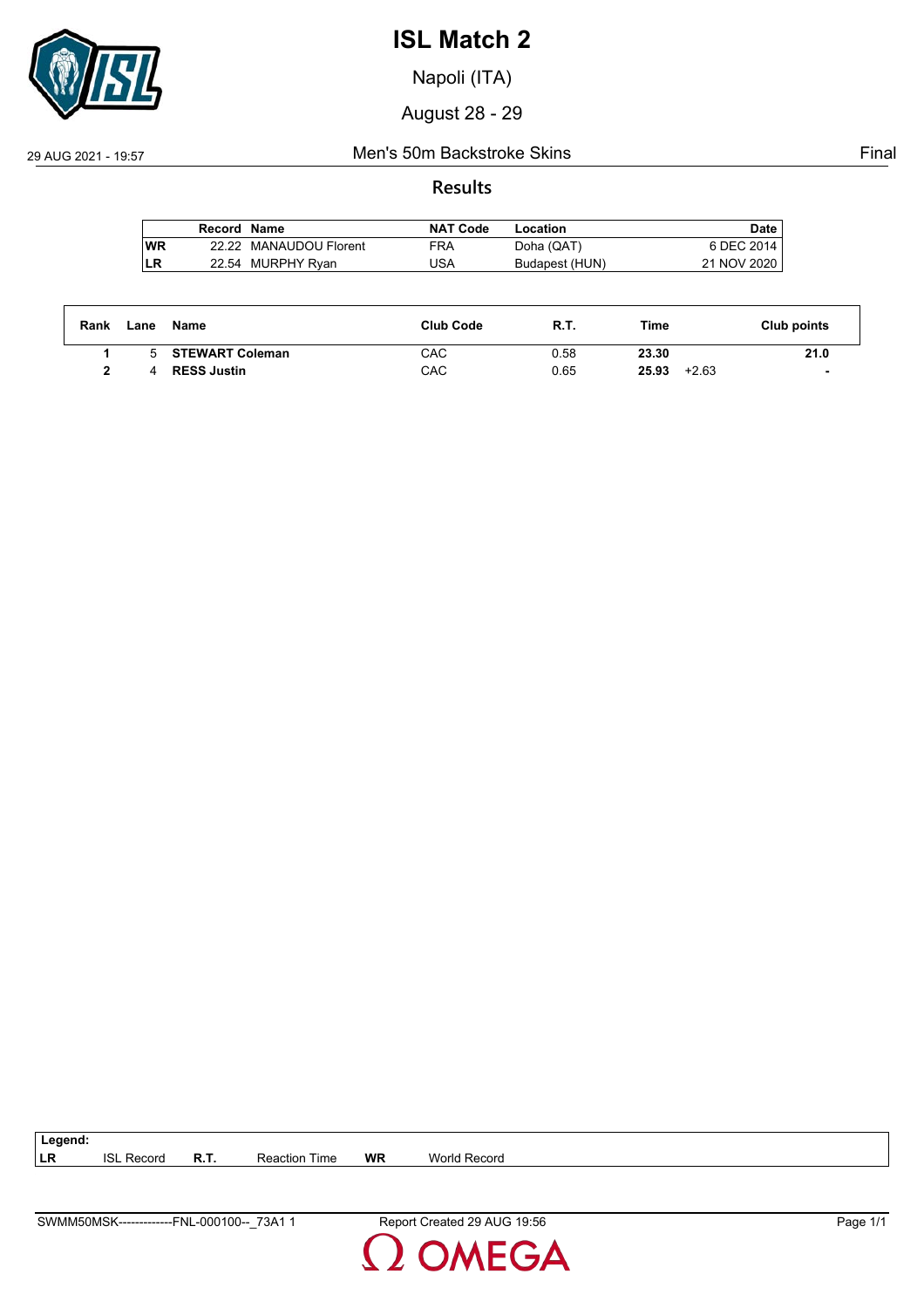# ISL Match 2

Napoli (ITA)

August 28 - 29

29 AUG 2021 - 19:57 | Men's 50m Backstroke Skins | Final

## Results

| | Record | Name | NAT Code | Location | Date |
|---|---|---|---|---|---|
| WR | 22.22 | MANAUDOU Florent | FRA | Doha (QAT) | 6 DEC 2014 |
| LR | 22.54 | MURPHY Ryan | USA | Budapest (HUN) | 21 NOV 2020 |

| Rank | Lane | Name | Club Code | R.T. | Time | | Club points |
|---|---|---|---|---|---|---|---|
| 1 | 5 | **STEWART Coleman** | CAC | 0.58 | **23.30** | | **21.0** |
| 2 | 4 | **RESS Justin** | CAC | 0.65 | **25.93** | +2.63 | - |

**Legend:**

| | | | | | |
|---|---|---|---|---|---|
| **LR** | ISL Record | **R.T.** | Reaction Time | **WR** | World Record |

SWMM50MSK-------------FNL-000100--_73A1 1 | Report Created 29 AUG 19:56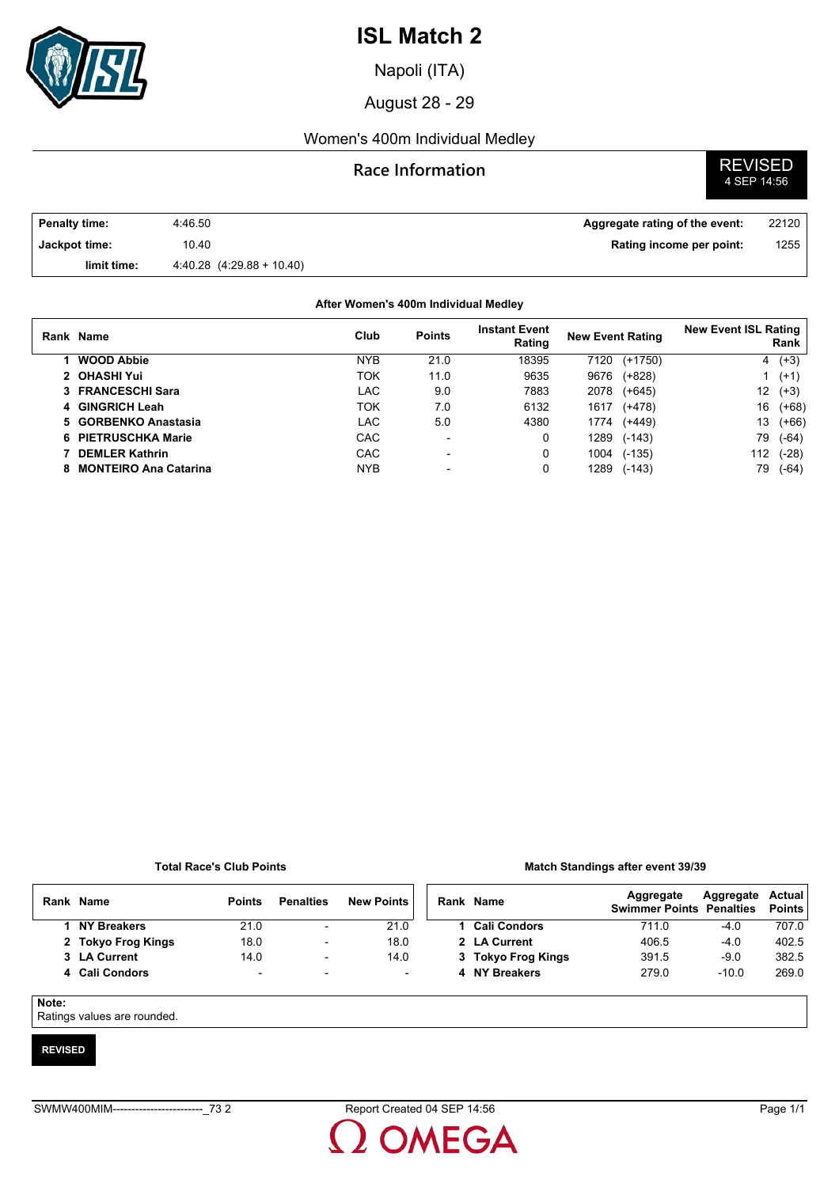# ISL Match 2

Napoli (ITA)

August 28 - 29

Women's 400m Individual Medley

## Race Information

**REVISED**
4 SEP 14:56

| | | | |
|---|---|---|---|
| **Penalty time:** | 4:46.50 | **Aggregate rating of the event:** | 22120 |
| **Jackpot time:** | 10.40 | **Rating income per point:** | 1255 |
| **limit time:** | 4:40.28 (4:29.88 + 10.40) | | |

**After Women's 400m Individual Medley**

| Rank | Name | Club | Points | Instant Event Rating | New Event Rating | | New Event ISL Rating Rank | |
|---|---|---|---|---|---|---|---|---|
| 1 | **WOOD Abbie** | NYB | 21.0 | 18395 | 7120 | (+1750) | 4 | (+3) |
| 2 | **OHASHI Yui** | TOK | 11.0 | 9635 | 9676 | (+828) | 1 | (+1) |
| 3 | **FRANCESCHI Sara** | LAC | 9.0 | 7883 | 2078 | (+645) | 12 | (+3) |
| 4 | **GINGRICH Leah** | TOK | 7.0 | 6132 | 1617 | (+478) | 16 | (+68) |
| 5 | **GORBENKO Anastasia** | LAC | 5.0 | 4380 | 1774 | (+449) | 13 | (+66) |
| 6 | **PIETRUSCHKA Marie** | CAC | - | 0 | 1289 | (-143) | 79 | (-64) |
| 7 | **DEMLER Kathrin** | CAC | - | 0 | 1004 | (-135) | 112 | (-28) |
| 8 | **MONTEIRO Ana Catarina** | NYB | - | 0 | 1289 | (-143) | 79 | (-64) |

**Total Race's Club Points**

| Rank | Name | Points | Penalties | New Points |
|---|---|---|---|---|
| 1 | **NY Breakers** | 21.0 | - | 21.0 |
| 2 | **Tokyo Frog Kings** | 18.0 | - | 18.0 |
| 3 | **LA Current** | 14.0 | - | 14.0 |
| 4 | **Cali Condors** | - | - | - |

**Match Standings after event 39/39**

| Rank | Name | Aggregate Swimmer Points | Aggregate Penalties | Actual Points |
|---|---|---|---|---|
| 1 | **Cali Condors** | 711.0 | -4.0 | 707.0 |
| 2 | **LA Current** | 406.5 | -4.0 | 402.5 |
| 3 | **Tokyo Frog Kings** | 391.5 | -9.0 | 382.5 |
| 4 | **NY Breakers** | 279.0 | -10.0 | 269.0 |

**Note:**
Ratings values are rounded.

**REVISED**

SWMW400MIM------------------------_73 2 Report Created 04 SEP 14:56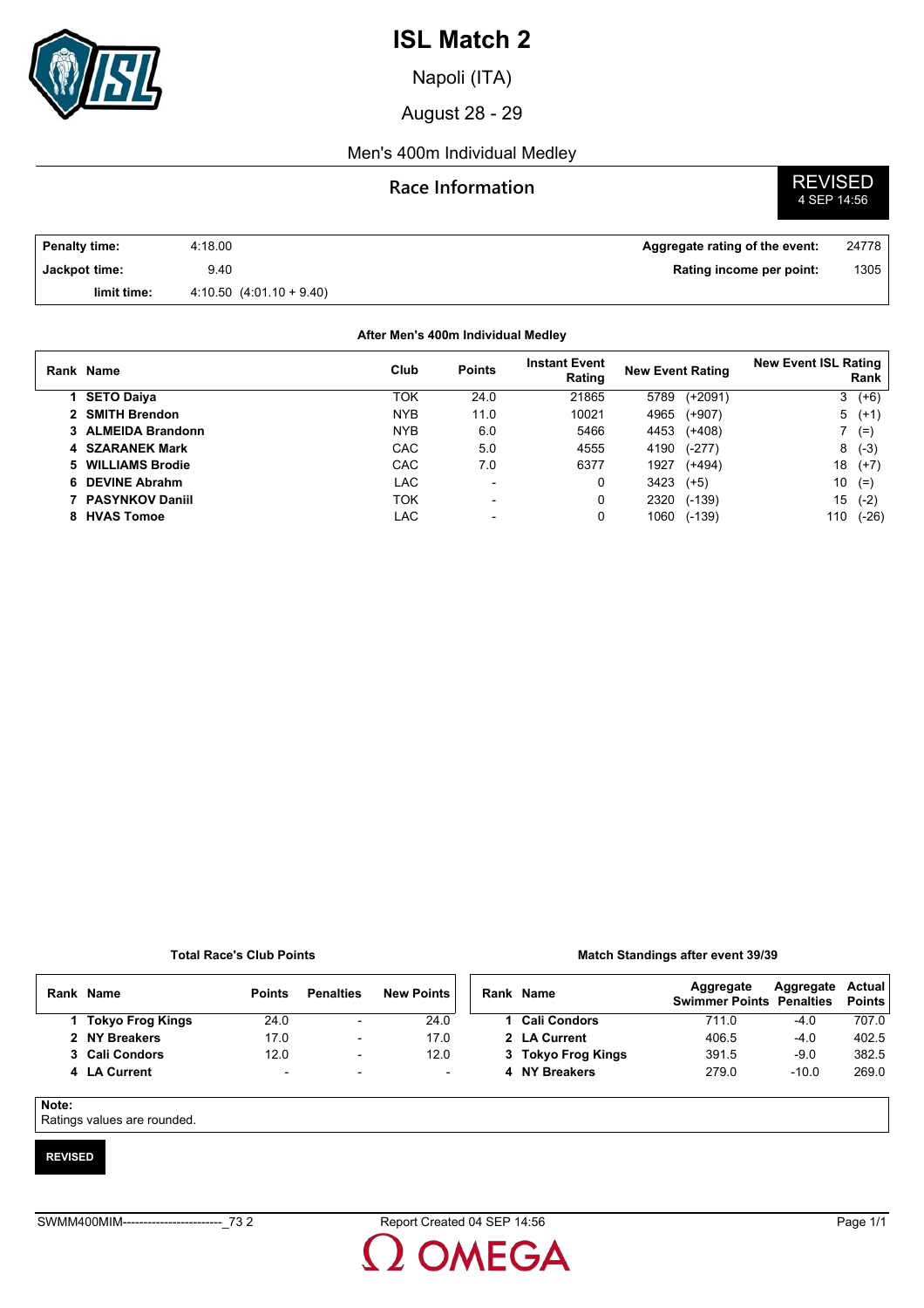# ISL Match 2

Napoli (ITA)

August 28 - 29

Men's 400m Individual Medley

## Race Information

**REVISED**
4 SEP 14:56

| | | | |
|---|---|---|---|
| **Penalty time:** | 4:18.00 | **Aggregate rating of the event:** | 24778 |
| **Jackpot time:** | 9.40 | **Rating income per point:** | 1305 |
| **limit time:** | 4:10.50 (4:01.10 + 9.40) | | |

**After Men's 400m Individual Medley**

| Rank | Name | Club | Points | Instant Event Rating | New Event Rating | New Event ISL Rating Rank |
|---|---|---|---|---|---|---|
| 1 | **SETO Daiya** | TOK | 24.0 | 21865 | 5789 (+2091) | 3 (+6) |
| 2 | **SMITH Brendon** | NYB | 11.0 | 10021 | 4965 (+907) | 5 (+1) |
| 3 | **ALMEIDA Brandonn** | NYB | 6.0 | 5466 | 4453 (+408) | 7 (=) |
| 4 | **SZARANEK Mark** | CAC | 5.0 | 4555 | 4190 (-277) | 8 (-3) |
| 5 | **WILLIAMS Brodie** | CAC | 7.0 | 6377 | 1927 (+494) | 18 (+7) |
| 6 | **DEVINE Abrahm** | LAC | - | 0 | 3423 (+5) | 10 (=) |
| 7 | **PASYNKOV Daniil** | TOK | - | 0 | 2320 (-139) | 15 (-2) |
| 8 | **HVAS Tomoe** | LAC | - | 0 | 1060 (-139) | 110 (-26) |

**Total Race's Club Points**

| Rank | Name | Points | Penalties | New Points |
|---|---|---|---|---|
| 1 | **Tokyo Frog Kings** | 24.0 | - | 24.0 |
| 2 | **NY Breakers** | 17.0 | - | 17.0 |
| 3 | **Cali Condors** | 12.0 | - | 12.0 |
| 4 | **LA Current** | - | - | - |

**Match Standings after event 39/39**

| Rank | Name | Aggregate Swimmer Points | Aggregate Penalties | Actual Points |
|---|---|---|---|---|
| 1 | **Cali Condors** | 711.0 | -4.0 | 707.0 |
| 2 | **LA Current** | 406.5 | -4.0 | 402.5 |
| 3 | **Tokyo Frog Kings** | 391.5 | -9.0 | 382.5 |
| 4 | **NY Breakers** | 279.0 | -10.0 | 269.0 |

**Note:**
Ratings values are rounded.

**REVISED**

SWMM400MIM------------------------_73 2 Report Created 04 SEP 14:56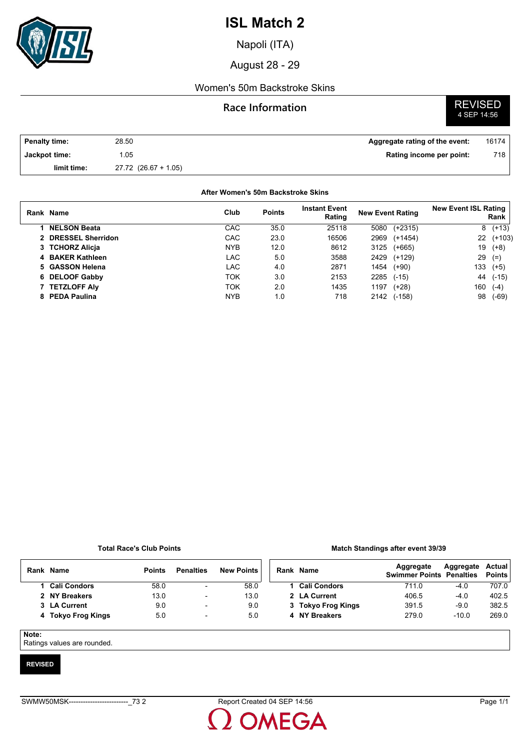# ISL Match 2

Napoli (ITA)

August 28 - 29

Women's 50m Backstroke Skins

## Race Information

**REVISED**
4 SEP 14:56

| | | | |
|---|---|---|---|
| **Penalty time:** | 28.50 | **Aggregate rating of the event:** | 16174 |
| **Jackpot time:** | 1.05 | **Rating income per point:** | 718 |
| **limit time:** | 27.72 (26.67 + 1.05) | | |

**After Women's 50m Backstroke Skins**

| Rank | Name | Club | Points | Instant Event Rating | New Event Rating | | New Event ISL Rating Rank | |
|---|---|---|---|---|---|---|---|---|
| 1 | **NELSON Beata** | CAC | 35.0 | 25118 | 5080 | (+2315) | 8 | (+13) |
| 2 | **DRESSEL Sherridon** | CAC | 23.0 | 16506 | 2969 | (+1454) | 22 | (+103) |
| 3 | **TCHORZ Alicja** | NYB | 12.0 | 8612 | 3125 | (+665) | 19 | (+8) |
| 4 | **BAKER Kathleen** | LAC | 5.0 | 3588 | 2429 | (+129) | 29 | (=) |
| 5 | **GASSON Helena** | LAC | 4.0 | 2871 | 1454 | (+90) | 133 | (+5) |
| 6 | **DELOOF Gabby** | TOK | 3.0 | 2153 | 2285 | (-15) | 44 | (-15) |
| 7 | **TETZLOFF Aly** | TOK | 2.0 | 1435 | 1197 | (+28) | 160 | (-4) |
| 8 | **PEDA Paulina** | NYB | 1.0 | 718 | 2142 | (-158) | 98 | (-69) |

**Total Race's Club Points**

| Rank | Name | Points | Penalties | New Points |
|---|---|---|---|---|
| 1 | **Cali Condors** | 58.0 | - | 58.0 |
| 2 | **NY Breakers** | 13.0 | - | 13.0 |
| 3 | **LA Current** | 9.0 | - | 9.0 |
| 4 | **Tokyo Frog Kings** | 5.0 | - | 5.0 |

**Match Standings after event 39/39**

| Rank | Name | Aggregate Swimmer Points | Aggregate Penalties | Actual Points |
|---|---|---|---|---|
| 1 | **Cali Condors** | 711.0 | -4.0 | 707.0 |
| 2 | **LA Current** | 406.5 | -4.0 | 402.5 |
| 3 | **Tokyo Frog Kings** | 391.5 | -9.0 | 382.5 |
| 4 | **NY Breakers** | 279.0 | -10.0 | 269.0 |

**Note:**
Ratings values are rounded.

**REVISED**

SWMW50MSK-------------------------_73 2 Report Created 04 SEP 14:56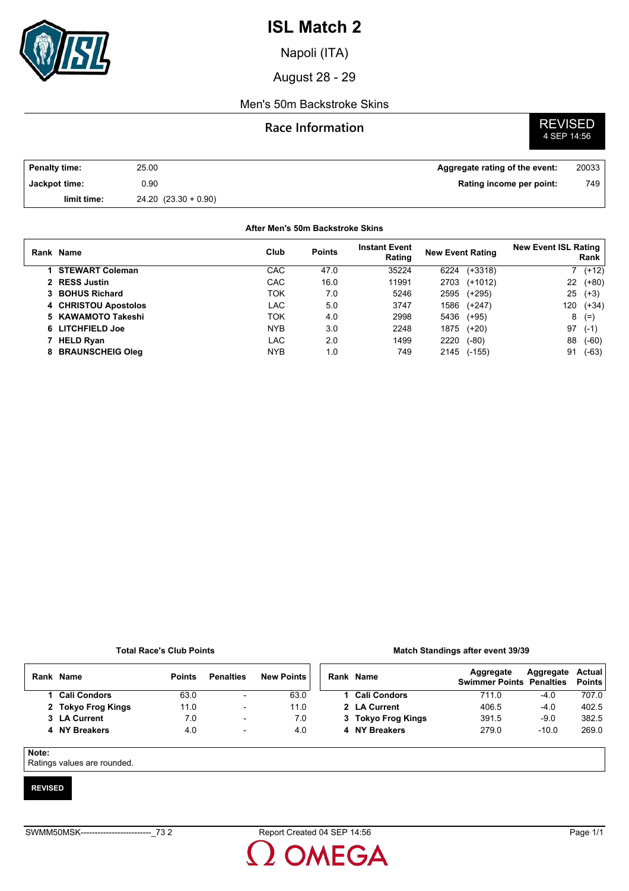# ISL Match 2

Napoli (ITA)

August 28 - 29

Men's 50m Backstroke Skins

## Race Information

**REVISED**
4 SEP 14:56

| | | | |
|---|---|---|---|
| **Penalty time:** | 25.00 | **Aggregate rating of the event:** | 20033 |
| **Jackpot time:** | 0.90 | **Rating income per point:** | 749 |
| **limit time:** | 24.20 (23.30 + 0.90) | | |

**After Men's 50m Backstroke Skins**

| Rank | Name | Club | Points | Instant Event Rating | New Event Rating | | New Event ISL Rating Rank | |
|---|---|---|---|---|---|---|---|---|
| 1 | **STEWART Coleman** | CAC | 47.0 | 35224 | 6224 | (+3318) | 7 | (+12) |
| 2 | **RESS Justin** | CAC | 16.0 | 11991 | 2703 | (+1012) | 22 | (+80) |
| 3 | **BOHUS Richard** | TOK | 7.0 | 5246 | 2595 | (+295) | 25 | (+3) |
| 4 | **CHRISTOU Apostolos** | LAC | 5.0 | 3747 | 1586 | (+247) | 120 | (+34) |
| 5 | **KAWAMOTO Takeshi** | TOK | 4.0 | 2998 | 5436 | (+95) | 8 | (=) |
| 6 | **LITCHFIELD Joe** | NYB | 3.0 | 2248 | 1875 | (+20) | 97 | (-1) |
| 7 | **HELD Ryan** | LAC | 2.0 | 1499 | 2220 | (-80) | 88 | (-60) |
| 8 | **BRAUNSCHEIG Oleg** | NYB | 1.0 | 749 | 2145 | (-155) | 91 | (-63) |

**Total Race's Club Points**

| Rank | Name | Points | Penalties | New Points |
|---|---|---|---|---|
| 1 | **Cali Condors** | 63.0 | - | 63.0 |
| 2 | **Tokyo Frog Kings** | 11.0 | - | 11.0 |
| 3 | **LA Current** | 7.0 | - | 7.0 |
| 4 | **NY Breakers** | 4.0 | - | 4.0 |

**Match Standings after event 39/39**

| Rank | Name | Aggregate Swimmer Points | Aggregate Penalties | Actual Points |
|---|---|---|---|---|
| 1 | **Cali Condors** | 711.0 | -4.0 | 707.0 |
| 2 | **LA Current** | 406.5 | -4.0 | 402.5 |
| 3 | **Tokyo Frog Kings** | 391.5 | -9.0 | 382.5 |
| 4 | **NY Breakers** | 279.0 | -10.0 | 269.0 |

**Note:**
Ratings values are rounded.

**REVISED**

SWMM50MSK-------------------------_73 2 Report Created 04 SEP 14:56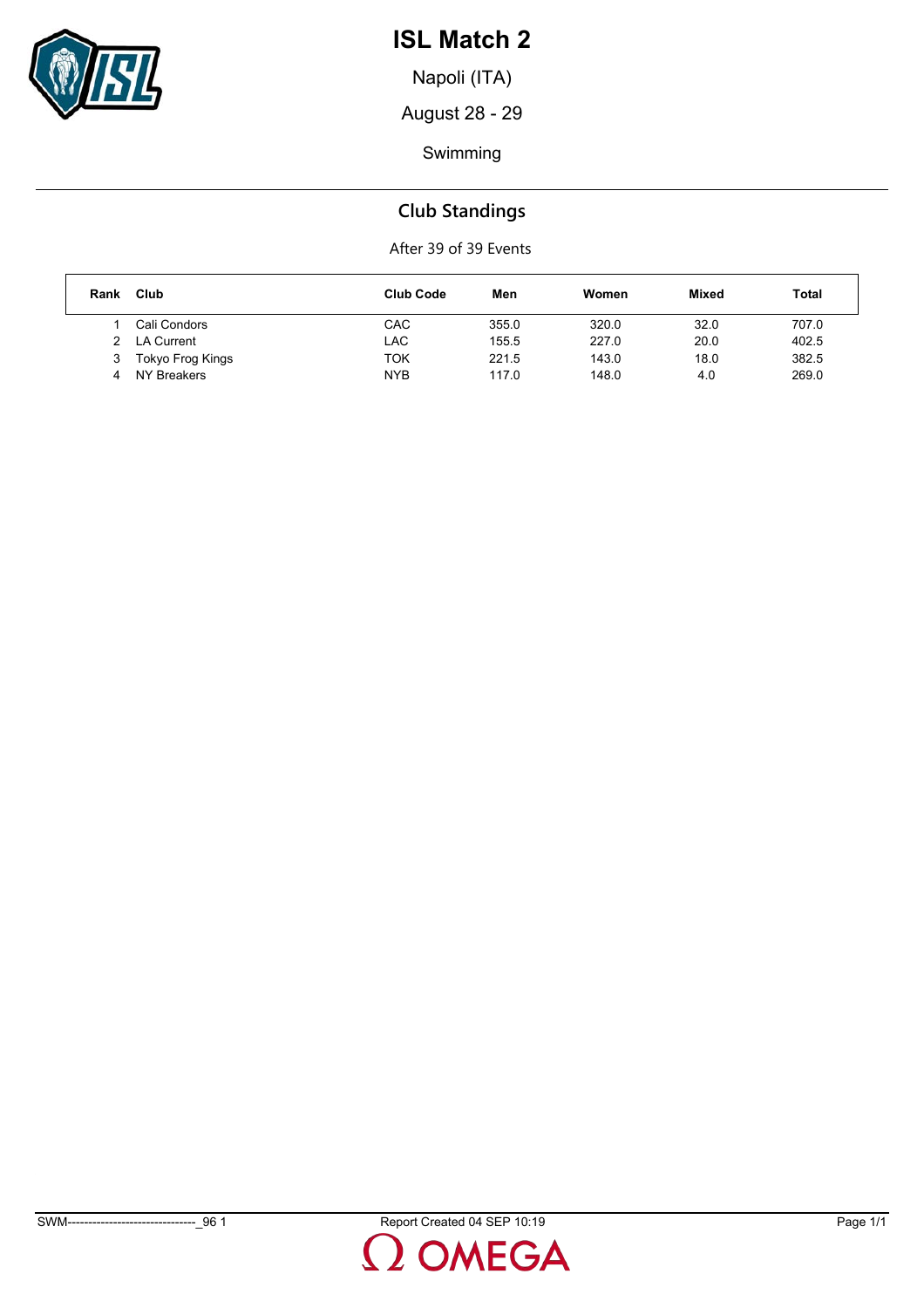# ISL Match 2

Napoli (ITA)

August 28 - 29

Swimming

## Club Standings

After 39 of 39 Events

| Rank | Club | Club Code | Men | Women | Mixed | Total |
|---|---|---|---|---|---|---|
| 1 | Cali Condors | CAC | 355.0 | 320.0 | 32.0 | 707.0 |
| 2 | LA Current | LAC | 155.5 | 227.0 | 20.0 | 402.5 |
| 3 | Tokyo Frog Kings | TOK | 221.5 | 143.0 | 18.0 | 382.5 |
| 4 | NY Breakers | NYB | 117.0 | 148.0 | 4.0 | 269.0 |

SWM-------------------------------_96 1 Report Created 04 SEP 10:19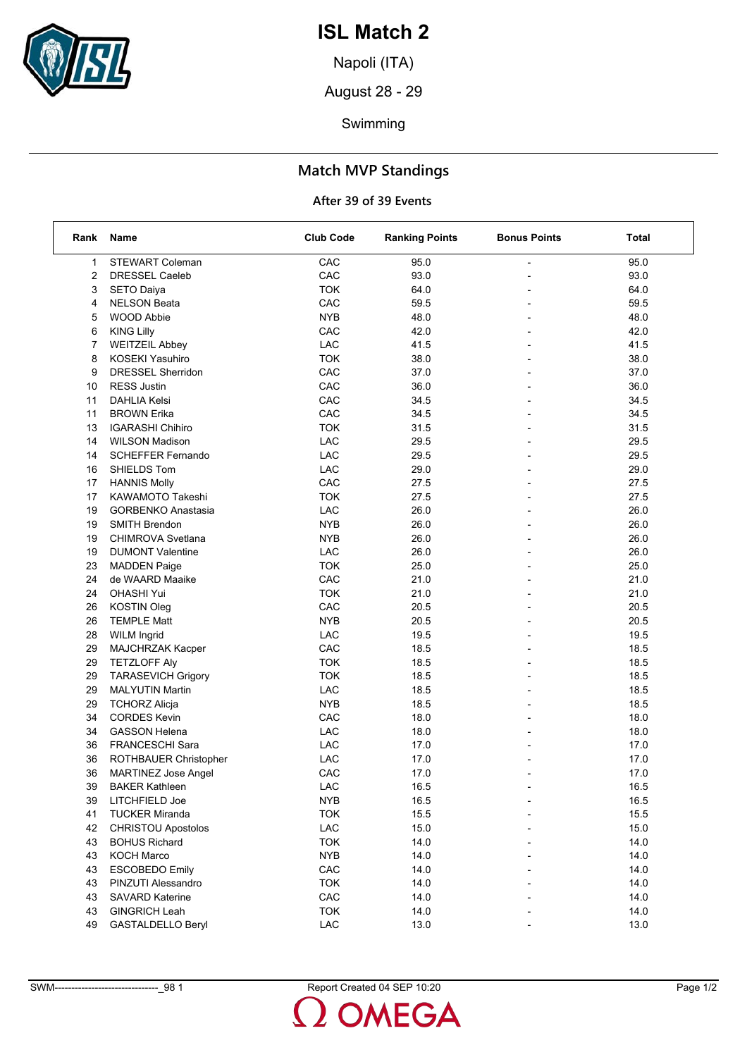# ISL Match 2

Napoli (ITA)

August 28 - 29

Swimming

## Match MVP Standings

### After 39 of 39 Events

| Rank | Name | Club Code | Ranking Points | Bonus Points | Total |
|---|---|---|---|---|---|
| 1 | STEWART Coleman | CAC | 95.0 | - | 95.0 |
| 2 | DRESSEL Caeleb | CAC | 93.0 | - | 93.0 |
| 3 | SETO Daiya | TOK | 64.0 | - | 64.0 |
| 4 | NELSON Beata | CAC | 59.5 | - | 59.5 |
| 5 | WOOD Abbie | NYB | 48.0 | - | 48.0 |
| 6 | KING Lilly | CAC | 42.0 | - | 42.0 |
| 7 | WEITZEIL Abbey | LAC | 41.5 | - | 41.5 |
| 8 | KOSEKI Yasuhiro | TOK | 38.0 | - | 38.0 |
| 9 | DRESSEL Sherridon | CAC | 37.0 | - | 37.0 |
| 10 | RESS Justin | CAC | 36.0 | - | 36.0 |
| 11 | DAHLIA Kelsi | CAC | 34.5 | - | 34.5 |
| 11 | BROWN Erika | CAC | 34.5 | - | 34.5 |
| 13 | IGARASHI Chihiro | TOK | 31.5 | - | 31.5 |
| 14 | WILSON Madison | LAC | 29.5 | - | 29.5 |
| 14 | SCHEFFER Fernando | LAC | 29.5 | - | 29.5 |
| 16 | SHIELDS Tom | LAC | 29.0 | - | 29.0 |
| 17 | HANNIS Molly | CAC | 27.5 | - | 27.5 |
| 17 | KAWAMOTO Takeshi | TOK | 27.5 | - | 27.5 |
| 19 | GORBENKO Anastasia | LAC | 26.0 | - | 26.0 |
| 19 | SMITH Brendon | NYB | 26.0 | - | 26.0 |
| 19 | CHIMROVA Svetlana | NYB | 26.0 | - | 26.0 |
| 19 | DUMONT Valentine | LAC | 26.0 | - | 26.0 |
| 23 | MADDEN Paige | TOK | 25.0 | - | 25.0 |
| 24 | de WAARD Maaike | CAC | 21.0 | - | 21.0 |
| 24 | OHASHI Yui | TOK | 21.0 | - | 21.0 |
| 26 | KOSTIN Oleg | CAC | 20.5 | - | 20.5 |
| 26 | TEMPLE Matt | NYB | 20.5 | - | 20.5 |
| 28 | WILM Ingrid | LAC | 19.5 | - | 19.5 |
| 29 | MAJCHRZAK Kacper | CAC | 18.5 | - | 18.5 |
| 29 | TETZLOFF Aly | TOK | 18.5 | - | 18.5 |
| 29 | TARASEVICH Grigory | TOK | 18.5 | - | 18.5 |
| 29 | MALYUTIN Martin | LAC | 18.5 | - | 18.5 |
| 29 | TCHORZ Alicja | NYB | 18.5 | - | 18.5 |
| 34 | CORDES Kevin | CAC | 18.0 | - | 18.0 |
| 34 | GASSON Helena | LAC | 18.0 | - | 18.0 |
| 36 | FRANCESCHI Sara | LAC | 17.0 | - | 17.0 |
| 36 | ROTHBAUER Christopher | LAC | 17.0 | - | 17.0 |
| 36 | MARTINEZ Jose Angel | CAC | 17.0 | - | 17.0 |
| 39 | BAKER Kathleen | LAC | 16.5 | - | 16.5 |
| 39 | LITCHFIELD Joe | NYB | 16.5 | - | 16.5 |
| 41 | TUCKER Miranda | TOK | 15.5 | - | 15.5 |
| 42 | CHRISTOU Apostolos | LAC | 15.0 | - | 15.0 |
| 43 | BOHUS Richard | TOK | 14.0 | - | 14.0 |
| 43 | KOCH Marco | NYB | 14.0 | - | 14.0 |
| 43 | ESCOBEDO Emily | CAC | 14.0 | - | 14.0 |
| 43 | PINZUTI Alessandro | TOK | 14.0 | - | 14.0 |
| 43 | SAVARD Katerine | CAC | 14.0 | - | 14.0 |
| 43 | GINGRICH Leah | TOK | 14.0 | - | 14.0 |
| 49 | GASTALDELLO Beryl | LAC | 13.0 | - | 13.0 |

SWM-------------------------------_98 1    Report Created 04 SEP 10:20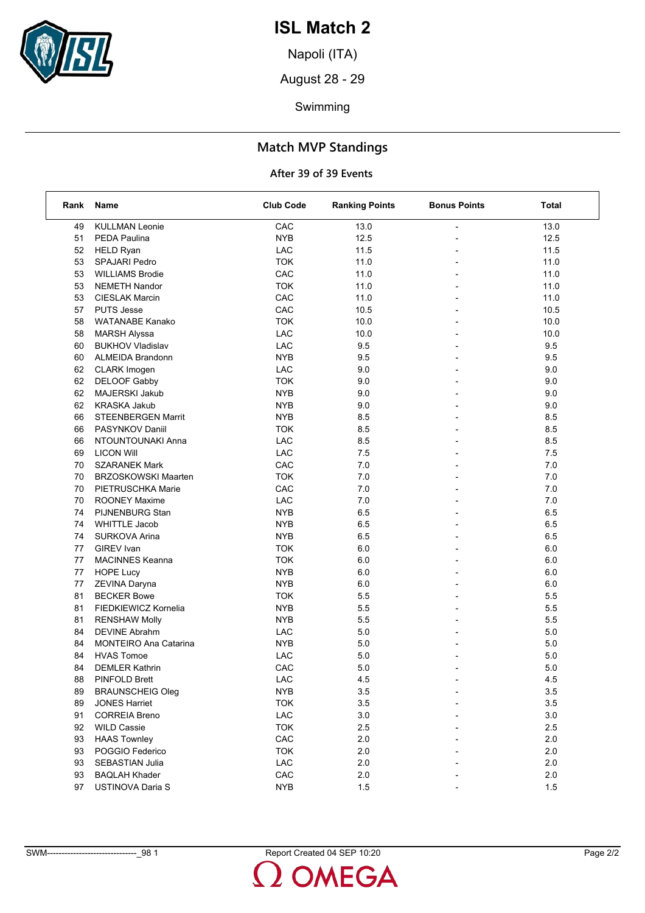# ISL Match 2

Napoli (ITA)

August 28 - 29

Swimming

## Match MVP Standings

### After 39 of 39 Events

| Rank | Name | Club Code | Ranking Points | Bonus Points | Total |
|---|---|---|---|---|---|
| 49 | KULLMAN Leonie | CAC | 13.0 | - | 13.0 |
| 51 | PEDA Paulina | NYB | 12.5 | - | 12.5 |
| 52 | HELD Ryan | LAC | 11.5 | - | 11.5 |
| 53 | SPAJARI Pedro | TOK | 11.0 | - | 11.0 |
| 53 | WILLIAMS Brodie | CAC | 11.0 | - | 11.0 |
| 53 | NEMETH Nandor | TOK | 11.0 | - | 11.0 |
| 53 | CIESLAK Marcin | CAC | 11.0 | - | 11.0 |
| 57 | PUTS Jesse | CAC | 10.5 | - | 10.5 |
| 58 | WATANABE Kanako | TOK | 10.0 | - | 10.0 |
| 58 | MARSH Alyssa | LAC | 10.0 | - | 10.0 |
| 60 | BUKHOV Vladislav | LAC | 9.5 | - | 9.5 |
| 60 | ALMEIDA Brandonn | NYB | 9.5 | - | 9.5 |
| 62 | CLARK Imogen | LAC | 9.0 | - | 9.0 |
| 62 | DELOOF Gabby | TOK | 9.0 | - | 9.0 |
| 62 | MAJERSKI Jakub | NYB | 9.0 | - | 9.0 |
| 62 | KRASKA Jakub | NYB | 9.0 | - | 9.0 |
| 66 | STEENBERGEN Marrit | NYB | 8.5 | - | 8.5 |
| 66 | PASYNKOV Daniil | TOK | 8.5 | - | 8.5 |
| 66 | NTOUNTOUNAKI Anna | LAC | 8.5 | - | 8.5 |
| 69 | LICON Will | LAC | 7.5 | - | 7.5 |
| 70 | SZARANEK Mark | CAC | 7.0 | - | 7.0 |
| 70 | BRZOSKOWSKI Maarten | TOK | 7.0 | - | 7.0 |
| 70 | PIETRUSCHKA Marie | CAC | 7.0 | - | 7.0 |
| 70 | ROONEY Maxime | LAC | 7.0 | - | 7.0 |
| 74 | PIJNENBURG Stan | NYB | 6.5 | - | 6.5 |
| 74 | WHITTLE Jacob | NYB | 6.5 | - | 6.5 |
| 74 | SURKOVA Arina | NYB | 6.5 | - | 6.5 |
| 77 | GIREV Ivan | TOK | 6.0 | - | 6.0 |
| 77 | MACINNES Keanna | TOK | 6.0 | - | 6.0 |
| 77 | HOPE Lucy | NYB | 6.0 | - | 6.0 |
| 77 | ZEVINA Daryna | NYB | 6.0 | - | 6.0 |
| 81 | BECKER Bowe | TOK | 5.5 | - | 5.5 |
| 81 | FIEDKIEWICZ Kornelia | NYB | 5.5 | - | 5.5 |
| 81 | RENSHAW Molly | NYB | 5.5 | - | 5.5 |
| 84 | DEVINE Abrahm | LAC | 5.0 | - | 5.0 |
| 84 | MONTEIRO Ana Catarina | NYB | 5.0 | - | 5.0 |
| 84 | HVAS Tomoe | LAC | 5.0 | - | 5.0 |
| 84 | DEMLER Kathrin | CAC | 5.0 | - | 5.0 |
| 88 | PINFOLD Brett | LAC | 4.5 | - | 4.5 |
| 89 | BRAUNSCHEIG Oleg | NYB | 3.5 | - | 3.5 |
| 89 | JONES Harriet | TOK | 3.5 | - | 3.5 |
| 91 | CORREIA Breno | LAC | 3.0 | - | 3.0 |
| 92 | WILD Cassie | TOK | 2.5 | - | 2.5 |
| 93 | HAAS Townley | CAC | 2.0 | - | 2.0 |
| 93 | POGGIO Federico | TOK | 2.0 | - | 2.0 |
| 93 | SEBASTIAN Julia | LAC | 2.0 | - | 2.0 |
| 93 | BAQLAH Khader | CAC | 2.0 | - | 2.0 |
| 97 | USTINOVA Daria S | NYB | 1.5 | - | 1.5 |

SWM-------------------------------_98 1 Report Created 04 SEP 10:20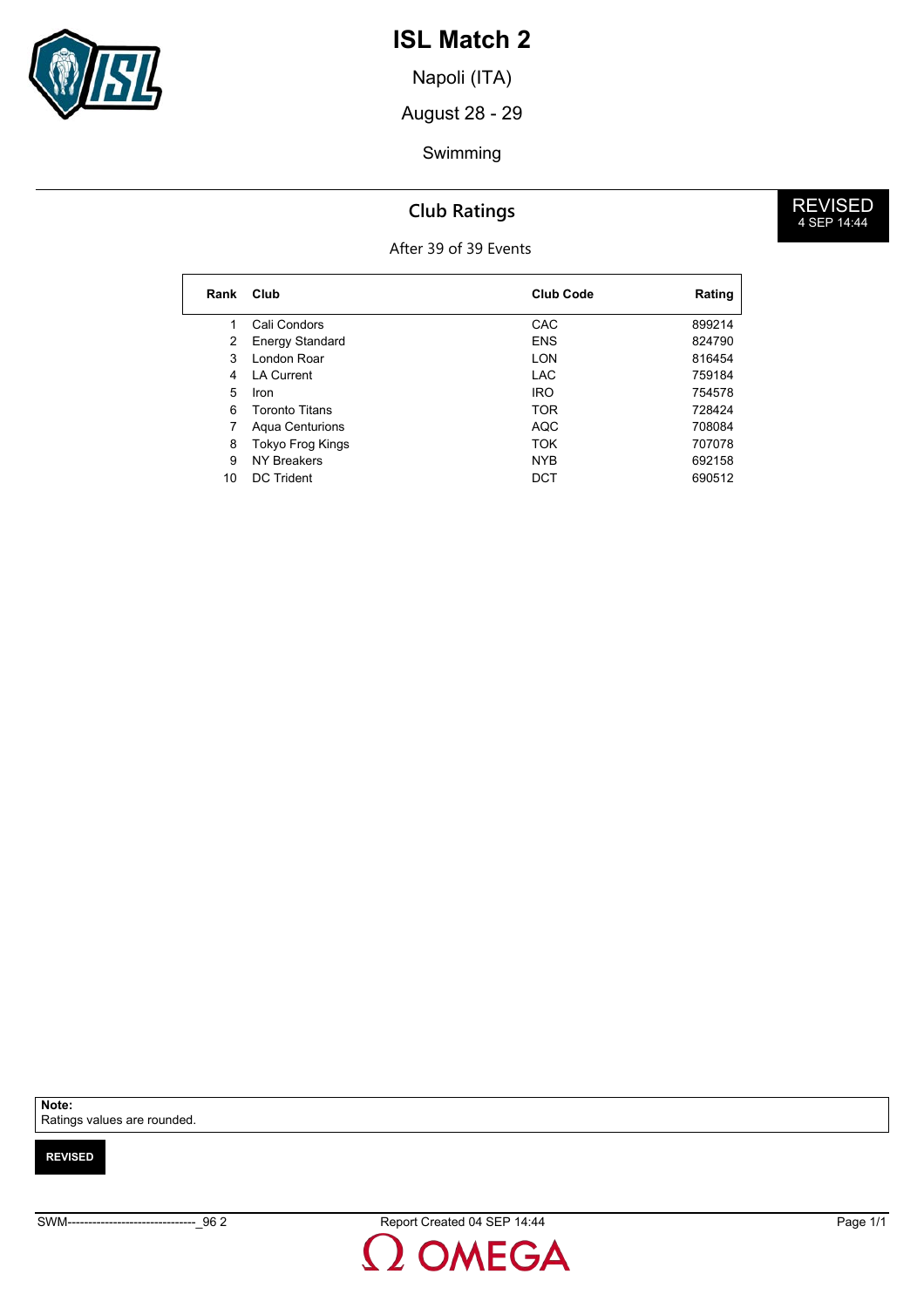# ISL Match 2

Napoli (ITA)

August 28 - 29

Swimming

REVISED
4 SEP 14:44

## Club Ratings

After 39 of 39 Events

| Rank | Club | Club Code | Rating |
|---|---|---|---|
| 1 | Cali Condors | CAC | 899214 |
| 2 | Energy Standard | ENS | 824790 |
| 3 | London Roar | LON | 816454 |
| 4 | LA Current | LAC | 759184 |
| 5 | Iron | IRO | 754578 |
| 6 | Toronto Titans | TOR | 728424 |
| 7 | Aqua Centurions | AQC | 708084 |
| 8 | Tokyo Frog Kings | TOK | 707078 |
| 9 | NY Breakers | NYB | 692158 |
| 10 | DC Trident | DCT | 690512 |

**Note:**
Ratings values are rounded.

**REVISED**

SWM-------------------------------_96 2 Report Created 04 SEP 14:44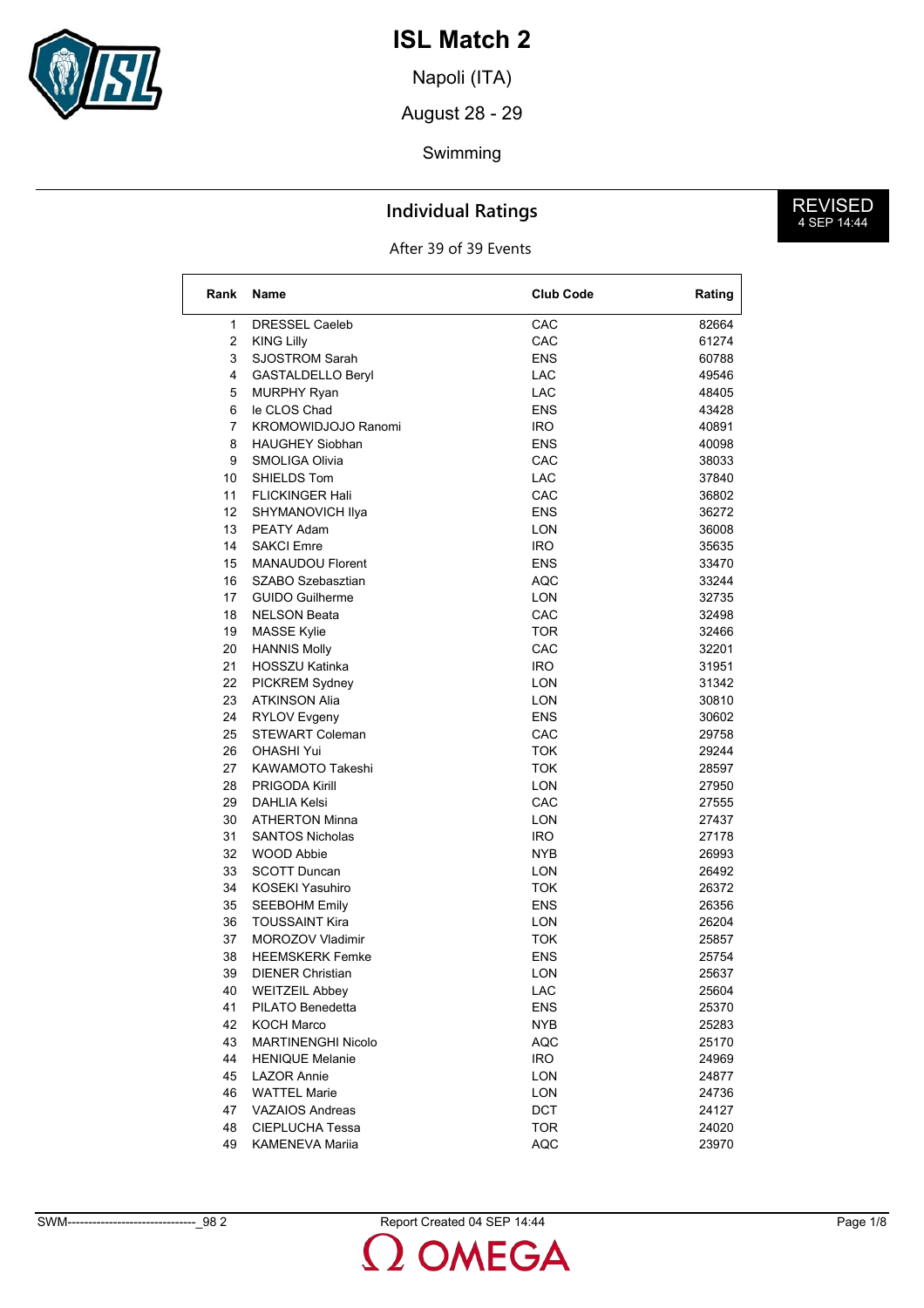# ISL Match 2

Napoli (ITA)

August 28 - 29

Swimming

REVISED
4 SEP 14:44

## Individual Ratings

After 39 of 39 Events

| Rank | Name | Club Code | Rating |
|---|---|---|---|
| 1 | DRESSEL Caeleb | CAC | 82664 |
| 2 | KING Lilly | CAC | 61274 |
| 3 | SJOSTROM Sarah | ENS | 60788 |
| 4 | GASTALDELLO Beryl | LAC | 49546 |
| 5 | MURPHY Ryan | LAC | 48405 |
| 6 | le CLOS Chad | ENS | 43428 |
| 7 | KROMOWIDJOJO Ranomi | IRO | 40891 |
| 8 | HAUGHEY Siobhan | ENS | 40098 |
| 9 | SMOLIGA Olivia | CAC | 38033 |
| 10 | SHIELDS Tom | LAC | 37840 |
| 11 | FLICKINGER Hali | CAC | 36802 |
| 12 | SHYMANOVICH Ilya | ENS | 36272 |
| 13 | PEATY Adam | LON | 36008 |
| 14 | SAKCI Emre | IRO | 35635 |
| 15 | MANAUDOU Florent | ENS | 33470 |
| 16 | SZABO Szebasztian | AQC | 33244 |
| 17 | GUIDO Guilherme | LON | 32735 |
| 18 | NELSON Beata | CAC | 32498 |
| 19 | MASSE Kylie | TOR | 32466 |
| 20 | HANNIS Molly | CAC | 32201 |
| 21 | HOSSZU Katinka | IRO | 31951 |
| 22 | PICKREM Sydney | LON | 31342 |
| 23 | ATKINSON Alia | LON | 30810 |
| 24 | RYLOV Evgeny | ENS | 30602 |
| 25 | STEWART Coleman | CAC | 29758 |
| 26 | OHASHI Yui | TOK | 29244 |
| 27 | KAWAMOTO Takeshi | TOK | 28597 |
| 28 | PRIGODA Kirill | LON | 27950 |
| 29 | DAHLIA Kelsi | CAC | 27555 |
| 30 | ATHERTON Minna | LON | 27437 |
| 31 | SANTOS Nicholas | IRO | 27178 |
| 32 | WOOD Abbie | NYB | 26993 |
| 33 | SCOTT Duncan | LON | 26492 |
| 34 | KOSEKI Yasuhiro | TOK | 26372 |
| 35 | SEEBOHM Emily | ENS | 26356 |
| 36 | TOUSSAINT Kira | LON | 26204 |
| 37 | MOROZOV Vladimir | TOK | 25857 |
| 38 | HEEMSKERK Femke | ENS | 25754 |
| 39 | DIENER Christian | LON | 25637 |
| 40 | WEITZEIL Abbey | LAC | 25604 |
| 41 | PILATO Benedetta | ENS | 25370 |
| 42 | KOCH Marco | NYB | 25283 |
| 43 | MARTINENGHI Nicolo | AQC | 25170 |
| 44 | HENIQUE Melanie | IRO | 24969 |
| 45 | LAZOR Annie | LON | 24877 |
| 46 | WATTEL Marie | LON | 24736 |
| 47 | VAZAIOS Andreas | DCT | 24127 |
| 48 | CIEPLUCHA Tessa | TOR | 24020 |
| 49 | KAMENEVA Mariia | AQC | 23970 |

SWM-------------------------------_98 2 Report Created 04 SEP 14:44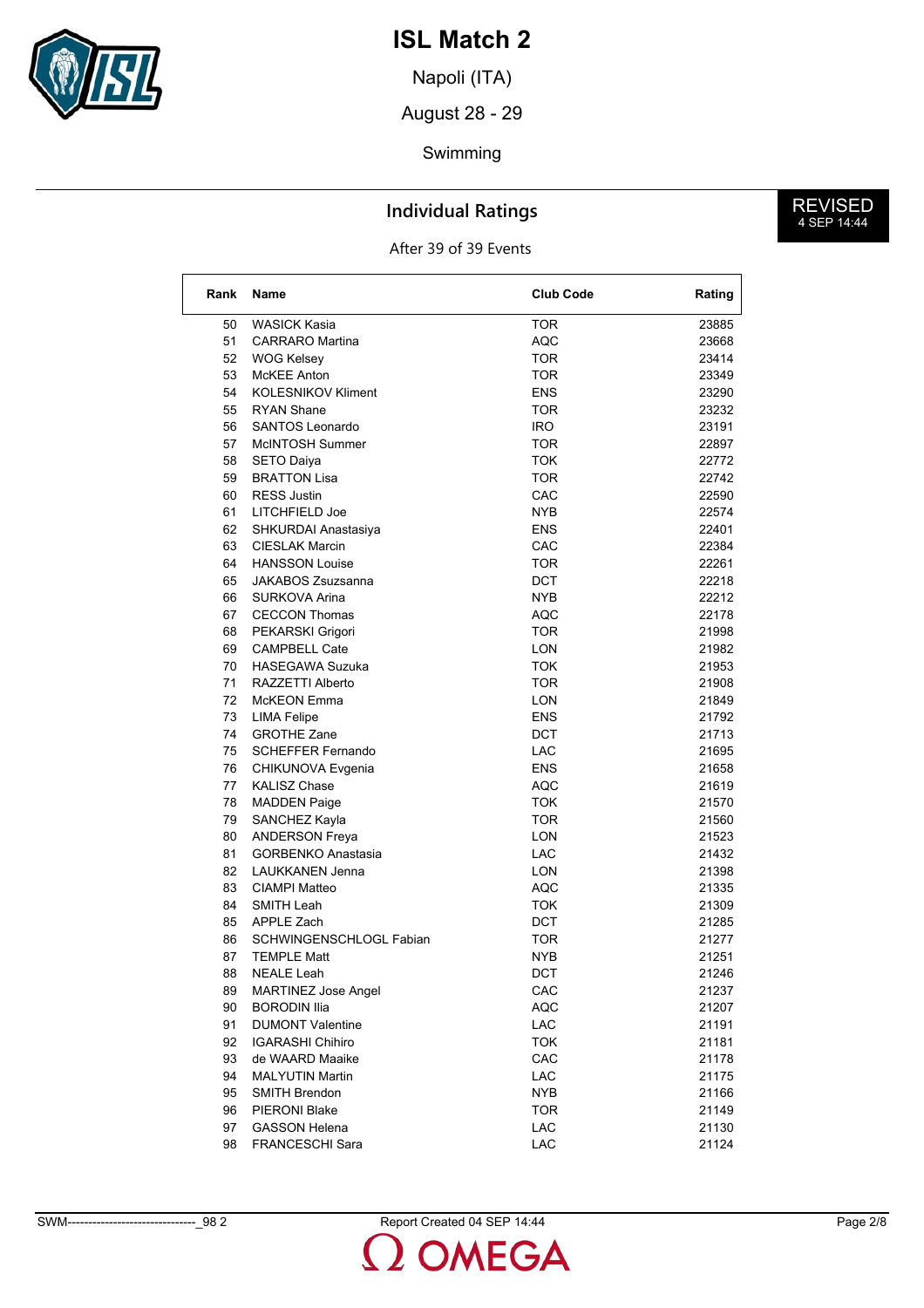# ISL Match 2

Napoli (ITA)

August 28 - 29

Swimming

REVISED
4 SEP 14:44

## Individual Ratings

After 39 of 39 Events

| Rank | Name | Club Code | Rating |
|---|---|---|---|
| 50 | WASICK Kasia | TOR | 23885 |
| 51 | CARRARO Martina | AQC | 23668 |
| 52 | WOG Kelsey | TOR | 23414 |
| 53 | McKEE Anton | TOR | 23349 |
| 54 | KOLESNIKOV Kliment | ENS | 23290 |
| 55 | RYAN Shane | TOR | 23232 |
| 56 | SANTOS Leonardo | IRO | 23191 |
| 57 | McINTOSH Summer | TOR | 22897 |
| 58 | SETO Daiya | TOK | 22772 |
| 59 | BRATTON Lisa | TOR | 22742 |
| 60 | RESS Justin | CAC | 22590 |
| 61 | LITCHFIELD Joe | NYB | 22574 |
| 62 | SHKURDAI Anastasiya | ENS | 22401 |
| 63 | CIESLAK Marcin | CAC | 22384 |
| 64 | HANSSON Louise | TOR | 22261 |
| 65 | JAKABOS Zsuzsanna | DCT | 22218 |
| 66 | SURKOVA Arina | NYB | 22212 |
| 67 | CECCON Thomas | AQC | 22178 |
| 68 | PEKARSKI Grigori | TOR | 21998 |
| 69 | CAMPBELL Cate | LON | 21982 |
| 70 | HASEGAWA Suzuka | TOK | 21953 |
| 71 | RAZZETTI Alberto | TOR | 21908 |
| 72 | McKEON Emma | LON | 21849 |
| 73 | LIMA Felipe | ENS | 21792 |
| 74 | GROTHE Zane | DCT | 21713 |
| 75 | SCHEFFER Fernando | LAC | 21695 |
| 76 | CHIKUNOVA Evgenia | ENS | 21658 |
| 77 | KALISZ Chase | AQC | 21619 |
| 78 | MADDEN Paige | TOK | 21570 |
| 79 | SANCHEZ Kayla | TOR | 21560 |
| 80 | ANDERSON Freya | LON | 21523 |
| 81 | GORBENKO Anastasia | LAC | 21432 |
| 82 | LAUKKANEN Jenna | LON | 21398 |
| 83 | CIAMPI Matteo | AQC | 21335 |
| 84 | SMITH Leah | TOK | 21309 |
| 85 | APPLE Zach | DCT | 21285 |
| 86 | SCHWINGENSCHLOGL Fabian | TOR | 21277 |
| 87 | TEMPLE Matt | NYB | 21251 |
| 88 | NEALE Leah | DCT | 21246 |
| 89 | MARTINEZ Jose Angel | CAC | 21237 |
| 90 | BORODIN Ilia | AQC | 21207 |
| 91 | DUMONT Valentine | LAC | 21191 |
| 92 | IGARASHI Chihiro | TOK | 21181 |
| 93 | de WAARD Maaike | CAC | 21178 |
| 94 | MALYUTIN Martin | LAC | 21175 |
| 95 | SMITH Brendon | NYB | 21166 |
| 96 | PIERONI Blake | TOR | 21149 |
| 97 | GASSON Helena | LAC | 21130 |
| 98 | FRANCESCHI Sara | LAC | 21124 |

SWM--------------------------------_98 2 Report Created 04 SEP 14:44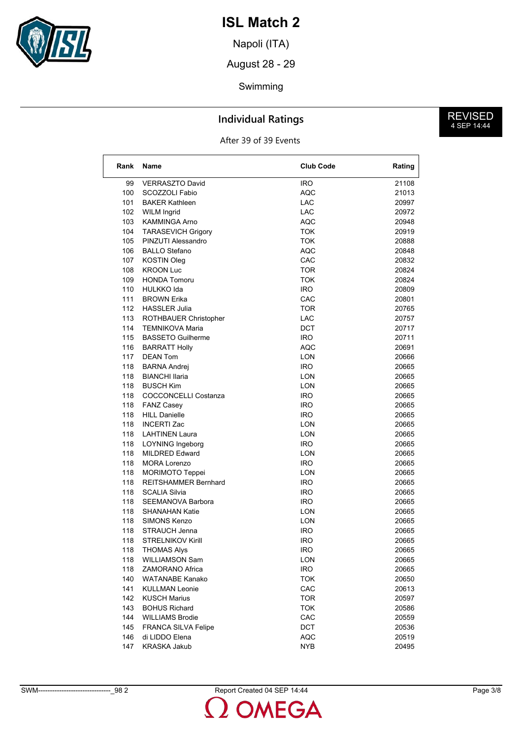# ISL Match 2

Napoli (ITA)

August 28 - 29

Swimming

## Individual Ratings

REVISED
4 SEP 14:44

After 39 of 39 Events

| Rank | Name | Club Code | Rating |
|---|---|---|---|
| 99 | VERRASZTO David | IRO | 21108 |
| 100 | SCOZZOLI Fabio | AQC | 21013 |
| 101 | BAKER Kathleen | LAC | 20997 |
| 102 | WILM Ingrid | LAC | 20972 |
| 103 | KAMMINGA Arno | AQC | 20948 |
| 104 | TARASEVICH Grigory | TOK | 20919 |
| 105 | PINZUTI Alessandro | TOK | 20888 |
| 106 | BALLO Stefano | AQC | 20848 |
| 107 | KOSTIN Oleg | CAC | 20832 |
| 108 | KROON Luc | TOR | 20824 |
| 109 | HONDA Tomoru | TOK | 20824 |
| 110 | HULKKO Ida | IRO | 20809 |
| 111 | BROWN Erika | CAC | 20801 |
| 112 | HASSLER Julia | TOR | 20765 |
| 113 | ROTHBAUER Christopher | LAC | 20757 |
| 114 | TEMNIKOVA Maria | DCT | 20717 |
| 115 | BASSETO Guilherme | IRO | 20711 |
| 116 | BARRATT Holly | AQC | 20691 |
| 117 | DEAN Tom | LON | 20666 |
| 118 | BARNA Andrej | IRO | 20665 |
| 118 | BIANCHI Ilaria | LON | 20665 |
| 118 | BUSCH Kim | LON | 20665 |
| 118 | COCCONCELLI Costanza | IRO | 20665 |
| 118 | FANZ Casey | IRO | 20665 |
| 118 | HILL Danielle | IRO | 20665 |
| 118 | INCERTI Zac | LON | 20665 |
| 118 | LAHTINEN Laura | LON | 20665 |
| 118 | LOYNING Ingeborg | IRO | 20665 |
| 118 | MILDRED Edward | LON | 20665 |
| 118 | MORA Lorenzo | IRO | 20665 |
| 118 | MORIMOTO Teppei | LON | 20665 |
| 118 | REITSHAMMER Bernhard | IRO | 20665 |
| 118 | SCALIA Silvia | IRO | 20665 |
| 118 | SEEMANOVA Barbora | IRO | 20665 |
| 118 | SHANAHAN Katie | LON | 20665 |
| 118 | SIMONS Kenzo | LON | 20665 |
| 118 | STRAUCH Jenna | IRO | 20665 |
| 118 | STRELNIKOV Kirill | IRO | 20665 |
| 118 | THOMAS Alys | IRO | 20665 |
| 118 | WILLIAMSON Sam | LON | 20665 |
| 118 | ZAMORANO Africa | IRO | 20665 |
| 140 | WATANABE Kanako | TOK | 20650 |
| 141 | KULLMAN Leonie | CAC | 20613 |
| 142 | KUSCH Marius | TOR | 20597 |
| 143 | BOHUS Richard | TOK | 20586 |
| 144 | WILLIAMS Brodie | CAC | 20559 |
| 145 | FRANCA SILVA Felipe | DCT | 20536 |
| 146 | di LIDDO Elena | AQC | 20519 |
| 147 | KRASKA Jakub | NYB | 20495 |

SWM-------------------------------_98 2 Report Created 04 SEP 14:44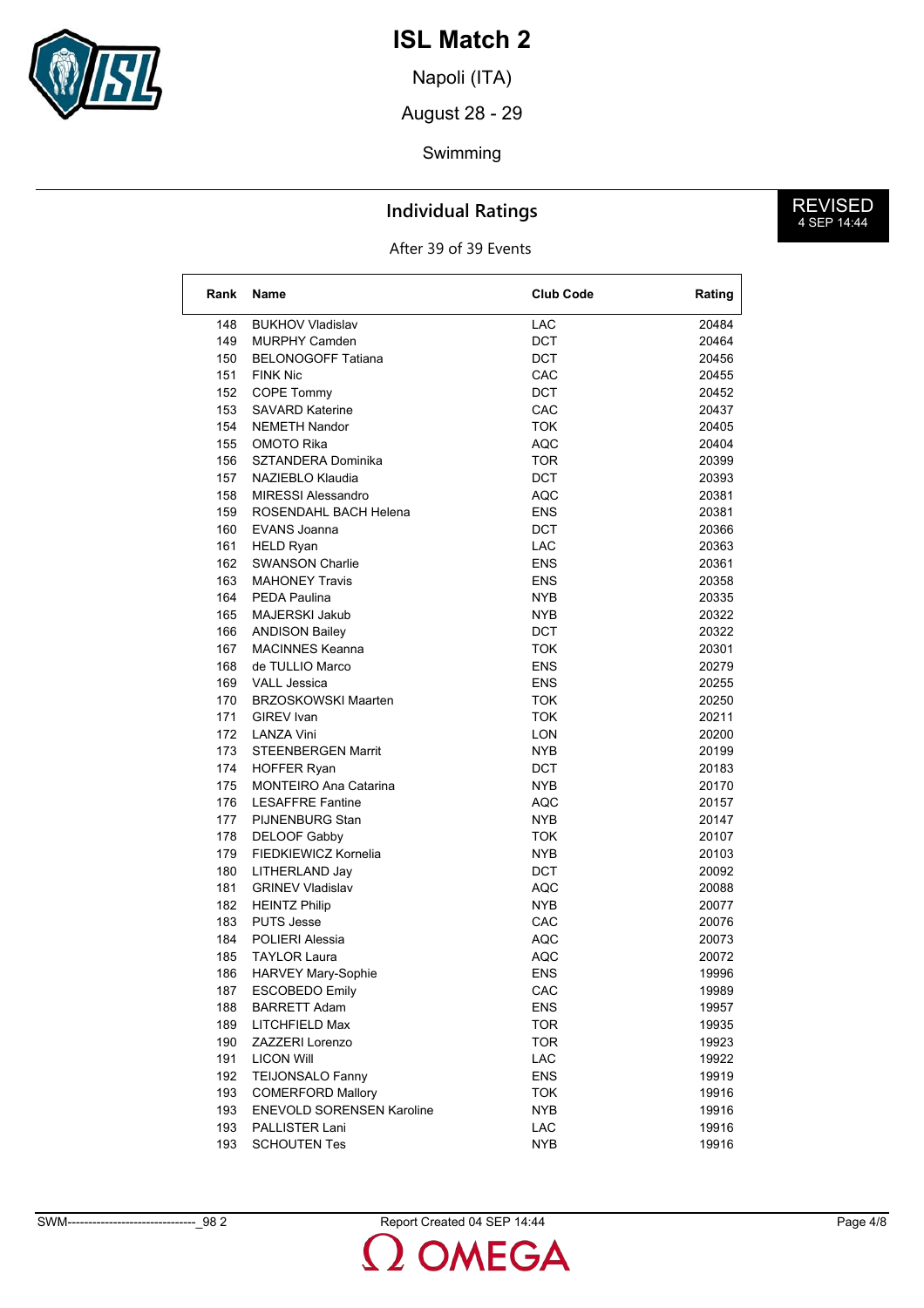# ISL Match 2

Napoli (ITA)

August 28 - 29

Swimming

REVISED
4 SEP 14:44

## Individual Ratings

After 39 of 39 Events

| Rank | Name | Club Code | Rating |
|---|---|---|---|
| 148 | BUKHOV Vladislav | LAC | 20484 |
| 149 | MURPHY Camden | DCT | 20464 |
| 150 | BELONOGOFF Tatiana | DCT | 20456 |
| 151 | FINK Nic | CAC | 20455 |
| 152 | COPE Tommy | DCT | 20452 |
| 153 | SAVARD Katerine | CAC | 20437 |
| 154 | NEMETH Nandor | TOK | 20405 |
| 155 | OMOTO Rika | AQC | 20404 |
| 156 | SZTANDERA Dominika | TOR | 20399 |
| 157 | NAZIEBLO Klaudia | DCT | 20393 |
| 158 | MIRESSI Alessandro | AQC | 20381 |
| 159 | ROSENDAHL BACH Helena | ENS | 20381 |
| 160 | EVANS Joanna | DCT | 20366 |
| 161 | HELD Ryan | LAC | 20363 |
| 162 | SWANSON Charlie | ENS | 20361 |
| 163 | MAHONEY Travis | ENS | 20358 |
| 164 | PEDA Paulina | NYB | 20335 |
| 165 | MAJERSKI Jakub | NYB | 20322 |
| 166 | ANDISON Bailey | DCT | 20322 |
| 167 | MACINNES Keanna | TOK | 20301 |
| 168 | de TULLIO Marco | ENS | 20279 |
| 169 | VALL Jessica | ENS | 20255 |
| 170 | BRZOSKOWSKI Maarten | TOK | 20250 |
| 171 | GIREV Ivan | TOK | 20211 |
| 172 | LANZA Vini | LON | 20200 |
| 173 | STEENBERGEN Marrit | NYB | 20199 |
| 174 | HOFFER Ryan | DCT | 20183 |
| 175 | MONTEIRO Ana Catarina | NYB | 20170 |
| 176 | LESAFFRE Fantine | AQC | 20157 |
| 177 | PIJNENBURG Stan | NYB | 20147 |
| 178 | DELOOF Gabby | TOK | 20107 |
| 179 | FIEDKIEWICZ Kornelia | NYB | 20103 |
| 180 | LITHERLAND Jay | DCT | 20092 |
| 181 | GRINEV Vladislav | AQC | 20088 |
| 182 | HEINTZ Philip | NYB | 20077 |
| 183 | PUTS Jesse | CAC | 20076 |
| 184 | POLIERI Alessia | AQC | 20073 |
| 185 | TAYLOR Laura | AQC | 20072 |
| 186 | HARVEY Mary-Sophie | ENS | 19996 |
| 187 | ESCOBEDO Emily | CAC | 19989 |
| 188 | BARRETT Adam | ENS | 19957 |
| 189 | LITCHFIELD Max | TOR | 19935 |
| 190 | ZAZZERI Lorenzo | TOR | 19923 |
| 191 | LICON Will | LAC | 19922 |
| 192 | TEIJONSALO Fanny | ENS | 19919 |
| 193 | COMERFORD Mallory | TOK | 19916 |
| 193 | ENEVOLD SORENSEN Karoline | NYB | 19916 |
| 193 | PALLISTER Lani | LAC | 19916 |
| 193 | SCHOUTEN Tes | NYB | 19916 |

SWM-------------------------------_98 2 Report Created 04 SEP 14:44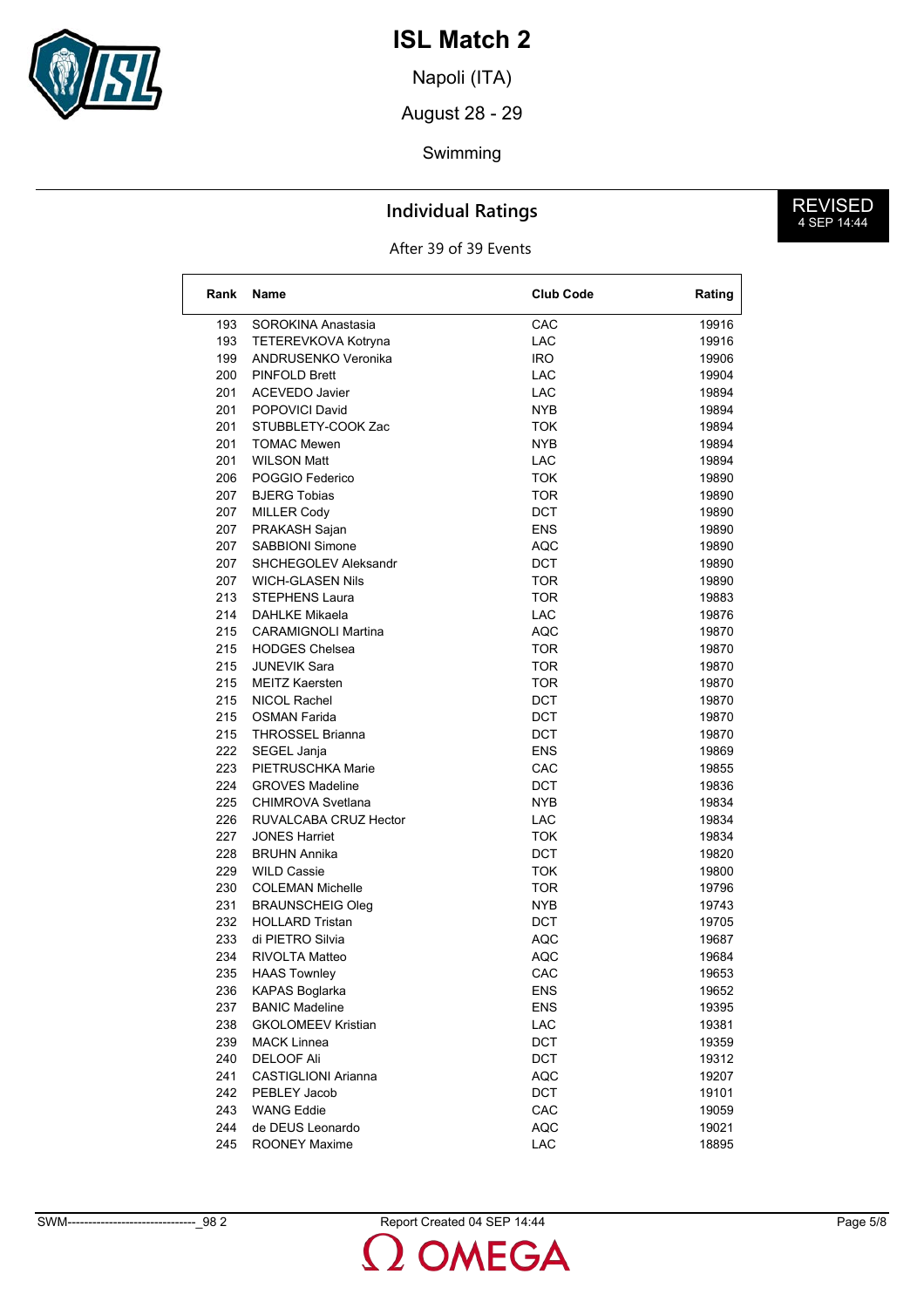# ISL Match 2

Napoli (ITA)

August 28 - 29

Swimming

REVISED
4 SEP 14:44

## Individual Ratings

After 39 of 39 Events

| Rank | Name | Club Code | Rating |
|---|---|---|---|
| 193 | SOROKINA Anastasia | CAC | 19916 |
| 193 | TETEREVKOVA Kotryna | LAC | 19916 |
| 199 | ANDRUSENKO Veronika | IRO | 19906 |
| 200 | PINFOLD Brett | LAC | 19904 |
| 201 | ACEVEDO Javier | LAC | 19894 |
| 201 | POPOVICI David | NYB | 19894 |
| 201 | STUBBLETY-COOK Zac | TOK | 19894 |
| 201 | TOMAC Mewen | NYB | 19894 |
| 201 | WILSON Matt | LAC | 19894 |
| 206 | POGGIO Federico | TOK | 19890 |
| 207 | BJERG Tobias | TOR | 19890 |
| 207 | MILLER Cody | DCT | 19890 |
| 207 | PRAKASH Sajan | ENS | 19890 |
| 207 | SABBIONI Simone | AQC | 19890 |
| 207 | SHCHEGOLEV Aleksandr | DCT | 19890 |
| 207 | WICH-GLASEN Nils | TOR | 19890 |
| 213 | STEPHENS Laura | TOR | 19883 |
| 214 | DAHLKE Mikaela | LAC | 19876 |
| 215 | CARAMIGNOLI Martina | AQC | 19870 |
| 215 | HODGES Chelsea | TOR | 19870 |
| 215 | JUNEVIK Sara | TOR | 19870 |
| 215 | MEITZ Kaersten | TOR | 19870 |
| 215 | NICOL Rachel | DCT | 19870 |
| 215 | OSMAN Farida | DCT | 19870 |
| 215 | THROSSEL Brianna | DCT | 19870 |
| 222 | SEGEL Janja | ENS | 19869 |
| 223 | PIETRUSCHKA Marie | CAC | 19855 |
| 224 | GROVES Madeline | DCT | 19836 |
| 225 | CHIMROVA Svetlana | NYB | 19834 |
| 226 | RUVALCABA CRUZ Hector | LAC | 19834 |
| 227 | JONES Harriet | TOK | 19834 |
| 228 | BRUHN Annika | DCT | 19820 |
| 229 | WILD Cassie | TOK | 19800 |
| 230 | COLEMAN Michelle | TOR | 19796 |
| 231 | BRAUNSCHEIG Oleg | NYB | 19743 |
| 232 | HOLLARD Tristan | DCT | 19705 |
| 233 | di PIETRO Silvia | AQC | 19687 |
| 234 | RIVOLTA Matteo | AQC | 19684 |
| 235 | HAAS Townley | CAC | 19653 |
| 236 | KAPAS Boglarka | ENS | 19652 |
| 237 | BANIC Madeline | ENS | 19395 |
| 238 | GKOLOMEEV Kristian | LAC | 19381 |
| 239 | MACK Linnea | DCT | 19359 |
| 240 | DELOOF Ali | DCT | 19312 |
| 241 | CASTIGLIONI Arianna | AQC | 19207 |
| 242 | PEBLEY Jacob | DCT | 19101 |
| 243 | WANG Eddie | CAC | 19059 |
| 244 | de DEUS Leonardo | AQC | 19021 |
| 245 | ROONEY Maxime | LAC | 18895 |

SWM-------------------------------_98 2 Report Created 04 SEP 14:44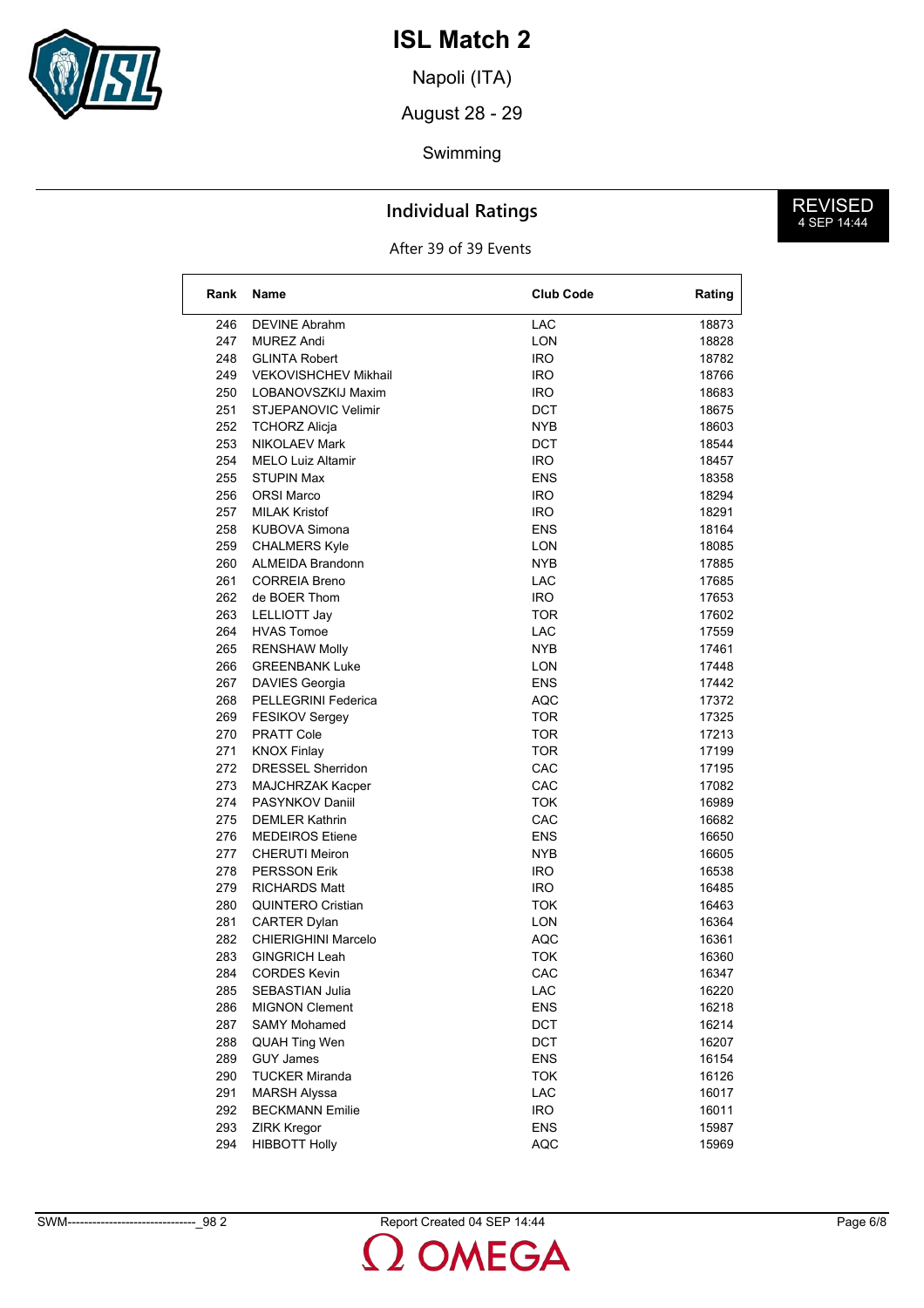# ISL Match 2

Napoli (ITA)

August 28 - 29

Swimming

REVISED
4 SEP 14:44

## Individual Ratings

After 39 of 39 Events

| Rank | Name | Club Code | Rating |
|---|---|---|---|
| 246 | DEVINE Abrahm | LAC | 18873 |
| 247 | MUREZ Andi | LON | 18828 |
| 248 | GLINTA Robert | IRO | 18782 |
| 249 | VEKOVISHCHEV Mikhail | IRO | 18766 |
| 250 | LOBANOVSZKIJ Maxim | IRO | 18683 |
| 251 | STJEPANOVIC Velimir | DCT | 18675 |
| 252 | TCHORZ Alicja | NYB | 18603 |
| 253 | NIKOLAEV Mark | DCT | 18544 |
| 254 | MELO Luiz Altamir | IRO | 18457 |
| 255 | STUPIN Max | ENS | 18358 |
| 256 | ORSI Marco | IRO | 18294 |
| 257 | MILAK Kristof | IRO | 18291 |
| 258 | KUBOVA Simona | ENS | 18164 |
| 259 | CHALMERS Kyle | LON | 18085 |
| 260 | ALMEIDA Brandonn | NYB | 17885 |
| 261 | CORREIA Breno | LAC | 17685 |
| 262 | de BOER Thom | IRO | 17653 |
| 263 | LELLIOTT Jay | TOR | 17602 |
| 264 | HVAS Tomoe | LAC | 17559 |
| 265 | RENSHAW Molly | NYB | 17461 |
| 266 | GREENBANK Luke | LON | 17448 |
| 267 | DAVIES Georgia | ENS | 17442 |
| 268 | PELLEGRINI Federica | AQC | 17372 |
| 269 | FESIKOV Sergey | TOR | 17325 |
| 270 | PRATT Cole | TOR | 17213 |
| 271 | KNOX Finlay | TOR | 17199 |
| 272 | DRESSEL Sherridon | CAC | 17195 |
| 273 | MAJCHRZAK Kacper | CAC | 17082 |
| 274 | PASYNKOV Daniil | TOK | 16989 |
| 275 | DEMLER Kathrin | CAC | 16682 |
| 276 | MEDEIROS Etiene | ENS | 16650 |
| 277 | CHERUTI Meiron | NYB | 16605 |
| 278 | PERSSON Erik | IRO | 16538 |
| 279 | RICHARDS Matt | IRO | 16485 |
| 280 | QUINTERO Cristian | TOK | 16463 |
| 281 | CARTER Dylan | LON | 16364 |
| 282 | CHIERIGHINI Marcelo | AQC | 16361 |
| 283 | GINGRICH Leah | TOK | 16360 |
| 284 | CORDES Kevin | CAC | 16347 |
| 285 | SEBASTIAN Julia | LAC | 16220 |
| 286 | MIGNON Clement | ENS | 16218 |
| 287 | SAMY Mohamed | DCT | 16214 |
| 288 | QUAH Ting Wen | DCT | 16207 |
| 289 | GUY James | ENS | 16154 |
| 290 | TUCKER Miranda | TOK | 16126 |
| 291 | MARSH Alyssa | LAC | 16017 |
| 292 | BECKMANN Emilie | IRO | 16011 |
| 293 | ZIRK Kregor | ENS | 15987 |
| 294 | HIBBOTT Holly | AQC | 15969 |

SWM-------------------------------_98 2 Report Created 04 SEP 14:44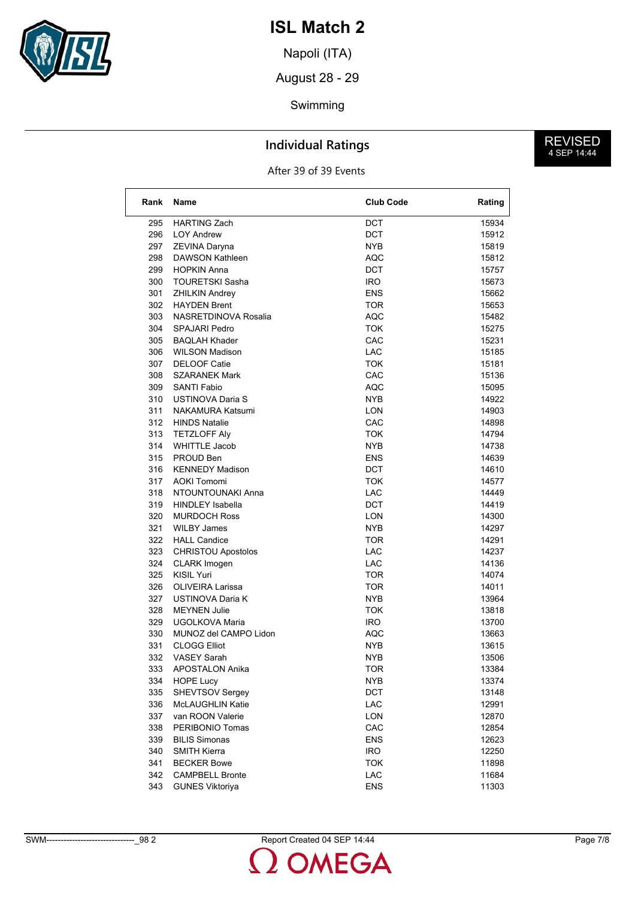# ISL Match 2

Napoli (ITA)

August 28 - 29

Swimming

REVISED
4 SEP 14:44

## Individual Ratings

After 39 of 39 Events

| Rank | Name | Club Code | Rating |
|---|---|---|---|
| 295 | HARTING Zach | DCT | 15934 |
| 296 | LOY Andrew | DCT | 15912 |
| 297 | ZEVINA Daryna | NYB | 15819 |
| 298 | DAWSON Kathleen | AQC | 15812 |
| 299 | HOPKIN Anna | DCT | 15757 |
| 300 | TOURETSKI Sasha | IRO | 15673 |
| 301 | ZHILKIN Andrey | ENS | 15662 |
| 302 | HAYDEN Brent | TOR | 15653 |
| 303 | NASRETDINOVA Rosalia | AQC | 15482 |
| 304 | SPAJARI Pedro | TOK | 15275 |
| 305 | BAQLAH Khader | CAC | 15231 |
| 306 | WILSON Madison | LAC | 15185 |
| 307 | DELOOF Catie | TOK | 15181 |
| 308 | SZARANEK Mark | CAC | 15136 |
| 309 | SANTI Fabio | AQC | 15095 |
| 310 | USTINOVA Daria S | NYB | 14922 |
| 311 | NAKAMURA Katsumi | LON | 14903 |
| 312 | HINDS Natalie | CAC | 14898 |
| 313 | TETZLOFF Aly | TOK | 14794 |
| 314 | WHITTLE Jacob | NYB | 14738 |
| 315 | PROUD Ben | ENS | 14639 |
| 316 | KENNEDY Madison | DCT | 14610 |
| 317 | AOKI Tomomi | TOK | 14577 |
| 318 | NTOUNTOUNAKI Anna | LAC | 14449 |
| 319 | HINDLEY Isabella | DCT | 14419 |
| 320 | MURDOCH Ross | LON | 14300 |
| 321 | WILBY James | NYB | 14297 |
| 322 | HALL Candice | TOR | 14291 |
| 323 | CHRISTOU Apostolos | LAC | 14237 |
| 324 | CLARK Imogen | LAC | 14136 |
| 325 | KISIL Yuri | TOR | 14074 |
| 326 | OLIVEIRA Larissa | TOR | 14011 |
| 327 | USTINOVA Daria K | NYB | 13964 |
| 328 | MEYNEN Julie | TOK | 13818 |
| 329 | UGOLKOVA Maria | IRO | 13700 |
| 330 | MUNOZ del CAMPO Lidon | AQC | 13663 |
| 331 | CLOGG Elliot | NYB | 13615 |
| 332 | VASEY Sarah | NYB | 13506 |
| 333 | APOSTALON Anika | TOR | 13384 |
| 334 | HOPE Lucy | NYB | 13374 |
| 335 | SHEVTSOV Sergey | DCT | 13148 |
| 336 | McLAUGHLIN Katie | LAC | 12991 |
| 337 | van ROON Valerie | LON | 12870 |
| 338 | PERIBONIO Tomas | CAC | 12854 |
| 339 | BILIS Simonas | ENS | 12623 |
| 340 | SMITH Kierra | IRO | 12250 |
| 341 | BECKER Bowe | TOK | 11898 |
| 342 | CAMPBELL Bronte | LAC | 11684 |
| 343 | GUNES Viktoriya | ENS | 11303 |

SWM-------------------------------_98 2 Report Created 04 SEP 14:44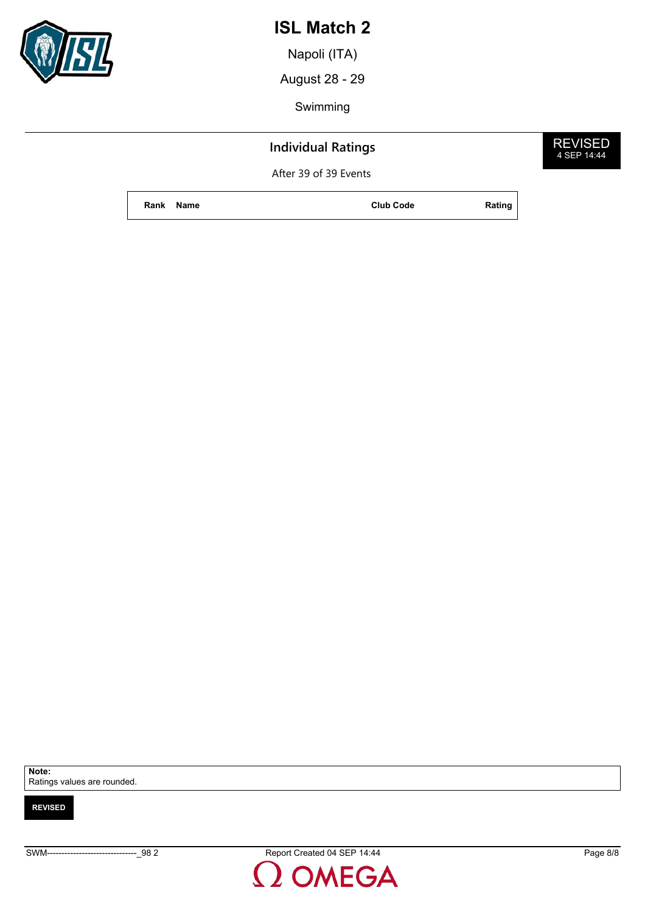# ISL Match 2

Napoli (ITA)

August 28 - 29

Swimming

## Individual Ratings

REVISED
4 SEP 14:44

After 39 of 39 Events

| Rank | Name | Club Code | Rating |
|---|---|---|---|

**Note:**
Ratings values are rounded.

**REVISED**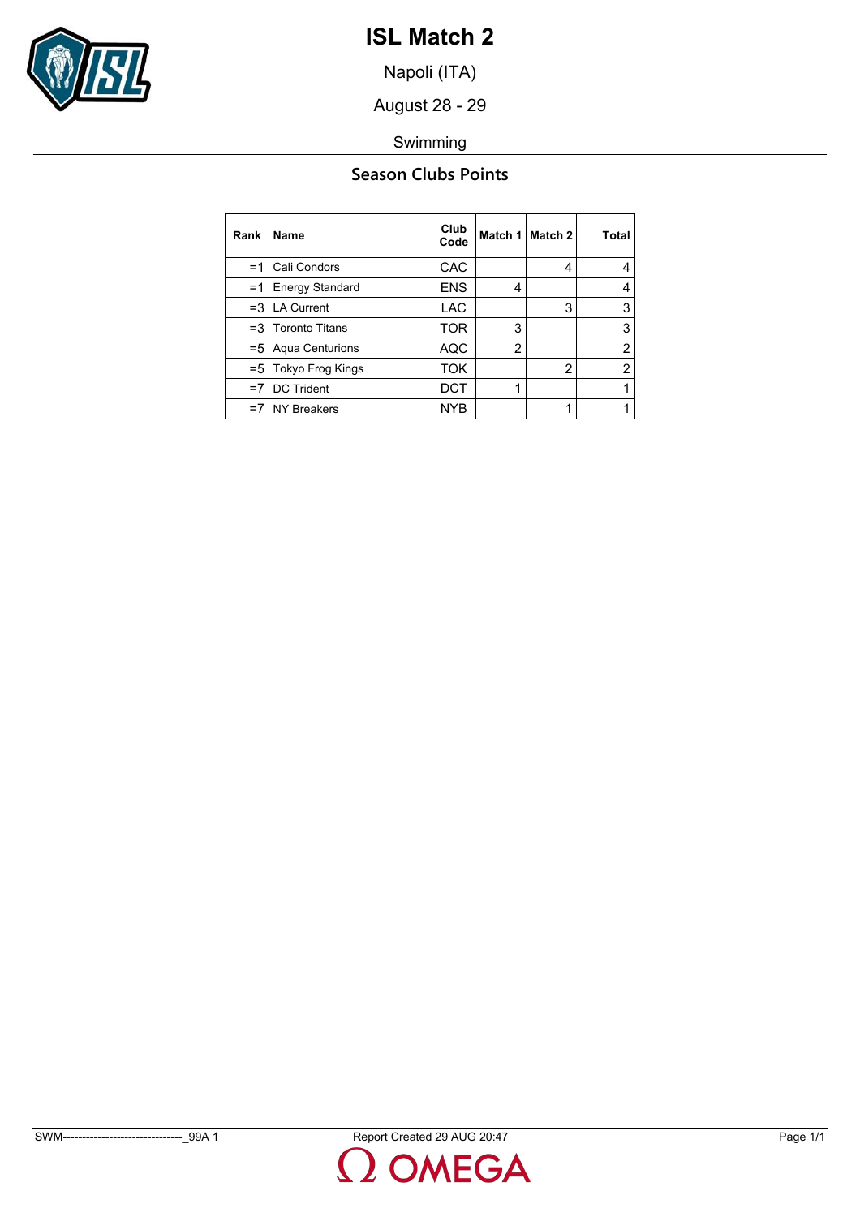# ISL Match 2

Napoli (ITA)

August 28 - 29

Swimming

## Season Clubs Points

| Rank | Name | Club Code | Match 1 | Match 2 | Total |
|---|---|---|---|---|---|
| =1 | Cali Condors | CAC | | 4 | 4 |
| =1 | Energy Standard | ENS | 4 | | 4 |
| =3 | LA Current | LAC | | 3 | 3 |
| =3 | Toronto Titans | TOR | 3 | | 3 |
| =5 | Aqua Centurions | AQC | 2 | | 2 |
| =5 | Tokyo Frog Kings | TOK | | 2 | 2 |
| =7 | DC Trident | DCT | 1 | | 1 |
| =7 | NY Breakers | NYB | | 1 | 1 |

SWM-------------------------------_99A 1 Report Created 29 AUG 20:47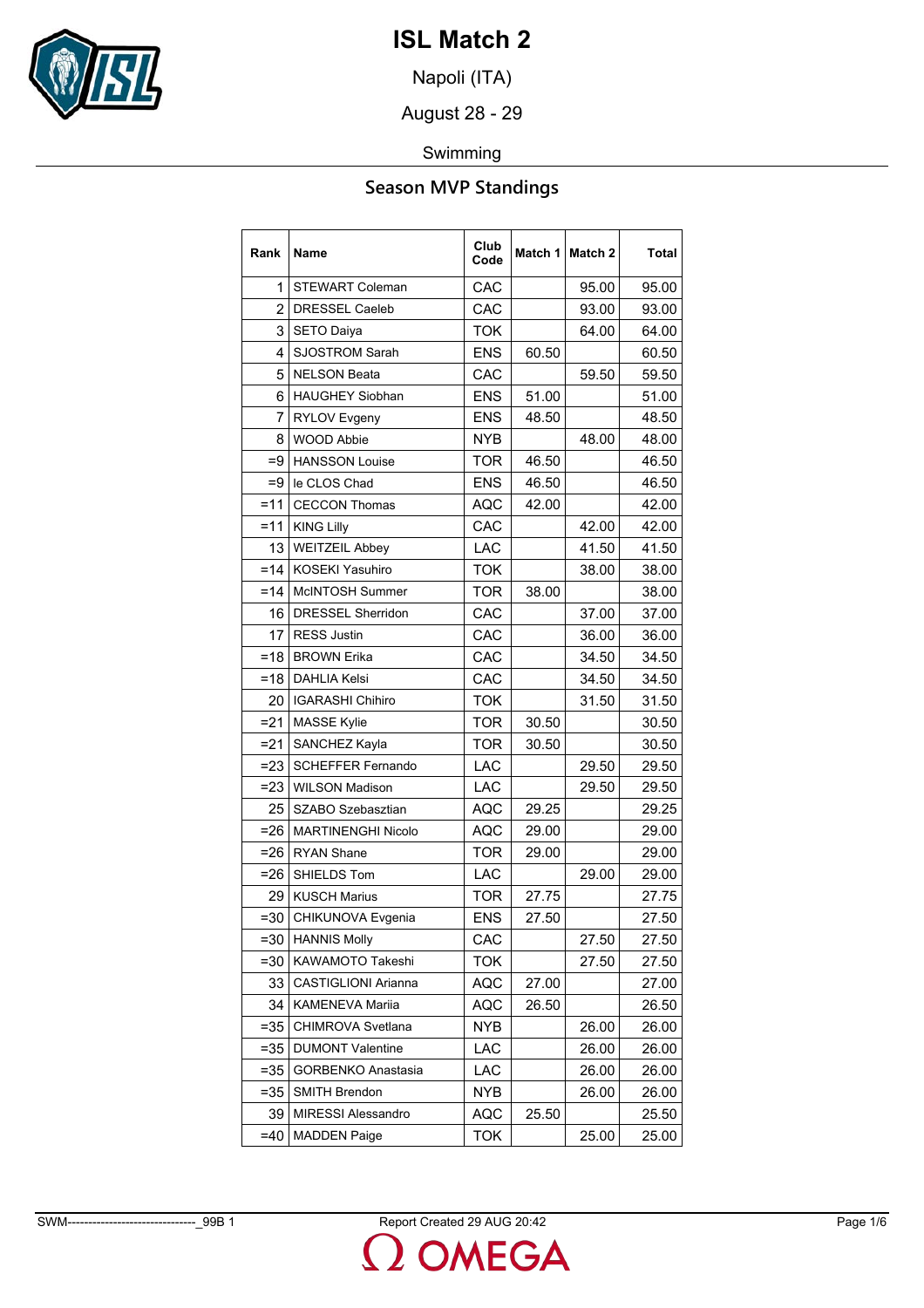# ISL Match 2

Napoli (ITA)

August 28 - 29

Swimming

## Season MVP Standings

| Rank | Name | Club Code | Match 1 | Match 2 | Total |
|---|---|---|---|---|---|
| 1 | STEWART Coleman | CAC | | 95.00 | 95.00 |
| 2 | DRESSEL Caeleb | CAC | | 93.00 | 93.00 |
| 3 | SETO Daiya | TOK | | 64.00 | 64.00 |
| 4 | SJOSTROM Sarah | ENS | 60.50 | | 60.50 |
| 5 | NELSON Beata | CAC | | 59.50 | 59.50 |
| 6 | HAUGHEY Siobhan | ENS | 51.00 | | 51.00 |
| 7 | RYLOV Evgeny | ENS | 48.50 | | 48.50 |
| 8 | WOOD Abbie | NYB | | 48.00 | 48.00 |
| =9 | HANSSON Louise | TOR | 46.50 | | 46.50 |
| =9 | le CLOS Chad | ENS | 46.50 | | 46.50 |
| =11 | CECCON Thomas | AQC | 42.00 | | 42.00 |
| =11 | KING Lilly | CAC | | 42.00 | 42.00 |
| 13 | WEITZEIL Abbey | LAC | | 41.50 | 41.50 |
| =14 | KOSEKI Yasuhiro | TOK | | 38.00 | 38.00 |
| =14 | McINTOSH Summer | TOR | 38.00 | | 38.00 |
| 16 | DRESSEL Sherridon | CAC | | 37.00 | 37.00 |
| 17 | RESS Justin | CAC | | 36.00 | 36.00 |
| =18 | BROWN Erika | CAC | | 34.50 | 34.50 |
| =18 | DAHLIA Kelsi | CAC | | 34.50 | 34.50 |
| 20 | IGARASHI Chihiro | TOK | | 31.50 | 31.50 |
| =21 | MASSE Kylie | TOR | 30.50 | | 30.50 |
| =21 | SANCHEZ Kayla | TOR | 30.50 | | 30.50 |
| =23 | SCHEFFER Fernando | LAC | | 29.50 | 29.50 |
| =23 | WILSON Madison | LAC | | 29.50 | 29.50 |
| 25 | SZABO Szebasztian | AQC | 29.25 | | 29.25 |
| =26 | MARTINENGHI Nicolo | AQC | 29.00 | | 29.00 |
| =26 | RYAN Shane | TOR | 29.00 | | 29.00 |
| =26 | SHIELDS Tom | LAC | | 29.00 | 29.00 |
| 29 | KUSCH Marius | TOR | 27.75 | | 27.75 |
| =30 | CHIKUNOVA Evgenia | ENS | 27.50 | | 27.50 |
| =30 | HANNIS Molly | CAC | | 27.50 | 27.50 |
| =30 | KAWAMOTO Takeshi | TOK | | 27.50 | 27.50 |
| 33 | CASTIGLIONI Arianna | AQC | 27.00 | | 27.00 |
| 34 | KAMENEVA Mariia | AQC | 26.50 | | 26.50 |
| =35 | CHIMROVA Svetlana | NYB | | 26.00 | 26.00 |
| =35 | DUMONT Valentine | LAC | | 26.00 | 26.00 |
| =35 | GORBENKO Anastasia | LAC | | 26.00 | 26.00 |
| =35 | SMITH Brendon | NYB | | 26.00 | 26.00 |
| 39 | MIRESSI Alessandro | AQC | 25.50 | | 25.50 |
| =40 | MADDEN Paige | TOK | | 25.00 | 25.00 |

SWM--------------------------------_99B 1 Report Created 29 AUG 20:42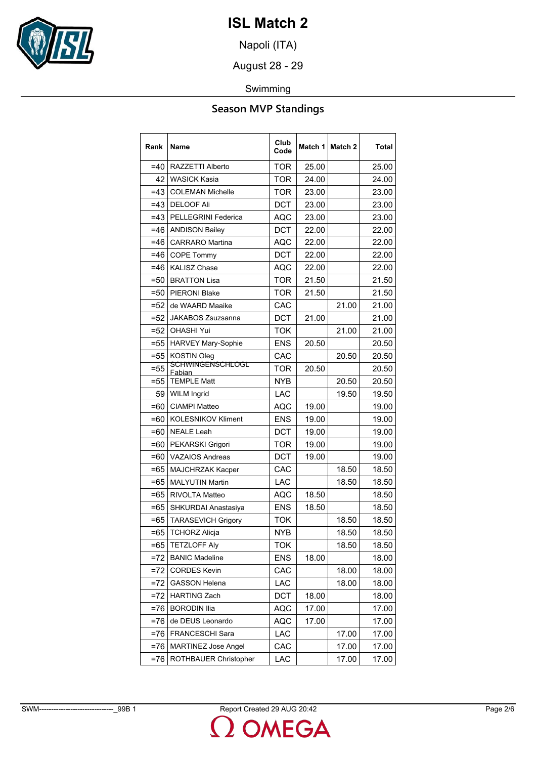# ISL Match 2

Napoli (ITA)

August 28 - 29

Swimming

## Season MVP Standings

| Rank | Name | Club Code | Match 1 | Match 2 | Total |
|---|---|---|---|---|---|
| =40 | RAZZETTI Alberto | TOR | 25.00 | | 25.00 |
| 42 | WASICK Kasia | TOR | 24.00 | | 24.00 |
| =43 | COLEMAN Michelle | TOR | 23.00 | | 23.00 |
| =43 | DELOOF Ali | DCT | 23.00 | | 23.00 |
| =43 | PELLEGRINI Federica | AQC | 23.00 | | 23.00 |
| =46 | ANDISON Bailey | DCT | 22.00 | | 22.00 |
| =46 | CARRARO Martina | AQC | 22.00 | | 22.00 |
| =46 | COPE Tommy | DCT | 22.00 | | 22.00 |
| =46 | KALISZ Chase | AQC | 22.00 | | 22.00 |
| =50 | BRATTON Lisa | TOR | 21.50 | | 21.50 |
| =50 | PIERONI Blake | TOR | 21.50 | | 21.50 |
| =52 | de WAARD Maaike | CAC | | 21.00 | 21.00 |
| =52 | JAKABOS Zsuzsanna | DCT | 21.00 | | 21.00 |
| =52 | OHASHI Yui | TOK | | 21.00 | 21.00 |
| =55 | HARVEY Mary-Sophie | ENS | 20.50 | | 20.50 |
| =55 | KOSTIN Oleg | CAC | | 20.50 | 20.50 |
| =55 | SCHWINGENSCHLOGL Fabian | TOR | 20.50 | | 20.50 |
| =55 | TEMPLE Matt | NYB | | 20.50 | 20.50 |
| 59 | WILM Ingrid | LAC | | 19.50 | 19.50 |
| =60 | CIAMPI Matteo | AQC | 19.00 | | 19.00 |
| =60 | KOLESNIKOV Kliment | ENS | 19.00 | | 19.00 |
| =60 | NEALE Leah | DCT | 19.00 | | 19.00 |
| =60 | PEKARSKI Grigori | TOR | 19.00 | | 19.00 |
| =60 | VAZAIOS Andreas | DCT | 19.00 | | 19.00 |
| =65 | MAJCHRZAK Kacper | CAC | | 18.50 | 18.50 |
| =65 | MALYUTIN Martin | LAC | | 18.50 | 18.50 |
| =65 | RIVOLTA Matteo | AQC | 18.50 | | 18.50 |
| =65 | SHKURDAI Anastasiya | ENS | 18.50 | | 18.50 |
| =65 | TARASEVICH Grigory | TOK | | 18.50 | 18.50 |
| =65 | TCHORZ Alicja | NYB | | 18.50 | 18.50 |
| =65 | TETZLOFF Aly | TOK | | 18.50 | 18.50 |
| =72 | BANIC Madeline | ENS | 18.00 | | 18.00 |
| =72 | CORDES Kevin | CAC | | 18.00 | 18.00 |
| =72 | GASSON Helena | LAC | | 18.00 | 18.00 |
| =72 | HARTING Zach | DCT | 18.00 | | 18.00 |
| =76 | BORODIN Ilia | AQC | 17.00 | | 17.00 |
| =76 | de DEUS Leonardo | AQC | 17.00 | | 17.00 |
| =76 | FRANCESCHI Sara | LAC | | 17.00 | 17.00 |
| =76 | MARTINEZ Jose Angel | CAC | | 17.00 | 17.00 |
| =76 | ROTHBAUER Christopher | LAC | | 17.00 | 17.00 |

SWM-------------------------------_99B 1 Report Created 29 AUG 20:42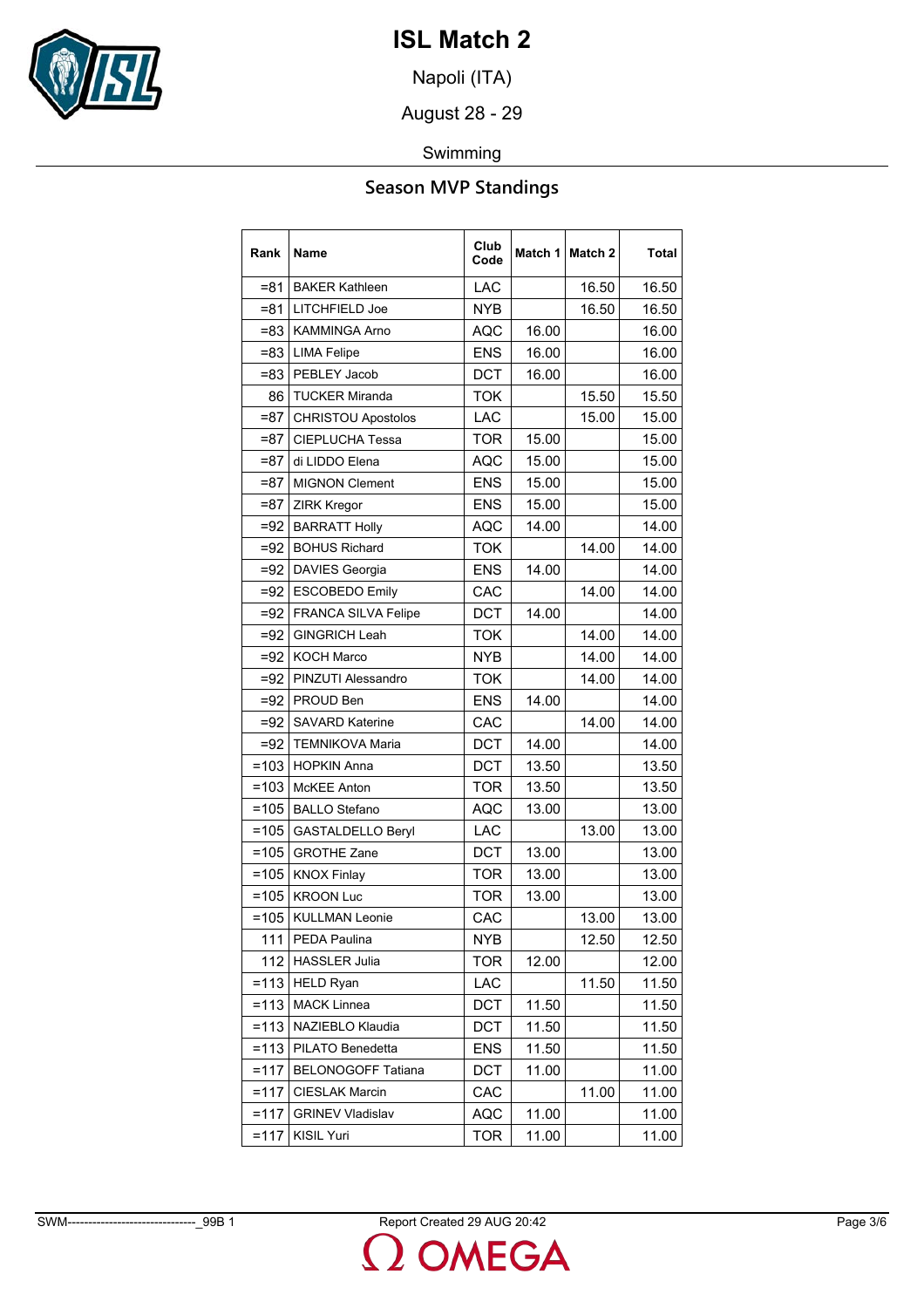# ISL Match 2

Napoli (ITA)

August 28 - 29

Swimming

## Season MVP Standings

| Rank | Name | Club Code | Match 1 | Match 2 | Total |
|---|---|---|---|---|---|
| =81 | BAKER Kathleen | LAC | | 16.50 | 16.50 |
| =81 | LITCHFIELD Joe | NYB | | 16.50 | 16.50 |
| =83 | KAMMINGA Arno | AQC | 16.00 | | 16.00 |
| =83 | LIMA Felipe | ENS | 16.00 | | 16.00 |
| =83 | PEBLEY Jacob | DCT | 16.00 | | 16.00 |
| 86 | TUCKER Miranda | TOK | | 15.50 | 15.50 |
| =87 | CHRISTOU Apostolos | LAC | | 15.00 | 15.00 |
| =87 | CIEPLUCHA Tessa | TOR | 15.00 | | 15.00 |
| =87 | di LIDDO Elena | AQC | 15.00 | | 15.00 |
| =87 | MIGNON Clement | ENS | 15.00 | | 15.00 |
| =87 | ZIRK Kregor | ENS | 15.00 | | 15.00 |
| =92 | BARRATT Holly | AQC | 14.00 | | 14.00 |
| =92 | BOHUS Richard | TOK | | 14.00 | 14.00 |
| =92 | DAVIES Georgia | ENS | 14.00 | | 14.00 |
| =92 | ESCOBEDO Emily | CAC | | 14.00 | 14.00 |
| =92 | FRANCA SILVA Felipe | DCT | 14.00 | | 14.00 |
| =92 | GINGRICH Leah | TOK | | 14.00 | 14.00 |
| =92 | KOCH Marco | NYB | | 14.00 | 14.00 |
| =92 | PINZUTI Alessandro | TOK | | 14.00 | 14.00 |
| =92 | PROUD Ben | ENS | 14.00 | | 14.00 |
| =92 | SAVARD Katerine | CAC | | 14.00 | 14.00 |
| =92 | TEMNIKOVA Maria | DCT | 14.00 | | 14.00 |
| =103 | HOPKIN Anna | DCT | 13.50 | | 13.50 |
| =103 | McKEE Anton | TOR | 13.50 | | 13.50 |
| =105 | BALLO Stefano | AQC | 13.00 | | 13.00 |
| =105 | GASTALDELLO Beryl | LAC | | 13.00 | 13.00 |
| =105 | GROTHE Zane | DCT | 13.00 | | 13.00 |
| =105 | KNOX Finlay | TOR | 13.00 | | 13.00 |
| =105 | KROON Luc | TOR | 13.00 | | 13.00 |
| =105 | KULLMAN Leonie | CAC | | 13.00 | 13.00 |
| 111 | PEDA Paulina | NYB | | 12.50 | 12.50 |
| 112 | HASSLER Julia | TOR | 12.00 | | 12.00 |
| =113 | HELD Ryan | LAC | | 11.50 | 11.50 |
| =113 | MACK Linnea | DCT | 11.50 | | 11.50 |
| =113 | NAZIEBLO Klaudia | DCT | 11.50 | | 11.50 |
| =113 | PILATO Benedetta | ENS | 11.50 | | 11.50 |
| =117 | BELONOGOFF Tatiana | DCT | 11.00 | | 11.00 |
| =117 | CIESLAK Marcin | CAC | | 11.00 | 11.00 |
| =117 | GRINEV Vladislav | AQC | 11.00 | | 11.00 |
| =117 | KISIL Yuri | TOR | 11.00 | | 11.00 |

SWM-------------------------------_99B 1 Report Created 29 AUG 20:42

OMEGA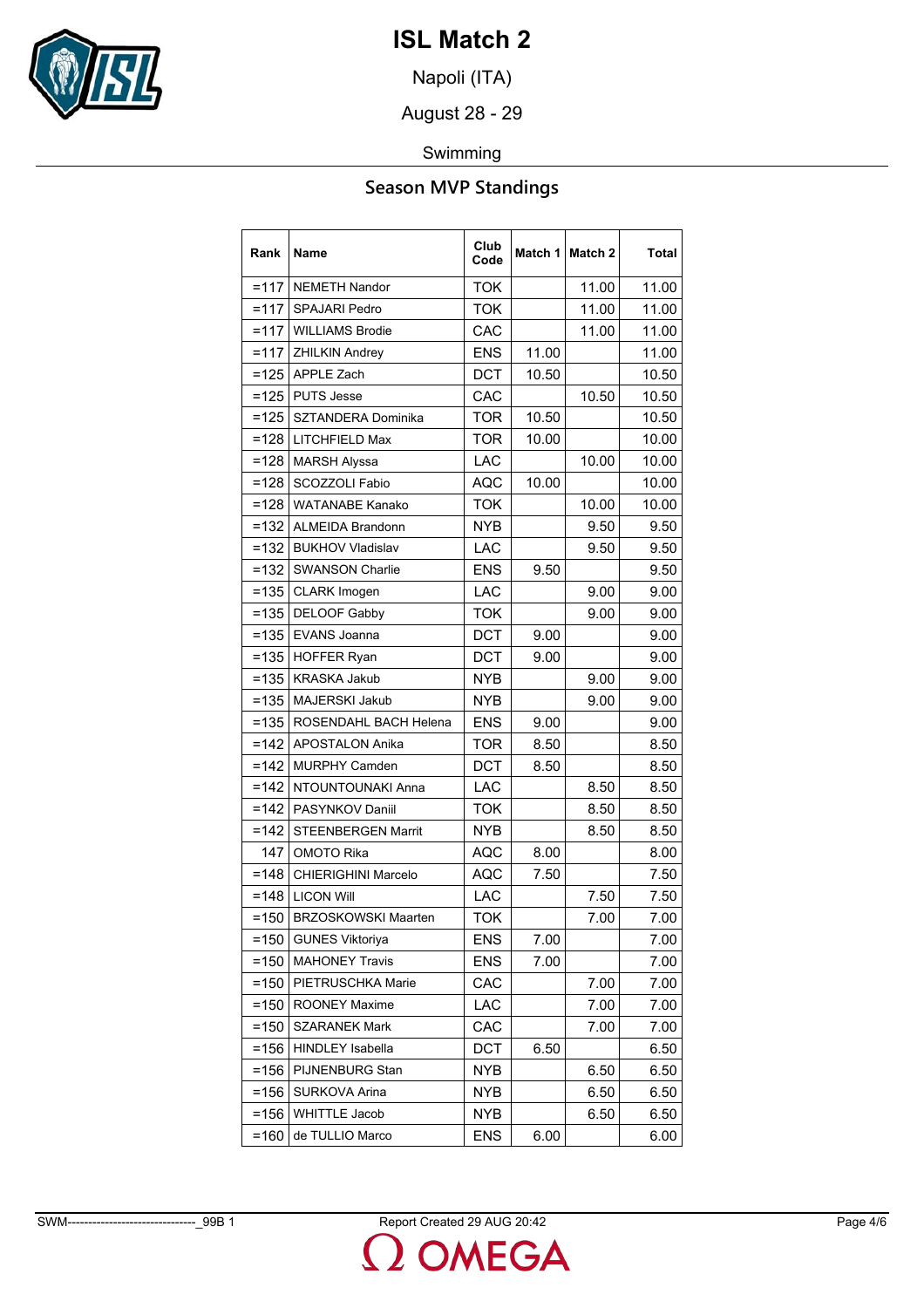# ISL Match 2

Napoli (ITA)

August 28 - 29

Swimming

## Season MVP Standings

| Rank | Name | Club Code | Match 1 | Match 2 | Total |
|---|---|---|---|---|---|
| =117 | NEMETH Nandor | TOK | | 11.00 | 11.00 |
| =117 | SPAJARI Pedro | TOK | | 11.00 | 11.00 |
| =117 | WILLIAMS Brodie | CAC | | 11.00 | 11.00 |
| =117 | ZHILKIN Andrey | ENS | 11.00 | | 11.00 |
| =125 | APPLE Zach | DCT | 10.50 | | 10.50 |
| =125 | PUTS Jesse | CAC | | 10.50 | 10.50 |
| =125 | SZTANDERA Dominika | TOR | 10.50 | | 10.50 |
| =128 | LITCHFIELD Max | TOR | 10.00 | | 10.00 |
| =128 | MARSH Alyssa | LAC | | 10.00 | 10.00 |
| =128 | SCOZZOLI Fabio | AQC | 10.00 | | 10.00 |
| =128 | WATANABE Kanako | TOK | | 10.00 | 10.00 |
| =132 | ALMEIDA Brandonn | NYB | | 9.50 | 9.50 |
| =132 | BUKHOV Vladislav | LAC | | 9.50 | 9.50 |
| =132 | SWANSON Charlie | ENS | 9.50 | | 9.50 |
| =135 | CLARK Imogen | LAC | | 9.00 | 9.00 |
| =135 | DELOOF Gabby | TOK | | 9.00 | 9.00 |
| =135 | EVANS Joanna | DCT | 9.00 | | 9.00 |
| =135 | HOFFER Ryan | DCT | 9.00 | | 9.00 |
| =135 | KRASKA Jakub | NYB | | 9.00 | 9.00 |
| =135 | MAJERSKI Jakub | NYB | | 9.00 | 9.00 |
| =135 | ROSENDAHL BACH Helena | ENS | 9.00 | | 9.00 |
| =142 | APOSTALON Anika | TOR | 8.50 | | 8.50 |
| =142 | MURPHY Camden | DCT | 8.50 | | 8.50 |
| =142 | NTOUNTOUNAKI Anna | LAC | | 8.50 | 8.50 |
| =142 | PASYNKOV Daniil | TOK | | 8.50 | 8.50 |
| =142 | STEENBERGEN Marrit | NYB | | 8.50 | 8.50 |
| 147 | OMOTO Rika | AQC | 8.00 | | 8.00 |
| =148 | CHIERIGHINI Marcelo | AQC | 7.50 | | 7.50 |
| =148 | LICON Will | LAC | | 7.50 | 7.50 |
| =150 | BRZOSKOWSKI Maarten | TOK | | 7.00 | 7.00 |
| =150 | GUNES Viktoriya | ENS | 7.00 | | 7.00 |
| =150 | MAHONEY Travis | ENS | 7.00 | | 7.00 |
| =150 | PIETRUSCHKA Marie | CAC | | 7.00 | 7.00 |
| =150 | ROONEY Maxime | LAC | | 7.00 | 7.00 |
| =150 | SZARANEK Mark | CAC | | 7.00 | 7.00 |
| =156 | HINDLEY Isabella | DCT | 6.50 | | 6.50 |
| =156 | PIJNENBURG Stan | NYB | | 6.50 | 6.50 |
| =156 | SURKOVA Arina | NYB | | 6.50 | 6.50 |
| =156 | WHITTLE Jacob | NYB | | 6.50 | 6.50 |
| =160 | de TULLIO Marco | ENS | 6.00 | | 6.00 |

SWM-------------------------------_99B 1 Report Created 29 AUG 20:42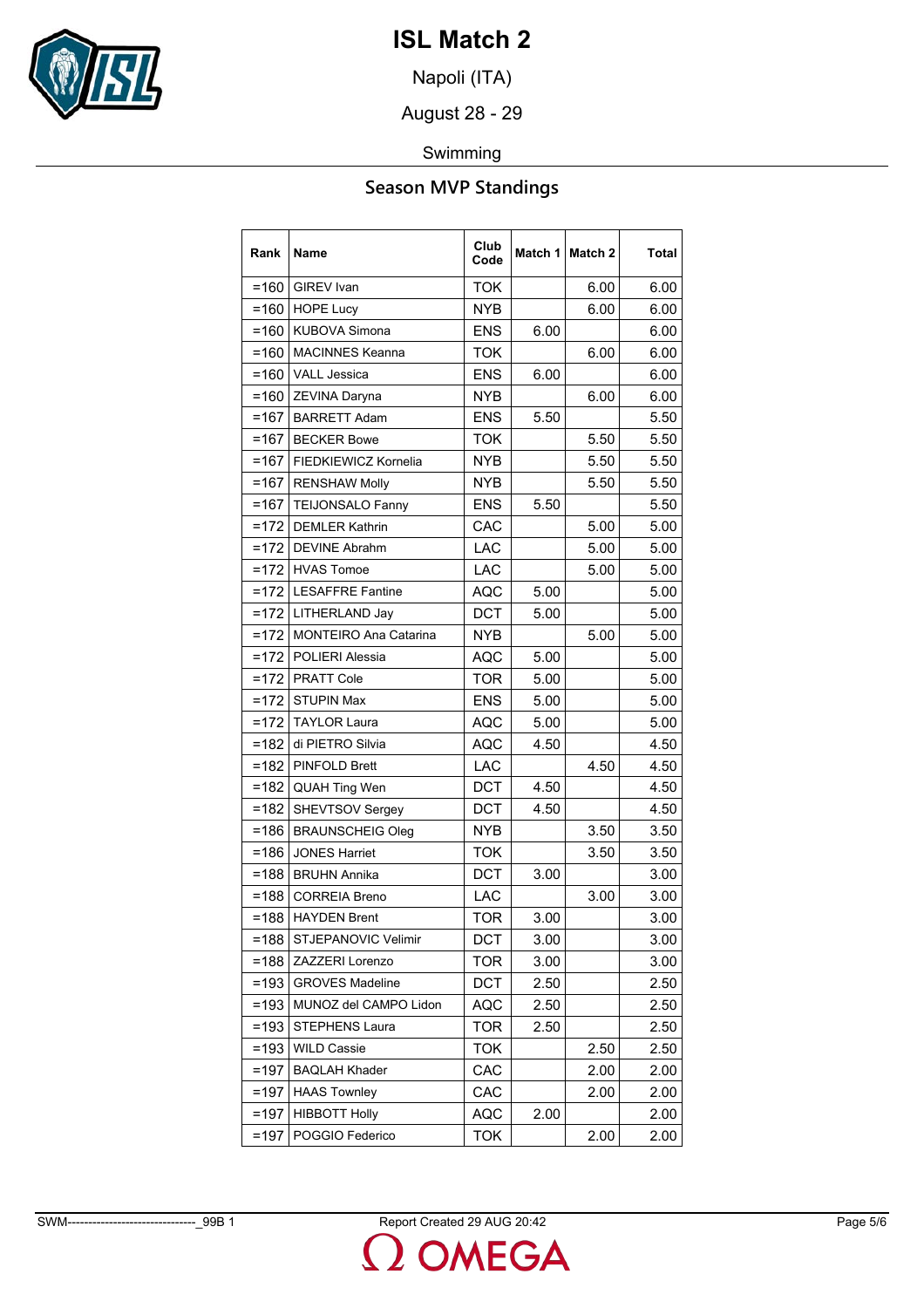# ISL Match 2

Napoli (ITA)

August 28 - 29

Swimming

## Season MVP Standings

| Rank | Name | Club Code | Match 1 | Match 2 | Total |
|---|---|---|---|---|---|
| =160 | GIREV Ivan | TOK | | 6.00 | 6.00 |
| =160 | HOPE Lucy | NYB | | 6.00 | 6.00 |
| =160 | KUBOVA Simona | ENS | 6.00 | | 6.00 |
| =160 | MACINNES Keanna | TOK | | 6.00 | 6.00 |
| =160 | VALL Jessica | ENS | 6.00 | | 6.00 |
| =160 | ZEVINA Daryna | NYB | | 6.00 | 6.00 |
| =167 | BARRETT Adam | ENS | 5.50 | | 5.50 |
| =167 | BECKER Bowe | TOK | | 5.50 | 5.50 |
| =167 | FIEDKIEWICZ Kornelia | NYB | | 5.50 | 5.50 |
| =167 | RENSHAW Molly | NYB | | 5.50 | 5.50 |
| =167 | TEIJONSALO Fanny | ENS | 5.50 | | 5.50 |
| =172 | DEMLER Kathrin | CAC | | 5.00 | 5.00 |
| =172 | DEVINE Abrahm | LAC | | 5.00 | 5.00 |
| =172 | HVAS Tomoe | LAC | | 5.00 | 5.00 |
| =172 | LESAFFRE Fantine | AQC | 5.00 | | 5.00 |
| =172 | LITHERLAND Jay | DCT | 5.00 | | 5.00 |
| =172 | MONTEIRO Ana Catarina | NYB | | 5.00 | 5.00 |
| =172 | POLIERI Alessia | AQC | 5.00 | | 5.00 |
| =172 | PRATT Cole | TOR | 5.00 | | 5.00 |
| =172 | STUPIN Max | ENS | 5.00 | | 5.00 |
| =172 | TAYLOR Laura | AQC | 5.00 | | 5.00 |
| =182 | di PIETRO Silvia | AQC | 4.50 | | 4.50 |
| =182 | PINFOLD Brett | LAC | | 4.50 | 4.50 |
| =182 | QUAH Ting Wen | DCT | 4.50 | | 4.50 |
| =182 | SHEVTSOV Sergey | DCT | 4.50 | | 4.50 |
| =186 | BRAUNSCHEIG Oleg | NYB | | 3.50 | 3.50 |
| =186 | JONES Harriet | TOK | | 3.50 | 3.50 |
| =188 | BRUHN Annika | DCT | 3.00 | | 3.00 |
| =188 | CORREIA Breno | LAC | | 3.00 | 3.00 |
| =188 | HAYDEN Brent | TOR | 3.00 | | 3.00 |
| =188 | STJEPANOVIC Velimir | DCT | 3.00 | | 3.00 |
| =188 | ZAZZERI Lorenzo | TOR | 3.00 | | 3.00 |
| =193 | GROVES Madeline | DCT | 2.50 | | 2.50 |
| =193 | MUNOZ del CAMPO Lidon | AQC | 2.50 | | 2.50 |
| =193 | STEPHENS Laura | TOR | 2.50 | | 2.50 |
| =193 | WILD Cassie | TOK | | 2.50 | 2.50 |
| =197 | BAQLAH Khader | CAC | | 2.00 | 2.00 |
| =197 | HAAS Townley | CAC | | 2.00 | 2.00 |
| =197 | HIBBOTT Holly | AQC | 2.00 | | 2.00 |
| =197 | POGGIO Federico | TOK | | 2.00 | 2.00 |

SWM-------------------------------_99B 1 Report Created 29 AUG 20:42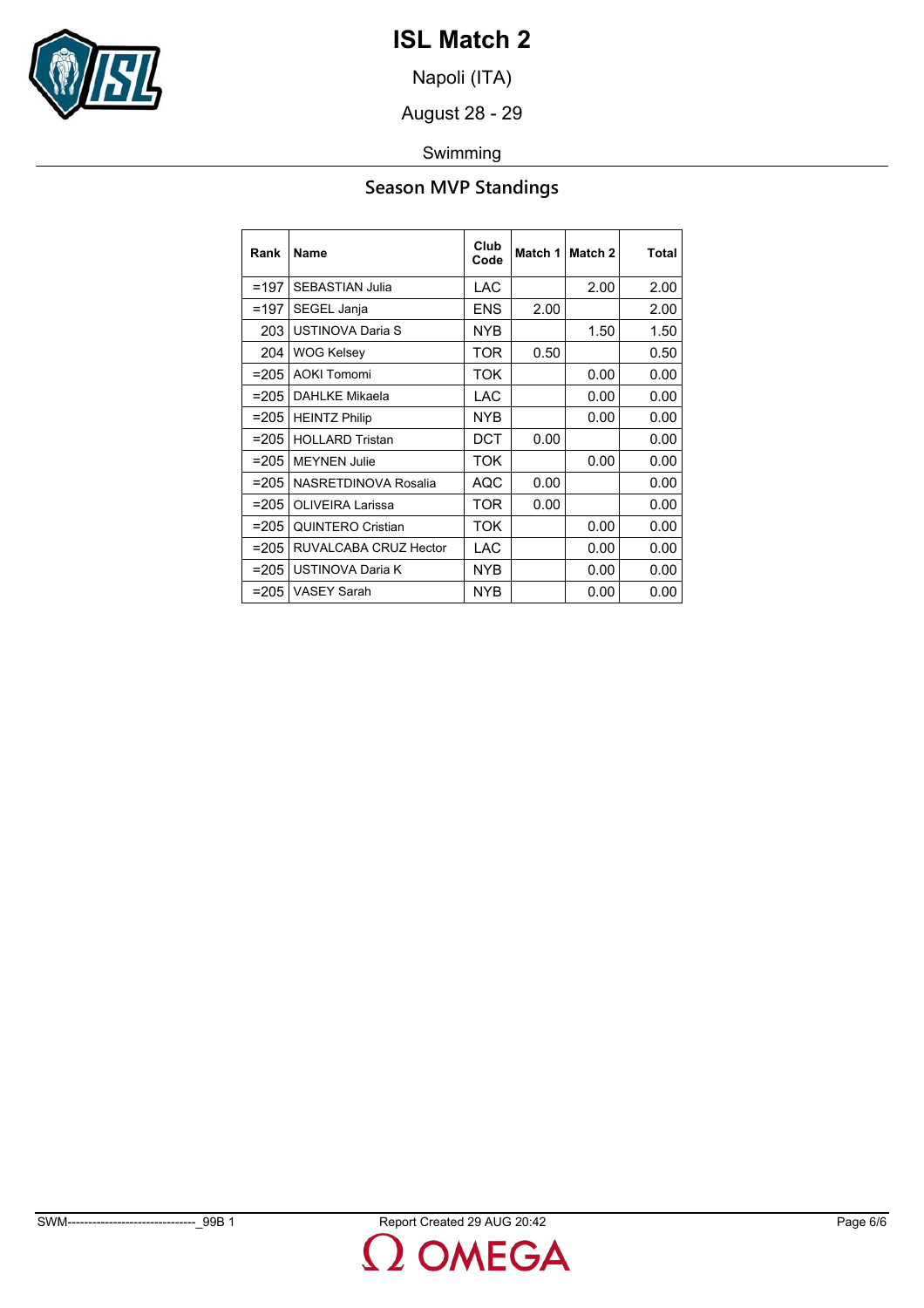# ISL Match 2

Napoli (ITA)

August 28 - 29

Swimming

## Season MVP Standings

| Rank | Name | Club Code | Match 1 | Match 2 | Total |
|---|---|---|---|---|---|
| =197 | SEBASTIAN Julia | LAC | | 2.00 | 2.00 |
| =197 | SEGEL Janja | ENS | 2.00 | | 2.00 |
| 203 | USTINOVA Daria S | NYB | | 1.50 | 1.50 |
| 204 | WOG Kelsey | TOR | 0.50 | | 0.50 |
| =205 | AOKI Tomomi | TOK | | 0.00 | 0.00 |
| =205 | DAHLKE Mikaela | LAC | | 0.00 | 0.00 |
| =205 | HEINTZ Philip | NYB | | 0.00 | 0.00 |
| =205 | HOLLARD Tristan | DCT | 0.00 | | 0.00 |
| =205 | MEYNEN Julie | TOK | | 0.00 | 0.00 |
| =205 | NASRETDINOVA Rosalia | AQC | 0.00 | | 0.00 |
| =205 | OLIVEIRA Larissa | TOR | 0.00 | | 0.00 |
| =205 | QUINTERO Cristian | TOK | | 0.00 | 0.00 |
| =205 | RUVALCABA CRUZ Hector | LAC | | 0.00 | 0.00 |
| =205 | USTINOVA Daria K | NYB | | 0.00 | 0.00 |
| =205 | VASEY Sarah | NYB | | 0.00 | 0.00 |

SWM--------------------------------_99B 1

Report Created 29 AUG 20:42